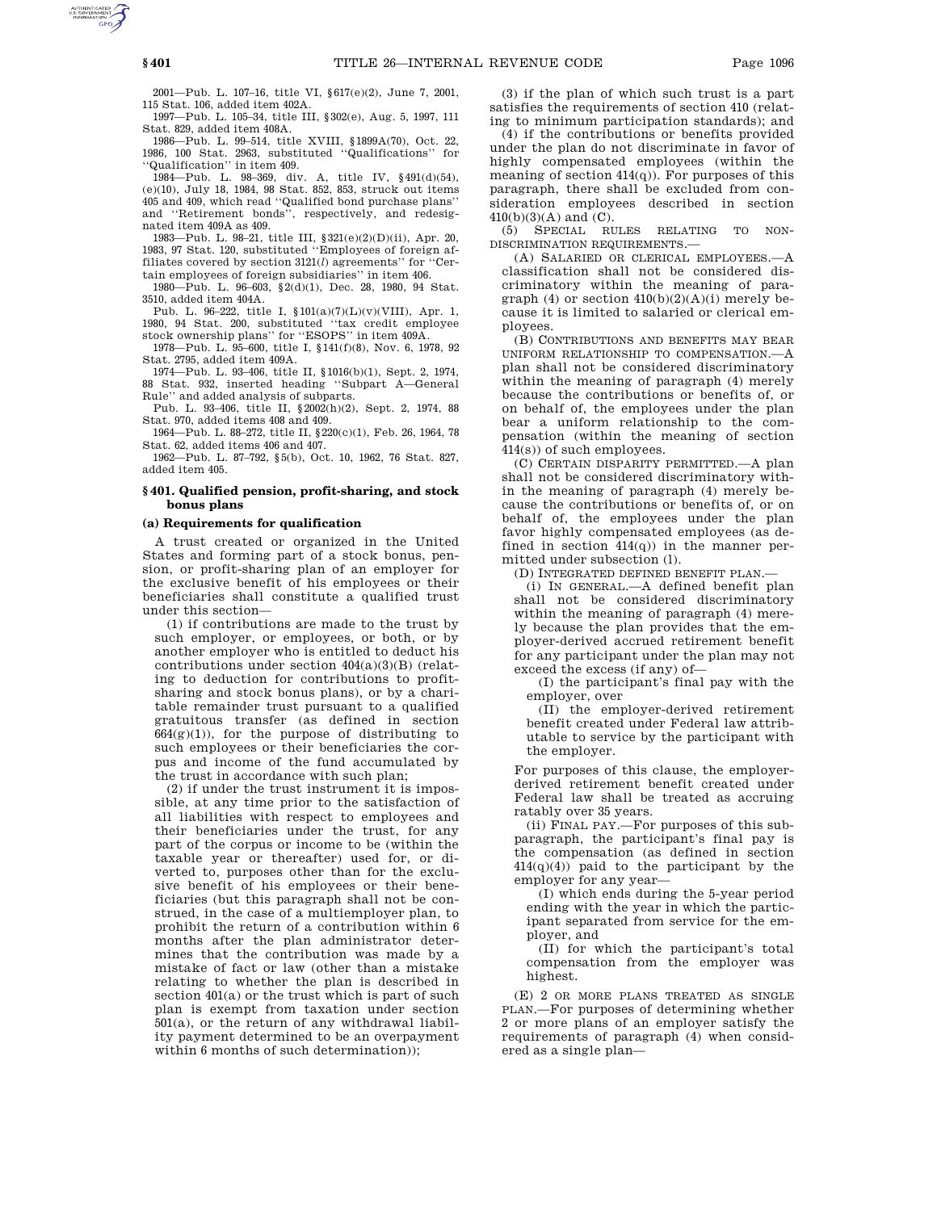2001—Pub. L. 107–16, title VI, §617(e)(2), June 7, 2001, 115 Stat. 106, added item 402A.

1997—Pub. L. 105–34, title III, §302(e), Aug. 5, 1997, 111 Stat. 829, added item 408A.

1986—Pub. L. 99–514, title XVIII, §1899A(70), Oct. 22, 1986, 100 Stat. 2963, substituted "Qualifications" for "Qualification" in item 409.

1984—Pub. L. 98–369, div. A, title IV, §491(d)(54), (e)(10), July 18, 1984, 98 Stat. 852, 853, struck out items 405 and 409, which read "Qualified bond purchase plans" and "Retirement bonds", respectively, and redesignated item 409A as 409.

1983—Pub. L. 98–21, title III, §321(e)(2)(D)(ii), Apr. 20, 1983, 97 Stat. 120, substituted "Employees of foreign affiliates covered by section 3121(*l*) agreements" for "Certain employees of foreign subsidiaries" in item 406.

1980—Pub. L. 96–603, §2(d)(1), Dec. 28, 1980, 94 Stat. 3510, added item 404A.

Pub. L. 96–222, title I, §101(a)(7)(L)(v)(VIII), Apr. 1, 1980, 94 Stat. 200, substituted "tax credit employee stock ownership plans" for "ESOPS" in item 409A.

1978—Pub. L. 95–600, title I, §141(f)(8), Nov. 6, 1978, 92 Stat. 2795, added item 409A.

1974—Pub. L. 93–406, title II, §1016(b)(1), Sept. 2, 1974, 88 Stat. 932, inserted heading "Subpart A—General Rule" and added analysis of subparts.

Pub. L. 93–406, title II, §2002(h)(2), Sept. 2, 1974, 88 Stat. 970, added items 408 and 409.

1964—Pub. L. 88–272, title II, §220(c)(1), Feb. 26, 1964, 78 Stat. 62, added items 406 and 407.

1962—Pub. L. 87–792, §5(b), Oct. 10, 1962, 76 Stat. 827, added item 405.

## §401. Qualified pension, profit-sharing, and stock bonus plans

### (a) Requirements for qualification

A trust created or organized in the United States and forming part of a stock bonus, pension, or profit-sharing plan of an employer for the exclusive benefit of his employees or their beneficiaries shall constitute a qualified trust under this section—

(1) if contributions are made to the trust by such employer, or employees, or both, or by another employer who is entitled to deduct his contributions under section 404(a)(3)(B) (relating to deduction for contributions to profit-sharing and stock bonus plans), or by a charitable remainder trust pursuant to a qualified gratuitous transfer (as defined in section 664(g)(1)), for the purpose of distributing to such employees or their beneficiaries the corpus and income of the fund accumulated by the trust in accordance with such plan;

(2) if under the trust instrument it is impossible, at any time prior to the satisfaction of all liabilities with respect to employees and their beneficiaries under the trust, for any part of the corpus or income to be (within the taxable year or thereafter) used for, or diverted to, purposes other than for the exclusive benefit of his employees or their beneficiaries (but this paragraph shall not be construed, in the case of a multiemployer plan, to prohibit the return of a contribution within 6 months after the plan administrator determines that the contribution was made by a mistake of fact or law (other than a mistake relating to whether the plan is described in section 401(a) or the trust which is part of such plan is exempt from taxation under section 501(a), or the return of any withdrawal liability payment determined to be an overpayment within 6 months of such determination));

(3) if the plan of which such trust is a part satisfies the requirements of section 410 (relating to minimum participation standards); and

(4) if the contributions or benefits provided under the plan do not discriminate in favor of highly compensated employees (within the meaning of section 414(q)). For purposes of this paragraph, there shall be excluded from consideration employees described in section 410(b)(3)(A) and (C).

(5) SPECIAL RULES RELATING TO NONDISCRIMINATION REQUIREMENTS.—

(A) SALARIED OR CLERICAL EMPLOYEES.—A classification shall not be considered discriminatory within the meaning of paragraph (4) or section 410(b)(2)(A)(i) merely because it is limited to salaried or clerical employees.

(B) CONTRIBUTIONS AND BENEFITS MAY BEAR UNIFORM RELATIONSHIP TO COMPENSATION.—A plan shall not be considered discriminatory within the meaning of paragraph (4) merely because the contributions or benefits of, or on behalf of, the employees under the plan bear a uniform relationship to the compensation (within the meaning of section 414(s)) of such employees.

(C) CERTAIN DISPARITY PERMITTED.—A plan shall not be considered discriminatory within the meaning of paragraph (4) merely because the contributions or benefits of, or on behalf of, the employees under the plan favor highly compensated employees (as defined in section 414(q)) in the manner permitted under subsection (l).

(D) INTEGRATED DEFINED BENEFIT PLAN.—

(i) IN GENERAL.—A defined benefit plan shall not be considered discriminatory within the meaning of paragraph (4) merely because the plan provides that the employer-derived accrued retirement benefit for any participant under the plan may not exceed the excess (if any) of—

(I) the participant's final pay with the employer, over

(II) the employer-derived retirement benefit created under Federal law attributable to service by the participant with the employer.

For purposes of this clause, the employer-derived retirement benefit created under Federal law shall be treated as accruing ratably over 35 years.

(ii) FINAL PAY.—For purposes of this subparagraph, the participant's final pay is the compensation (as defined in section 414(q)(4)) paid to the participant by the employer for any year—

(I) which ends during the 5-year period ending with the year in which the participant separated from service for the employer, and

(II) for which the participant's total compensation from the employer was highest.

(E) 2 OR MORE PLANS TREATED AS SINGLE PLAN.—For purposes of determining whether 2 or more plans of an employer satisfy the requirements of paragraph (4) when considered as a single plan—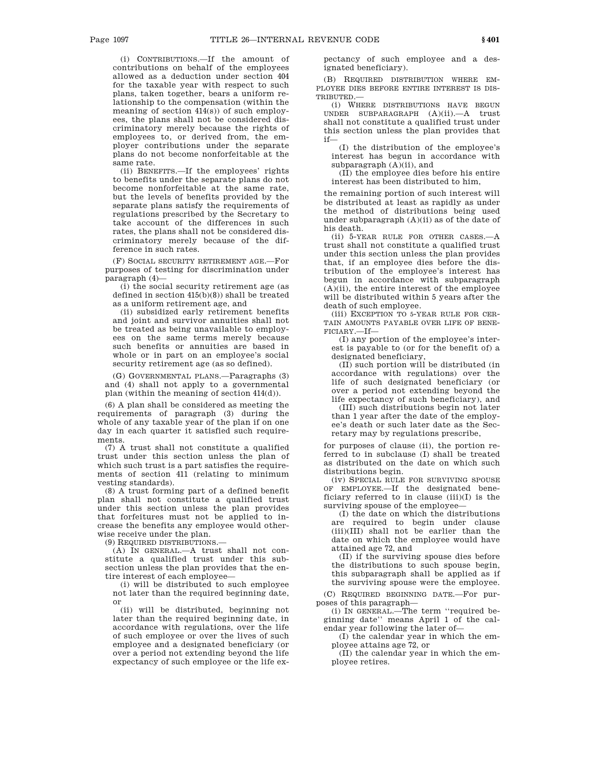(i) CONTRIBUTIONS.—If the amount of contributions on behalf of the employees allowed as a deduction under section 404 for the taxable year with respect to such plans, taken together, bears a uniform relationship to the compensation (within the meaning of section 414(s)) of such employees, the plans shall not be considered discriminatory merely because the rights of employees to, or derived from, the employer contributions under the separate plans do not become nonforfeitable at the same rate.

(ii) BENEFITS.—If the employees' rights to benefits under the separate plans do not become nonforfeitable at the same rate, but the levels of benefits provided by the separate plans satisfy the requirements of regulations prescribed by the Secretary to take account of the differences in such rates, the plans shall not be considered discriminatory merely because of the difference in such rates.

(F) SOCIAL SECURITY RETIREMENT AGE.—For purposes of testing for discrimination under paragraph (4)—

(i) the social security retirement age (as defined in section 415(b)(8)) shall be treated as a uniform retirement age, and

(ii) subsidized early retirement benefits and joint and survivor annuities shall not be treated as being unavailable to employees on the same terms merely because such benefits or annuities are based in whole or in part on an employee's social security retirement age (as so defined).

(G) GOVERNMENTAL PLANS.—Paragraphs (3) and (4) shall not apply to a governmental plan (within the meaning of section 414(d)).

(6) A plan shall be considered as meeting the requirements of paragraph (3) during the whole of any taxable year of the plan if on one day in each quarter it satisfied such requirements.

(7) A trust shall not constitute a qualified trust under this section unless the plan of which such trust is a part satisfies the requirements of section 411 (relating to minimum vesting standards).

(8) A trust forming part of a defined benefit plan shall not constitute a qualified trust under this section unless the plan provides that forfeitures must not be applied to increase the benefits any employee would otherwise receive under the plan.

(9) REQUIRED DISTRIBUTIONS.—

(A) IN GENERAL.—A trust shall not constitute a qualified trust under this subsection unless the plan provides that the entire interest of each employee—

(i) will be distributed to such employee not later than the required beginning date, or

(ii) will be distributed, beginning not later than the required beginning date, in accordance with regulations, over the life of such employee or over the lives of such employee and a designated beneficiary (or over a period not extending beyond the life expectancy of such employee or the life expectancy of such employee and a designated beneficiary).

(B) REQUIRED DISTRIBUTION WHERE EMPLOYEE DIES BEFORE ENTIRE INTEREST IS DISTRIBUTED.—

(i) WHERE DISTRIBUTIONS HAVE BEGUN UNDER SUBPARAGRAPH (A)(ii).—A trust shall not constitute a qualified trust under this section unless the plan provides that if—

(I) the distribution of the employee's interest has begun in accordance with subparagraph (A)(ii), and

(II) the employee dies before his entire interest has been distributed to him,

the remaining portion of such interest will be distributed at least as rapidly as under the method of distributions being used under subparagraph (A)(ii) as of the date of his death.

(ii) 5-YEAR RULE FOR OTHER CASES.—A trust shall not constitute a qualified trust under this section unless the plan provides that, if an employee dies before the distribution of the employee's interest has begun in accordance with subparagraph (A)(ii), the entire interest of the employee will be distributed within 5 years after the death of such employee.

(iii) EXCEPTION TO 5-YEAR RULE FOR CERTAIN AMOUNTS PAYABLE OVER LIFE OF BENEFICIARY.—If—

(I) any portion of the employee's interest is payable to (or for the benefit of) a designated beneficiary,

(II) such portion will be distributed (in accordance with regulations) over the life of such designated beneficiary (or over a period not extending beyond the life expectancy of such beneficiary), and

(III) such distributions begin not later than 1 year after the date of the employee's death or such later date as the Secretary may by regulations prescribe,

for purposes of clause (ii), the portion referred to in subclause (I) shall be treated as distributed on the date on which such distributions begin.

(iv) SPECIAL RULE FOR SURVIVING SPOUSE OF EMPLOYEE.—If the designated beneficiary referred to in clause (iii)(I) is the surviving spouse of the employee—

(I) the date on which the distributions are required to begin under clause (iii)(III) shall not be earlier than the date on which the employee would have attained age 72, and

(II) if the surviving spouse dies before the distributions to such spouse begin, this subparagraph shall be applied as if the surviving spouse were the employee.

(C) REQUIRED BEGINNING DATE.—For purposes of this paragraph—

(i) IN GENERAL.—The term "required beginning date" means April 1 of the calendar year following the later of—

(I) the calendar year in which the employee attains age 72, or

(II) the calendar year in which the employee retires.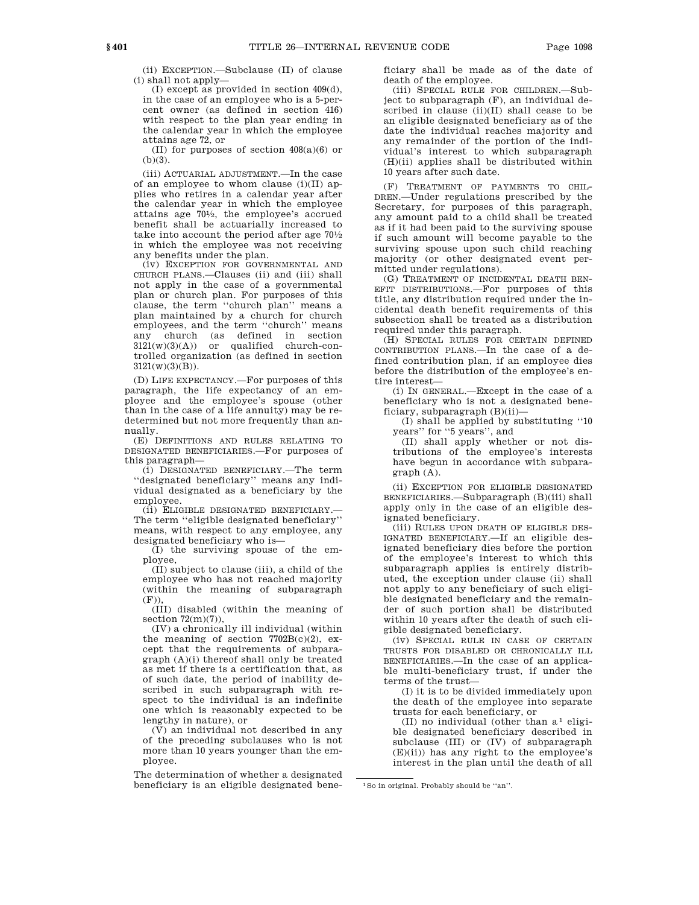(ii) EXCEPTION.—Subclause (II) of clause (i) shall not apply—

(I) except as provided in section 409(d), in the case of an employee who is a 5-percent owner (as defined in section 416) with respect to the plan year ending in the calendar year in which the employee attains age 72, or

(II) for purposes of section 408(a)(6) or (b)(3).

(iii) ACTUARIAL ADJUSTMENT.—In the case of an employee to whom clause (i)(II) applies who retires in a calendar year after the calendar year in which the employee attains age 70½, the employee's accrued benefit shall be actuarially increased to take into account the period after age 70½ in which the employee was not receiving any benefits under the plan.

(iv) EXCEPTION FOR GOVERNMENTAL AND CHURCH PLANS.—Clauses (ii) and (iii) shall not apply in the case of a governmental plan or church plan. For purposes of this clause, the term "church plan" means a plan maintained by a church for church employees, and the term "church" means any church (as defined in section 3121(w)(3)(A)) or qualified church-controlled organization (as defined in section 3121(w)(3)(B)).

(D) LIFE EXPECTANCY.—For purposes of this paragraph, the life expectancy of an employee and the employee's spouse (other than in the case of a life annuity) may be redetermined but not more frequently than annually.

(E) DEFINITIONS AND RULES RELATING TO DESIGNATED BENEFICIARIES.—For purposes of this paragraph—

(i) DESIGNATED BENEFICIARY.—The term "designated beneficiary" means any individual designated as a beneficiary by the employee.

(ii) ELIGIBLE DESIGNATED BENEFICIARY.—The term "eligible designated beneficiary" means, with respect to any employee, any designated beneficiary who is—

(I) the surviving spouse of the employee,

(II) subject to clause (iii), a child of the employee who has not reached majority (within the meaning of subparagraph (F)),

(III) disabled (within the meaning of section 72(m)(7)),

(IV) a chronically ill individual (within the meaning of section 7702B(c)(2), except that the requirements of subparagraph (A)(i) thereof shall only be treated as met if there is a certification that, as of such date, the period of inability described in such subparagraph with respect to the individual is an indefinite one which is reasonably expected to be lengthy in nature), or

(V) an individual not described in any of the preceding subclauses who is not more than 10 years younger than the employee.

The determination of whether a designated beneficiary is an eligible designated beneficiary shall be made as of the date of death of the employee.

(iii) SPECIAL RULE FOR CHILDREN.—Subject to subparagraph (F), an individual described in clause (ii)(II) shall cease to be an eligible designated beneficiary as of the date the individual reaches majority and any remainder of the portion of the individual's interest to which subparagraph (H)(ii) applies shall be distributed within 10 years after such date.

(F) TREATMENT OF PAYMENTS TO CHILDREN.—Under regulations prescribed by the Secretary, for purposes of this paragraph, any amount paid to a child shall be treated as if it had been paid to the surviving spouse if such amount will become payable to the surviving spouse upon such child reaching majority (or other designated event permitted under regulations).

(G) TREATMENT OF INCIDENTAL DEATH BENEFIT DISTRIBUTIONS.—For purposes of this title, any distribution required under the incidental death benefit requirements of this subsection shall be treated as a distribution required under this paragraph.

(H) SPECIAL RULES FOR CERTAIN DEFINED CONTRIBUTION PLANS.—In the case of a defined contribution plan, if an employee dies before the distribution of the employee's entire interest—

(i) IN GENERAL.—Except in the case of a beneficiary who is not a designated beneficiary, subparagraph (B)(ii)—

(I) shall be applied by substituting "10 years" for "5 years", and

(II) shall apply whether or not distributions of the employee's interests have begun in accordance with subparagraph (A).

(ii) EXCEPTION FOR ELIGIBLE DESIGNATED BENEFICIARIES.—Subparagraph (B)(iii) shall apply only in the case of an eligible designated beneficiary.

(iii) RULES UPON DEATH OF ELIGIBLE DESIGNATED BENEFICIARY.—If an eligible designated beneficiary dies before the portion of the employee's interest to which this subparagraph applies is entirely distributed, the exception under clause (ii) shall not apply to any beneficiary of such eligible designated beneficiary and the remainder of such portion shall be distributed within 10 years after the death of such eligible designated beneficiary.

(iv) SPECIAL RULE IN CASE OF CERTAIN TRUSTS FOR DISABLED OR CHRONICALLY ILL BENEFICIARIES.—In the case of an applicable multi-beneficiary trust, if under the terms of the trust—

(I) it is to be divided immediately upon the death of the employee into separate trusts for each beneficiary, or

(II) no individual (other than a[1] eligible designated beneficiary described in subclause (III) or (IV) of subparagraph (E)(ii)) has any right to the employee's interest in the plan until the death of all

---

[1] So in original. Probably should be "an".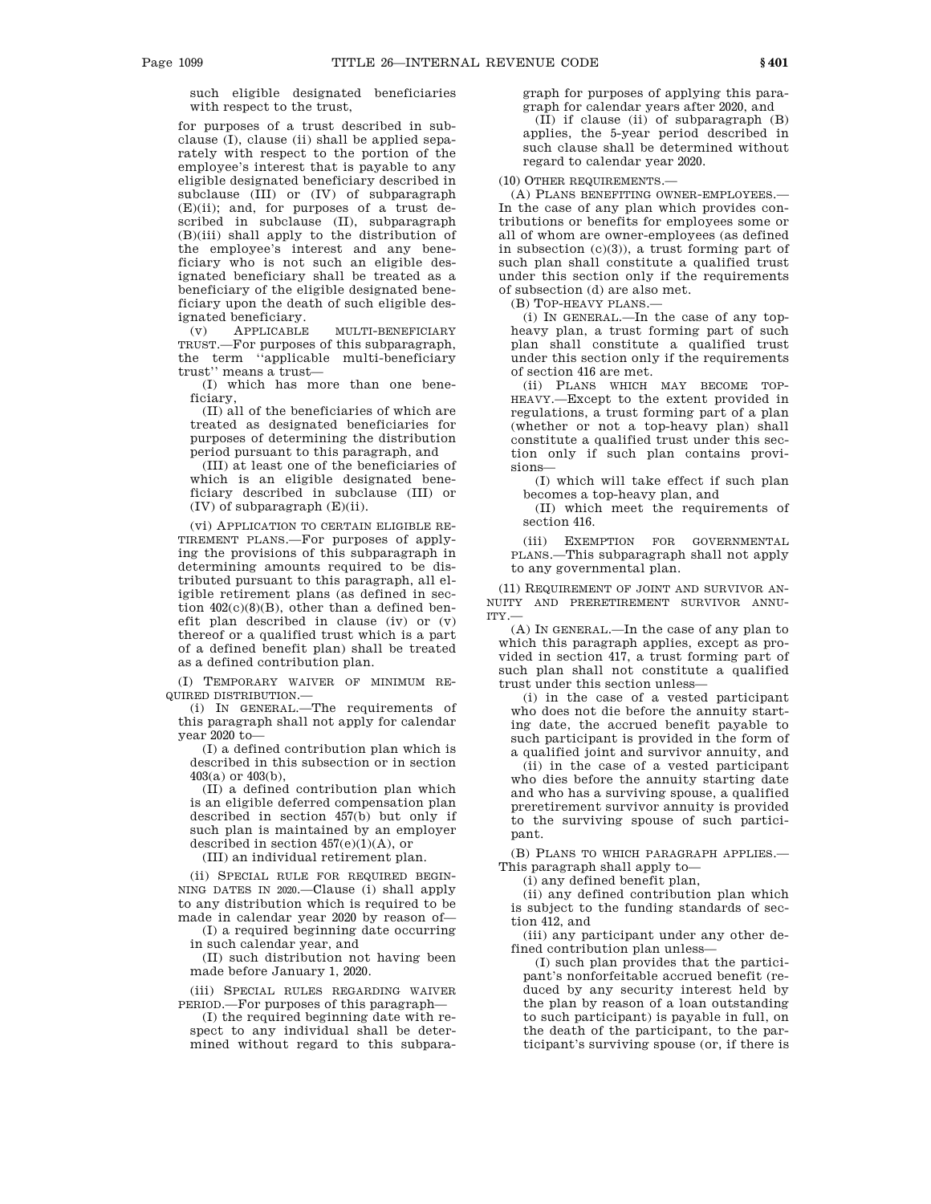such eligible designated beneficiaries with respect to the trust,

for purposes of a trust described in subclause (I), clause (ii) shall be applied separately with respect to the portion of the employee's interest that is payable to any eligible designated beneficiary described in subclause (III) or (IV) of subparagraph (E)(ii); and, for purposes of a trust described in subclause (II), subparagraph (B)(iii) shall apply to the distribution of the employee's interest and any beneficiary who is not such an eligible designated beneficiary shall be treated as a beneficiary of the eligible designated beneficiary upon the death of such eligible designated beneficiary.

(v) APPLICABLE MULTI-BENEFICIARY TRUST.—For purposes of this subparagraph, the term "applicable multi-beneficiary trust" means a trust—

(I) which has more than one beneficiary,

(II) all of the beneficiaries of which are treated as designated beneficiaries for purposes of determining the distribution period pursuant to this paragraph, and

(III) at least one of the beneficiaries of which is an eligible designated beneficiary described in subclause (III) or (IV) of subparagraph (E)(ii).

(vi) APPLICATION TO CERTAIN ELIGIBLE RETIREMENT PLANS.—For purposes of applying the provisions of this subparagraph in determining amounts required to be distributed pursuant to this paragraph, all eligible retirement plans (as defined in section 402(c)(8)(B), other than a defined benefit plan described in clause (iv) or (v) thereof or a qualified trust which is a part of a defined benefit plan) shall be treated as a defined contribution plan.

(I) TEMPORARY WAIVER OF MINIMUM REQUIRED DISTRIBUTION.—

(i) IN GENERAL.—The requirements of this paragraph shall not apply for calendar year 2020 to—

(I) a defined contribution plan which is described in this subsection or in section 403(a) or 403(b),

(II) a defined contribution plan which is an eligible deferred compensation plan described in section 457(b) but only if such plan is maintained by an employer described in section 457(e)(1)(A), or

(III) an individual retirement plan.

(ii) SPECIAL RULE FOR REQUIRED BEGINNING DATES IN 2020.—Clause (i) shall apply to any distribution which is required to be made in calendar year 2020 by reason of—

(I) a required beginning date occurring in such calendar year, and

(II) such distribution not having been made before January 1, 2020.

(iii) SPECIAL RULES REGARDING WAIVER PERIOD.—For purposes of this paragraph—

(I) the required beginning date with respect to any individual shall be determined without regard to this subparagraph for purposes of applying this paragraph for calendar years after 2020, and

(II) if clause (ii) of subparagraph (B) applies, the 5-year period described in such clause shall be determined without regard to calendar year 2020.

(10) OTHER REQUIREMENTS.—

(A) PLANS BENEFITING OWNER-EMPLOYEES.—In the case of any plan which provides contributions or benefits for employees some or all of whom are owner-employees (as defined in subsection (c)(3)), a trust forming part of such plan shall constitute a qualified trust under this section only if the requirements of subsection (d) are also met.

(B) TOP-HEAVY PLANS.—

(i) IN GENERAL.—In the case of any top-heavy plan, a trust forming part of such plan shall constitute a qualified trust under this section only if the requirements of section 416 are met.

(ii) PLANS WHICH MAY BECOME TOP-HEAVY.—Except to the extent provided in regulations, a trust forming part of a plan (whether or not a top-heavy plan) shall constitute a qualified trust under this section only if such plan contains provisions—

(I) which will take effect if such plan becomes a top-heavy plan, and

(II) which meet the requirements of section 416.

(iii) EXEMPTION FOR GOVERNMENTAL PLANS.—This subparagraph shall not apply to any governmental plan.

(11) REQUIREMENT OF JOINT AND SURVIVOR ANNUITY AND PRERETIREMENT SURVIVOR ANNUITY.—

(A) IN GENERAL.—In the case of any plan to which this paragraph applies, except as provided in section 417, a trust forming part of such plan shall not constitute a qualified trust under this section unless—

(i) in the case of a vested participant who does not die before the annuity starting date, the accrued benefit payable to such participant is provided in the form of a qualified joint and survivor annuity, and

(ii) in the case of a vested participant who dies before the annuity starting date and who has a surviving spouse, a qualified preretirement survivor annuity is provided to the surviving spouse of such participant.

(B) PLANS TO WHICH PARAGRAPH APPLIES.—This paragraph shall apply to—

(i) any defined benefit plan,

(ii) any defined contribution plan which is subject to the funding standards of section 412, and

(iii) any participant under any other defined contribution plan unless—

(I) such plan provides that the participant's nonforfeitable accrued benefit (reduced by any security interest held by the plan by reason of a loan outstanding to such participant) is payable in full, on the death of the participant, to the participant's surviving spouse (or, if there is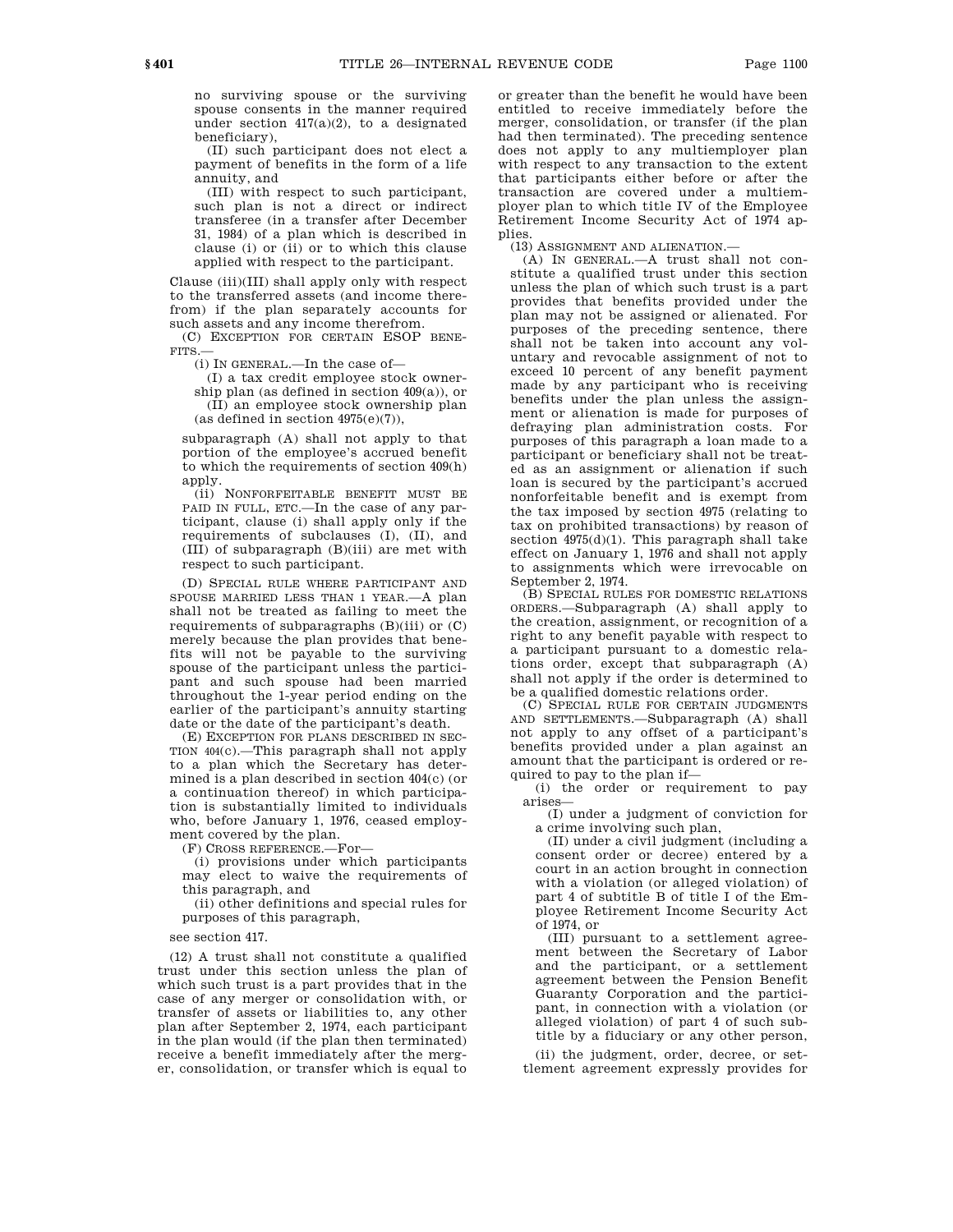no surviving spouse or the surviving spouse consents in the manner required under section 417(a)(2), to a designated beneficiary),

(II) such participant does not elect a payment of benefits in the form of a life annuity, and

(III) with respect to such participant, such plan is not a direct or indirect transferee (in a transfer after December 31, 1984) of a plan which is described in clause (i) or (ii) or to which this clause applied with respect to the participant.

Clause (iii)(III) shall apply only with respect to the transferred assets (and income therefrom) if the plan separately accounts for such assets and any income therefrom.

(C) EXCEPTION FOR CERTAIN ESOP BENEFITS.—

(i) IN GENERAL.—In the case of—

(I) a tax credit employee stock ownership plan (as defined in section 409(a)), or

(II) an employee stock ownership plan (as defined in section 4975(e)(7)),

subparagraph (A) shall not apply to that portion of the employee's accrued benefit to which the requirements of section 409(h) apply.

(ii) NONFORFEITABLE BENEFIT MUST BE PAID IN FULL, ETC.—In the case of any participant, clause (i) shall apply only if the requirements of subclauses (I), (II), and (III) of subparagraph (B)(iii) are met with respect to such participant.

(D) SPECIAL RULE WHERE PARTICIPANT AND SPOUSE MARRIED LESS THAN 1 YEAR.—A plan shall not be treated as failing to meet the requirements of subparagraphs (B)(iii) or (C) merely because the plan provides that benefits will not be payable to the surviving spouse of the participant unless the participant and such spouse had been married throughout the 1-year period ending on the earlier of the participant's annuity starting date or the date of the participant's death.

(E) EXCEPTION FOR PLANS DESCRIBED IN SECTION 404(c).—This paragraph shall not apply to a plan which the Secretary has determined is a plan described in section 404(c) (or a continuation thereof) in which participation is substantially limited to individuals who, before January 1, 1976, ceased employment covered by the plan.

(F) CROSS REFERENCE.—For—

(i) provisions under which participants may elect to waive the requirements of this paragraph, and

(ii) other definitions and special rules for purposes of this paragraph,

see section 417.

(12) A trust shall not constitute a qualified trust under this section unless the plan of which such trust is a part provides that in the case of any merger or consolidation with, or transfer of assets or liabilities to, any other plan after September 2, 1974, each participant in the plan would (if the plan then terminated) receive a benefit immediately after the merger, consolidation, or transfer which is equal to or greater than the benefit he would have been entitled to receive immediately before the merger, consolidation, or transfer (if the plan had then terminated). The preceding sentence does not apply to any multiemployer plan with respect to any transaction to the extent that participants either before or after the transaction are covered under a multiemployer plan to which title IV of the Employee Retirement Income Security Act of 1974 applies.

(13) ASSIGNMENT AND ALIENATION.—

(A) IN GENERAL.—A trust shall not constitute a qualified trust under this section unless the plan of which such trust is a part provides that benefits provided under the plan may not be assigned or alienated. For purposes of the preceding sentence, there shall not be taken into account any voluntary and revocable assignment of not to exceed 10 percent of any benefit payment made by any participant who is receiving benefits under the plan unless the assignment or alienation is made for purposes of defraying plan administration costs. For purposes of this paragraph a loan made to a participant or beneficiary shall not be treated as an assignment or alienation if such loan is secured by the participant's accrued nonforfeitable benefit and is exempt from the tax imposed by section 4975 (relating to tax on prohibited transactions) by reason of section 4975(d)(1). This paragraph shall take effect on January 1, 1976 and shall not apply to assignments which were irrevocable on September 2, 1974.

(B) SPECIAL RULES FOR DOMESTIC RELATIONS ORDERS.—Subparagraph (A) shall apply to the creation, assignment, or recognition of a right to any benefit payable with respect to a participant pursuant to a domestic relations order, except that subparagraph (A) shall not apply if the order is determined to be a qualified domestic relations order.

(C) SPECIAL RULE FOR CERTAIN JUDGMENTS AND SETTLEMENTS.—Subparagraph (A) shall not apply to any offset of a participant's benefits provided under a plan against an amount that the participant is ordered or required to pay to the plan if—

(i) the order or requirement to pay arises—

(I) under a judgment of conviction for a crime involving such plan,

(II) under a civil judgment (including a consent order or decree) entered by a court in an action brought in connection with a violation (or alleged violation) of part 4 of subtitle B of title I of the Employee Retirement Income Security Act of 1974, or

(III) pursuant to a settlement agreement between the Secretary of Labor and the participant, or a settlement agreement between the Pension Benefit Guaranty Corporation and the participant, in connection with a violation (or alleged violation) of part 4 of such subtitle by a fiduciary or any other person,

(ii) the judgment, order, decree, or settlement agreement expressly provides for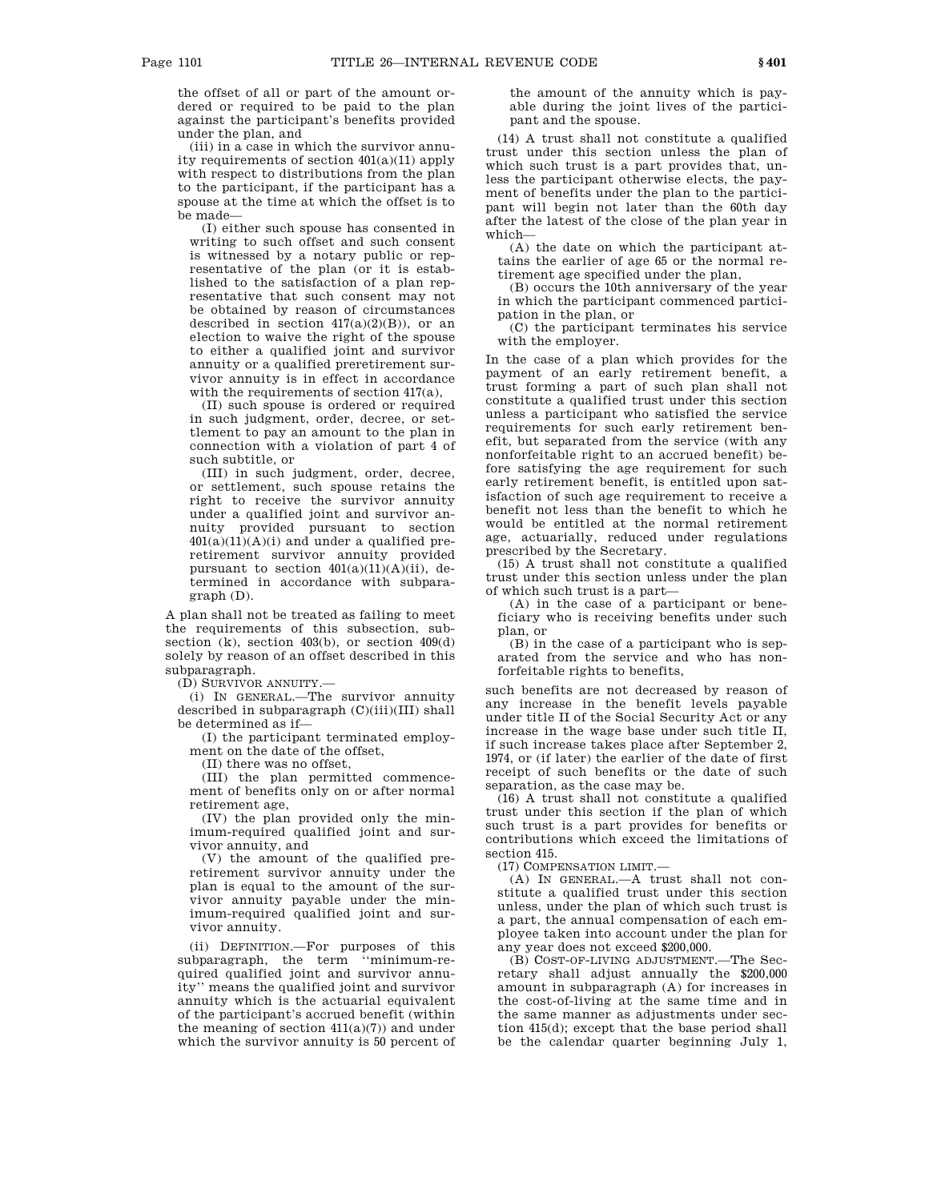the offset of all or part of the amount ordered or required to be paid to the plan against the participant's benefits provided under the plan, and

(iii) in a case in which the survivor annuity requirements of section 401(a)(11) apply with respect to distributions from the plan to the participant, if the participant has a spouse at the time at which the offset is to be made—

(I) either such spouse has consented in writing to such offset and such consent is witnessed by a notary public or representative of the plan (or it is established to the satisfaction of a plan representative that such consent may not be obtained by reason of circumstances described in section 417(a)(2)(B)), or an election to waive the right of the spouse to either a qualified joint and survivor annuity or a qualified preretirement survivor annuity is in effect in accordance with the requirements of section 417(a),

(II) such spouse is ordered or required in such judgment, order, decree, or settlement to pay an amount to the plan in connection with a violation of part 4 of such subtitle, or

(III) in such judgment, order, decree, or settlement, such spouse retains the right to receive the survivor annuity under a qualified joint and survivor annuity provided pursuant to section 401(a)(11)(A)(i) and under a qualified preretirement survivor annuity provided pursuant to section 401(a)(11)(A)(ii), determined in accordance with subparagraph (D).

A plan shall not be treated as failing to meet the requirements of this subsection, subsection (k), section 403(b), or section 409(d) solely by reason of an offset described in this subparagraph.

(D) SURVIVOR ANNUITY.—

(i) IN GENERAL.—The survivor annuity described in subparagraph (C)(iii)(III) shall be determined as if—

(I) the participant terminated employment on the date of the offset,

(II) there was no offset,

(III) the plan permitted commencement of benefits only on or after normal retirement age,

(IV) the plan provided only the minimum-required qualified joint and survivor annuity, and

(V) the amount of the qualified preretirement survivor annuity under the plan is equal to the amount of the survivor annuity payable under the minimum-required qualified joint and survivor annuity.

(ii) DEFINITION.—For purposes of this subparagraph, the term "minimum-required qualified joint and survivor annuity" means the qualified joint and survivor annuity which is the actuarial equivalent of the participant's accrued benefit (within the meaning of section 411(a)(7)) and under which the survivor annuity is 50 percent of the amount of the annuity which is payable during the joint lives of the participant and the spouse.

(14) A trust shall not constitute a qualified trust under this section unless the plan of which such trust is a part provides that, unless the participant otherwise elects, the payment of benefits under the plan to the participant will begin not later than the 60th day after the latest of the close of the plan year in which—

(A) the date on which the participant attains the earlier of age 65 or the normal retirement age specified under the plan,

(B) occurs the 10th anniversary of the year in which the participant commenced participation in the plan, or

(C) the participant terminates his service with the employer.

In the case of a plan which provides for the payment of an early retirement benefit, a trust forming a part of such plan shall not constitute a qualified trust under this section unless a participant who satisfied the service requirements for such early retirement benefit, but separated from the service (with any nonforfeitable right to an accrued benefit) before satisfying the age requirement for such early retirement benefit, is entitled upon satisfaction of such age requirement to receive a benefit not less than the benefit to which he would be entitled at the normal retirement age, actuarially, reduced under regulations prescribed by the Secretary.

(15) A trust shall not constitute a qualified trust under this section unless under the plan of which such trust is a part—

(A) in the case of a participant or beneficiary who is receiving benefits under such plan, or

(B) in the case of a participant who is separated from the service and who has nonforfeitable rights to benefits,

such benefits are not decreased by reason of any increase in the benefit levels payable under title II of the Social Security Act or any increase in the wage base under such title II, if such increase takes place after September 2, 1974, or (if later) the earlier of the date of first receipt of such benefits or the date of such separation, as the case may be.

(16) A trust shall not constitute a qualified trust under this section if the plan of which such trust is a part provides for benefits or contributions which exceed the limitations of section 415.

(17) COMPENSATION LIMIT.—

(A) IN GENERAL.—A trust shall not constitute a qualified trust under this section unless, under the plan of which such trust is a part, the annual compensation of each employee taken into account under the plan for any year does not exceed $200,000.

(B) COST-OF-LIVING ADJUSTMENT.—The Secretary shall adjust annually the $200,000 amount in subparagraph (A) for increases in the cost-of-living at the same time and in the same manner as adjustments under section 415(d); except that the base period shall be the calendar quarter beginning July 1,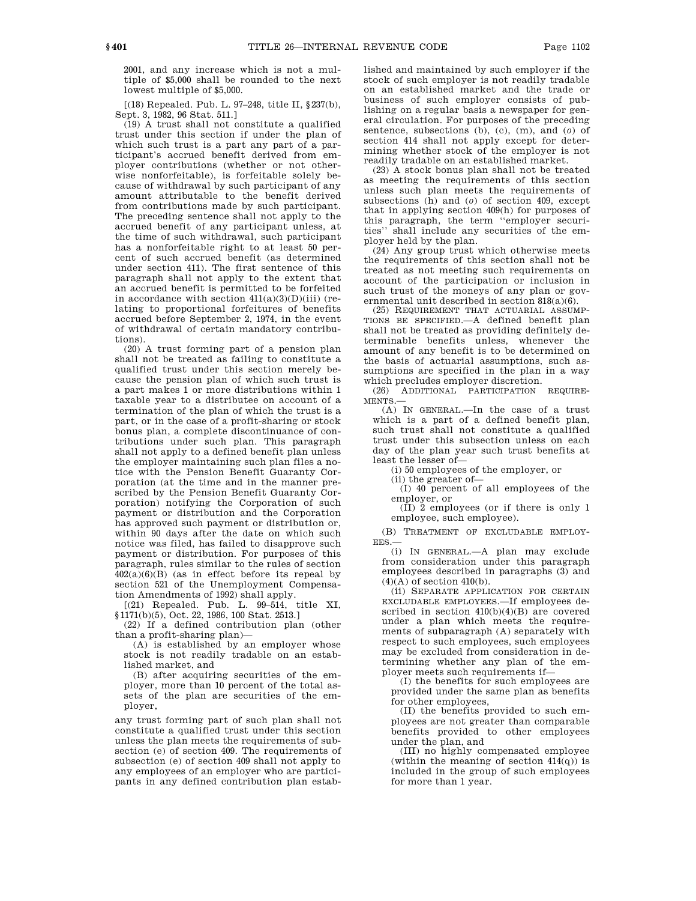2001, and any increase which is not a multiple of $5,000 shall be rounded to the next lowest multiple of $5,000.

[(18) Repealed. Pub. L. 97–248, title II, §237(b), Sept. 3, 1982, 96 Stat. 511.]

(19) A trust shall not constitute a qualified trust under this section if under the plan of which such trust is a part any part of a participant's accrued benefit derived from employer contributions (whether or not otherwise nonforfeitable), is forfeitable solely because of withdrawal by such participant of any amount attributable to the benefit derived from contributions made by such participant. The preceding sentence shall not apply to the accrued benefit of any participant unless, at the time of such withdrawal, such participant has a nonforfeitable right to at least 50 percent of such accrued benefit (as determined under section 411). The first sentence of this paragraph shall not apply to the extent that an accrued benefit is permitted to be forfeited in accordance with section 411(a)(3)(D)(iii) (relating to proportional forfeitures of benefits accrued before September 2, 1974, in the event of withdrawal of certain mandatory contributions).

(20) A trust forming part of a pension plan shall not be treated as failing to constitute a qualified trust under this section merely because the pension plan of which such trust is a part makes 1 or more distributions within 1 taxable year to a distributee on account of a termination of the plan of which the trust is a part, or in the case of a profit-sharing or stock bonus plan, a complete discontinuance of contributions under such plan. This paragraph shall not apply to a defined benefit plan unless the employer maintaining such plan files a notice with the Pension Benefit Guaranty Corporation (at the time and in the manner prescribed by the Pension Benefit Guaranty Corporation) notifying the Corporation of such payment or distribution and the Corporation has approved such payment or distribution or, within 90 days after the date on which such notice was filed, has failed to disapprove such payment or distribution. For purposes of this paragraph, rules similar to the rules of section 402(a)(6)(B) (as in effect before its repeal by section 521 of the Unemployment Compensation Amendments of 1992) shall apply.

[(21) Repealed. Pub. L. 99–514, title XI, §1171(b)(5), Oct. 22, 1986, 100 Stat. 2513.]

(22) If a defined contribution plan (other than a profit-sharing plan)—

(A) is established by an employer whose stock is not readily tradable on an established market, and

(B) after acquiring securities of the employer, more than 10 percent of the total assets of the plan are securities of the employer,

any trust forming part of such plan shall not constitute a qualified trust under this section unless the plan meets the requirements of subsection (e) of section 409. The requirements of subsection (e) of section 409 shall not apply to any employees of an employer who are participants in any defined contribution plan established and maintained by such employer if the stock of such employer is not readily tradable on an established market and the trade or business of such employer consists of publishing on a regular basis a newspaper for general circulation. For purposes of the preceding sentence, subsections (b), (c), (m), and (*o*) of section 414 shall not apply except for determining whether stock of the employer is not readily tradable on an established market.

(23) A stock bonus plan shall not be treated as meeting the requirements of this section unless such plan meets the requirements of subsections (h) and (*o*) of section 409, except that in applying section 409(h) for purposes of this paragraph, the term "employer securities" shall include any securities of the employer held by the plan.

(24) Any group trust which otherwise meets the requirements of this section shall not be treated as not meeting such requirements on account of the participation or inclusion in such trust of the moneys of any plan or governmental unit described in section 818(a)(6).

(25) REQUIREMENT THAT ACTUARIAL ASSUMPTIONS BE SPECIFIED.—A defined benefit plan shall not be treated as providing definitely determinable benefits unless, whenever the amount of any benefit is to be determined on the basis of actuarial assumptions, such assumptions are specified in the plan in a way which precludes employer discretion.

(26) ADDITIONAL PARTICIPATION REQUIREMENTS.—

(A) IN GENERAL.—In the case of a trust which is a part of a defined benefit plan, such trust shall not constitute a qualified trust under this subsection unless on each day of the plan year such trust benefits at least the lesser of—

(i) 50 employees of the employer, or

(ii) the greater of—

(I) 40 percent of all employees of the employer, or

(II) 2 employees (or if there is only 1 employee, such employee).

(B) TREATMENT OF EXCLUDABLE EMPLOYEES.—

(i) IN GENERAL.—A plan may exclude from consideration under this paragraph employees described in paragraphs (3) and (4)(A) of section 410(b).

(ii) SEPARATE APPLICATION FOR CERTAIN EXCLUDABLE EMPLOYEES.—If employees described in section 410(b)(4)(B) are covered under a plan which meets the requirements of subparagraph (A) separately with respect to such employees, such employees may be excluded from consideration in determining whether any plan of the employer meets such requirements if—

(I) the benefits for such employees are provided under the same plan as benefits for other employees,

(II) the benefits provided to such employees are not greater than comparable benefits provided to other employees under the plan, and

(III) no highly compensated employee (within the meaning of section 414(q)) is included in the group of such employees for more than 1 year.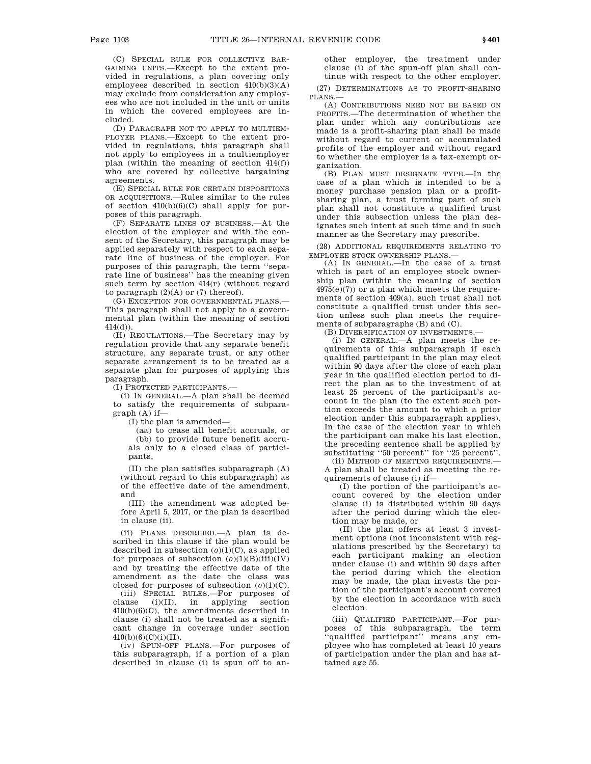(C) SPECIAL RULE FOR COLLECTIVE BARGAINING UNITS.—Except to the extent provided in regulations, a plan covering only employees described in section 410(b)(3)(A) may exclude from consideration any employees who are not included in the unit or units in which the covered employees are included.

(D) PARAGRAPH NOT TO APPLY TO MULTIEMPLOYER PLANS.—Except to the extent provided in regulations, this paragraph shall not apply to employees in a multiemployer plan (within the meaning of section 414(f)) who are covered by collective bargaining agreements.

(E) SPECIAL RULE FOR CERTAIN DISPOSITIONS OR ACQUISITIONS.—Rules similar to the rules of section 410(b)(6)(C) shall apply for purposes of this paragraph.

(F) SEPARATE LINES OF BUSINESS.—At the election of the employer and with the consent of the Secretary, this paragraph may be applied separately with respect to each separate line of business of the employer. For purposes of this paragraph, the term ''separate line of business'' has the meaning given such term by section 414(r) (without regard to paragraph (2)(A) or (7) thereof).

(G) EXCEPTION FOR GOVERNMENTAL PLANS.—This paragraph shall not apply to a governmental plan (within the meaning of section 414(d)).

(H) REGULATIONS.—The Secretary may by regulation provide that any separate benefit structure, any separate trust, or any other separate arrangement is to be treated as a separate plan for purposes of applying this paragraph.

(I) PROTECTED PARTICIPANTS.—

(i) IN GENERAL.—A plan shall be deemed to satisfy the requirements of subparagraph (A) if—

(I) the plan is amended—

(aa) to cease all benefit accruals, or

(bb) to provide future benefit accruals only to a closed class of participants,

(II) the plan satisfies subparagraph (A) (without regard to this subparagraph) as of the effective date of the amendment, and

(III) the amendment was adopted before April 5, 2017, or the plan is described in clause (ii).

(ii) PLANS DESCRIBED.—A plan is described in this clause if the plan would be described in subsection (*o*)(1)(C), as applied for purposes of subsection (*o*)(1)(B)(iii)(IV) and by treating the effective date of the amendment as the date the class was closed for purposes of subsection (*o*)(1)(C).

(iii) SPECIAL RULES.—For purposes of clause (i)(II), in applying section 410(b)(6)(C), the amendments described in clause (i) shall not be treated as a significant change in coverage under section 410(b)(6)(C)(i)(II).

(iv) SPUN-OFF PLANS.—For purposes of this subparagraph, if a portion of a plan described in clause (i) is spun off to another employer, the treatment under clause (i) of the spun-off plan shall continue with respect to the other employer.

(27) DETERMINATIONS AS TO PROFIT-SHARING PLANS.—

(A) CONTRIBUTIONS NEED NOT BE BASED ON PROFITS.—The determination of whether the plan under which any contributions are made is a profit-sharing plan shall be made without regard to current or accumulated profits of the employer and without regard to whether the employer is a tax-exempt organization.

(B) PLAN MUST DESIGNATE TYPE.—In the case of a plan which is intended to be a money purchase pension plan or a profit-sharing plan, a trust forming part of such plan shall not constitute a qualified trust under this subsection unless the plan designates such intent at such time and in such manner as the Secretary may prescribe.

(28) ADDITIONAL REQUIREMENTS RELATING TO EMPLOYEE STOCK OWNERSHIP PLANS.—

(A) IN GENERAL.—In the case of a trust which is part of an employee stock ownership plan (within the meaning of section 4975(e)(7)) or a plan which meets the requirements of section 409(a), such trust shall not constitute a qualified trust under this section unless such plan meets the requirements of subparagraphs (B) and (C).

(B) DIVERSIFICATION OF INVESTMENTS.—

(i) IN GENERAL.—A plan meets the requirements of this subparagraph if each qualified participant in the plan may elect within 90 days after the close of each plan year in the qualified election period to direct the plan as to the investment of at least 25 percent of the participant's account in the plan (to the extent such portion exceeds the amount to which a prior election under this subparagraph applies). In the case of the election year in which the participant can make his last election, the preceding sentence shall be applied by substituting ''50 percent'' for ''25 percent''.

(ii) METHOD OF MEETING REQUIREMENTS.—A plan shall be treated as meeting the requirements of clause (i) if—

(I) the portion of the participant's account covered by the election under clause (i) is distributed within 90 days after the period during which the election may be made, or

(II) the plan offers at least 3 investment options (not inconsistent with regulations prescribed by the Secretary) to each participant making an election under clause (i) and within 90 days after the period during which the election may be made, the plan invests the portion of the participant's account covered by the election in accordance with such election.

(iii) QUALIFIED PARTICIPANT.—For purposes of this subparagraph, the term ''qualified participant'' means any employee who has completed at least 10 years of participation under the plan and has attained age 55.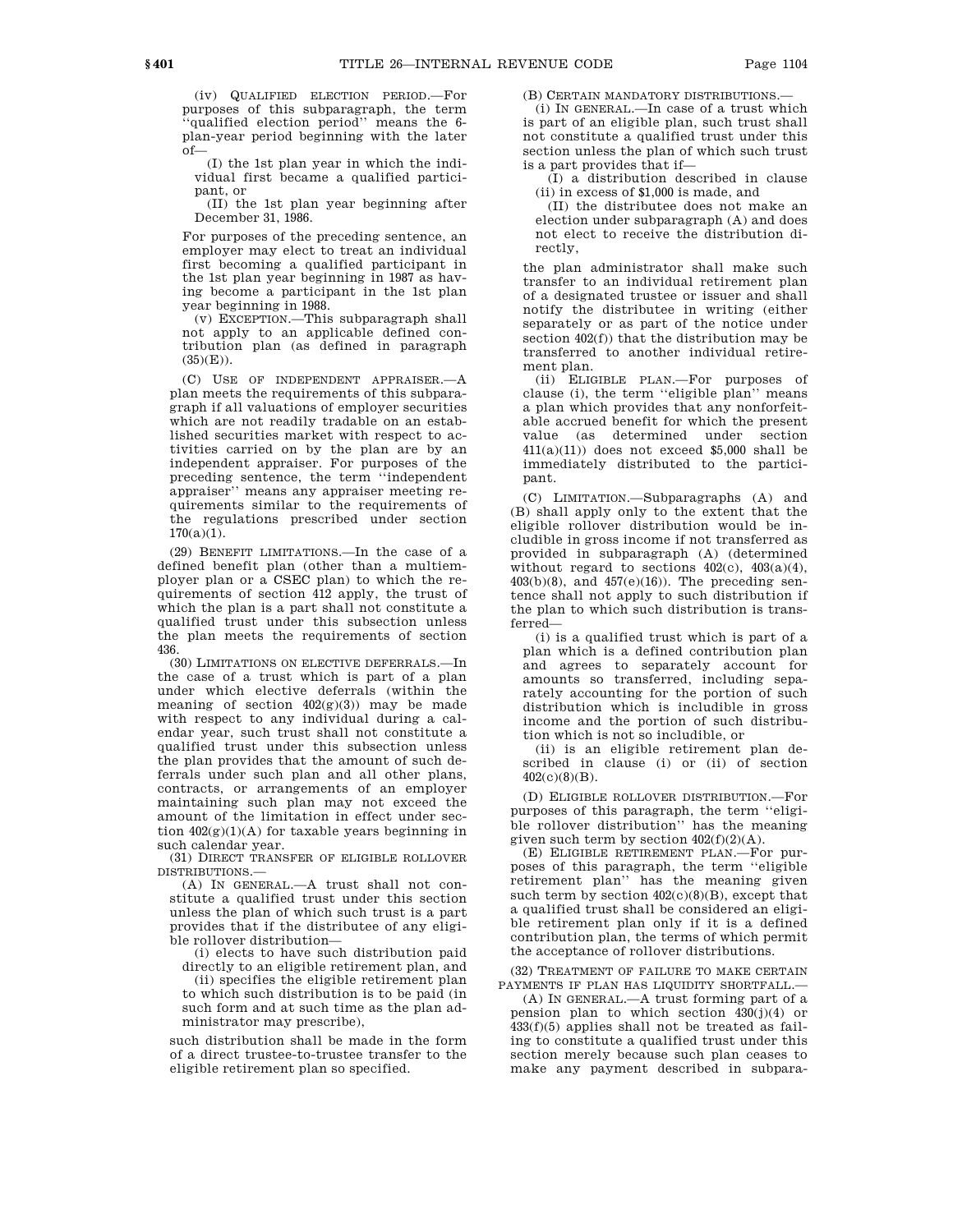(iv) QUALIFIED ELECTION PERIOD.—For purposes of this subparagraph, the term ''qualified election period'' means the 6-plan-year period beginning with the later of—

(I) the 1st plan year in which the individual first became a qualified participant, or

(II) the 1st plan year beginning after December 31, 1986.

For purposes of the preceding sentence, an employer may elect to treat an individual first becoming a qualified participant in the 1st plan year beginning in 1987 as having become a participant in the 1st plan year beginning in 1988.

(v) EXCEPTION.—This subparagraph shall not apply to an applicable defined contribution plan (as defined in paragraph (35)(E)).

(C) USE OF INDEPENDENT APPRAISER.—A plan meets the requirements of this subparagraph if all valuations of employer securities which are not readily tradable on an established securities market with respect to activities carried on by the plan are by an independent appraiser. For purposes of the preceding sentence, the term ''independent appraiser'' means any appraiser meeting requirements similar to the requirements of the regulations prescribed under section 170(a)(1).

(29) BENEFIT LIMITATIONS.—In the case of a defined benefit plan (other than a multiemployer plan or a CSEC plan) to which the requirements of section 412 apply, the trust of which the plan is a part shall not constitute a qualified trust under this subsection unless the plan meets the requirements of section 436.

(30) LIMITATIONS ON ELECTIVE DEFERRALS.—In the case of a trust which is part of a plan under which elective deferrals (within the meaning of section 402(g)(3)) may be made with respect to any individual during a calendar year, such trust shall not constitute a qualified trust under this subsection unless the plan provides that the amount of such deferrals under such plan and all other plans, contracts, or arrangements of an employer maintaining such plan may not exceed the amount of the limitation in effect under section 402(g)(1)(A) for taxable years beginning in such calendar year.

(31) DIRECT TRANSFER OF ELIGIBLE ROLLOVER DISTRIBUTIONS.—

(A) IN GENERAL.—A trust shall not constitute a qualified trust under this section unless the plan of which such trust is a part provides that if the distributee of any eligible rollover distribution—

(i) elects to have such distribution paid directly to an eligible retirement plan, and

(ii) specifies the eligible retirement plan to which such distribution is to be paid (in such form and at such time as the plan administrator may prescribe),

such distribution shall be made in the form of a direct trustee-to-trustee transfer to the eligible retirement plan so specified.

(B) CERTAIN MANDATORY DISTRIBUTIONS.—

(i) IN GENERAL.—In case of a trust which is part of an eligible plan, such trust shall not constitute a qualified trust under this section unless the plan of which such trust is a part provides that if—

(I) a distribution described in clause (ii) in excess of $1,000 is made, and

(II) the distributee does not make an election under subparagraph (A) and does not elect to receive the distribution directly,

the plan administrator shall make such transfer to an individual retirement plan of a designated trustee or issuer and shall notify the distributee in writing (either separately or as part of the notice under section 402(f)) that the distribution may be transferred to another individual retirement plan.

(ii) ELIGIBLE PLAN.—For purposes of clause (i), the term ''eligible plan'' means a plan which provides that any nonforfeitable accrued benefit for which the present value (as determined under section 411(a)(11)) does not exceed $5,000 shall be immediately distributed to the participant.

(C) LIMITATION.—Subparagraphs (A) and (B) shall apply only to the extent that the eligible rollover distribution would be includible in gross income if not transferred as provided in subparagraph (A) (determined without regard to sections 402(c), 403(a)(4), 403(b)(8), and 457(e)(16)). The preceding sentence shall not apply to such distribution if the plan to which such distribution is transferred—

(i) is a qualified trust which is part of a plan which is a defined contribution plan and agrees to separately account for amounts so transferred, including separately accounting for the portion of such distribution which is includible in gross income and the portion of such distribution which is not so includible, or

(ii) is an eligible retirement plan described in clause (i) or (ii) of section 402(c)(8)(B).

(D) ELIGIBLE ROLLOVER DISTRIBUTION.—For purposes of this paragraph, the term ''eligible rollover distribution'' has the meaning given such term by section 402(f)(2)(A).

(E) ELIGIBLE RETIREMENT PLAN.—For purposes of this paragraph, the term ''eligible retirement plan'' has the meaning given such term by section 402(c)(8)(B), except that a qualified trust shall be considered an eligible retirement plan only if it is a defined contribution plan, the terms of which permit the acceptance of rollover distributions.

(32) TREATMENT OF FAILURE TO MAKE CERTAIN PAYMENTS IF PLAN HAS LIQUIDITY SHORTFALL.—

(A) IN GENERAL.—A trust forming part of a pension plan to which section 430(j)(4) or 433(f)(5) applies shall not be treated as failing to constitute a qualified trust under this section merely because such plan ceases to make any payment described in subpara-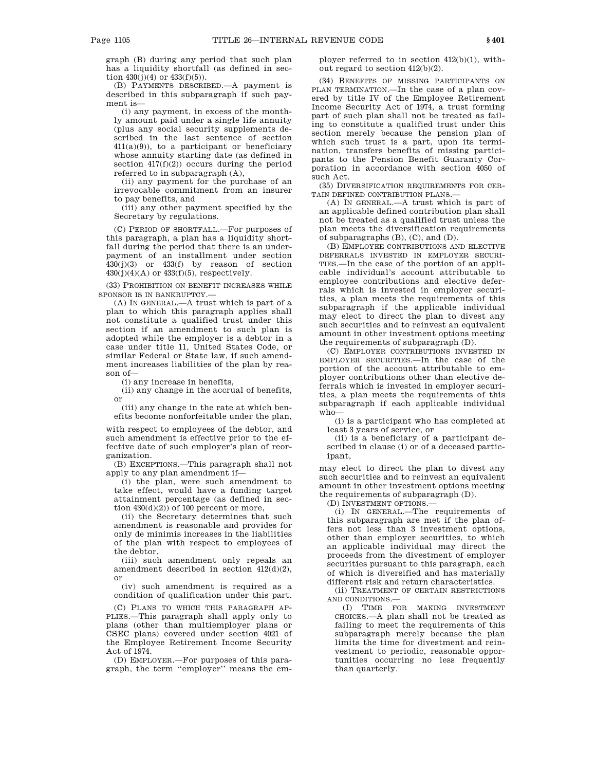graph (B) during any period that such plan has a liquidity shortfall (as defined in section 430(j)(4) or 433(f)(5)).

(B) PAYMENTS DESCRIBED.—A payment is described in this subparagraph if such payment is—

(i) any payment, in excess of the monthly amount paid under a single life annuity (plus any social security supplements described in the last sentence of section 411(a)(9)), to a participant or beneficiary whose annuity starting date (as defined in section 417(f)(2)) occurs during the period referred to in subparagraph (A),

(ii) any payment for the purchase of an irrevocable commitment from an insurer to pay benefits, and

(iii) any other payment specified by the Secretary by regulations.

(C) PERIOD OF SHORTFALL.—For purposes of this paragraph, a plan has a liquidity shortfall during the period that there is an underpayment of an installment under section 430(j)(3) or 433(f) by reason of section 430(j)(4)(A) or 433(f)(5), respectively.

(33) PROHIBITION ON BENEFIT INCREASES WHILE SPONSOR IS IN BANKRUPTCY.—

(A) IN GENERAL.—A trust which is part of a plan to which this paragraph applies shall not constitute a qualified trust under this section if an amendment to such plan is adopted while the employer is a debtor in a case under title 11, United States Code, or similar Federal or State law, if such amendment increases liabilities of the plan by reason of—

(i) any increase in benefits,

(ii) any change in the accrual of benefits, or

(iii) any change in the rate at which benefits become nonforfeitable under the plan,

with respect to employees of the debtor, and such amendment is effective prior to the effective date of such employer's plan of reorganization.

(B) EXCEPTIONS.—This paragraph shall not apply to any plan amendment if—

(i) the plan, were such amendment to take effect, would have a funding target attainment percentage (as defined in section 430(d)(2)) of 100 percent or more,

(ii) the Secretary determines that such amendment is reasonable and provides for only de minimis increases in the liabilities of the plan with respect to employees of the debtor,

(iii) such amendment only repeals an amendment described in section 412(d)(2), or

(iv) such amendment is required as a condition of qualification under this part.

(C) PLANS TO WHICH THIS PARAGRAPH APPLIES.—This paragraph shall apply only to plans (other than multiemployer plans or CSEC plans) covered under section 4021 of the Employee Retirement Income Security Act of 1974.

(D) EMPLOYER.—For purposes of this paragraph, the term "employer" means the employer referred to in section 412(b)(1), without regard to section 412(b)(2).

(34) BENEFITS OF MISSING PARTICIPANTS ON PLAN TERMINATION.—In the case of a plan covered by title IV of the Employee Retirement Income Security Act of 1974, a trust forming part of such plan shall not be treated as failing to constitute a qualified trust under this section merely because the pension plan of which such trust is a part, upon its termination, transfers benefits of missing participants to the Pension Benefit Guaranty Corporation in accordance with section 4050 of such Act.

(35) DIVERSIFICATION REQUIREMENTS FOR CERTAIN DEFINED CONTRIBUTION PLANS.—

(A) IN GENERAL.—A trust which is part of an applicable defined contribution plan shall not be treated as a qualified trust unless the plan meets the diversification requirements of subparagraphs (B), (C), and (D).

(B) EMPLOYEE CONTRIBUTIONS AND ELECTIVE DEFERRALS INVESTED IN EMPLOYER SECURITIES.—In the case of the portion of an applicable individual's account attributable to employee contributions and elective deferrals which is invested in employer securities, a plan meets the requirements of this subparagraph if the applicable individual may elect to direct the plan to divest any such securities and to reinvest an equivalent amount in other investment options meeting the requirements of subparagraph (D).

(C) EMPLOYER CONTRIBUTIONS INVESTED IN EMPLOYER SECURITIES.—In the case of the portion of the account attributable to employer contributions other than elective deferrals which is invested in employer securities, a plan meets the requirements of this subparagraph if each applicable individual who—

(i) is a participant who has completed at least 3 years of service, or

(ii) is a beneficiary of a participant described in clause (i) or of a deceased participant,

may elect to direct the plan to divest any such securities and to reinvest an equivalent amount in other investment options meeting the requirements of subparagraph (D).

(D) INVESTMENT OPTIONS.—

(i) IN GENERAL.—The requirements of this subparagraph are met if the plan offers not less than 3 investment options, other than employer securities, to which an applicable individual may direct the proceeds from the divestment of employer securities pursuant to this paragraph, each of which is diversified and has materially different risk and return characteristics.

(ii) TREATMENT OF CERTAIN RESTRICTIONS AND CONDITIONS.—

(I) TIME FOR MAKING INVESTMENT CHOICES.—A plan shall not be treated as failing to meet the requirements of this subparagraph merely because the plan limits the time for divestment and reinvestment to periodic, reasonable opportunities occurring no less frequently than quarterly.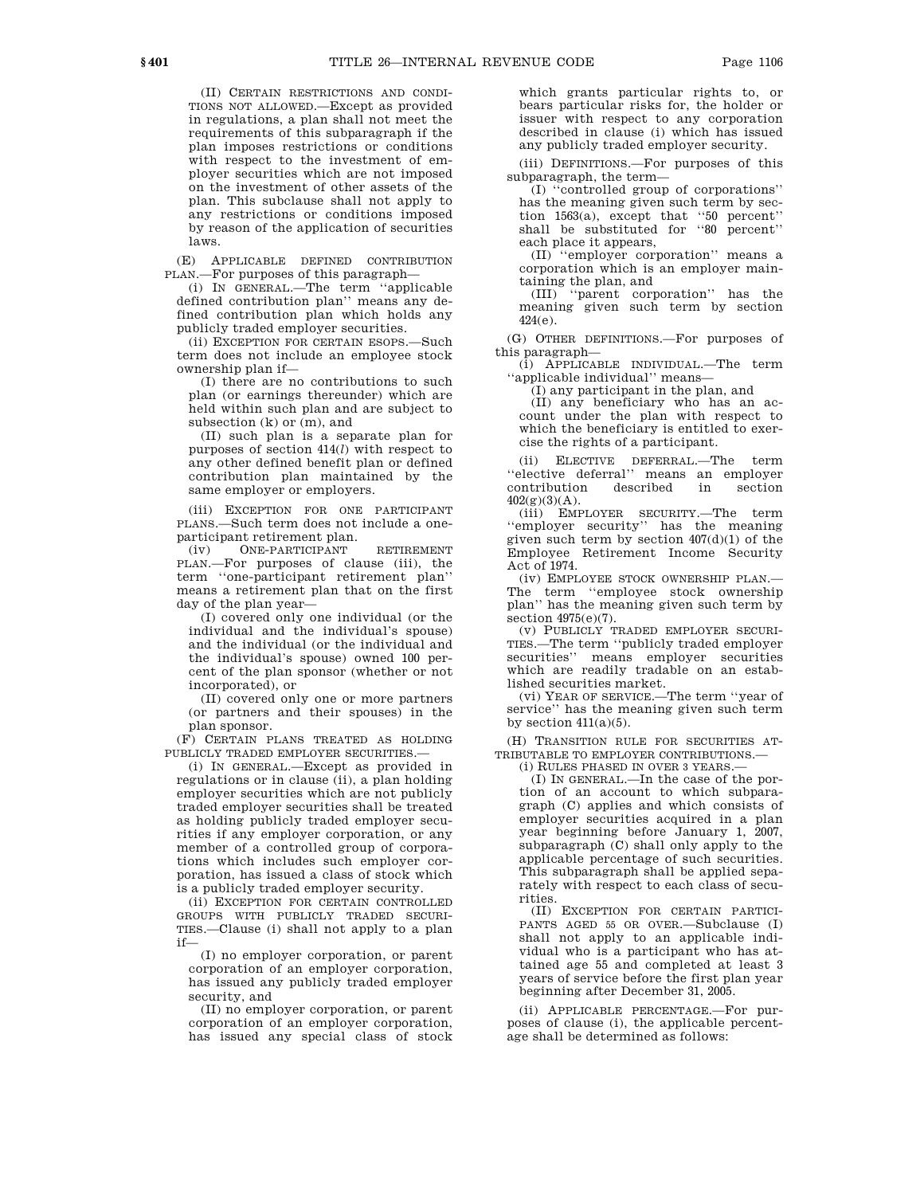(II) CERTAIN RESTRICTIONS AND CONDITIONS NOT ALLOWED.—Except as provided in regulations, a plan shall not meet the requirements of this subparagraph if the plan imposes restrictions or conditions with respect to the investment of employer securities which are not imposed on the investment of other assets of the plan. This subclause shall not apply to any restrictions or conditions imposed by reason of the application of securities laws.

(E) APPLICABLE DEFINED CONTRIBUTION PLAN.—For purposes of this paragraph—

(i) IN GENERAL.—The term ''applicable defined contribution plan'' means any defined contribution plan which holds any publicly traded employer securities.

(ii) EXCEPTION FOR CERTAIN ESOPS.—Such term does not include an employee stock ownership plan if—

(I) there are no contributions to such plan (or earnings thereunder) which are held within such plan and are subject to subsection (k) or (m), and

(II) such plan is a separate plan for purposes of section 414(*l*) with respect to any other defined benefit plan or defined contribution plan maintained by the same employer or employers.

(iii) EXCEPTION FOR ONE PARTICIPANT PLANS.—Such term does not include a one-participant retirement plan.

(iv) ONE-PARTICIPANT RETIREMENT PLAN.—For purposes of clause (iii), the term ''one-participant retirement plan'' means a retirement plan that on the first day of the plan year—

(I) covered only one individual (or the individual and the individual's spouse) and the individual (or the individual and the individual's spouse) owned 100 percent of the plan sponsor (whether or not incorporated), or

(II) covered only one or more partners (or partners and their spouses) in the plan sponsor.

(F) CERTAIN PLANS TREATED AS HOLDING PUBLICLY TRADED EMPLOYER SECURITIES.—

(i) IN GENERAL.—Except as provided in regulations or in clause (ii), a plan holding employer securities which are not publicly traded employer securities shall be treated as holding publicly traded employer securities if any employer corporation, or any member of a controlled group of corporations which includes such employer corporation, has issued a class of stock which is a publicly traded employer security.

(ii) EXCEPTION FOR CERTAIN CONTROLLED GROUPS WITH PUBLICLY TRADED SECURITIES.—Clause (i) shall not apply to a plan if—

(I) no employer corporation, or parent corporation of an employer corporation, has issued any publicly traded employer security, and

(II) no employer corporation, or parent corporation of an employer corporation, has issued any special class of stock which grants particular rights to, or bears particular risks for, the holder or issuer with respect to any corporation described in clause (i) which has issued any publicly traded employer security.

(iii) DEFINITIONS.—For purposes of this subparagraph, the term—

(I) ''controlled group of corporations'' has the meaning given such term by section 1563(a), except that ''50 percent'' shall be substituted for ''80 percent'' each place it appears,

(II) ''employer corporation'' means a corporation which is an employer maintaining the plan, and

(III) ''parent corporation'' has the meaning given such term by section 424(e).

(G) OTHER DEFINITIONS.—For purposes of this paragraph—

(i) APPLICABLE INDIVIDUAL.—The term ''applicable individual'' means—

(I) any participant in the plan, and

(II) any beneficiary who has an account under the plan with respect to which the beneficiary is entitled to exercise the rights of a participant.

(ii) ELECTIVE DEFERRAL.—The term ''elective deferral'' means an employer contribution described in section 402(g)(3)(A).

(iii) EMPLOYER SECURITY.—The term ''employer security'' has the meaning given such term by section 407(d)(1) of the Employee Retirement Income Security Act of 1974.

(iv) EMPLOYEE STOCK OWNERSHIP PLAN.—The term ''employee stock ownership plan'' has the meaning given such term by section 4975(e)(7).

(v) PUBLICLY TRADED EMPLOYER SECURITIES.—The term ''publicly traded employer securities'' means employer securities which are readily tradable on an established securities market.

(vi) YEAR OF SERVICE.—The term ''year of service'' has the meaning given such term by section 411(a)(5).

(H) TRANSITION RULE FOR SECURITIES ATTRIBUTABLE TO EMPLOYER CONTRIBUTIONS.—

(i) RULES PHASED IN OVER 3 YEARS.—

(I) IN GENERAL.—In the case of the portion of an account to which subparagraph (C) applies and which consists of employer securities acquired in a plan year beginning before January 1, 2007, subparagraph (C) shall only apply to the applicable percentage of such securities. This subparagraph shall be applied separately with respect to each class of securities.

(II) EXCEPTION FOR CERTAIN PARTICIPANTS AGED 55 OR OVER.—Subclause (I) shall not apply to an applicable individual who is a participant who has attained age 55 and completed at least 3 years of service before the first plan year beginning after December 31, 2005.

(ii) APPLICABLE PERCENTAGE.—For purposes of clause (i), the applicable percentage shall be determined as follows: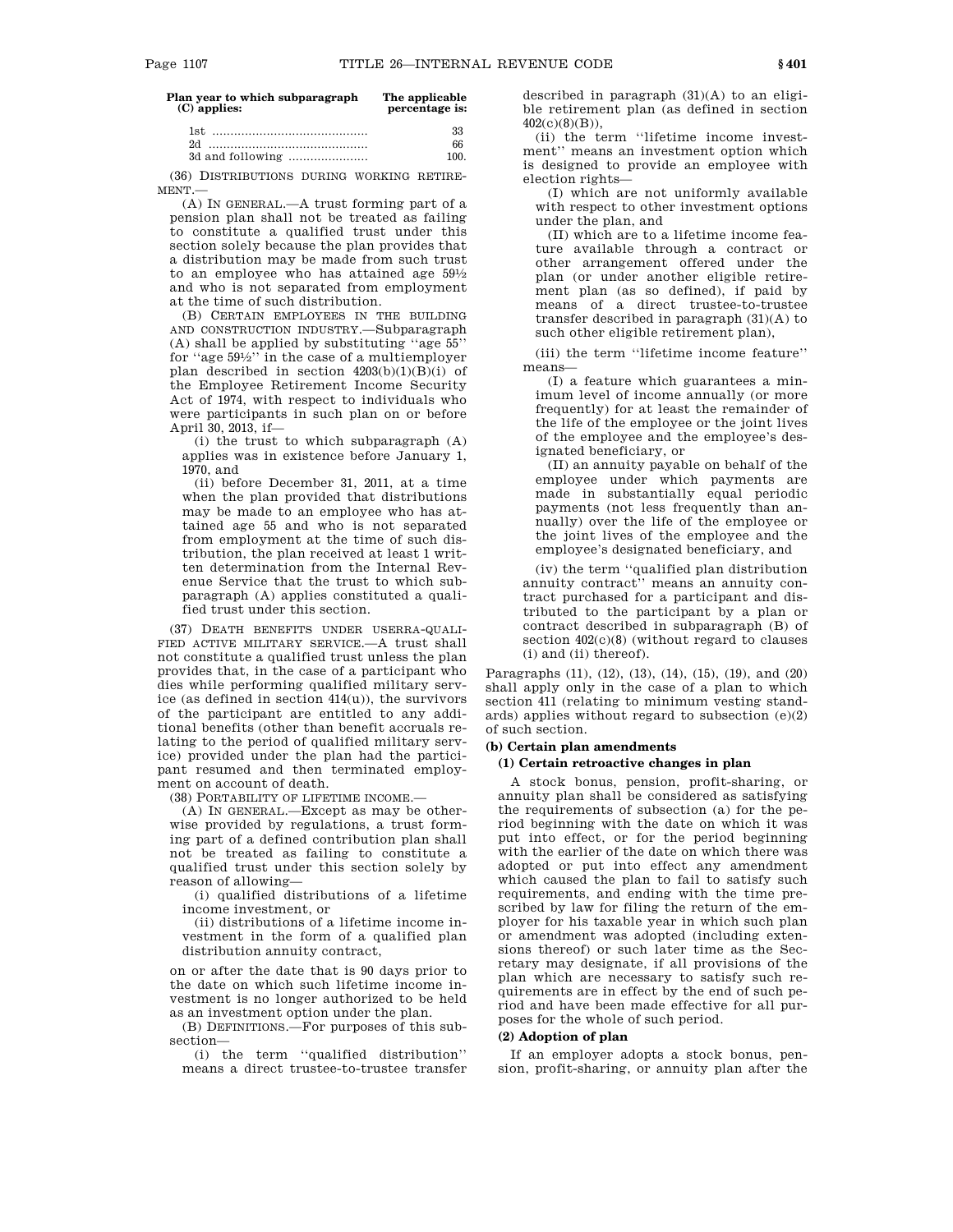| Plan year to which subparagraph (C) applies: | The applicable percentage is: |
| --- | --- |
| 1st | 33 |
| 2d | 66 |
| 3d and following | 100. |

(36) DISTRIBUTIONS DURING WORKING RETIREMENT.—

(A) IN GENERAL.—A trust forming part of a pension plan shall not be treated as failing to constitute a qualified trust under this section solely because the plan provides that a distribution may be made from such trust to an employee who has attained age 59½ and who is not separated from employment at the time of such distribution.

(B) CERTAIN EMPLOYEES IN THE BUILDING AND CONSTRUCTION INDUSTRY.—Subparagraph (A) shall be applied by substituting ''age 55'' for ''age 59½'' in the case of a multiemployer plan described in section 4203(b)(1)(B)(i) of the Employee Retirement Income Security Act of 1974, with respect to individuals who were participants in such plan on or before April 30, 2013, if—

(i) the trust to which subparagraph (A) applies was in existence before January 1, 1970, and

(ii) before December 31, 2011, at a time when the plan provided that distributions may be made to an employee who has attained age 55 and who is not separated from employment at the time of such distribution, the plan received at least 1 written determination from the Internal Revenue Service that the trust to which subparagraph (A) applies constituted a qualified trust under this section.

(37) DEATH BENEFITS UNDER USERRA-QUALIFIED ACTIVE MILITARY SERVICE.—A trust shall not constitute a qualified trust unless the plan provides that, in the case of a participant who dies while performing qualified military service (as defined in section 414(u)), the survivors of the participant are entitled to any additional benefits (other than benefit accruals relating to the period of qualified military service) provided under the plan had the participant resumed and then terminated employment on account of death.

(38) PORTABILITY OF LIFETIME INCOME.—

(A) IN GENERAL.—Except as may be otherwise provided by regulations, a trust forming part of a defined contribution plan shall not be treated as failing to constitute a qualified trust under this section solely by reason of allowing—

(i) qualified distributions of a lifetime income investment, or

(ii) distributions of a lifetime income investment in the form of a qualified plan distribution annuity contract,

on or after the date that is 90 days prior to the date on which such lifetime income investment is no longer authorized to be held as an investment option under the plan.

(B) DEFINITIONS.—For purposes of this subsection—

(i) the term ''qualified distribution'' means a direct trustee-to-trustee transfer described in paragraph (31)(A) to an eligible retirement plan (as defined in section 402(c)(8)(B)),

(ii) the term ''lifetime income investment'' means an investment option which is designed to provide an employee with election rights—

(I) which are not uniformly available with respect to other investment options under the plan, and

(II) which are to a lifetime income feature available through a contract or other arrangement offered under the plan (or under another eligible retirement plan (as so defined), if paid by means of a direct trustee-to-trustee transfer described in paragraph (31)(A) to such other eligible retirement plan),

(iii) the term ''lifetime income feature'' means—

(I) a feature which guarantees a minimum level of income annually (or more frequently) for at least the remainder of the life of the employee or the joint lives of the employee and the employee's designated beneficiary, or

(II) an annuity payable on behalf of the employee under which payments are made in substantially equal periodic payments (not less frequently than annually) over the life of the employee or the joint lives of the employee and the employee's designated beneficiary, and

(iv) the term ''qualified plan distribution annuity contract'' means an annuity contract purchased for a participant and distributed to the participant by a plan or contract described in subparagraph (B) of section 402(c)(8) (without regard to clauses (i) and (ii) thereof).

Paragraphs (11), (12), (13), (14), (15), (19), and (20) shall apply only in the case of a plan to which section 411 (relating to minimum vesting standards) applies without regard to subsection (e)(2) of such section.

**(b) Certain plan amendments**

**(1) Certain retroactive changes in plan**

A stock bonus, pension, profit-sharing, or annuity plan shall be considered as satisfying the requirements of subsection (a) for the period beginning with the date on which it was put into effect, or for the period beginning with the earlier of the date on which there was adopted or put into effect any amendment which caused the plan to fail to satisfy such requirements, and ending with the time prescribed by law for filing the return of the employer for his taxable year in which such plan or amendment was adopted (including extensions thereof) or such later time as the Secretary may designate, if all provisions of the plan which are necessary to satisfy such requirements are in effect by the end of such period and have been made effective for all purposes for the whole of such period.

**(2) Adoption of plan**

If an employer adopts a stock bonus, pension, profit-sharing, or annuity plan after the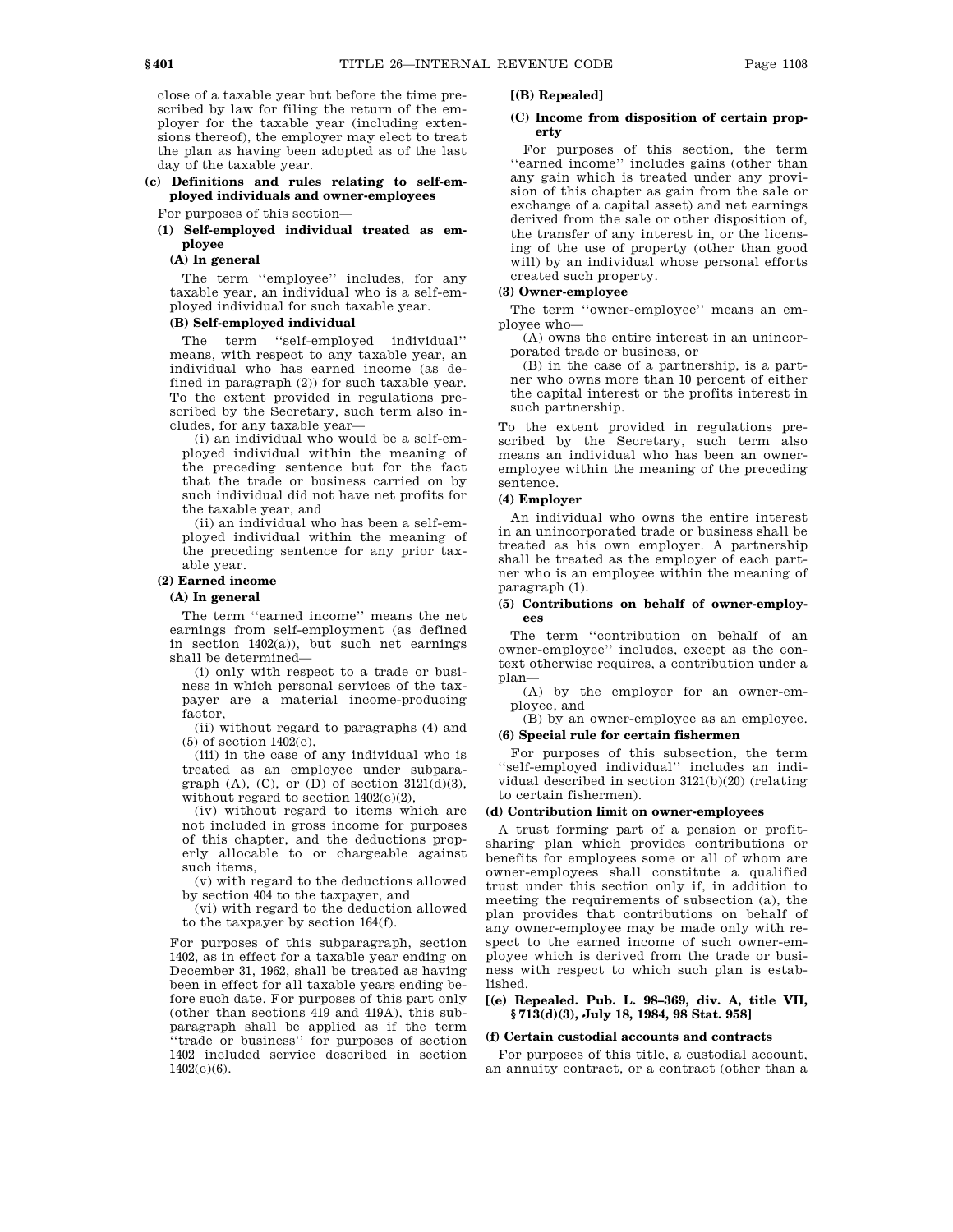close of a taxable year but before the time prescribed by law for filing the return of the employer for the taxable year (including extensions thereof), the employer may elect to treat the plan as having been adopted as of the last day of the taxable year.

**(c) Definitions and rules relating to self-employed individuals and owner-employees**

For purposes of this section—

**(1) Self-employed individual treated as employee**

**(A) In general**

The term ''employee'' includes, for any taxable year, an individual who is a self-employed individual for such taxable year.

**(B) Self-employed individual**

The term ''self-employed individual'' means, with respect to any taxable year, an individual who has earned income (as defined in paragraph (2)) for such taxable year. To the extent provided in regulations prescribed by the Secretary, such term also includes, for any taxable year—

(i) an individual who would be a self-employed individual within the meaning of the preceding sentence but for the fact that the trade or business carried on by such individual did not have net profits for the taxable year, and

(ii) an individual who has been a self-employed individual within the meaning of the preceding sentence for any prior taxable year.

**(2) Earned income**

**(A) In general**

The term ''earned income'' means the net earnings from self-employment (as defined in section 1402(a)), but such net earnings shall be determined—

(i) only with respect to a trade or business in which personal services of the taxpayer are a material income-producing factor,

(ii) without regard to paragraphs (4) and (5) of section 1402(c),

(iii) in the case of any individual who is treated as an employee under subparagraph (A), (C), or (D) of section 3121(d)(3), without regard to section 1402(c)(2),

(iv) without regard to items which are not included in gross income for purposes of this chapter, and the deductions properly allocable to or chargeable against such items,

(v) with regard to the deductions allowed by section 404 to the taxpayer, and

(vi) with regard to the deduction allowed to the taxpayer by section 164(f).

For purposes of this subparagraph, section 1402, as in effect for a taxable year ending on December 31, 1962, shall be treated as having been in effect for all taxable years ending before such date. For purposes of this part only (other than sections 419 and 419A), this subparagraph shall be applied as if the term ''trade or business'' for purposes of section 1402 included service described in section 1402(c)(6).

**[(B) Repealed]**

**(C) Income from disposition of certain property**

For purposes of this section, the term ''earned income'' includes gains (other than any gain which is treated under any provision of this chapter as gain from the sale or exchange of a capital asset) and net earnings derived from the sale or other disposition of, the transfer of any interest in, or the licensing of the use of property (other than good will) by an individual whose personal efforts created such property.

**(3) Owner-employee**

The term ''owner-employee'' means an employee who—

(A) owns the entire interest in an unincorporated trade or business, or

(B) in the case of a partnership, is a partner who owns more than 10 percent of either the capital interest or the profits interest in such partnership.

To the extent provided in regulations prescribed by the Secretary, such term also means an individual who has been an owner-employee within the meaning of the preceding sentence.

**(4) Employer**

An individual who owns the entire interest in an unincorporated trade or business shall be treated as his own employer. A partnership shall be treated as the employer of each partner who is an employee within the meaning of paragraph (1).

**(5) Contributions on behalf of owner-employees**

The term ''contribution on behalf of an owner-employee'' includes, except as the context otherwise requires, a contribution under a plan—

(A) by the employer for an owner-employee, and

(B) by an owner-employee as an employee.

**(6) Special rule for certain fishermen**

For purposes of this subsection, the term ''self-employed individual'' includes an individual described in section 3121(b)(20) (relating to certain fishermen).

**(d) Contribution limit on owner-employees**

A trust forming part of a pension or profit-sharing plan which provides contributions or benefits for employees some or all of whom are owner-employees shall constitute a qualified trust under this section only if, in addition to meeting the requirements of subsection (a), the plan provides that contributions on behalf of any owner-employee may be made only with respect to the earned income of such owner-employee which is derived from the trade or business with respect to which such plan is established.

**[(e) Repealed. Pub. L. 98–369, div. A, title VII, § 713(d)(3), July 18, 1984, 98 Stat. 958]**

**(f) Certain custodial accounts and contracts**

For purposes of this title, a custodial account, an annuity contract, or a contract (other than a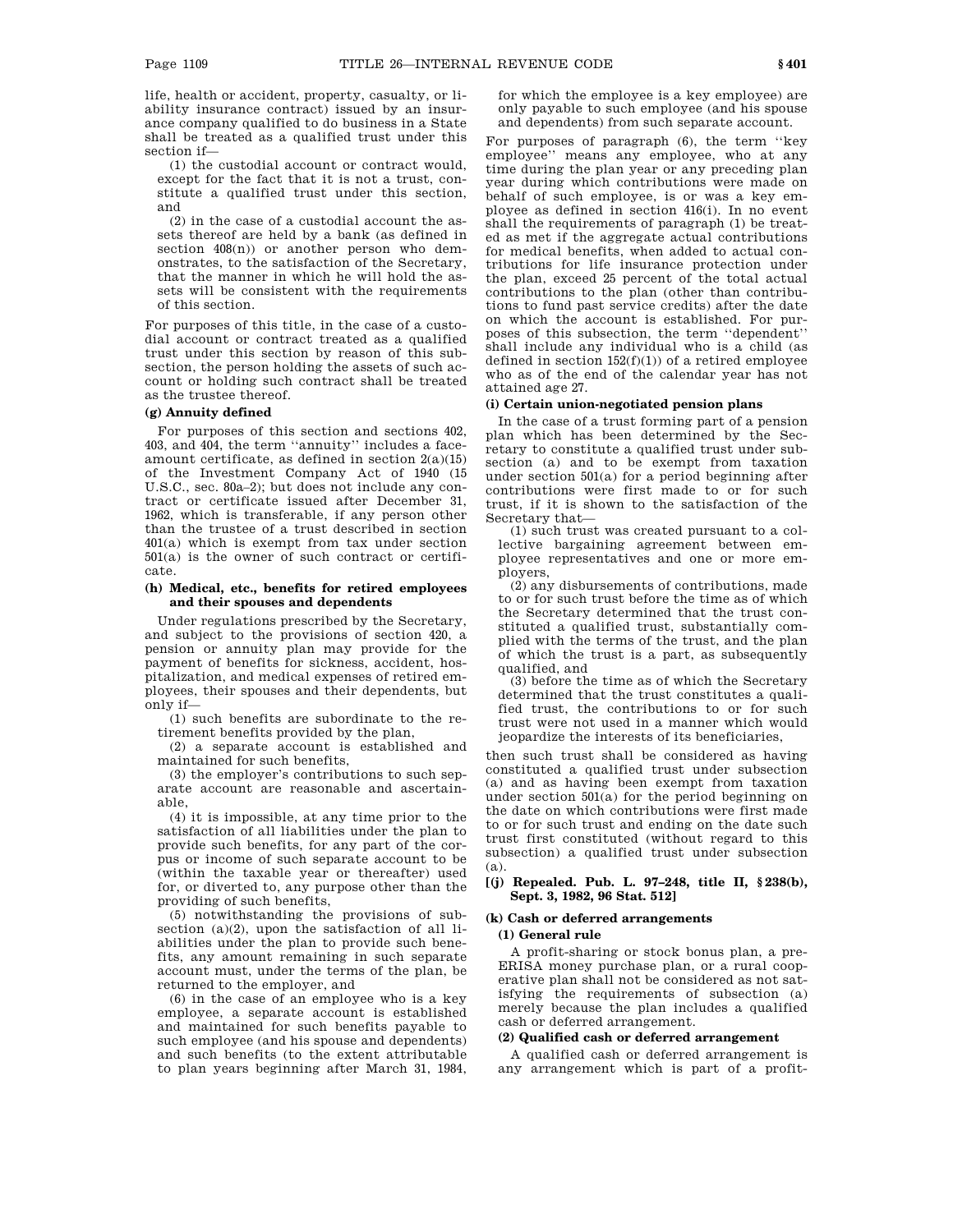life, health or accident, property, casualty, or liability insurance contract) issued by an insurance company qualified to do business in a State shall be treated as a qualified trust under this section if—

(1) the custodial account or contract would, except for the fact that it is not a trust, constitute a qualified trust under this section, and

(2) in the case of a custodial account the assets thereof are held by a bank (as defined in section 408(n)) or another person who demonstrates, to the satisfaction of the Secretary, that the manner in which he will hold the assets will be consistent with the requirements of this section.

For purposes of this title, in the case of a custodial account or contract treated as a qualified trust under this section by reason of this subsection, the person holding the assets of such account or holding such contract shall be treated as the trustee thereof.

**(g) Annuity defined**

For purposes of this section and sections 402, 403, and 404, the term ''annuity'' includes a face-amount certificate, as defined in section 2(a)(15) of the Investment Company Act of 1940 (15 U.S.C., sec. 80a–2); but does not include any contract or certificate issued after December 31, 1962, which is transferable, if any person other than the trustee of a trust described in section 401(a) which is exempt from tax under section 501(a) is the owner of such contract or certificate.

**(h) Medical, etc., benefits for retired employees and their spouses and dependents**

Under regulations prescribed by the Secretary, and subject to the provisions of section 420, a pension or annuity plan may provide for the payment of benefits for sickness, accident, hospitalization, and medical expenses of retired employees, their spouses and their dependents, but only if—

(1) such benefits are subordinate to the retirement benefits provided by the plan,

(2) a separate account is established and maintained for such benefits,

(3) the employer's contributions to such separate account are reasonable and ascertainable,

(4) it is impossible, at any time prior to the satisfaction of all liabilities under the plan to provide such benefits, for any part of the corpus or income of such separate account to be (within the taxable year or thereafter) used for, or diverted to, any purpose other than the providing of such benefits,

(5) notwithstanding the provisions of subsection (a)(2), upon the satisfaction of all liabilities under the plan to provide such benefits, any amount remaining in such separate account must, under the terms of the plan, be returned to the employer, and

(6) in the case of an employee who is a key employee, a separate account is established and maintained for such benefits payable to such employee (and his spouse and dependents) and such benefits (to the extent attributable to plan years beginning after March 31, 1984, for which the employee is a key employee) are only payable to such employee (and his spouse and dependents) from such separate account.

For purposes of paragraph (6), the term ''key employee'' means any employee, who at any time during the plan year or any preceding plan year during which contributions were made on behalf of such employee, is or was a key employee as defined in section 416(i). In no event shall the requirements of paragraph (1) be treated as met if the aggregate actual contributions for medical benefits, when added to actual contributions for life insurance protection under the plan, exceed 25 percent of the total actual contributions to the plan (other than contributions to fund past service credits) after the date on which the account is established. For purposes of this subsection, the term ''dependent'' shall include any individual who is a child (as defined in section 152(f)(1)) of a retired employee who as of the end of the calendar year has not attained age 27.

**(i) Certain union-negotiated pension plans**

In the case of a trust forming part of a pension plan which has been determined by the Secretary to constitute a qualified trust under subsection (a) and to be exempt from taxation under section 501(a) for a period beginning after contributions were first made to or for such trust, if it is shown to the satisfaction of the Secretary that—

(1) such trust was created pursuant to a collective bargaining agreement between employee representatives and one or more employers,

(2) any disbursements of contributions, made to or for such trust before the time as of which the Secretary determined that the trust constituted a qualified trust, substantially complied with the terms of the trust, and the plan of which the trust is a part, as subsequently qualified, and

(3) before the time as of which the Secretary determined that the trust constitutes a qualified trust, the contributions to or for such trust were not used in a manner which would jeopardize the interests of its beneficiaries,

then such trust shall be considered as having constituted a qualified trust under subsection (a) and as having been exempt from taxation under section 501(a) for the period beginning on the date on which contributions were first made to or for such trust and ending on the date such trust first constituted (without regard to this subsection) a qualified trust under subsection (a).

**[(j) Repealed. Pub. L. 97–248, title II, §238(b), Sept. 3, 1982, 96 Stat. 512]**

**(k) Cash or deferred arrangements**

**(1) General rule**

A profit-sharing or stock bonus plan, a pre-ERISA money purchase plan, or a rural cooperative plan shall not be considered as not satisfying the requirements of subsection (a) merely because the plan includes a qualified cash or deferred arrangement.

**(2) Qualified cash or deferred arrangement**

A qualified cash or deferred arrangement is any arrangement which is part of a profit-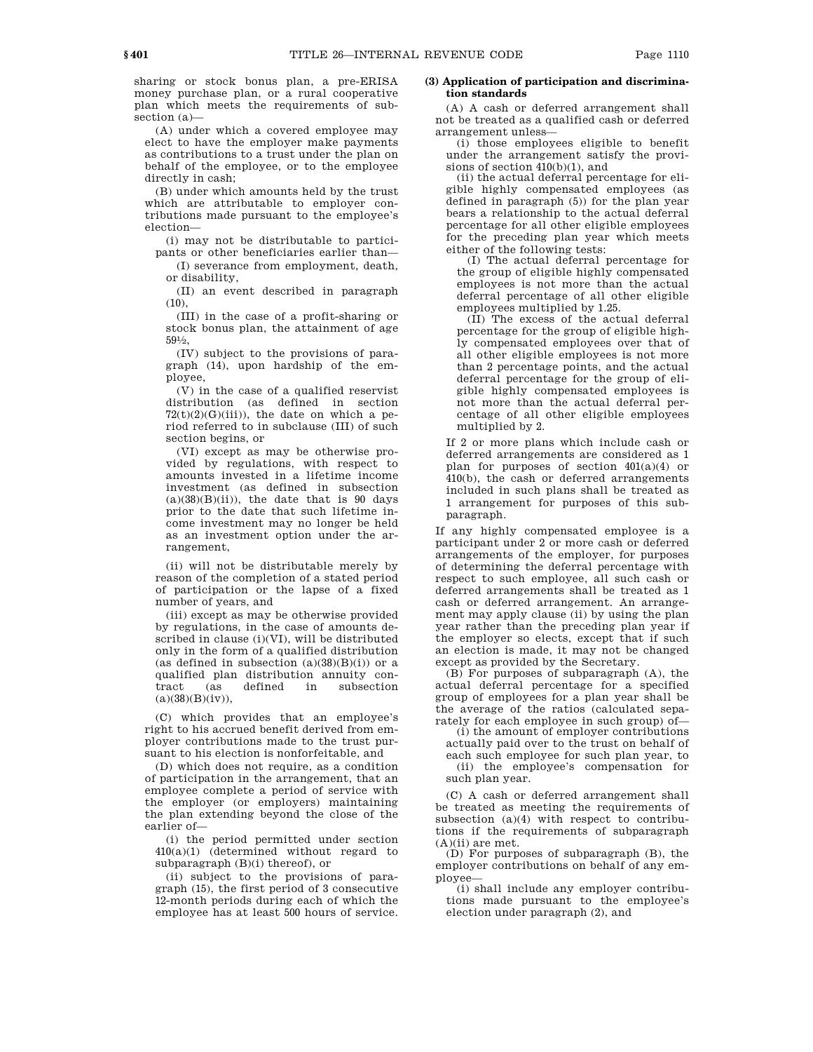sharing or stock bonus plan, a pre-ERISA money purchase plan, or a rural cooperative plan which meets the requirements of subsection (a)—

(A) under which a covered employee may elect to have the employer make payments as contributions to a trust under the plan on behalf of the employee, or to the employee directly in cash;

(B) under which amounts held by the trust which are attributable to employer contributions made pursuant to the employee's election—

(i) may not be distributable to participants or other beneficiaries earlier than—

(I) severance from employment, death, or disability,

(II) an event described in paragraph (10),

(III) in the case of a profit-sharing or stock bonus plan, the attainment of age 59½,

(IV) subject to the provisions of paragraph (14), upon hardship of the employee,

(V) in the case of a qualified reservist distribution (as defined in section 72(t)(2)(G)(iii)), the date on which a period referred to in subclause (III) of such section begins, or

(VI) except as may be otherwise provided by regulations, with respect to amounts invested in a lifetime income investment (as defined in subsection (a)(38)(B)(ii)), the date that is 90 days prior to the date that such lifetime income investment may no longer be held as an investment option under the arrangement,

(ii) will not be distributable merely by reason of the completion of a stated period of participation or the lapse of a fixed number of years, and

(iii) except as may be otherwise provided by regulations, in the case of amounts described in clause (i)(VI), will be distributed only in the form of a qualified distribution (as defined in subsection (a)(38)(B)(i)) or a qualified plan distribution annuity contract (as defined in subsection (a)(38)(B)(iv)),

(C) which provides that an employee's right to his accrued benefit derived from employer contributions made to the trust pursuant to his election is nonforfeitable, and

(D) which does not require, as a condition of participation in the arrangement, that an employee complete a period of service with the employer (or employers) maintaining the plan extending beyond the close of the earlier of—

(i) the period permitted under section 410(a)(1) (determined without regard to subparagraph (B)(i) thereof), or

(ii) subject to the provisions of paragraph (15), the first period of 3 consecutive 12-month periods during each of which the employee has at least 500 hours of service.

**(3) Application of participation and discrimination standards**

(A) A cash or deferred arrangement shall not be treated as a qualified cash or deferred arrangement unless—

(i) those employees eligible to benefit under the arrangement satisfy the provisions of section 410(b)(1), and

(ii) the actual deferral percentage for eligible highly compensated employees (as defined in paragraph (5)) for the plan year bears a relationship to the actual deferral percentage for all other eligible employees for the preceding plan year which meets either of the following tests:

(I) The actual deferral percentage for the group of eligible highly compensated employees is not more than the actual deferral percentage of all other eligible employees multiplied by 1.25.

(II) The excess of the actual deferral percentage for the group of eligible highly compensated employees over that of all other eligible employees is not more than 2 percentage points, and the actual deferral percentage for the group of eligible highly compensated employees is not more than the actual deferral percentage of all other eligible employees multiplied by 2.

If 2 or more plans which include cash or deferred arrangements are considered as 1 plan for purposes of section 401(a)(4) or 410(b), the cash or deferred arrangements included in such plans shall be treated as 1 arrangement for purposes of this subparagraph.

If any highly compensated employee is a participant under 2 or more cash or deferred arrangements of the employer, for purposes of determining the deferral percentage with respect to such employee, all such cash or deferred arrangements shall be treated as 1 cash or deferred arrangement. An arrangement may apply clause (ii) by using the plan year rather than the preceding plan year if the employer so elects, except that if such an election is made, it may not be changed except as provided by the Secretary.

(B) For purposes of subparagraph (A), the actual deferral percentage for a specified group of employees for a plan year shall be the average of the ratios (calculated separately for each employee in such group) of—

(i) the amount of employer contributions actually paid over to the trust on behalf of each such employee for such plan year, to

(ii) the employee's compensation for such plan year.

(C) A cash or deferred arrangement shall be treated as meeting the requirements of subsection (a)(4) with respect to contributions if the requirements of subparagraph (A)(ii) are met.

(D) For purposes of subparagraph (B), the employer contributions on behalf of any employee—

(i) shall include any employer contributions made pursuant to the employee's election under paragraph (2), and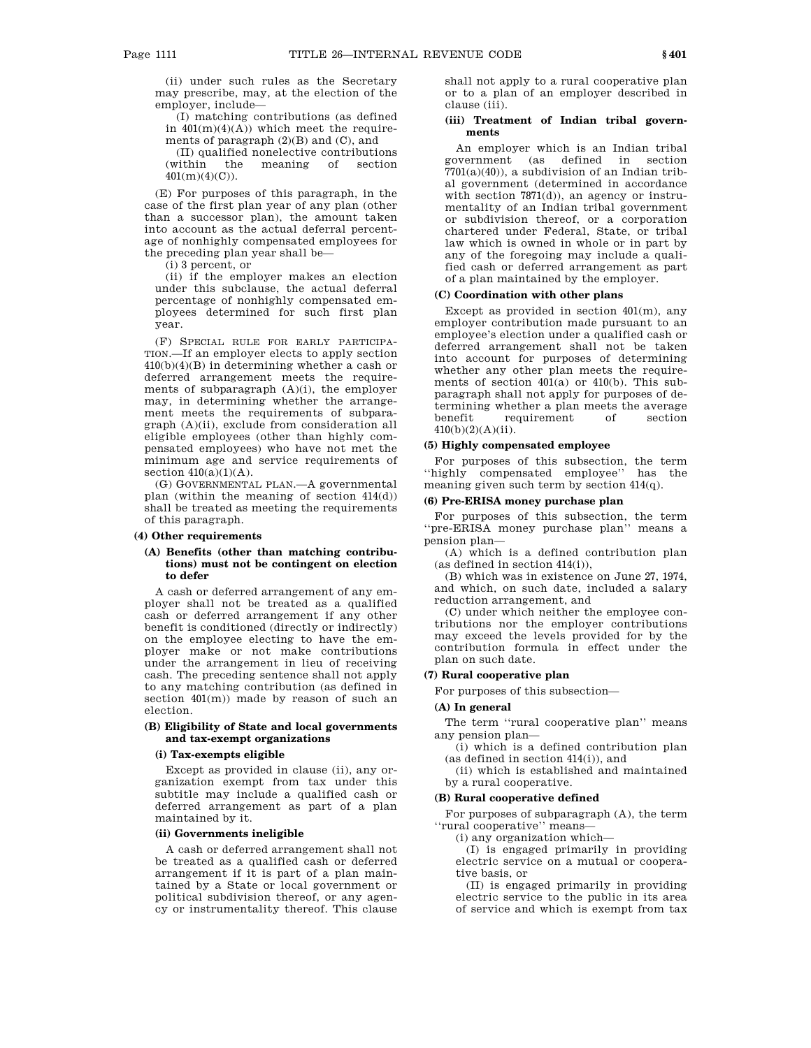(ii) under such rules as the Secretary may prescribe, may, at the election of the employer, include—

(I) matching contributions (as defined in 401(m)(4)(A)) which meet the requirements of paragraph (2)(B) and (C), and

(II) qualified nonelective contributions (within the meaning of section 401(m)(4)(C)).

(E) For purposes of this paragraph, in the case of the first plan year of any plan (other than a successor plan), the amount taken into account as the actual deferral percentage of nonhighly compensated employees for the preceding plan year shall be—

(i) 3 percent, or

(ii) if the employer makes an election under this subclause, the actual deferral percentage of nonhighly compensated employees determined for such first plan year.

(F) SPECIAL RULE FOR EARLY PARTICIPATION.—If an employer elects to apply section 410(b)(4)(B) in determining whether a cash or deferred arrangement meets the requirements of subparagraph (A)(i), the employer may, in determining whether the arrangement meets the requirements of subparagraph (A)(ii), exclude from consideration all eligible employees (other than highly compensated employees) who have not met the minimum age and service requirements of section 410(a)(1)(A).

(G) GOVERNMENTAL PLAN.—A governmental plan (within the meaning of section 414(d)) shall be treated as meeting the requirements of this paragraph.

**(4) Other requirements**

**(A) Benefits (other than matching contributions) must not be contingent on election to defer**

A cash or deferred arrangement of any employer shall not be treated as a qualified cash or deferred arrangement if any other benefit is conditioned (directly or indirectly) on the employee electing to have the employer make or not make contributions under the arrangement in lieu of receiving cash. The preceding sentence shall not apply to any matching contribution (as defined in section 401(m)) made by reason of such an election.

**(B) Eligibility of State and local governments and tax-exempt organizations**

**(i) Tax-exempts eligible**

Except as provided in clause (ii), any organization exempt from tax under this subtitle may include a qualified cash or deferred arrangement as part of a plan maintained by it.

**(ii) Governments ineligible**

A cash or deferred arrangement shall not be treated as a qualified cash or deferred arrangement if it is part of a plan maintained by a State or local government or political subdivision thereof, or any agency or instrumentality thereof. This clause shall not apply to a rural cooperative plan or to a plan of an employer described in clause (iii).

**(iii) Treatment of Indian tribal governments**

An employer which is an Indian tribal government (as defined in section 7701(a)(40)), a subdivision of an Indian tribal government (determined in accordance with section 7871(d)), an agency or instrumentality of an Indian tribal government or subdivision thereof, or a corporation chartered under Federal, State, or tribal law which is owned in whole or in part by any of the foregoing may include a qualified cash or deferred arrangement as part of a plan maintained by the employer.

**(C) Coordination with other plans**

Except as provided in section 401(m), any employer contribution made pursuant to an employee's election under a qualified cash or deferred arrangement shall not be taken into account for purposes of determining whether any other plan meets the requirements of section 401(a) or 410(b). This subparagraph shall not apply for purposes of determining whether a plan meets the average benefit requirement of section 410(b)(2)(A)(ii).

**(5) Highly compensated employee**

For purposes of this subsection, the term ''highly compensated employee'' has the meaning given such term by section 414(q).

**(6) Pre-ERISA money purchase plan**

For purposes of this subsection, the term ''pre-ERISA money purchase plan'' means a pension plan—

(A) which is a defined contribution plan (as defined in section 414(i)),

(B) which was in existence on June 27, 1974, and which, on such date, included a salary reduction arrangement, and

(C) under which neither the employee contributions nor the employer contributions may exceed the levels provided for by the contribution formula in effect under the plan on such date.

**(7) Rural cooperative plan**

For purposes of this subsection—

**(A) In general**

The term ''rural cooperative plan'' means any pension plan—

(i) which is a defined contribution plan (as defined in section 414(i)), and

(ii) which is established and maintained by a rural cooperative.

**(B) Rural cooperative defined**

For purposes of subparagraph (A), the term ''rural cooperative'' means—

(i) any organization which—

(I) is engaged primarily in providing electric service on a mutual or cooperative basis, or

(II) is engaged primarily in providing electric service to the public in its area of service and which is exempt from tax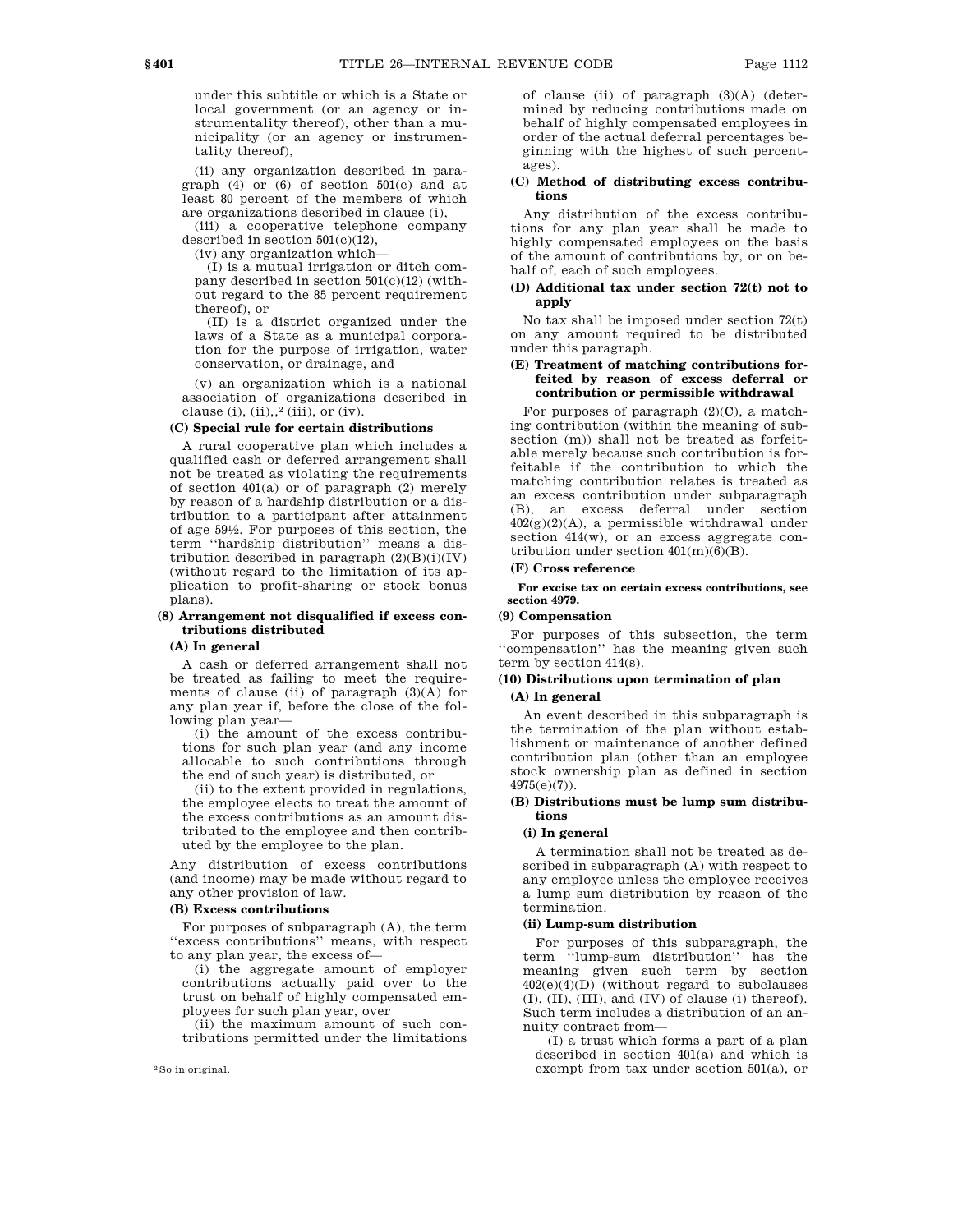under this subtitle or which is a State or local government (or an agency or instrumentality thereof), other than a municipality (or an agency or instrumentality thereof),

(ii) any organization described in paragraph (4) or (6) of section 501(c) and at least 80 percent of the members of which are organizations described in clause (i),

(iii) a cooperative telephone company described in section 501(c)(12),

(iv) any organization which—

(I) is a mutual irrigation or ditch company described in section 501(c)(12) (without regard to the 85 percent requirement thereof), or

(II) is a district organized under the laws of a State as a municipal corporation for the purpose of irrigation, water conservation, or drainage, and

(v) an organization which is a national association of organizations described in clause (i), (ii),,[2] (iii), or (iv).

**(C) Special rule for certain distributions**

A rural cooperative plan which includes a qualified cash or deferred arrangement shall not be treated as violating the requirements of section 401(a) or of paragraph (2) merely by reason of a hardship distribution or a distribution to a participant after attainment of age 59½. For purposes of this section, the term ''hardship distribution'' means a distribution described in paragraph (2)(B)(i)(IV) (without regard to the limitation of its application to profit-sharing or stock bonus plans).

**(8) Arrangement not disqualified if excess contributions distributed**

**(A) In general**

A cash or deferred arrangement shall not be treated as failing to meet the requirements of clause (ii) of paragraph (3)(A) for any plan year if, before the close of the following plan year—

(i) the amount of the excess contributions for such plan year (and any income allocable to such contributions through the end of such year) is distributed, or

(ii) to the extent provided in regulations, the employee elects to treat the amount of the excess contributions as an amount distributed to the employee and then contributed by the employee to the plan.

Any distribution of excess contributions (and income) may be made without regard to any other provision of law.

**(B) Excess contributions**

For purposes of subparagraph (A), the term ''excess contributions'' means, with respect to any plan year, the excess of—

(i) the aggregate amount of employer contributions actually paid over to the trust on behalf of highly compensated employees for such plan year, over

(ii) the maximum amount of such contributions permitted under the limitations of clause (ii) of paragraph (3)(A) (determined by reducing contributions made on behalf of highly compensated employees in order of the actual deferral percentages beginning with the highest of such percentages).

**(C) Method of distributing excess contributions**

Any distribution of the excess contributions for any plan year shall be made to highly compensated employees on the basis of the amount of contributions by, or on behalf of, each of such employees.

**(D) Additional tax under section 72(t) not to apply**

No tax shall be imposed under section 72(t) on any amount required to be distributed under this paragraph.

**(E) Treatment of matching contributions forfeited by reason of excess deferral or contribution or permissible withdrawal**

For purposes of paragraph (2)(C), a matching contribution (within the meaning of subsection (m)) shall not be treated as forfeitable merely because such contribution is forfeitable if the contribution to which the matching contribution relates is treated as an excess contribution under subparagraph (B), an excess deferral under section 402(g)(2)(A), a permissible withdrawal under section 414(w), or an excess aggregate contribution under section 401(m)(6)(B).

**(F) Cross reference**

**For excise tax on certain excess contributions, see section 4979.**

**(9) Compensation**

For purposes of this subsection, the term ''compensation'' has the meaning given such term by section 414(s).

**(10) Distributions upon termination of plan**

**(A) In general**

An event described in this subparagraph is the termination of the plan without establishment or maintenance of another defined contribution plan (other than an employee stock ownership plan as defined in section 4975(e)(7)).

**(B) Distributions must be lump sum distributions**

**(i) In general**

A termination shall not be treated as described in subparagraph (A) with respect to any employee unless the employee receives a lump sum distribution by reason of the termination.

**(ii) Lump-sum distribution**

For purposes of this subparagraph, the term ''lump-sum distribution'' has the meaning given such term by section 402(e)(4)(D) (without regard to subclauses (I), (II), (III), and (IV) of clause (i) thereof). Such term includes a distribution of an annuity contract from—

(I) a trust which forms a part of a plan described in section 401(a) and which is exempt from tax under section 501(a), or

---

[2] So in original.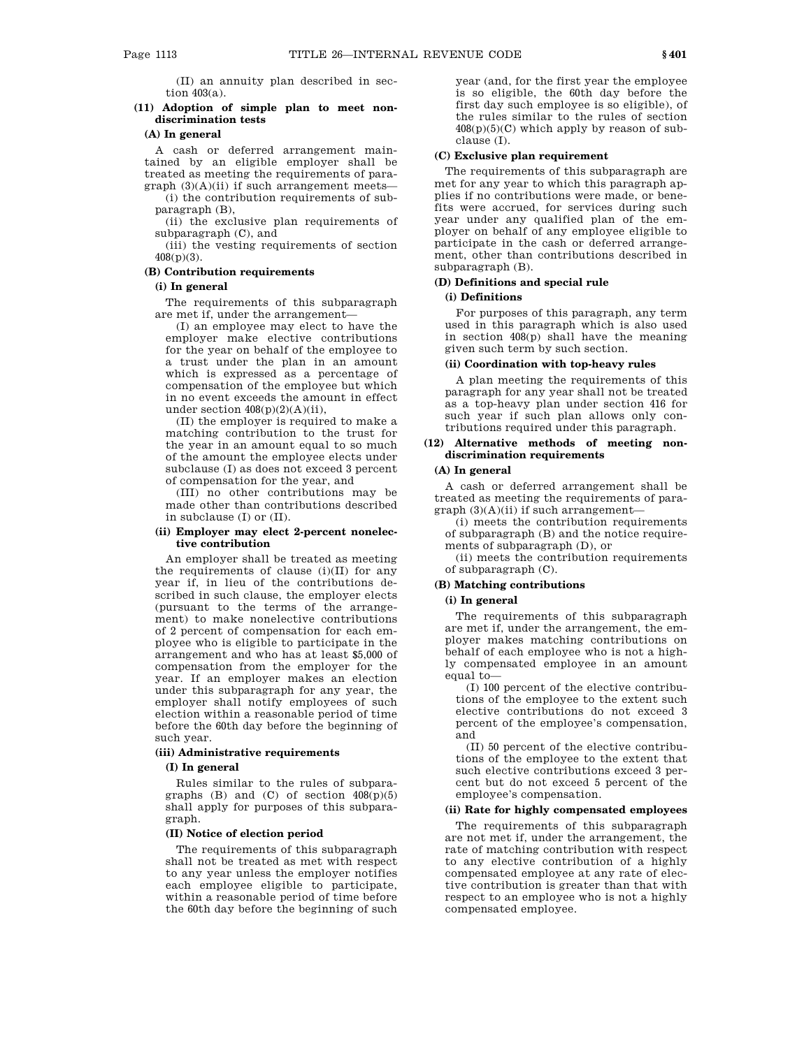(II) an annuity plan described in section 403(a).

**(11) Adoption of simple plan to meet nondiscrimination tests**

**(A) In general**

A cash or deferred arrangement maintained by an eligible employer shall be treated as meeting the requirements of paragraph (3)(A)(ii) if such arrangement meets—

(i) the contribution requirements of subparagraph (B),

(ii) the exclusive plan requirements of subparagraph (C), and

(iii) the vesting requirements of section 408(p)(3).

**(B) Contribution requirements**

**(i) In general**

The requirements of this subparagraph are met if, under the arrangement—

(I) an employee may elect to have the employer make elective contributions for the year on behalf of the employee to a trust under the plan in an amount which is expressed as a percentage of compensation of the employee but which in no event exceeds the amount in effect under section 408(p)(2)(A)(ii),

(II) the employer is required to make a matching contribution to the trust for the year in an amount equal to so much of the amount the employee elects under subclause (I) as does not exceed 3 percent of compensation for the year, and

(III) no other contributions may be made other than contributions described in subclause (I) or (II).

**(ii) Employer may elect 2-percent nonelective contribution**

An employer shall be treated as meeting the requirements of clause (i)(II) for any year if, in lieu of the contributions described in such clause, the employer elects (pursuant to the terms of the arrangement) to make nonelective contributions of 2 percent of compensation for each employee who is eligible to participate in the arrangement and who has at least $5,000 of compensation from the employer for the year. If an employer makes an election under this subparagraph for any year, the employer shall notify employees of such election within a reasonable period of time before the 60th day before the beginning of such year.

**(iii) Administrative requirements**

**(I) In general**

Rules similar to the rules of subparagraphs (B) and (C) of section 408(p)(5) shall apply for purposes of this subparagraph.

**(II) Notice of election period**

The requirements of this subparagraph shall not be treated as met with respect to any year unless the employer notifies each employee eligible to participate, within a reasonable period of time before the 60th day before the beginning of such year (and, for the first year the employee is so eligible, the 60th day before the first day such employee is so eligible), of the rules similar to the rules of section 408(p)(5)(C) which apply by reason of subclause (I).

**(C) Exclusive plan requirement**

The requirements of this subparagraph are met for any year to which this paragraph applies if no contributions were made, or benefits were accrued, for services during such year under any qualified plan of the employer on behalf of any employee eligible to participate in the cash or deferred arrangement, other than contributions described in subparagraph (B).

**(D) Definitions and special rule**

**(i) Definitions**

For purposes of this paragraph, any term used in this paragraph which is also used in section 408(p) shall have the meaning given such term by such section.

**(ii) Coordination with top-heavy rules**

A plan meeting the requirements of this paragraph for any year shall not be treated as a top-heavy plan under section 416 for such year if such plan allows only contributions required under this paragraph.

**(12) Alternative methods of meeting nondiscrimination requirements**

**(A) In general**

A cash or deferred arrangement shall be treated as meeting the requirements of paragraph (3)(A)(ii) if such arrangement—

(i) meets the contribution requirements of subparagraph (B) and the notice requirements of subparagraph (D), or

(ii) meets the contribution requirements of subparagraph (C).

**(B) Matching contributions**

**(i) In general**

The requirements of this subparagraph are met if, under the arrangement, the employer makes matching contributions on behalf of each employee who is not a highly compensated employee in an amount equal to—

(I) 100 percent of the elective contributions of the employee to the extent such elective contributions do not exceed 3 percent of the employee's compensation, and

(II) 50 percent of the elective contributions of the employee to the extent that such elective contributions exceed 3 percent but do not exceed 5 percent of the employee's compensation.

**(ii) Rate for highly compensated employees**

The requirements of this subparagraph are not met if, under the arrangement, the rate of matching contribution with respect to any elective contribution of a highly compensated employee at any rate of elective contribution is greater than that with respect to an employee who is not a highly compensated employee.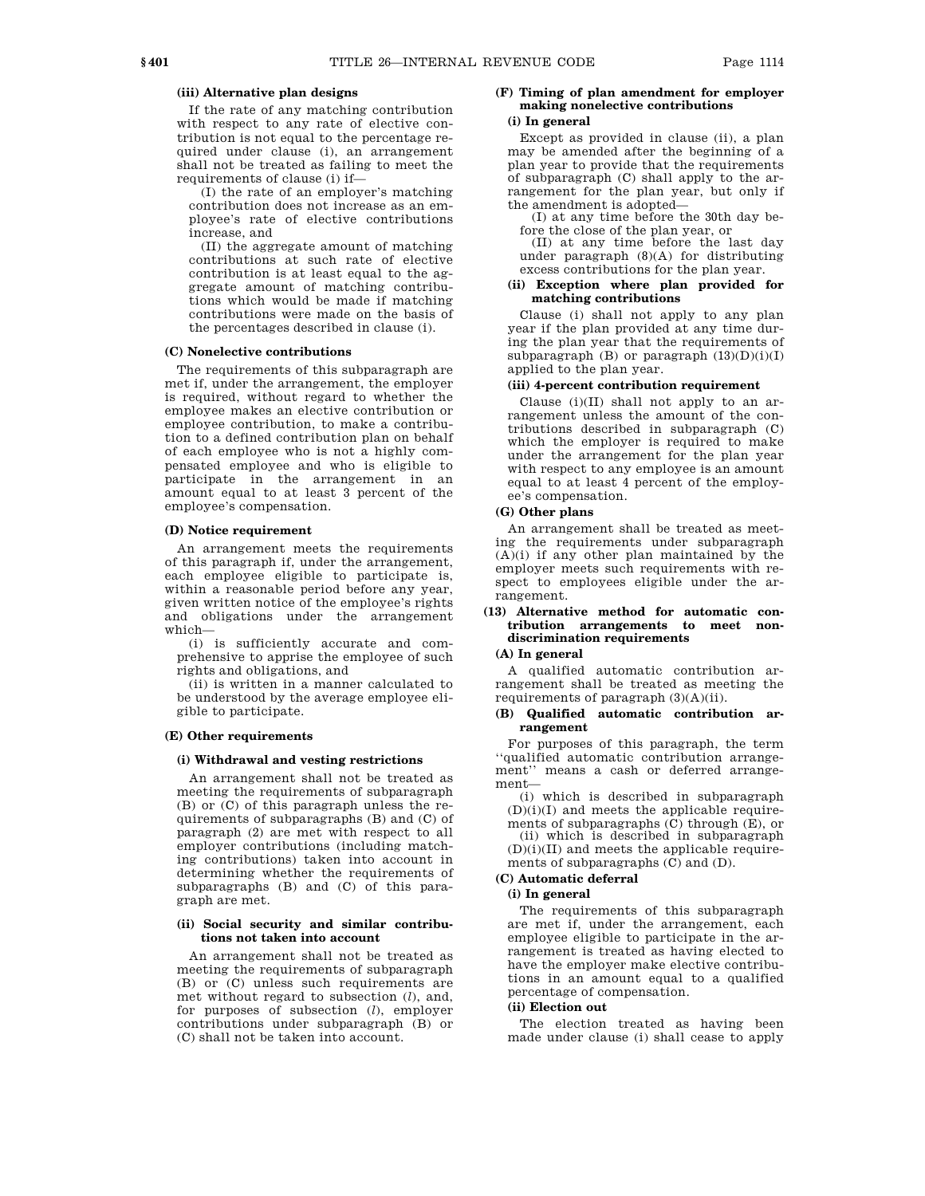**(iii) Alternative plan designs**

If the rate of any matching contribution with respect to any rate of elective contribution is not equal to the percentage required under clause (i), an arrangement shall not be treated as failing to meet the requirements of clause (i) if—

(I) the rate of an employer's matching contribution does not increase as an employee's rate of elective contributions increase, and

(II) the aggregate amount of matching contributions at such rate of elective contribution is at least equal to the aggregate amount of matching contributions which would be made if matching contributions were made on the basis of the percentages described in clause (i).

**(C) Nonelective contributions**

The requirements of this subparagraph are met if, under the arrangement, the employer is required, without regard to whether the employee makes an elective contribution or employee contribution, to make a contribution to a defined contribution plan on behalf of each employee who is not a highly compensated employee and who is eligible to participate in the arrangement in an amount equal to at least 3 percent of the employee's compensation.

**(D) Notice requirement**

An arrangement meets the requirements of this paragraph if, under the arrangement, each employee eligible to participate is, within a reasonable period before any year, given written notice of the employee's rights and obligations under the arrangement which—

(i) is sufficiently accurate and comprehensive to apprise the employee of such rights and obligations, and

(ii) is written in a manner calculated to be understood by the average employee eligible to participate.

**(E) Other requirements**

**(i) Withdrawal and vesting restrictions**

An arrangement shall not be treated as meeting the requirements of subparagraph (B) or (C) of this paragraph unless the requirements of subparagraphs (B) and (C) of paragraph (2) are met with respect to all employer contributions (including matching contributions) taken into account in determining whether the requirements of subparagraphs (B) and (C) of this paragraph are met.

**(ii) Social security and similar contributions not taken into account**

An arrangement shall not be treated as meeting the requirements of subparagraph (B) or (C) unless such requirements are met without regard to subsection (*l*), and, for purposes of subsection (*l*), employer contributions under subparagraph (B) or (C) shall not be taken into account.

**(F) Timing of plan amendment for employer making nonelective contributions**

**(i) In general**

Except as provided in clause (ii), a plan may be amended after the beginning of a plan year to provide that the requirements of subparagraph (C) shall apply to the arrangement for the plan year, but only if the amendment is adopted—

(I) at any time before the 30th day before the close of the plan year, or

(II) at any time before the last day under paragraph (8)(A) for distributing excess contributions for the plan year.

**(ii) Exception where plan provided for matching contributions**

Clause (i) shall not apply to any plan year if the plan provided at any time during the plan year that the requirements of subparagraph (B) or paragraph (13)(D)(i)(I) applied to the plan year.

**(iii) 4-percent contribution requirement**

Clause (i)(II) shall not apply to an arrangement unless the amount of the contributions described in subparagraph (C) which the employer is required to make under the arrangement for the plan year with respect to any employee is an amount equal to at least 4 percent of the employee's compensation.

**(G) Other plans**

An arrangement shall be treated as meeting the requirements under subparagraph (A)(i) if any other plan maintained by the employer meets such requirements with respect to employees eligible under the arrangement.

**(13) Alternative method for automatic contribution arrangements to meet nondiscrimination requirements**

**(A) In general**

A qualified automatic contribution arrangement shall be treated as meeting the requirements of paragraph (3)(A)(ii).

**(B) Qualified automatic contribution arrangement**

For purposes of this paragraph, the term ''qualified automatic contribution arrangement'' means a cash or deferred arrangement—

(i) which is described in subparagraph (D)(i)(I) and meets the applicable requirements of subparagraphs (C) through (E), or

(ii) which is described in subparagraph (D)(i)(II) and meets the applicable requirements of subparagraphs (C) and (D).

**(C) Automatic deferral**

**(i) In general**

The requirements of this subparagraph are met if, under the arrangement, each employee eligible to participate in the arrangement is treated as having elected to have the employer make elective contributions in an amount equal to a qualified percentage of compensation.

**(ii) Election out**

The election treated as having been made under clause (i) shall cease to apply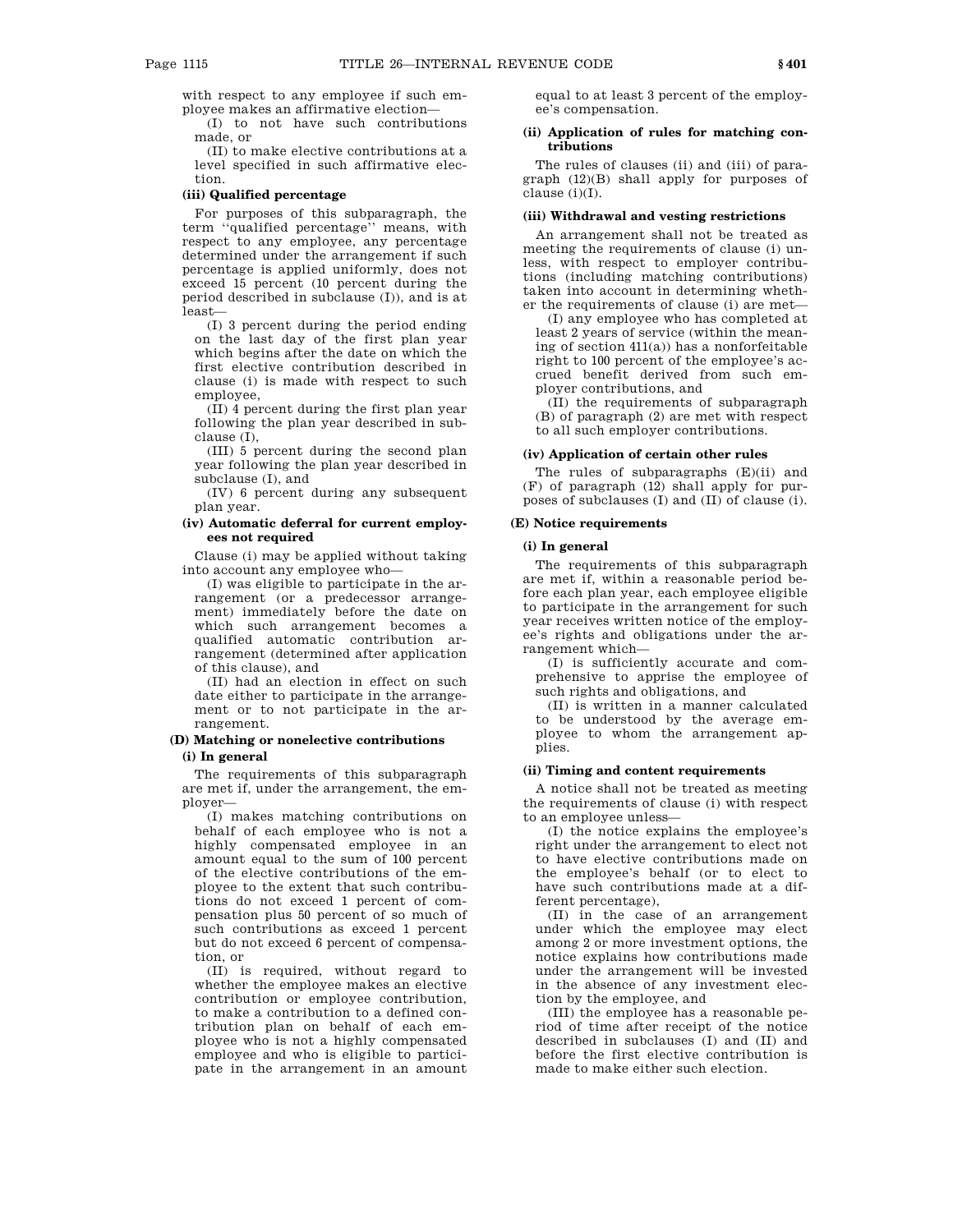with respect to any employee if such employee makes an affirmative election—

(I) to not have such contributions made, or

(II) to make elective contributions at a level specified in such affirmative election.

**(iii) Qualified percentage**

For purposes of this subparagraph, the term ''qualified percentage'' means, with respect to any employee, any percentage determined under the arrangement if such percentage is applied uniformly, does not exceed 15 percent (10 percent during the period described in subclause (I)), and is at least—

(I) 3 percent during the period ending on the last day of the first plan year which begins after the date on which the first elective contribution described in clause (i) is made with respect to such employee,

(II) 4 percent during the first plan year following the plan year described in subclause (I),

(III) 5 percent during the second plan year following the plan year described in subclause (I), and

(IV) 6 percent during any subsequent plan year.

**(iv) Automatic deferral for current employees not required**

Clause (i) may be applied without taking into account any employee who—

(I) was eligible to participate in the arrangement (or a predecessor arrangement) immediately before the date on which such arrangement becomes a qualified automatic contribution arrangement (determined after application of this clause), and

(II) had an election in effect on such date either to participate in the arrangement or to not participate in the arrangement.

**(D) Matching or nonelective contributions**

**(i) In general**

The requirements of this subparagraph are met if, under the arrangement, the employer—

(I) makes matching contributions on behalf of each employee who is not a highly compensated employee in an amount equal to the sum of 100 percent of the elective contributions of the employee to the extent that such contributions do not exceed 1 percent of compensation plus 50 percent of so much of such contributions as exceed 1 percent but do not exceed 6 percent of compensation, or

(II) is required, without regard to whether the employee makes an elective contribution or employee contribution, to make a contribution to a defined contribution plan on behalf of each employee who is not a highly compensated employee and who is eligible to participate in the arrangement in an amount equal to at least 3 percent of the employee's compensation.

**(ii) Application of rules for matching contributions**

The rules of clauses (ii) and (iii) of paragraph (12)(B) shall apply for purposes of clause (i)(I).

**(iii) Withdrawal and vesting restrictions**

An arrangement shall not be treated as meeting the requirements of clause (i) unless, with respect to employer contributions (including matching contributions) taken into account in determining whether the requirements of clause (i) are met—

(I) any employee who has completed at least 2 years of service (within the meaning of section 411(a)) has a nonforfeitable right to 100 percent of the employee's accrued benefit derived from such employer contributions, and

(II) the requirements of subparagraph (B) of paragraph (2) are met with respect to all such employer contributions.

**(iv) Application of certain other rules**

The rules of subparagraphs (E)(ii) and (F) of paragraph (12) shall apply for purposes of subclauses (I) and (II) of clause (i).

**(E) Notice requirements**

**(i) In general**

The requirements of this subparagraph are met if, within a reasonable period before each plan year, each employee eligible to participate in the arrangement for such year receives written notice of the employee's rights and obligations under the arrangement which—

(I) is sufficiently accurate and comprehensive to apprise the employee of such rights and obligations, and

(II) is written in a manner calculated to be understood by the average employee to whom the arrangement applies.

**(ii) Timing and content requirements**

A notice shall not be treated as meeting the requirements of clause (i) with respect to an employee unless—

(I) the notice explains the employee's right under the arrangement to elect not to have elective contributions made on the employee's behalf (or to elect to have such contributions made at a different percentage),

(II) in the case of an arrangement under which the employee may elect among 2 or more investment options, the notice explains how contributions made under the arrangement will be invested in the absence of any investment election by the employee, and

(III) the employee has a reasonable period of time after receipt of the notice described in subclauses (I) and (II) and before the first elective contribution is made to make either such election.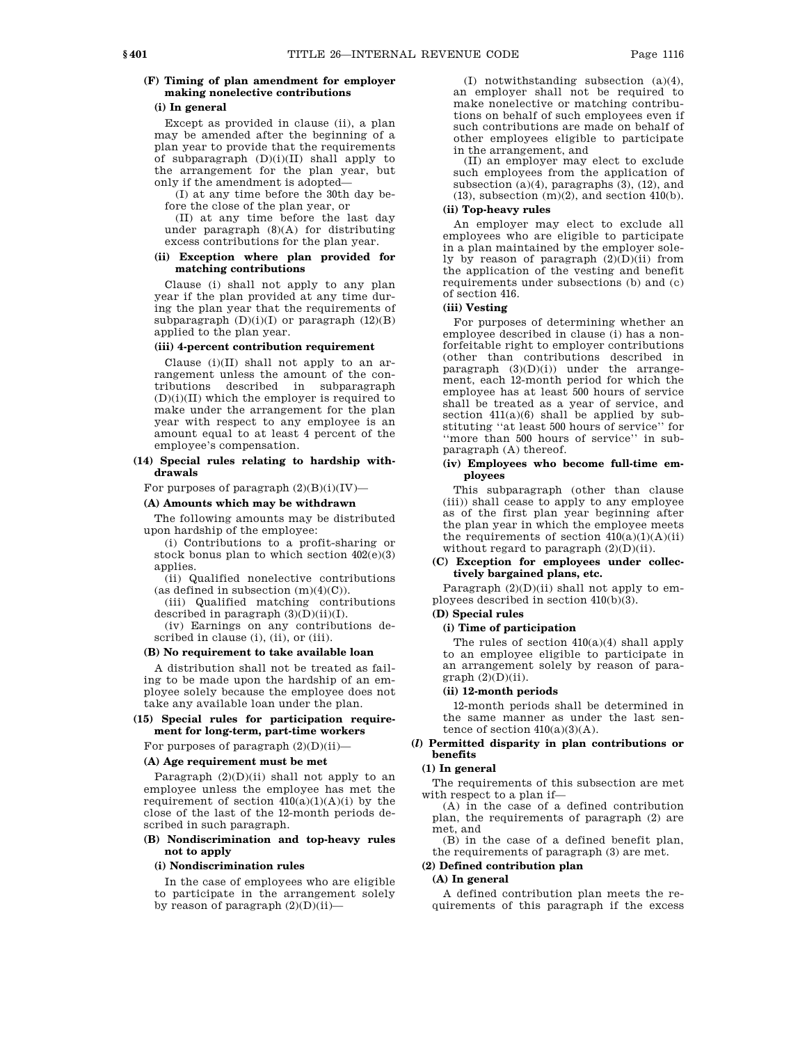**(F) Timing of plan amendment for employer making nonelective contributions**

**(i) In general**

Except as provided in clause (ii), a plan may be amended after the beginning of a plan year to provide that the requirements of subparagraph (D)(i)(II) shall apply to the arrangement for the plan year, but only if the amendment is adopted—

(I) at any time before the 30th day before the close of the plan year, or

(II) at any time before the last day under paragraph (8)(A) for distributing excess contributions for the plan year.

**(ii) Exception where plan provided for matching contributions**

Clause (i) shall not apply to any plan year if the plan provided at any time during the plan year that the requirements of subparagraph (D)(i)(I) or paragraph (12)(B) applied to the plan year.

**(iii) 4-percent contribution requirement**

Clause (i)(II) shall not apply to an arrangement unless the amount of the contributions described in subparagraph (D)(i)(II) which the employer is required to make under the arrangement for the plan year with respect to any employee is an amount equal to at least 4 percent of the employee's compensation.

**(14) Special rules relating to hardship withdrawals**

For purposes of paragraph (2)(B)(i)(IV)—

**(A) Amounts which may be withdrawn**

The following amounts may be distributed upon hardship of the employee:

(i) Contributions to a profit-sharing or stock bonus plan to which section 402(e)(3) applies.

(ii) Qualified nonelective contributions (as defined in subsection (m)(4)(C)).

(iii) Qualified matching contributions described in paragraph (3)(D)(ii)(I).

(iv) Earnings on any contributions described in clause (i), (ii), or (iii).

**(B) No requirement to take available loan**

A distribution shall not be treated as failing to be made upon the hardship of an employee solely because the employee does not take any available loan under the plan.

**(15) Special rules for participation requirement for long-term, part-time workers**

For purposes of paragraph (2)(D)(ii)—

**(A) Age requirement must be met**

Paragraph (2)(D)(ii) shall not apply to an employee unless the employee has met the requirement of section 410(a)(1)(A)(i) by the close of the last of the 12-month periods described in such paragraph.

**(B) Nondiscrimination and top-heavy rules not to apply**

**(i) Nondiscrimination rules**

In the case of employees who are eligible to participate in the arrangement solely by reason of paragraph (2)(D)(ii)—

(I) notwithstanding subsection (a)(4), an employer shall not be required to make nonelective or matching contributions on behalf of such employees even if such contributions are made on behalf of other employees eligible to participate in the arrangement, and

(II) an employer may elect to exclude such employees from the application of subsection (a)(4), paragraphs (3), (12), and (13), subsection (m)(2), and section 410(b).

**(ii) Top-heavy rules**

An employer may elect to exclude all employees who are eligible to participate in a plan maintained by the employer solely by reason of paragraph (2)(D)(ii) from the application of the vesting and benefit requirements under subsections (b) and (c) of section 416.

**(iii) Vesting**

For purposes of determining whether an employee described in clause (i) has a nonforfeitable right to employer contributions (other than contributions described in paragraph (3)(D)(i)) under the arrangement, each 12-month period for which the employee has at least 500 hours of service shall be treated as a year of service, and section 411(a)(6) shall be applied by substituting "at least 500 hours of service" for "more than 500 hours of service" in subparagraph (A) thereof.

**(iv) Employees who become full-time employees**

This subparagraph (other than clause (iii)) shall cease to apply to any employee as of the first plan year beginning after the plan year in which the employee meets the requirements of section 410(a)(1)(A)(ii) without regard to paragraph (2)(D)(ii).

**(C) Exception for employees under collectively bargained plans, etc.**

Paragraph (2)(D)(ii) shall not apply to employees described in section 410(b)(3).

**(D) Special rules**

**(i) Time of participation**

The rules of section 410(a)(4) shall apply to an employee eligible to participate in an arrangement solely by reason of paragraph (2)(D)(ii).

**(ii) 12-month periods**

12-month periods shall be determined in the same manner as under the last sentence of section 410(a)(3)(A).

**(*l*) Permitted disparity in plan contributions or benefits**

**(1) In general**

The requirements of this subsection are met with respect to a plan if—

(A) in the case of a defined contribution plan, the requirements of paragraph (2) are met, and

(B) in the case of a defined benefit plan, the requirements of paragraph (3) are met.

**(2) Defined contribution plan**

**(A) In general**

A defined contribution plan meets the requirements of this paragraph if the excess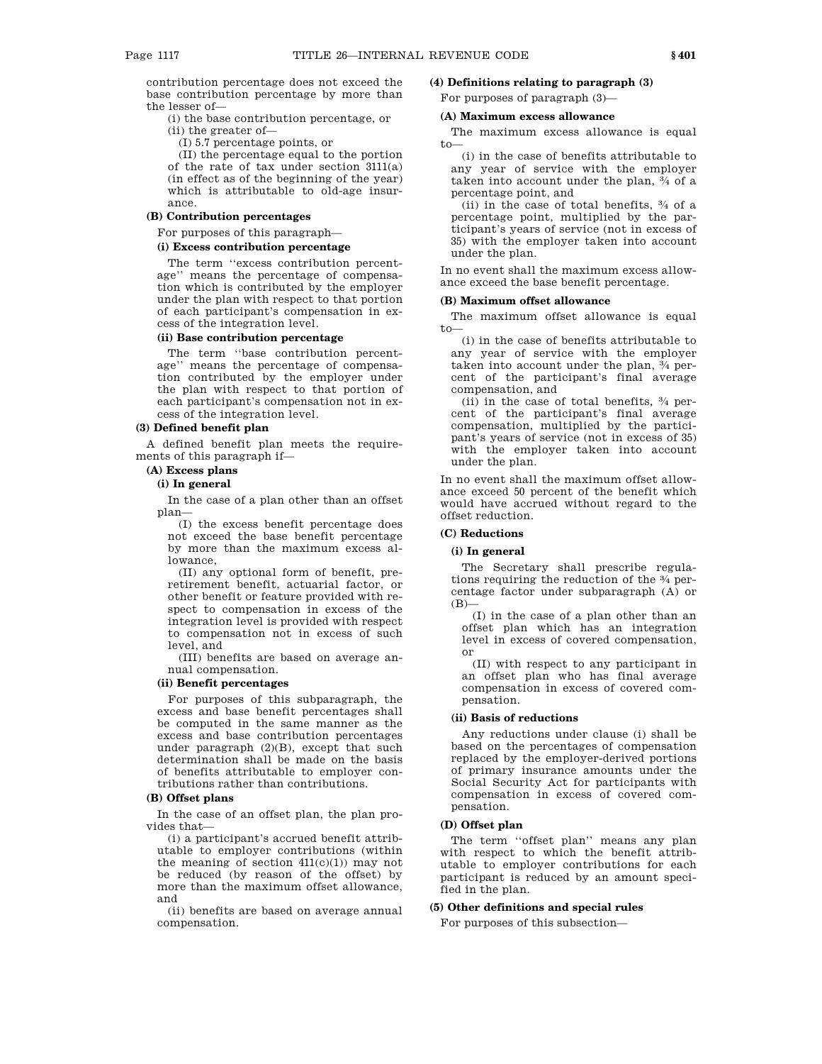contribution percentage does not exceed the base contribution percentage by more than the lesser of—

(i) the base contribution percentage, or

(ii) the greater of—

(I) 5.7 percentage points, or

(II) the percentage equal to the portion of the rate of tax under section 3111(a) (in effect as of the beginning of the year) which is attributable to old-age insurance.

**(B) Contribution percentages**

For purposes of this paragraph—

**(i) Excess contribution percentage**

The term ''excess contribution percentage'' means the percentage of compensation which is contributed by the employer under the plan with respect to that portion of each participant's compensation in excess of the integration level.

**(ii) Base contribution percentage**

The term ''base contribution percentage'' means the percentage of compensation contributed by the employer under the plan with respect to that portion of each participant's compensation not in excess of the integration level.

**(3) Defined benefit plan**

A defined benefit plan meets the requirements of this paragraph if—

**(A) Excess plans**

**(i) In general**

In the case of a plan other than an offset plan—

(I) the excess benefit percentage does not exceed the base benefit percentage by more than the maximum excess allowance,

(II) any optional form of benefit, preretirement benefit, actuarial factor, or other benefit or feature provided with respect to compensation in excess of the integration level is provided with respect to compensation not in excess of such level, and

(III) benefits are based on average annual compensation.

**(ii) Benefit percentages**

For purposes of this subparagraph, the excess and base benefit percentages shall be computed in the same manner as the excess and base contribution percentages under paragraph (2)(B), except that such determination shall be made on the basis of benefits attributable to employer contributions rather than contributions.

**(B) Offset plans**

In the case of an offset plan, the plan provides that—

(i) a participant's accrued benefit attributable to employer contributions (within the meaning of section 411(c)(1)) may not be reduced (by reason of the offset) by more than the maximum offset allowance, and

(ii) benefits are based on average annual compensation.

**(4) Definitions relating to paragraph (3)**

For purposes of paragraph (3)—

**(A) Maximum excess allowance**

The maximum excess allowance is equal to—

(i) in the case of benefits attributable to any year of service with the employer taken into account under the plan, ¾ of a percentage point, and

(ii) in the case of total benefits, ¾ of a percentage point, multiplied by the participant's years of service (not in excess of 35) with the employer taken into account under the plan.

In no event shall the maximum excess allowance exceed the base benefit percentage.

**(B) Maximum offset allowance**

The maximum offset allowance is equal to—

(i) in the case of benefits attributable to any year of service with the employer taken into account under the plan, ¾ percent of the participant's final average compensation, and

(ii) in the case of total benefits, ¾ percent of the participant's final average compensation, multiplied by the participant's years of service (not in excess of 35) with the employer taken into account under the plan.

In no event shall the maximum offset allowance exceed 50 percent of the benefit which would have accrued without regard to the offset reduction.

**(C) Reductions**

**(i) In general**

The Secretary shall prescribe regulations requiring the reduction of the ¾ percentage factor under subparagraph (A) or (B)—

(I) in the case of a plan other than an offset plan which has an integration level in excess of covered compensation, or

(II) with respect to any participant in an offset plan who has final average compensation in excess of covered compensation.

**(ii) Basis of reductions**

Any reductions under clause (i) shall be based on the percentages of compensation replaced by the employer-derived portions of primary insurance amounts under the Social Security Act for participants with compensation in excess of covered compensation.

**(D) Offset plan**

The term ''offset plan'' means any plan with respect to which the benefit attributable to employer contributions for each participant is reduced by an amount specified in the plan.

**(5) Other definitions and special rules**

For purposes of this subsection—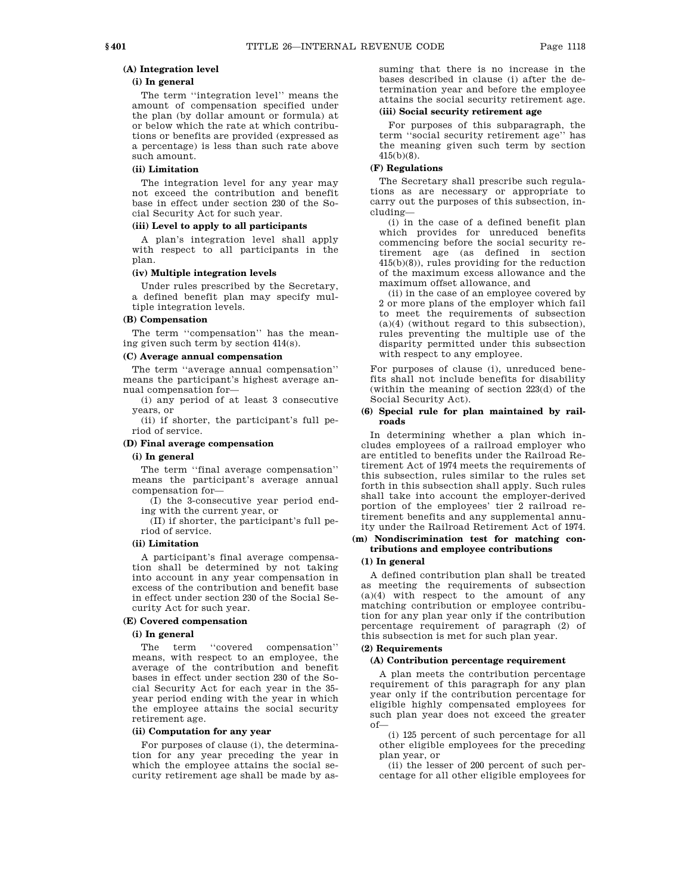**(A) Integration level**

**(i) In general**

The term ''integration level'' means the amount of compensation specified under the plan (by dollar amount or formula) at or below which the rate at which contributions or benefits are provided (expressed as a percentage) is less than such rate above such amount.

**(ii) Limitation**

The integration level for any year may not exceed the contribution and benefit base in effect under section 230 of the Social Security Act for such year.

**(iii) Level to apply to all participants**

A plan's integration level shall apply with respect to all participants in the plan.

**(iv) Multiple integration levels**

Under rules prescribed by the Secretary, a defined benefit plan may specify multiple integration levels.

**(B) Compensation**

The term ''compensation'' has the meaning given such term by section 414(s).

**(C) Average annual compensation**

The term ''average annual compensation'' means the participant's highest average annual compensation for—

(i) any period of at least 3 consecutive years, or

(ii) if shorter, the participant's full period of service.

**(D) Final average compensation**

**(i) In general**

The term ''final average compensation'' means the participant's average annual compensation for—

(I) the 3-consecutive year period ending with the current year, or

(II) if shorter, the participant's full period of service.

**(ii) Limitation**

A participant's final average compensation shall be determined by not taking into account in any year compensation in excess of the contribution and benefit base in effect under section 230 of the Social Security Act for such year.

**(E) Covered compensation**

**(i) In general**

The term ''covered compensation'' means, with respect to an employee, the average of the contribution and benefit bases in effect under section 230 of the Social Security Act for each year in the 35-year period ending with the year in which the employee attains the social security retirement age.

**(ii) Computation for any year**

For purposes of clause (i), the determination for any year preceding the year in which the employee attains the social security retirement age shall be made by assuming that there is no increase in the bases described in clause (i) after the determination year and before the employee attains the social security retirement age.

**(iii) Social security retirement age**

For purposes of this subparagraph, the term ''social security retirement age'' has the meaning given such term by section 415(b)(8).

**(F) Regulations**

The Secretary shall prescribe such regulations as are necessary or appropriate to carry out the purposes of this subsection, including—

(i) in the case of a defined benefit plan which provides for unreduced benefits commencing before the social security retirement age (as defined in section 415(b)(8)), rules providing for the reduction of the maximum excess allowance and the maximum offset allowance, and

(ii) in the case of an employee covered by 2 or more plans of the employer which fail to meet the requirements of subsection (a)(4) (without regard to this subsection), rules preventing the multiple use of the disparity permitted under this subsection with respect to any employee.

For purposes of clause (i), unreduced benefits shall not include benefits for disability (within the meaning of section 223(d) of the Social Security Act).

**(6) Special rule for plan maintained by railroads**

In determining whether a plan which includes employees of a railroad employer who are entitled to benefits under the Railroad Retirement Act of 1974 meets the requirements of this subsection, rules similar to the rules set forth in this subsection shall apply. Such rules shall take into account the employer-derived portion of the employees' tier 2 railroad retirement benefits and any supplemental annuity under the Railroad Retirement Act of 1974.

**(m) Nondiscrimination test for matching contributions and employee contributions**

**(1) In general**

A defined contribution plan shall be treated as meeting the requirements of subsection (a)(4) with respect to the amount of any matching contribution or employee contribution for any plan year only if the contribution percentage requirement of paragraph (2) of this subsection is met for such plan year.

**(2) Requirements**

**(A) Contribution percentage requirement**

A plan meets the contribution percentage requirement of this paragraph for any plan year only if the contribution percentage for eligible highly compensated employees for such plan year does not exceed the greater of—

(i) 125 percent of such percentage for all other eligible employees for the preceding plan year, or

(ii) the lesser of 200 percent of such percentage for all other eligible employees for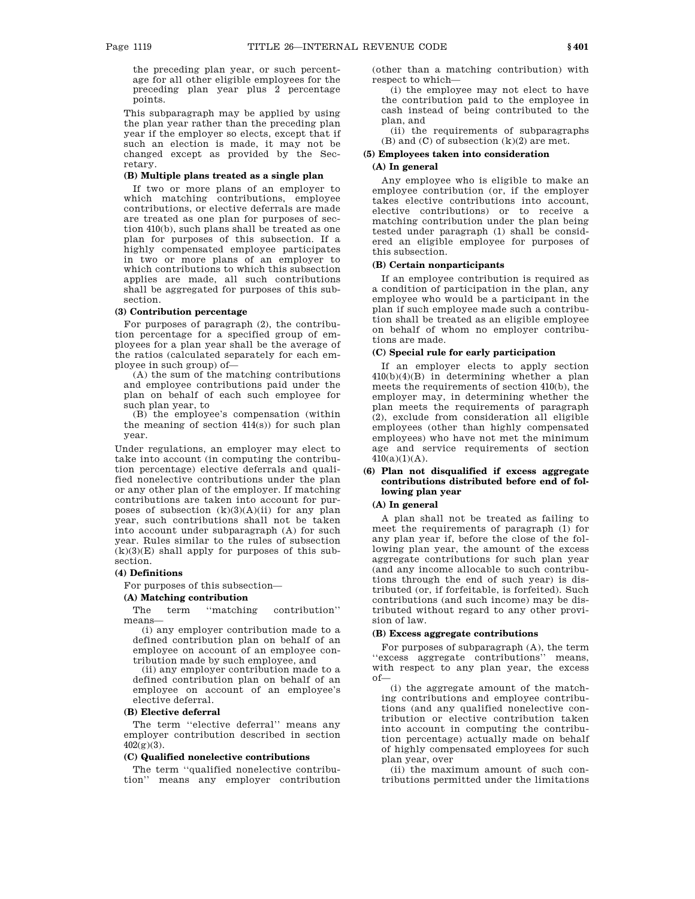the preceding plan year, or such percentage for all other eligible employees for the preceding plan year plus 2 percentage points.

This subparagraph may be applied by using the plan year rather than the preceding plan year if the employer so elects, except that if such an election is made, it may not be changed except as provided by the Secretary.

**(B) Multiple plans treated as a single plan**

If two or more plans of an employer to which matching contributions, employee contributions, or elective deferrals are made are treated as one plan for purposes of section 410(b), such plans shall be treated as one plan for purposes of this subsection. If a highly compensated employee participates in two or more plans of an employer to which contributions to which this subsection applies are made, all such contributions shall be aggregated for purposes of this subsection.

**(3) Contribution percentage**

For purposes of paragraph (2), the contribution percentage for a specified group of employees for a plan year shall be the average of the ratios (calculated separately for each employee in such group) of—

(A) the sum of the matching contributions and employee contributions paid under the plan on behalf of each such employee for such plan year, to

(B) the employee's compensation (within the meaning of section 414(s)) for such plan year.

Under regulations, an employer may elect to take into account (in computing the contribution percentage) elective deferrals and qualified nonelective contributions under the plan or any other plan of the employer. If matching contributions are taken into account for purposes of subsection (k)(3)(A)(ii) for any plan year, such contributions shall not be taken into account under subparagraph (A) for such year. Rules similar to the rules of subsection (k)(3)(E) shall apply for purposes of this subsection.

**(4) Definitions**

For purposes of this subsection—

**(A) Matching contribution**

The term ''matching contribution'' means—

(i) any employer contribution made to a defined contribution plan on behalf of an employee on account of an employee contribution made by such employee, and

(ii) any employer contribution made to a defined contribution plan on behalf of an employee on account of an employee's elective deferral.

**(B) Elective deferral**

The term ''elective deferral'' means any employer contribution described in section 402(g)(3).

**(C) Qualified nonelective contributions**

The term ''qualified nonelective contribution'' means any employer contribution (other than a matching contribution) with respect to which—

(i) the employee may not elect to have the contribution paid to the employee in cash instead of being contributed to the plan, and

(ii) the requirements of subparagraphs (B) and (C) of subsection (k)(2) are met.

**(5) Employees taken into consideration**

**(A) In general**

Any employee who is eligible to make an employee contribution (or, if the employer takes elective contributions into account, elective contributions) or to receive a matching contribution under the plan being tested under paragraph (1) shall be considered an eligible employee for purposes of this subsection.

**(B) Certain nonparticipants**

If an employee contribution is required as a condition of participation in the plan, any employee who would be a participant in the plan if such employee made such a contribution shall be treated as an eligible employee on behalf of whom no employer contributions are made.

**(C) Special rule for early participation**

If an employer elects to apply section 410(b)(4)(B) in determining whether a plan meets the requirements of section 410(b), the employer may, in determining whether the plan meets the requirements of paragraph (2), exclude from consideration all eligible employees (other than highly compensated employees) who have not met the minimum age and service requirements of section 410(a)(1)(A).

**(6) Plan not disqualified if excess aggregate contributions distributed before end of following plan year**

**(A) In general**

A plan shall not be treated as failing to meet the requirements of paragraph (1) for any plan year if, before the close of the following plan year, the amount of the excess aggregate contributions for such plan year (and any income allocable to such contributions through the end of such year) is distributed (or, if forfeitable, is forfeited). Such contributions (and such income) may be distributed without regard to any other provision of law.

**(B) Excess aggregate contributions**

For purposes of subparagraph (A), the term ''excess aggregate contributions'' means, with respect to any plan year, the excess of—

(i) the aggregate amount of the matching contributions and employee contributions (and any qualified nonelective contribution or elective contribution taken into account in computing the contribution percentage) actually made on behalf of highly compensated employees for such plan year, over

(ii) the maximum amount of such contributions permitted under the limitations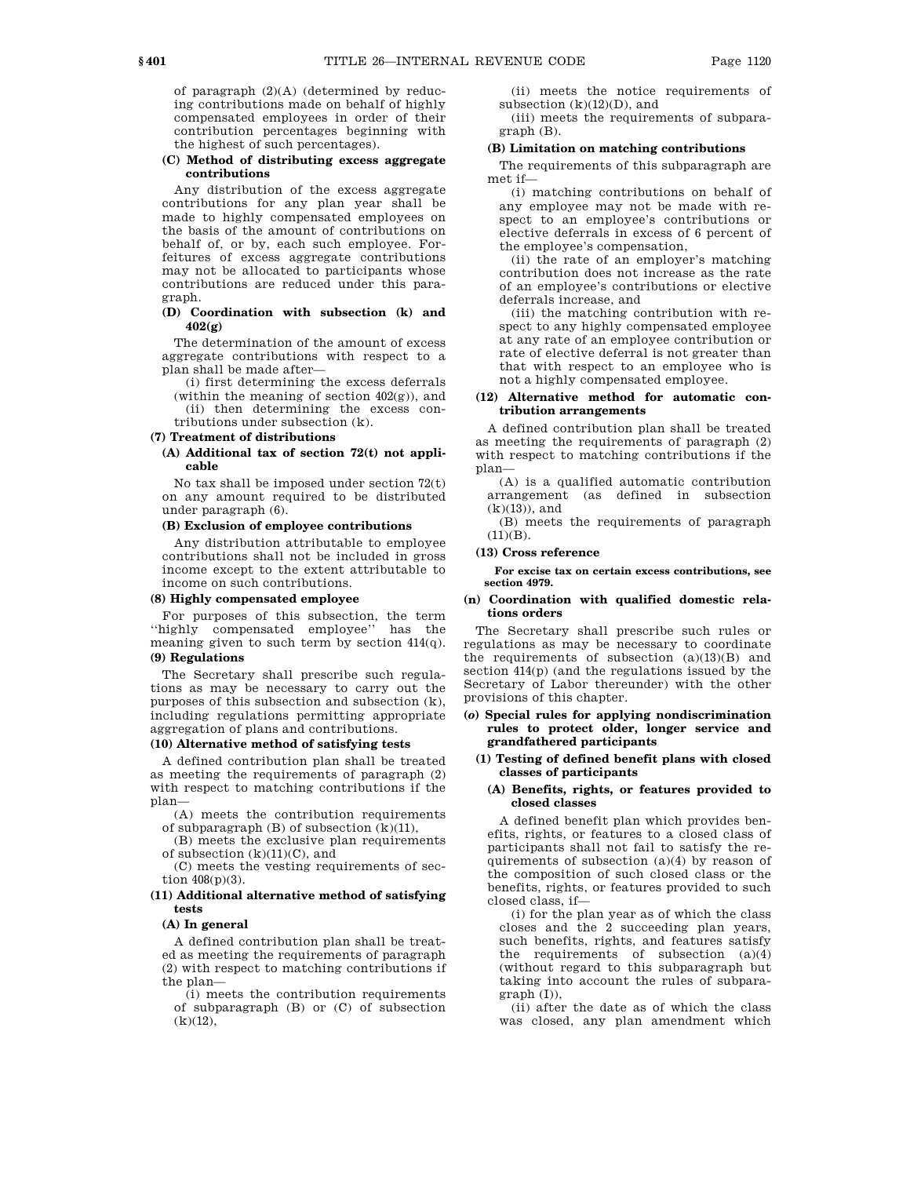of paragraph (2)(A) (determined by reducing contributions made on behalf of highly compensated employees in order of their contribution percentages beginning with the highest of such percentages).

**(C) Method of distributing excess aggregate contributions**

Any distribution of the excess aggregate contributions for any plan year shall be made to highly compensated employees on the basis of the amount of contributions on behalf of, or by, each such employee. Forfeitures of excess aggregate contributions may not be allocated to participants whose contributions are reduced under this paragraph.

**(D) Coordination with subsection (k) and 402(g)**

The determination of the amount of excess aggregate contributions with respect to a plan shall be made after—

(i) first determining the excess deferrals (within the meaning of section 402(g)), and

(ii) then determining the excess contributions under subsection (k).

**(7) Treatment of distributions**

**(A) Additional tax of section 72(t) not applicable**

No tax shall be imposed under section 72(t) on any amount required to be distributed under paragraph (6).

**(B) Exclusion of employee contributions**

Any distribution attributable to employee contributions shall not be included in gross income except to the extent attributable to income on such contributions.

**(8) Highly compensated employee**

For purposes of this subsection, the term "highly compensated employee" has the meaning given to such term by section 414(q).

**(9) Regulations**

The Secretary shall prescribe such regulations as may be necessary to carry out the purposes of this subsection and subsection (k), including regulations permitting appropriate aggregation of plans and contributions.

**(10) Alternative method of satisfying tests**

A defined contribution plan shall be treated as meeting the requirements of paragraph (2) with respect to matching contributions if the plan—

(A) meets the contribution requirements of subparagraph (B) of subsection (k)(11),

(B) meets the exclusive plan requirements of subsection (k)(11)(C), and

(C) meets the vesting requirements of section 408(p)(3).

**(11) Additional alternative method of satisfying tests**

**(A) In general**

A defined contribution plan shall be treated as meeting the requirements of paragraph (2) with respect to matching contributions if the plan—

(i) meets the contribution requirements of subparagraph (B) or (C) of subsection (k)(12),

(ii) meets the notice requirements of subsection (k)(12)(D), and

(iii) meets the requirements of subparagraph (B).

**(B) Limitation on matching contributions**

The requirements of this subparagraph are met if—

(i) matching contributions on behalf of any employee may not be made with respect to an employee's contributions or elective deferrals in excess of 6 percent of the employee's compensation,

(ii) the rate of an employer's matching contribution does not increase as the rate of an employee's contributions or elective deferrals increase, and

(iii) the matching contribution with respect to any highly compensated employee at any rate of an employee contribution or rate of elective deferral is not greater than that with respect to an employee who is not a highly compensated employee.

**(12) Alternative method for automatic contribution arrangements**

A defined contribution plan shall be treated as meeting the requirements of paragraph (2) with respect to matching contributions if the plan—

(A) is a qualified automatic contribution arrangement (as defined in subsection (k)(13)), and

(B) meets the requirements of paragraph (11)(B).

**(13) Cross reference**

**For excise tax on certain excess contributions, see section 4979.**

**(n) Coordination with qualified domestic relations orders**

The Secretary shall prescribe such rules or regulations as may be necessary to coordinate the requirements of subsection (a)(13)(B) and section 414(p) (and the regulations issued by the Secretary of Labor thereunder) with the other provisions of this chapter.

**(*o*) Special rules for applying nondiscrimination rules to protect older, longer service and grandfathered participants**

**(1) Testing of defined benefit plans with closed classes of participants**

**(A) Benefits, rights, or features provided to closed classes**

A defined benefit plan which provides benefits, rights, or features to a closed class of participants shall not fail to satisfy the requirements of subsection (a)(4) by reason of the composition of such closed class or the benefits, rights, or features provided to such closed class, if—

(i) for the plan year as of which the class closes and the 2 succeeding plan years, such benefits, rights, and features satisfy the requirements of subsection (a)(4) (without regard to this subparagraph but taking into account the rules of subparagraph (I)),

(ii) after the date as of which the class was closed, any plan amendment which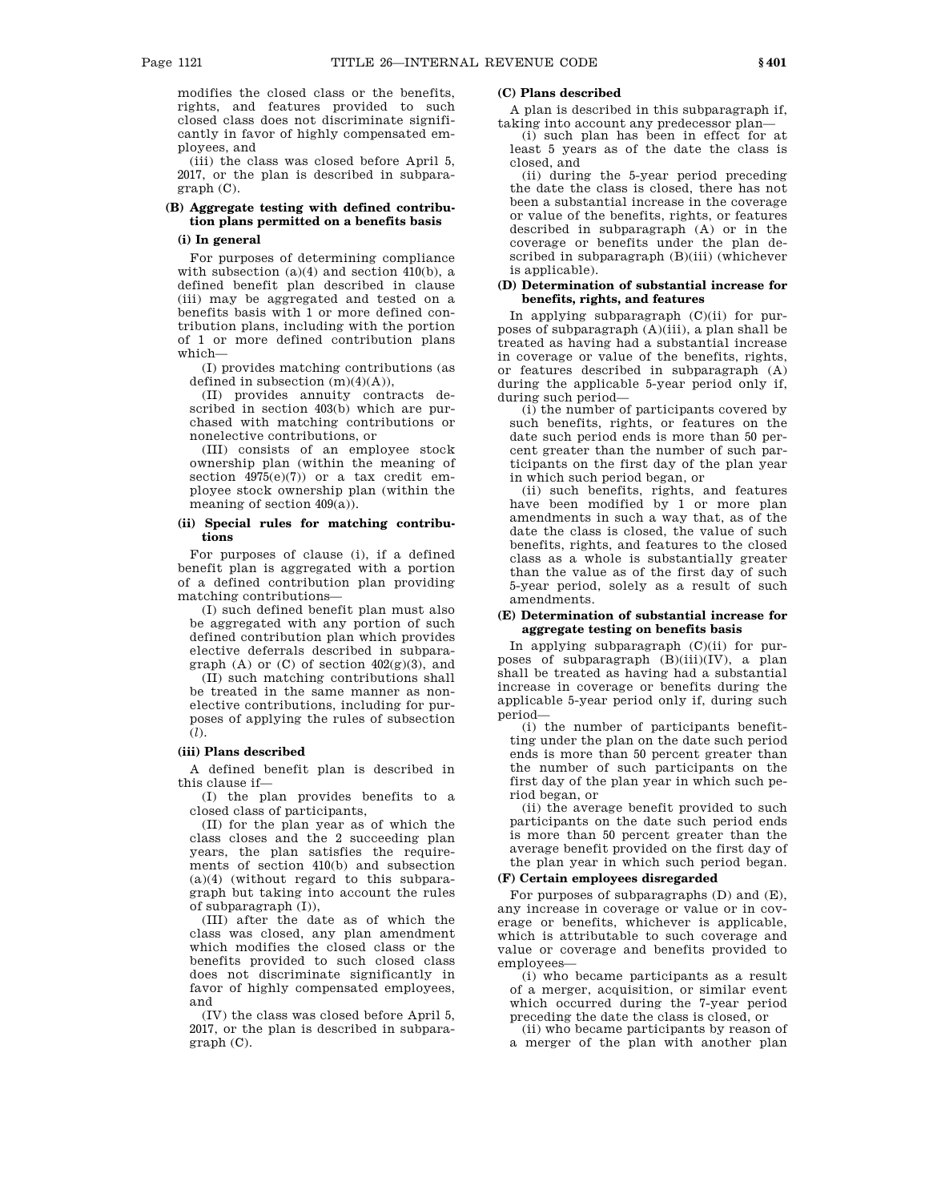modifies the closed class or the benefits, rights, and features provided to such closed class does not discriminate significantly in favor of highly compensated employees, and

(iii) the class was closed before April 5, 2017, or the plan is described in subparagraph (C).

**(B) Aggregate testing with defined contribution plans permitted on a benefits basis**

**(i) In general**

For purposes of determining compliance with subsection (a)(4) and section 410(b), a defined benefit plan described in clause (iii) may be aggregated and tested on a benefits basis with 1 or more defined contribution plans, including with the portion of 1 or more defined contribution plans which—

(I) provides matching contributions (as defined in subsection (m)(4)(A)),

(II) provides annuity contracts described in section 403(b) which are purchased with matching contributions or nonelective contributions, or

(III) consists of an employee stock ownership plan (within the meaning of section 4975(e)(7)) or a tax credit employee stock ownership plan (within the meaning of section 409(a)).

**(ii) Special rules for matching contributions**

For purposes of clause (i), if a defined benefit plan is aggregated with a portion of a defined contribution plan providing matching contributions—

(I) such defined benefit plan must also be aggregated with any portion of such defined contribution plan which provides elective deferrals described in subparagraph (A) or (C) of section 402(g)(3), and

(II) such matching contributions shall be treated in the same manner as nonelective contributions, including for purposes of applying the rules of subsection (*l*).

**(iii) Plans described**

A defined benefit plan is described in this clause if—

(I) the plan provides benefits to a closed class of participants,

(II) for the plan year as of which the class closes and the 2 succeeding plan years, the plan satisfies the requirements of section 410(b) and subsection (a)(4) (without regard to this subparagraph but taking into account the rules of subparagraph (I)),

(III) after the date as of which the class was closed, any plan amendment which modifies the closed class or the benefits provided to such closed class does not discriminate significantly in favor of highly compensated employees, and

(IV) the class was closed before April 5, 2017, or the plan is described in subparagraph (C).

**(C) Plans described**

A plan is described in this subparagraph if, taking into account any predecessor plan—

(i) such plan has been in effect for at least 5 years as of the date the class is closed, and

(ii) during the 5-year period preceding the date the class is closed, there has not been a substantial increase in the coverage or value of the benefits, rights, or features described in subparagraph (A) or in the coverage or benefits under the plan described in subparagraph (B)(iii) (whichever is applicable).

**(D) Determination of substantial increase for benefits, rights, and features**

In applying subparagraph (C)(ii) for purposes of subparagraph (A)(iii), a plan shall be treated as having had a substantial increase in coverage or value of the benefits, rights, or features described in subparagraph (A) during the applicable 5-year period only if, during such period—

(i) the number of participants covered by such benefits, rights, or features on the date such period ends is more than 50 percent greater than the number of such participants on the first day of the plan year in which such period began, or

(ii) such benefits, rights, and features have been modified by 1 or more plan amendments in such a way that, as of the date the class is closed, the value of such benefits, rights, and features to the closed class as a whole is substantially greater than the value as of the first day of such 5-year period, solely as a result of such amendments.

**(E) Determination of substantial increase for aggregate testing on benefits basis**

In applying subparagraph (C)(ii) for purposes of subparagraph (B)(iii)(IV), a plan shall be treated as having had a substantial increase in coverage or benefits during the applicable 5-year period only if, during such period—

(i) the number of participants benefitting under the plan on the date such period ends is more than 50 percent greater than the number of such participants on the first day of the plan year in which such period began, or

(ii) the average benefit provided to such participants on the date such period ends is more than 50 percent greater than the average benefit provided on the first day of the plan year in which such period began.

**(F) Certain employees disregarded**

For purposes of subparagraphs (D) and (E), any increase in coverage or value or in coverage or benefits, whichever is applicable, which is attributable to such coverage and value or coverage and benefits provided to employees—

(i) who became participants as a result of a merger, acquisition, or similar event which occurred during the 7-year period preceding the date the class is closed, or

(ii) who became participants by reason of a merger of the plan with another plan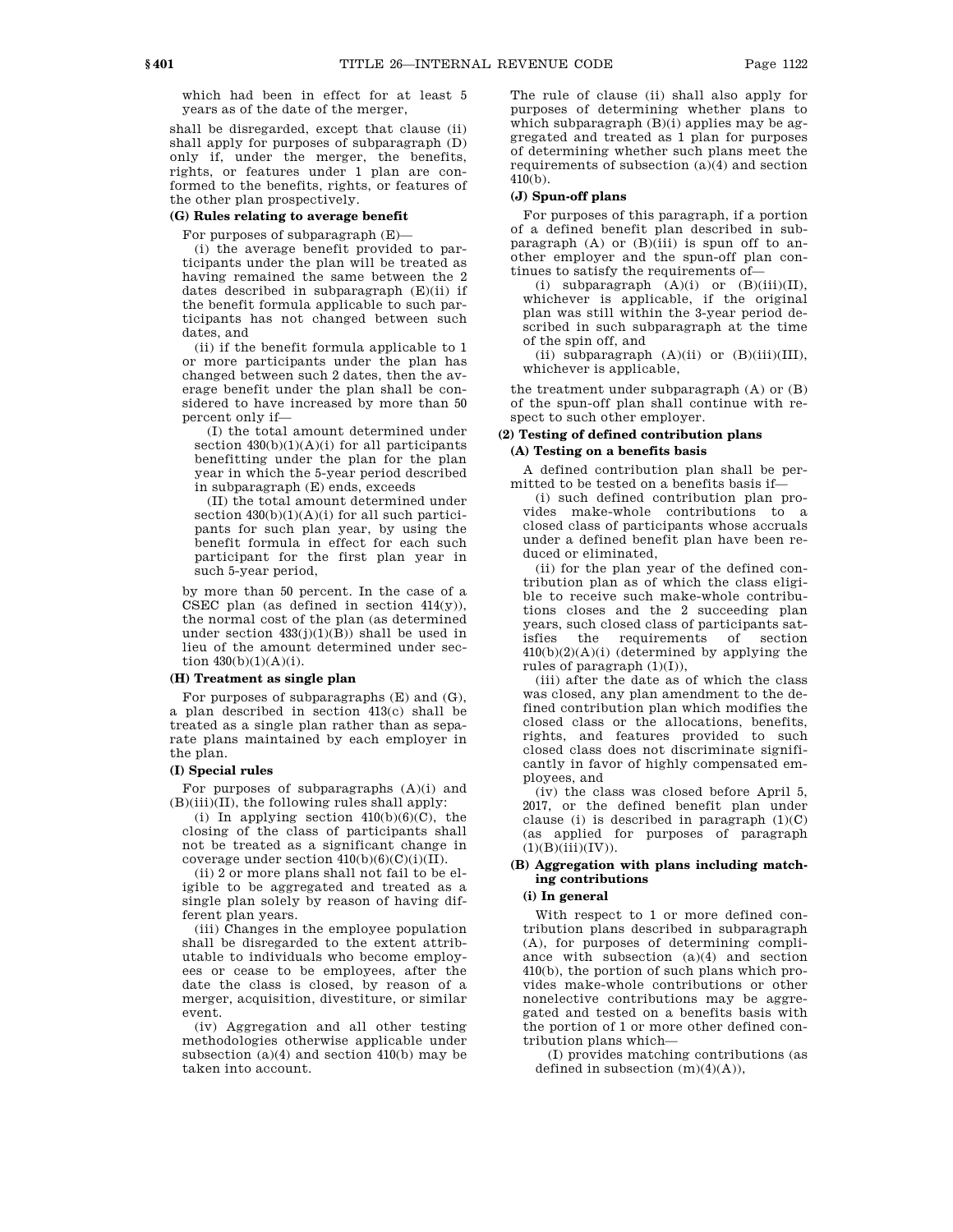which had been in effect for at least 5 years as of the date of the merger,

shall be disregarded, except that clause (ii) shall apply for purposes of subparagraph (D) only if, under the merger, the benefits, rights, or features under 1 plan are conformed to the benefits, rights, or features of the other plan prospectively.

**(G) Rules relating to average benefit**

For purposes of subparagraph (E)—

(i) the average benefit provided to participants under the plan will be treated as having remained the same between the 2 dates described in subparagraph (E)(ii) if the benefit formula applicable to such participants has not changed between such dates, and

(ii) if the benefit formula applicable to 1 or more participants under the plan has changed between such 2 dates, then the average benefit under the plan shall be considered to have increased by more than 50 percent only if—

(I) the total amount determined under section 430(b)(1)(A)(i) for all participants benefitting under the plan for the plan year in which the 5-year period described in subparagraph (E) ends, exceeds

(II) the total amount determined under section 430(b)(1)(A)(i) for all such participants for such plan year, by using the benefit formula in effect for each such participant for the first plan year in such 5-year period,

by more than 50 percent. In the case of a CSEC plan (as defined in section 414(y)), the normal cost of the plan (as determined under section 433(j)(1)(B)) shall be used in lieu of the amount determined under section 430(b)(1)(A)(i).

**(H) Treatment as single plan**

For purposes of subparagraphs (E) and (G), a plan described in section 413(c) shall be treated as a single plan rather than as separate plans maintained by each employer in the plan.

**(I) Special rules**

For purposes of subparagraphs (A)(i) and (B)(iii)(II), the following rules shall apply:

(i) In applying section 410(b)(6)(C), the closing of the class of participants shall not be treated as a significant change in coverage under section 410(b)(6)(C)(i)(II).

(ii) 2 or more plans shall not fail to be eligible to be aggregated and treated as a single plan solely by reason of having different plan years.

(iii) Changes in the employee population shall be disregarded to the extent attributable to individuals who become employees or cease to be employees, after the date the class is closed, by reason of a merger, acquisition, divestiture, or similar event.

(iv) Aggregation and all other testing methodologies otherwise applicable under subsection (a)(4) and section 410(b) may be taken into account.

The rule of clause (ii) shall also apply for purposes of determining whether plans to which subparagraph (B)(i) applies may be aggregated and treated as 1 plan for purposes of determining whether such plans meet the requirements of subsection (a)(4) and section 410(b).

**(J) Spun-off plans**

For purposes of this paragraph, if a portion of a defined benefit plan described in subparagraph (A) or (B)(iii) is spun off to another employer and the spun-off plan continues to satisfy the requirements of—

(i) subparagraph (A)(i) or (B)(iii)(II), whichever is applicable, if the original plan was still within the 3-year period described in such subparagraph at the time of the spin off, and

(ii) subparagraph (A)(ii) or (B)(iii)(III), whichever is applicable,

the treatment under subparagraph (A) or (B) of the spun-off plan shall continue with respect to such other employer.

**(2) Testing of defined contribution plans**

**(A) Testing on a benefits basis**

A defined contribution plan shall be permitted to be tested on a benefits basis if—

(i) such defined contribution plan provides make-whole contributions to a closed class of participants whose accruals under a defined benefit plan have been reduced or eliminated,

(ii) for the plan year of the defined contribution plan as of which the class eligible to receive such make-whole contributions closes and the 2 succeeding plan years, such closed class of participants satisfies the requirements of section 410(b)(2)(A)(i) (determined by applying the rules of paragraph (1)(I)),

(iii) after the date as of which the class was closed, any plan amendment to the defined contribution plan which modifies the closed class or the allocations, benefits, rights, and features provided to such closed class does not discriminate significantly in favor of highly compensated employees, and

(iv) the class was closed before April 5, 2017, or the defined benefit plan under clause (i) is described in paragraph (1)(C) (as applied for purposes of paragraph (1)(B)(iii)(IV)).

**(B) Aggregation with plans including matching contributions**

**(i) In general**

With respect to 1 or more defined contribution plans described in subparagraph (A), for purposes of determining compliance with subsection (a)(4) and section 410(b), the portion of such plans which provides make-whole contributions or other nonelective contributions may be aggregated and tested on a benefits basis with the portion of 1 or more other defined contribution plans which—

(I) provides matching contributions (as defined in subsection (m)(4)(A)),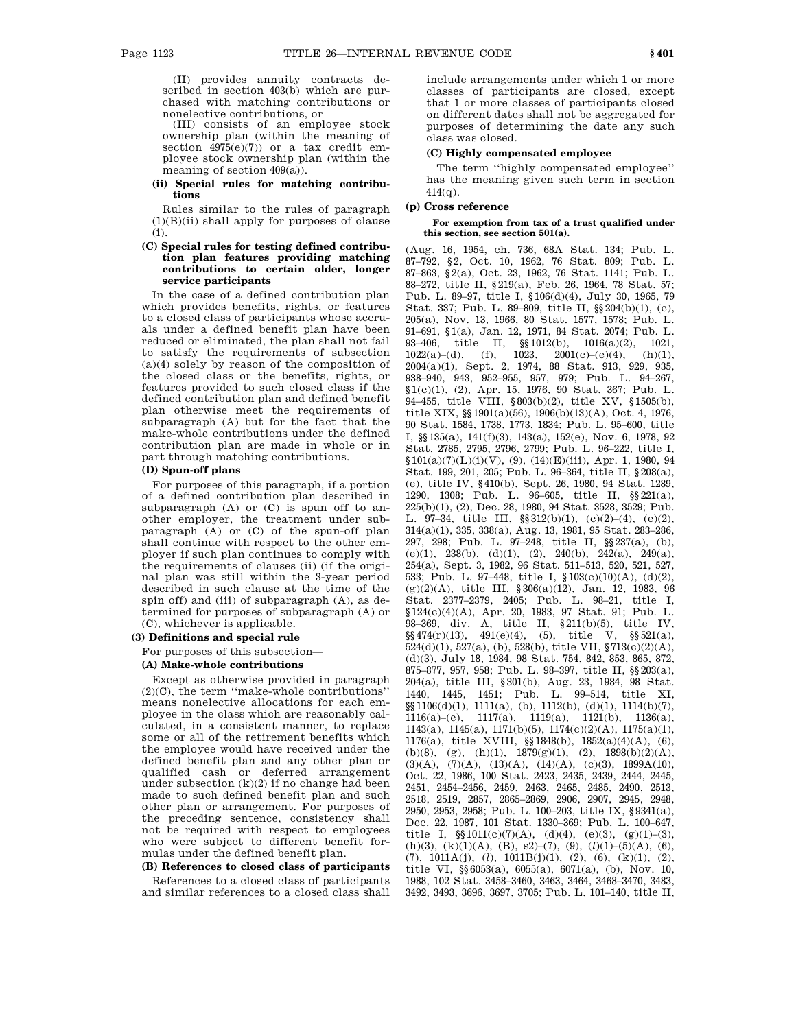(II) provides annuity contracts described in section 403(b) which are purchased with matching contributions or nonelective contributions, or

(III) consists of an employee stock ownership plan (within the meaning of section 4975(e)(7)) or a tax credit employee stock ownership plan (within the meaning of section 409(a)).

**(ii) Special rules for matching contributions**

Rules similar to the rules of paragraph (1)(B)(ii) shall apply for purposes of clause (i).

**(C) Special rules for testing defined contribution plan features providing matching contributions to certain older, longer service participants**

In the case of a defined contribution plan which provides benefits, rights, or features to a closed class of participants whose accruals under a defined benefit plan have been reduced or eliminated, the plan shall not fail to satisfy the requirements of subsection (a)(4) solely by reason of the composition of the closed class or the benefits, rights, or features provided to such closed class if the defined contribution plan and defined benefit plan otherwise meet the requirements of subparagraph (A) but for the fact that the make-whole contributions under the defined contribution plan are made in whole or in part through matching contributions.

**(D) Spun-off plans**

For purposes of this paragraph, if a portion of a defined contribution plan described in subparagraph (A) or (C) is spun off to another employer, the treatment under subparagraph (A) or (C) of the spun-off plan shall continue with respect to the other employer if such plan continues to comply with the requirements of clauses (ii) (if the original plan was still within the 3-year period described in such clause at the time of the spin off) and (iii) of subparagraph (A), as determined for purposes of subparagraph (A) or (C), whichever is applicable.

**(3) Definitions and special rule**

For purposes of this subsection—

**(A) Make-whole contributions**

Except as otherwise provided in paragraph (2)(C), the term ''make-whole contributions'' means nonelective allocations for each employee in the class which are reasonably calculated, in a consistent manner, to replace some or all of the retirement benefits which the employee would have received under the defined benefit plan and any other plan or qualified cash or deferred arrangement under subsection (k)(2) if no change had been made to such defined benefit plan and such other plan or arrangement. For purposes of the preceding sentence, consistency shall not be required with respect to employees who were subject to different benefit formulas under the defined benefit plan.

**(B) References to closed class of participants**

References to a closed class of participants and similar references to a closed class shall include arrangements under which 1 or more classes of participants are closed, except that 1 or more classes of participants closed on different dates shall not be aggregated for purposes of determining the date any such class was closed.

**(C) Highly compensated employee**

The term ''highly compensated employee'' has the meaning given such term in section 414(q).

**(p) Cross reference**

**For exemption from tax of a trust qualified under this section, see section 501(a).**

(Aug. 16, 1954, ch. 736, 68A Stat. 134; Pub. L. 87–792, §2, Oct. 10, 1962, 76 Stat. 809; Pub. L. 87–863, §2(a), Oct. 23, 1962, 76 Stat. 1141; Pub. L. 88–272, title II, §219(a), Feb. 26, 1964, 78 Stat. 57; Pub. L. 89–97, title I, §106(d)(4), July 30, 1965, 79 Stat. 337; Pub. L. 89–809, title II, §§204(b)(1), (c), 205(a), Nov. 13, 1966, 80 Stat. 1577, 1578; Pub. L. 91–691, §1(a), Jan. 12, 1971, 84 Stat. 2074; Pub. L. 93–406, title II, §§1012(b), 1016(a)(2), 1021, 1022(a)–(d), (f), 1023, 2001(c)–(e)(4), (h)(1), 2004(a)(1), Sept. 2, 1974, 88 Stat. 913, 929, 935, 938–940, 943, 952–955, 957, 979; Pub. L. 94–267, §1(c)(1), (2), Apr. 15, 1976, 90 Stat. 367; Pub. L. 94–455, title VIII, §803(b)(2), title XV, §1505(b), title XIX, §§1901(a)(56), 1906(b)(13)(A), Oct. 4, 1976, 90 Stat. 1584, 1738, 1773, 1834; Pub. L. 95–600, title I, §§135(a), 141(f)(3), 143(a), 152(e), Nov. 6, 1978, 92 Stat. 2785, 2795, 2796, 2799; Pub. L. 96–222, title I, §101(a)(7)(L)(i)(V), (9), (14)(E)(iii), Apr. 1, 1980, 94 Stat. 199, 201, 205; Pub. L. 96–364, title II, §208(a), (e), title IV, §410(b), Sept. 26, 1980, 94 Stat. 1289, 1290, 1308; Pub. L. 96–605, title II, §§221(a), 225(b)(1), (2), Dec. 28, 1980, 94 Stat. 3528, 3529; Pub. L. 97–34, title III, §§312(b)(1), (c)(2)–(4), (e)(2), 314(a)(1), 335, 338(a), Aug. 13, 1981, 95 Stat. 283–286, 297, 298; Pub. L. 97–248, title II, §§237(a), (b), (e)(1), 238(b), (d)(1), (2), 240(b), 242(a), 249(a), 254(a), Sept. 3, 1982, 96 Stat. 511–513, 520, 521, 527, 533; Pub. L. 97–448, title I, §103(c)(10)(A), (d)(2), (g)(2)(A), title III, §306(a)(12), Jan. 12, 1983, 96 Stat. 2377–2379, 2405; Pub. L. 98–21, title I, §124(c)(4)(A), Apr. 20, 1983, 97 Stat. 91; Pub. L. 98–369, div. A, title II, §211(b)(5), title IV, §§474(r)(13), 491(e)(4), (5), title V, §§521(a), 524(d)(1), 527(a), (b), 528(b), title VII, §713(c)(2)(A), (d)(3), July 18, 1984, 98 Stat. 754, 842, 853, 865, 872, 875–877, 957, 958; Pub. L. 98–397, title II, §§203(a), 204(a), title III, §301(b), Aug. 23, 1984, 98 Stat. 1440, 1445, 1451; Pub. L. 99–514, title XI, §§1106(d)(1), 1111(a), (b), 1112(b), (d)(1), 1114(b)(7), 1116(a)–(e), 1117(a), 1119(a), 1121(b), 1136(a), 1143(a), 1145(a), 1171(b)(5), 1174(c)(2)(A), 1175(a)(1), 1176(a), title XVIII, §§1848(b), 1852(a)(4)(A), (6), (b)(8), (g), (h)(1), 1879(g)(1), (2), 1898(b)(2)(A), (3)(A), (7)(A), (13)(A), (14)(A), (c)(3), 1899A(10), Oct. 22, 1986, 100 Stat. 2423, 2435, 2439, 2444, 2445, 2451, 2454–2456, 2459, 2463, 2465, 2485, 2490, 2513, 2518, 2519, 2857, 2865–2869, 2906, 2907, 2945, 2948, 2950, 2953, 2958; Pub. L. 100–203, title IX, §9341(a), Dec. 22, 1987, 101 Stat. 1330–369; Pub. L. 100–647, title I, §§1011(c)(7)(A), (d)(4), (e)(3), (g)(1)–(3), (h)(3), (k)(1)(A), (B), s2)–(7), (9), (*l*)(1)–(5)(A), (6), (7), 1011A(j), (*l*), 1011B(j)(1), (2), (6), (k)(1), (2), title VI, §§6053(a), 6055(a), 6071(a), (b), Nov. 10, 1988, 102 Stat. 3458–3460, 3463, 3464, 3468–3470, 3483, 3492, 3493, 3696, 3697, 3705; Pub. L. 101–140, title II,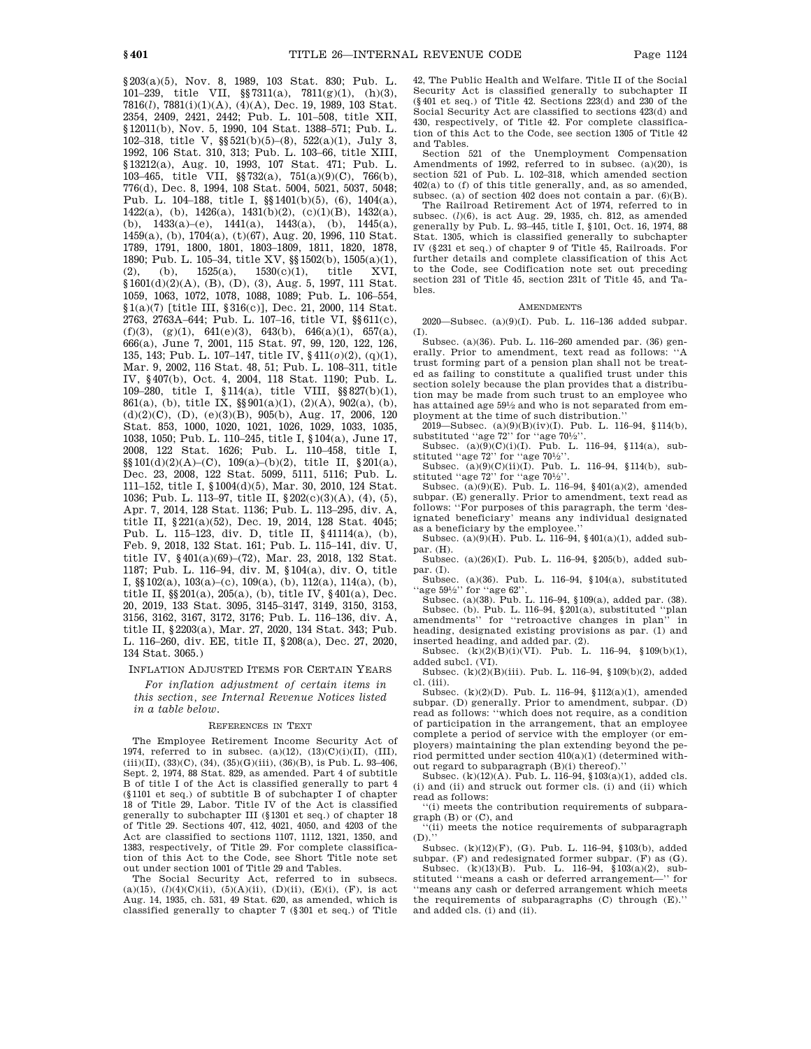§203(a)(5), Nov. 8, 1989, 103 Stat. 830; Pub. L. 101–239, title VII, §§7311(a), 7811(g)(1), (h)(3), 7816(*l*), 7881(i)(1)(A), (4)(A), Dec. 19, 1989, 103 Stat. 2354, 2409, 2421, 2442; Pub. L. 101–508, title XII, §12011(b), Nov. 5, 1990, 104 Stat. 1388–571; Pub. L. 102–318, title V, §§521(b)(5)–(8), 522(a)(1), July 3, 1992, 106 Stat. 310, 313; Pub. L. 103–66, title XIII, §13212(a), Aug. 10, 1993, 107 Stat. 471; Pub. L. 103–465, title VII, §§732(a), 751(a)(9)(C), 766(b), 776(d), Dec. 8, 1994, 108 Stat. 5004, 5021, 5037, 5048; Pub. L. 104–188, title I, §§1401(b)(5), (6), 1404(a), 1422(a), (b), 1426(a), 1431(b)(2), (c)(1)(B), 1432(a), (b), 1433(a)–(e), 1441(a), 1443(a), (b), 1445(a), 1459(a), (b), 1704(a), (t)(67), Aug. 20, 1996, 110 Stat. 1789, 1791, 1800, 1801, 1803–1809, 1811, 1820, 1878, 1890; Pub. L. 105–34, title XV, §§1502(b), 1505(a)(1), (2), (b), 1525(a), 1530(c)(1), title XVI, §1601(d)(2)(A), (B), (D), (3), Aug. 5, 1997, 111 Stat. 1059, 1063, 1072, 1078, 1088, 1089; Pub. L. 106–554, §1(a)(7) [title III, §316(c)], Dec. 21, 2000, 114 Stat. 2763, 2763A–644; Pub. L. 107–16, title VI, §§611(c), (f)(3), (g)(1), 641(e)(3), 643(b), 646(a)(1), 657(a), 666(a), June 7, 2001, 115 Stat. 97, 99, 120, 122, 126, 135, 143; Pub. L. 107–147, title IV, §411(*o*)(2), (q)(1), Mar. 9, 2002, 116 Stat. 48, 51; Pub. L. 108–311, title IV, §407(b), Oct. 4, 2004, 118 Stat. 1190; Pub. L. 109–280, title I, §114(a), title VIII, §§827(b)(1), 861(a), (b), title IX, §§901(a)(1), (2)(A), 902(a), (b), (d)(2)(C), (D), (e)(3)(B), 905(b), Aug. 17, 2006, 120 Stat. 853, 1000, 1020, 1021, 1026, 1029, 1033, 1035, 1038, 1050; Pub. L. 110–245, title I, §104(a), June 17, 2008, 122 Stat. 1626; Pub. L. 110–458, title I, §§101(d)(2)(A)–(C), 109(a)–(b)(2), title II, §201(a), Dec. 23, 2008, 122 Stat. 5099, 5111, 5116; Pub. L. 111–152, title I, §1004(d)(5), Mar. 30, 2010, 124 Stat. 1036; Pub. L. 113–97, title II, §202(c)(3)(A), (4), (5), Apr. 7, 2014, 128 Stat. 1136; Pub. L. 113–295, div. A, title II, §221(a)(52), Dec. 19, 2014, 128 Stat. 4045; Pub. L. 115–123, div. D, title II, §41114(a), (b), Feb. 9, 2018, 132 Stat. 161; Pub. L. 115–141, div. U, title IV, §401(a)(69)–(72), Mar. 23, 2018, 132 Stat. 1187; Pub. L. 116–94, div. M, §104(a), div. O, title I, §§102(a), 103(a)–(c), 109(a), (b), 112(a), 114(a), (b), title II, §§201(a), 205(a), (b), title IV, §401(a), Dec. 20, 2019, 133 Stat. 3095, 3145–3147, 3149, 3150, 3153, 3156, 3162, 3167, 3172, 3176; Pub. L. 116–136, div. A, title II, §2203(a), Mar. 27, 2020, 134 Stat. 343; Pub. L. 116–260, div. EE, title II, §208(a), Dec. 27, 2020, 134 Stat. 3065.)

INFLATION ADJUSTED ITEMS FOR CERTAIN YEARS

*For inflation adjustment of certain items in this section, see Internal Revenue Notices listed in a table below.*

REFERENCES IN TEXT

The Employee Retirement Income Security Act of 1974, referred to in subsec. (a)(12), (13)(C)(i)(II), (III), (iii)(II), (33)(C), (34), (35)(G)(iii), (36)(B), is Pub. L. 93–406, Sept. 2, 1974, 88 Stat. 829, as amended. Part 4 of subtitle B of title I of the Act is classified generally to part 4 (§1101 et seq.) of subtitle B of subchapter I of chapter 18 of Title 29, Labor. Title IV of the Act is classified generally to subchapter III (§1301 et seq.) of chapter 18 of Title 29. Sections 407, 412, 4021, 4050, and 4203 of the Act are classified to sections 1107, 1112, 1321, 1350, and 1383, respectively, of Title 29. For complete classification of this Act to the Code, see Short Title note set out under section 1001 of Title 29 and Tables.

The Social Security Act, referred to in subsecs. (a)(15), (*l*)(4)(C)(ii), (5)(A)(ii), (D)(ii), (E)(i), (F), is act Aug. 14, 1935, ch. 531, 49 Stat. 620, as amended, which is classified generally to chapter 7 (§301 et seq.) of Title 42, The Public Health and Welfare. Title II of the Social Security Act is classified generally to subchapter II (§401 et seq.) of Title 42. Sections 223(d) and 230 of the Social Security Act are classified to sections 423(d) and 430, respectively, of Title 42. For complete classification of this Act to the Code, see section 1305 of Title 42 and Tables.

Section 521 of the Unemployment Compensation Amendments of 1992, referred to in subsec. (a)(20), is section 521 of Pub. L. 102–318, which amended section 402(a) to (f) of this title generally, and, as so amended, subsec. (a) of section 402 does not contain a par. (6)(B).

The Railroad Retirement Act of 1974, referred to in subsec. (*l*)(6), is act Aug. 29, 1935, ch. 812, as amended generally by Pub. L. 93–445, title I, §101, Oct. 16, 1974, 88 Stat. 1305, which is classified generally to subchapter IV (§231 et seq.) of chapter 9 of Title 45, Railroads. For further details and complete classification of this Act to the Code, see Codification note set out preceding section 231 of Title 45, section 231t of Title 45, and Tables.

AMENDMENTS

2020—Subsec. (a)(9)(I). Pub. L. 116–136 added subpar. (I).

Subsec. (a)(36). Pub. L. 116–260 amended par. (36) generally. Prior to amendment, text read as follows: "A trust forming part of a pension plan shall not be treated as failing to constitute a qualified trust under this section solely because the plan provides that a distribution may be made from such trust to an employee who has attained age 59½ and who is not separated from employment at the time of such distribution."

2019—Subsec. (a)(9)(B)(iv)(I). Pub. L. 116–94, §114(b), substituted "age 72" for "age 70½".

Subsec. (a)(9)(C)(i)(I). Pub. L. 116–94, §114(a), substituted "age 72" for "age 70½".

Subsec. (a)(9)(C)(ii)(I). Pub. L. 116–94, §114(b), substituted "age 72" for "age 70½".

Subsec. (a)(9)(E). Pub. L. 116–94, §401(a)(2), amended subpar. (E) generally. Prior to amendment, text read as follows: "For purposes of this paragraph, the term 'designated beneficiary' means any individual designated as a beneficiary by the employee."

Subsec. (a)(9)(H). Pub. L. 116–94, §401(a)(1), added subpar. (H).

Subsec. (a)(26)(I). Pub. L. 116–94, §205(b), added subpar. (I).

Subsec. (a)(36). Pub. L. 116–94, §104(a), substituted "age 59½" for "age 62".

Subsec. (a)(38). Pub. L. 116–94, §109(a), added par. (38).

Subsec. (b). Pub. L. 116–94, §201(a), substituted "plan amendments" for "retroactive changes in plan" in heading, designated existing provisions as par. (1) and inserted heading, and added par. (2).

Subsec. (k)(2)(B)(i)(VI). Pub. L. 116–94, §109(b)(1), added subcl. (VI).

Subsec. (k)(2)(B)(iii). Pub. L. 116–94, §109(b)(2), added cl. (iii).

Subsec. (k)(2)(D). Pub. L. 116–94, §112(a)(1), amended subpar. (D) generally. Prior to amendment, subpar. (D) read as follows: "which does not require, as a condition of participation in the arrangement, that an employee complete a period of service with the employer (or employers) maintaining the plan extending beyond the period permitted under section 410(a)(1) (determined without regard to subparagraph (B)(i) thereof)."

Subsec. (k)(12)(A). Pub. L. 116–94, §103(a)(1), added cls. (i) and (ii) and struck out former cls. (i) and (ii) which read as follows:

"(i) meets the contribution requirements of subparagraph (B) or (C), and

"(ii) meets the notice requirements of subparagraph (D)."

Subsec. (k)(12)(F), (G). Pub. L. 116–94, §103(b), added subpar. (F) and redesignated former subpar. (F) as (G).

Subsec. (k)(13)(B). Pub. L. 116–94, §103(a)(2), substituted "means a cash or deferred arrangement—" for "means any cash or deferred arrangement which meets the requirements of subparagraphs (C) through (E)." and added cls. (i) and (ii).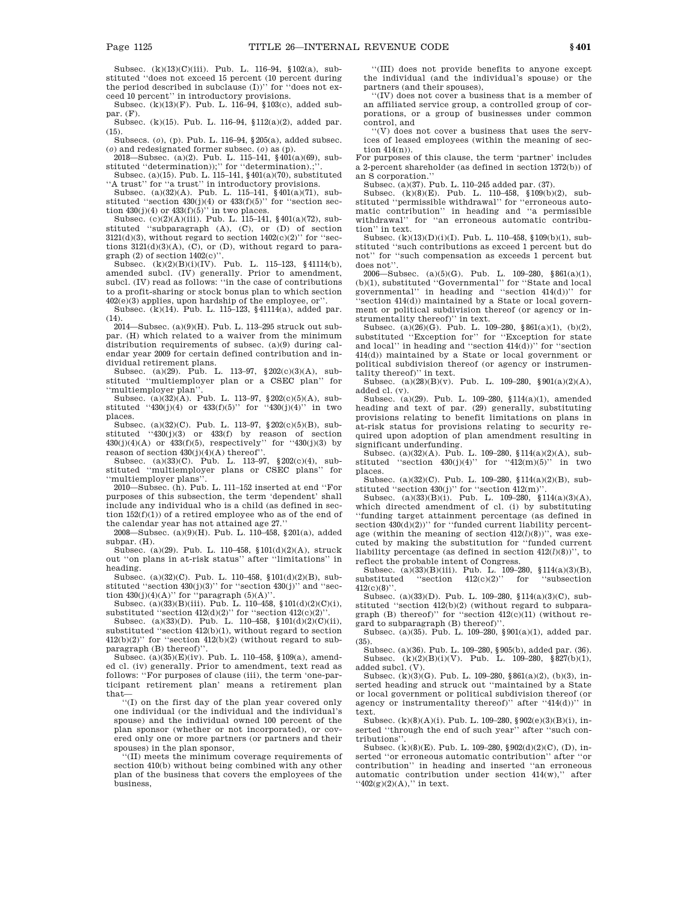Subsec. (k)(13)(C)(iii). Pub. L. 116–94, §102(a), substituted "does not exceed 15 percent (10 percent during the period described in subclause (I))" for "does not exceed 10 percent" in introductory provisions.

Subsec. (k)(13)(F). Pub. L. 116–94, §103(c), added subpar. (F).

Subsec. (k)(15). Pub. L. 116–94, §112(a)(2), added par. (15).

Subsecs. (*o*), (p). Pub. L. 116–94, §205(a), added subsec. (*o*) and redesignated former subsec. (*o*) as (p).

2018—Subsec. (a)(2). Pub. L. 115–141, §401(a)(69), substituted "determination));" for "determination).;".

Subsec. (a)(15). Pub. L. 115–141, §401(a)(70), substituted "A trust" for "a trust" in introductory provisions.

Subsec. (a)(32)(A). Pub. L. 115–141, §401(a)(71), substituted "section 430(j)(4) or 433(f)(5)" for "section section 430(j)(4) or 433(f)(5)" in two places.

Subsec. (c)(2)(A)(iii). Pub. L. 115–141, §401(a)(72), substituted "subparagraph (A), (C), or (D) of section 3121(d)(3), without regard to section 1402(c)(2)" for "sections 3121(d)(3)(A), (C), or (D), without regard to paragraph (2) of section 1402(c)".

Subsec. (k)(2)(B)(i)(IV). Pub. L. 115–123, §41114(b), amended subcl. (IV) generally. Prior to amendment, subcl. (IV) read as follows: "in the case of contributions to a profit-sharing or stock bonus plan to which section 402(e)(3) applies, upon hardship of the employee, or".

Subsec. (k)(14). Pub. L. 115–123, §41114(a), added par. (14).

2014—Subsec. (a)(9)(H). Pub. L. 113–295 struck out subpar. (H) which related to a waiver from the minimum distribution requirements of subsec. (a)(9) during calendar year 2009 for certain defined contribution and individual retirement plans.

Subsec. (a)(29). Pub. L. 113–97, §202(c)(3)(A), substituted "multiemployer plan or a CSEC plan" for "multiemployer plan".

Subsec. (a)(32)(A). Pub. L. 113–97, §202(c)(5)(A), substituted "430(j)(4) or 433(f)(5)" for "430(j)(4)" in two places.

Subsec. (a)(32)(C). Pub. L. 113–97, §202(c)(5)(B), substituted "430(j)(3) or 433(f) by reason of section 430(j)(4)(A) or 433(f)(5), respectively" for "430(j)(3) by reason of section 430(j)(4)(A) thereof".

Subsec. (a)(33)(C). Pub. L. 113–97, §202(c)(4), substituted "multiemployer plans or CSEC plans" for "multiemployer plans".

2010—Subsec. (h). Pub. L. 111–152 inserted at end "For purposes of this subsection, the term 'dependent' shall include any individual who is a child (as defined in section 152(f)(1)) of a retired employee who as of the end of the calendar year has not attained age 27."

2008—Subsec. (a)(9)(H). Pub. L. 110–458, §201(a), added subpar. (H).

Subsec. (a)(29). Pub. L. 110–458, §101(d)(2)(A), struck out "on plans in at-risk status" after "limitations" in heading.

Subsec. (a)(32)(C). Pub. L. 110–458, §101(d)(2)(B), substituted "section 430(j)(3)" for "section 430(j)" and "section 430(j)(4)(A)" for "paragraph (5)(A)".

Subsec. (a)(33)(B)(iii). Pub. L. 110–458, §101(d)(2)(C)(i), substituted "section 412(d)(2)" for "section 412(c)(2)".

Subsec. (a)(33)(D). Pub. L. 110–458, §101(d)(2)(C)(ii), substituted "section 412(b)(1), without regard to section 412(b)(2)" for "section 412(b)(2) (without regard to subparagraph (B) thereof)".

Subsec. (a)(35)(E)(iv). Pub. L. 110–458, §109(a), amended cl. (iv) generally. Prior to amendment, text read as follows: "For purposes of clause (iii), the term 'one-participant retirement plan' means a retirement plan that—

"(I) on the first day of the plan year covered only one individual (or the individual and the individual's spouse) and the individual owned 100 percent of the plan sponsor (whether or not incorporated), or covered only one or more partners (or partners and their spouses) in the plan sponsor,

"(II) meets the minimum coverage requirements of section 410(b) without being combined with any other plan of the business that covers the employees of the business,

"(III) does not provide benefits to anyone except the individual (and the individual's spouse) or the partners (and their spouses),

"(IV) does not cover a business that is a member of an affiliated service group, a controlled group of corporations, or a group of businesses under common control, and

"(V) does not cover a business that uses the services of leased employees (within the meaning of section 414(n)).

For purposes of this clause, the term 'partner' includes a 2-percent shareholder (as defined in section 1372(b)) of an S corporation."

Subsec. (a)(37). Pub. L. 110–245 added par. (37).

Subsec. (k)(8)(E). Pub. L. 110–458, §109(b)(2), substituted "permissible withdrawal" for "erroneous automatic contribution" in heading and "a permissible withdrawal" for "an erroneous automatic contribution" in text.

Subsec. (k)(13)(D)(i)(I). Pub. L. 110–458, §109(b)(1), substituted "such contributions as exceed 1 percent but do not" for "such compensation as exceeds 1 percent but does not".

2006—Subsec. (a)(5)(G). Pub. L. 109–280, §861(a)(1), (b)(1), substituted "Governmental" for "State and local governmental" in heading and "section 414(d))" for "section 414(d)) maintained by a State or local government or political subdivision thereof (or agency or instrumentality thereof)" in text.

Subsec. (a)(26)(G). Pub. L. 109–280, §861(a)(1), (b)(2), substituted "Exception for" for "Exception for state and local" in heading and "section 414(d))" for "section 414(d)) maintained by a State or local government or political subdivision thereof (or agency or instrumentality thereof)" in text.

Subsec. (a)(28)(B)(v). Pub. L. 109–280, §901(a)(2)(A), added cl. (v).

Subsec. (a)(29). Pub. L. 109–280, §114(a)(1), amended heading and text of par. (29) generally, substituting provisions relating to benefit limitations on plans in at-risk status for provisions relating to security required upon adoption of plan amendment resulting in significant underfunding.

Subsec. (a)(32)(A). Pub. L. 109–280, §114(a)(2)(A), substituted "section 430(j)(4)" for "412(m)(5)" in two places.

Subsec. (a)(32)(C). Pub. L. 109–280, §114(a)(2)(B), substituted "section 430(j)" for "section 412(m)".

Subsec. (a)(33)(B)(i). Pub. L. 109–280, §114(a)(3)(A), which directed amendment of cl. (i) by substituting "funding target attainment percentage (as defined in section 430(d)(2))" for "funded current liability percentage (within the meaning of section 412(*l*)(8))", was executed by making the substitution for "funded current liability percentage (as defined in section 412(*l*)(8))", to reflect the probable intent of Congress.

Subsec. (a)(33)(B)(iii). Pub. L. 109–280, §114(a)(3)(B), substituted "section 412(c)(2)" for "subsection 412(c)(8)".

Subsec. (a)(33)(D). Pub. L. 109–280, §114(a)(3)(C), substituted "section 412(b)(2) (without regard to subparagraph (B) thereof)" for "section 412(c)(11) (without regard to subparagraph (B) thereof)".

Subsec. (a)(35). Pub. L. 109–280, §901(a)(1), added par. (35).

Subsec. (a)(36). Pub. L. 109–280, §905(b), added par. (36).

Subsec. (k)(2)(B)(i)(V). Pub. L. 109–280, §827(b)(1), added subcl. (V).

Subsec. (k)(3)(G). Pub. L. 109–280, §861(a)(2), (b)(3), inserted heading and struck out "maintained by a State or local government or political subdivision thereof (or agency or instrumentality thereof)" after "414(d))" in text.

Subsec. (k)(8)(A)(i). Pub. L. 109–280, §902(e)(3)(B)(i), inserted "through the end of such year" after "such contributions".

Subsec. (k)(8)(E). Pub. L. 109–280, §902(d)(2)(C), (D), inserted "or erroneous automatic contribution" after "or contribution" in heading and inserted "an erroneous automatic contribution under section 414(w)," after "402(g)(2)(A)," in text.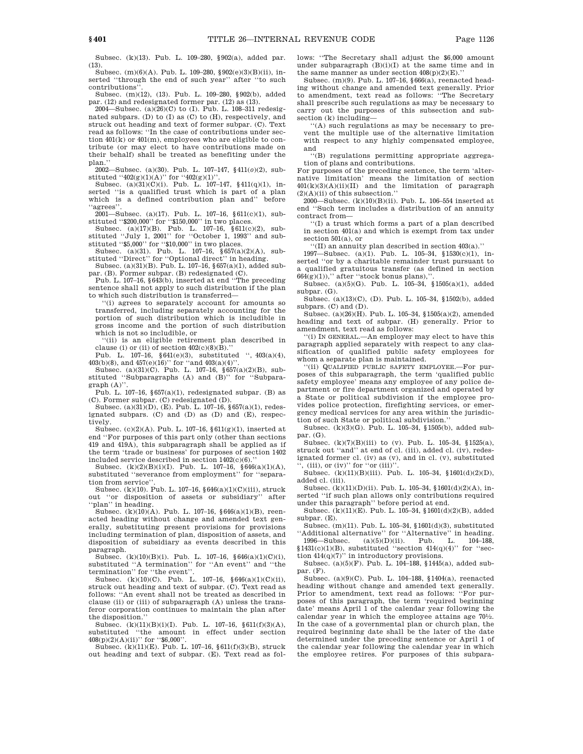Subsec. (k)(13). Pub. L. 109–280, §902(a), added par. (13).

Subsec. (m)(6)(A). Pub. L. 109–280, §902(e)(3)(B)(ii), inserted ''through the end of such year'' after ''to such contributions''.

Subsec. (m)(12), (13). Pub. L. 109–280, §902(b), added par. (12) and redesignated former par. (12) as (13).

2004—Subsec. (a)(26)(C) to (I). Pub. L. 108–311 redesignated subpars. (D) to (I) as (C) to (H), respectively, and struck out heading and text of former subpar. (C). Text read as follows: ''In the case of contributions under section 401(k) or 401(m), employees who are eligible to contribute (or may elect to have contributions made on their behalf) shall be treated as benefiting under the plan.''

2002—Subsec. (a)(30). Pub. L. 107–147, §411(*o*)(2), substituted ''402(g)(1)(A)'' for ''402(g)(1)''.

Subsec. (a)(31)(C)(i). Pub. L. 107–147, §411(q)(1), inserted ''is a qualified trust which is part of a plan which is a defined contribution plan and'' before ''agrees''.

2001—Subsec. (a)(17). Pub. L. 107–16, §611(c)(1), substituted ''$200,000'' for ''$150,000'' in two places.

Subsec. (a)(17)(B). Pub. L. 107–16, §611(c)(2), substituted ''July 1, 2001'' for ''October 1, 1993'' and substituted ''$5,000'' for ''$10,000'' in two places.

Subsec. (a)(31). Pub. L. 107–16, §657(a)(2)(A), substituted ''Direct'' for ''Optional direct'' in heading.

Subsec. (a)(31)(B). Pub. L. 107–16, §657(a)(1), added subpar. (B). Former subpar. (B) redesignated (C).

Pub. L. 107–16, §643(b), inserted at end ''The preceding sentence shall not apply to such distribution if the plan to which such distribution is transferred—

''(i) agrees to separately account for amounts so transferred, including separately accounting for the portion of such distribution which is includible in gross income and the portion of such distribution which is not so includible, or

''(ii) is an eligible retirement plan described in clause (i) or (ii) of section 402(c)(8)(B).''

Pub. L. 107–16, §641(e)(3), substituted '', 403(a)(4), 403(b)(8), and 457(e)(16)'' for ''and 403(a)(4)''.

Subsec. (a)(31)(C). Pub. L. 107–16, §657(a)(2)(B), substituted ''Subparagraphs (A) and (B)'' for ''Subparagraph (A)''.

Pub. L. 107–16, §657(a)(1), redesignated subpar. (B) as (C). Former subpar. (C) redesignated (D).

Subsec. (a)(31)(D), (E). Pub. L. 107–16, §657(a)(1), redesignated subpars. (C) and (D) as (D) and (E), respectively.

Subsec. (c)(2)(A). Pub. L. 107–16, §611(g)(1), inserted at end ''For purposes of this part only (other than sections 419 and 419A), this subparagraph shall be applied as if the term 'trade or business' for purposes of section 1402 included service described in section 1402(c)(6).''

Subsec. (k)(2)(B)(i)(I). Pub. L. 107–16, §646(a)(1)(A), substituted ''severance from employment'' for ''separation from service''.

Subsec. (k)(10). Pub. L. 107–16, §646(a)(1)(C)(iii), struck out ''or disposition of assets or subsidiary'' after ''plan'' in heading.

Subsec. (k)(10)(A). Pub. L. 107–16, §646(a)(1)(B), reenacted heading without change and amended text generally, substituting present provisions for provisions including termination of plan, disposition of assets, and disposition of subsidiary as events described in this paragraph.

Subsec. (k)(10)(B)(i). Pub. L. 107–16, §646(a)(1)(C)(i), substituted ''A termination'' for ''An event'' and ''the termination'' for ''the event''.

Subsec. (k)(10)(C). Pub. L. 107–16, §646(a)(1)(C)(ii), struck out heading and text of subpar. (C). Text read as follows: ''An event shall not be treated as described in clause (ii) or (iii) of subparagraph (A) unless the transferor corporation continues to maintain the plan after the disposition.''

Subsec. (k)(11)(B)(i)(I). Pub. L. 107–16, §611(f)(3)(A), substituted ''the amount in effect under section 408(p)(2)(A)(ii)'' for ''$6,000''.

Subsec. (k)(11)(E). Pub. L. 107–16, §611(f)(3)(B), struck out heading and text of subpar. (E). Text read as follows: ''The Secretary shall adjust the $6,000 amount under subparagraph (B)(i)(I) at the same time and in the same manner as under section 408(p)(2)(E).''

Subsec. (m)(9). Pub. L. 107–16, §666(a), reenacted heading without change and amended text generally. Prior to amendment, text read as follows: ''The Secretary shall prescribe such regulations as may be necessary to carry out the purposes of this subsection and subsection (k) including—

''(A) such regulations as may be necessary to prevent the multiple use of the alternative limitation with respect to any highly compensated employee, and

''(B) regulations permitting appropriate aggregation of plans and contributions.

For purposes of the preceding sentence, the term 'alternative limitation' means the limitation of section 401(k)(3)(A)(ii)(II) and the limitation of paragraph (2)(A)(ii) of this subsection.''

2000—Subsec. (k)(10)(B)(ii). Pub. L. 106–554 inserted at end ''Such term includes a distribution of an annuity contract from—

''(I) a trust which forms a part of a plan described in section 401(a) and which is exempt from tax under section 501(a), or

''(II) an annuity plan described in section 403(a).''

1997—Subsec. (a)(1). Pub. L. 105–34, §1530(c)(1), inserted ''or by a charitable remainder trust pursuant to a qualified gratuitous transfer (as defined in section 664(g)(1)),'' after ''stock bonus plans),''.

Subsec. (a)(5)(G). Pub. L. 105–34, §1505(a)(1), added subpar. (G).

Subsec. (a)(13)(C), (D). Pub. L. 105–34, §1502(b), added subpars. (C) and (D).

Subsec. (a)(26)(H). Pub. L. 105–34, §1505(a)(2), amended heading and text of subpar. (H) generally. Prior to amendment, text read as follows:

''(i) IN GENERAL.—An employer may elect to have this paragraph applied separately with respect to any classification of qualified public safety employees for whom a separate plan is maintained.

''(ii) QUALIFIED PUBLIC SAFETY EMPLOYEE.—For purposes of this subparagraph, the term 'qualified public safety employee' means any employee of any police department or fire department organized and operated by a State or political subdivision if the employee provides police protection, firefighting services, or emergency medical services for any area within the jurisdiction of such State or political subdivision.''

Subsec. (k)(3)(G). Pub. L. 105–34, §1505(b), added subpar. (G).

Subsec. (k)(7)(B)(iii) to (v). Pub. L. 105–34, §1525(a), struck out ''and'' at end of cl. (iii), added cl. (iv), redesignated former cl. (iv) as (v), and in cl. (v), substituted '', (iii), or (iv)'' for ''or (iii)''.

Subsec. (k)(11)(B)(iii). Pub. L. 105–34, §1601(d)(2)(D), added cl. (iii).

Subsec. (k)(11)(D)(ii). Pub. L. 105–34, §1601(d)(2)(A), inserted ''if such plan allows only contributions required under this paragraph'' before period at end.

Subsec. (k)(11)(E). Pub. L. 105–34, §1601(d)(2)(B), added subpar. (E).

Subsec. (m)(11). Pub. L. 105–34, §1601(d)(3), substituted ''Additional alternative'' for ''Alternative'' in heading.

1996—Subsec. (a)(5)(D)(ii). Pub. L. 104–188, §1431(c)(1)(B), substituted ''section 414(q)(4)'' for ''section 414(q)(7)'' in introductory provisions.

Subsec. (a)(5)(F). Pub. L. 104–188, §1445(a), added subpar. (F).

Subsec. (a)(9)(C). Pub. L. 104–188, §1404(a), reenacted heading without change and amended text generally. Prior to amendment, text read as follows: ''For purposes of this paragraph, the term 'required beginning date' means April 1 of the calendar year following the calendar year in which the employee attains age 70½. In the case of a governmental plan or church plan, the required beginning date shall be the later of the date determined under the preceding sentence or April 1 of the calendar year following the calendar year in which the employee retires. For purposes of this subpara-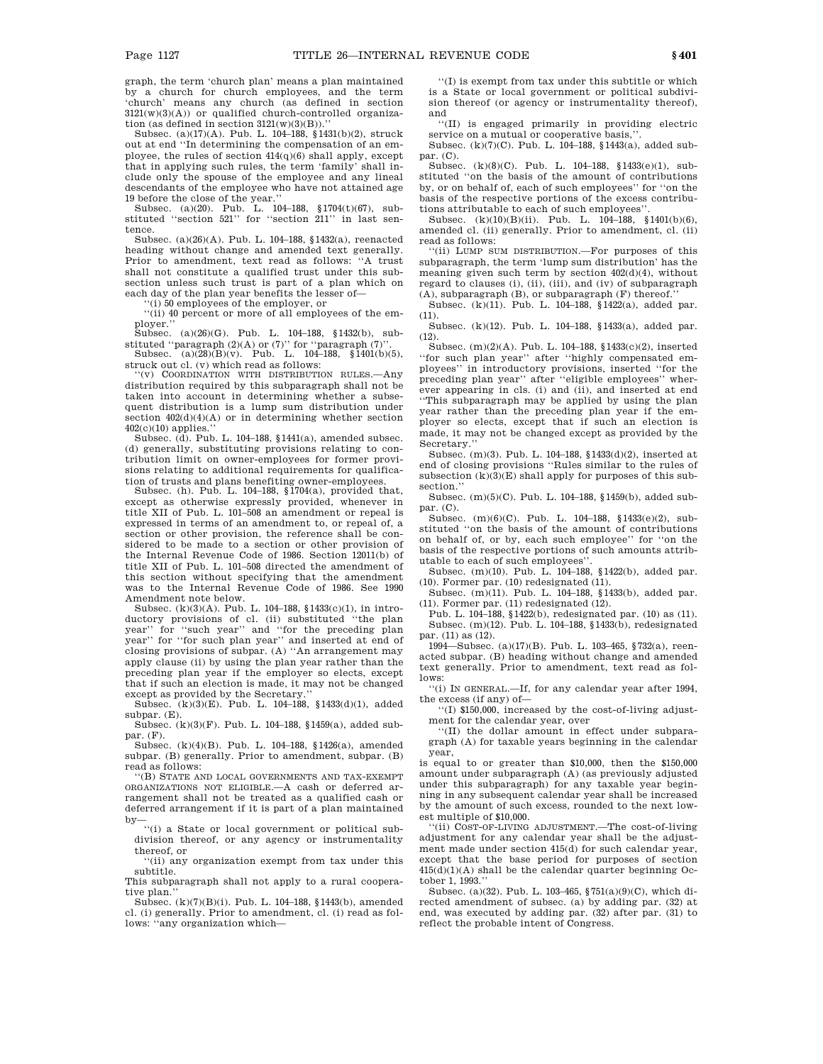graph, the term 'church plan' means a plan maintained by a church for church employees, and the term 'church' means any church (as defined in section 3121(w)(3)(A)) or qualified church-controlled organization (as defined in section 3121(w)(3)(B)).''

Subsec. (a)(17)(A). Pub. L. 104–188, §1431(b)(2), struck out at end ''In determining the compensation of an employee, the rules of section 414(q)(6) shall apply, except that in applying such rules, the term 'family' shall include only the spouse of the employee and any lineal descendants of the employee who have not attained age 19 before the close of the year.''

Subsec. (a)(20). Pub. L. 104–188, §1704(t)(67), substituted ''section 521'' for ''section 211'' in last sentence.

Subsec. (a)(26)(A). Pub. L. 104–188, §1432(a), reenacted heading without change and amended text generally. Prior to amendment, text read as follows: ''A trust shall not constitute a qualified trust under this subsection unless such trust is part of a plan which on each day of the plan year benefits the lesser of—

''(i) 50 employees of the employer, or

''(ii) 40 percent or more of all employees of the employer.''

Subsec. (a)(26)(G). Pub. L. 104–188, §1432(b), substituted ''paragraph (2)(A) or (7)'' for ''paragraph (7)''.

Subsec. (a)(28)(B)(v). Pub. L. 104–188, §1401(b)(5), struck out cl. (v) which read as follows:

''(v) COORDINATION WITH DISTRIBUTION RULES.—Any distribution required by this subparagraph shall not be taken into account in determining whether a subsequent distribution is a lump sum distribution under section 402(d)(4)(A) or in determining whether section 402(c)(10) applies.''

Subsec. (d). Pub. L. 104–188, §1441(a), amended subsec. (d) generally, substituting provisions relating to contribution limit on owner-employees for former provisions relating to additional requirements for qualification of trusts and plans benefiting owner-employees.

Subsec. (h). Pub. L. 104–188, §1704(a), provided that, except as otherwise expressly provided, whenever in title XII of Pub. L. 101–508 an amendment or repeal is expressed in terms of an amendment to, or repeal of, a section or other provision, the reference shall be considered to be made to a section or other provision of the Internal Revenue Code of 1986. Section 12011(b) of title XII of Pub. L. 101–508 directed the amendment of this section without specifying that the amendment was to the Internal Revenue Code of 1986. See 1990 Amendment note below.

Subsec. (k)(3)(A). Pub. L. 104–188, §1433(c)(1), in introductory provisions of cl. (ii) substituted ''the plan year'' for ''such year'' and ''for the preceding plan year'' for ''for such plan year'' and inserted at end of closing provisions of subpar. (A) ''An arrangement may apply clause (ii) by using the plan year rather than the preceding plan year if the employer so elects, except that if such an election is made, it may not be changed except as provided by the Secretary.''

Subsec. (k)(3)(E). Pub. L. 104–188, §1433(d)(1), added subpar. (E).

Subsec. (k)(3)(F). Pub. L. 104–188, §1459(a), added subpar. (F).

Subsec. (k)(4)(B). Pub. L. 104–188, §1426(a), amended subpar. (B) generally. Prior to amendment, subpar. (B) read as follows:

''(B) STATE AND LOCAL GOVERNMENTS AND TAX-EXEMPT ORGANIZATIONS NOT ELIGIBLE.—A cash or deferred arrangement shall not be treated as a qualified cash or deferred arrangement if it is part of a plan maintained by—

''(i) a State or local government or political subdivision thereof, or any agency or instrumentality thereof, or

''(ii) any organization exempt from tax under this subtitle.

This subparagraph shall not apply to a rural cooperative plan.''

Subsec. (k)(7)(B)(i). Pub. L. 104–188, §1443(b), amended cl. (i) generally. Prior to amendment, cl. (i) read as follows: ''any organization which—

''(I) is exempt from tax under this subtitle or which is a State or local government or political subdivision thereof (or agency or instrumentality thereof), and

''(II) is engaged primarily in providing electric service on a mutual or cooperative basis,''.

Subsec. (k)(7)(C). Pub. L. 104–188, §1443(a), added subpar. (C).

Subsec. (k)(8)(C). Pub. L. 104–188, §1433(e)(1), substituted ''on the basis of the amount of contributions by, or on behalf of, each of such employees'' for ''on the basis of the respective portions of the excess contributions attributable to each of such employees''.

Subsec. (k)(10)(B)(ii). Pub. L. 104–188, §1401(b)(6), amended cl. (ii) generally. Prior to amendment, cl. (ii) read as follows:

''(ii) LUMP SUM DISTRIBUTION.—For purposes of this subparagraph, the term 'lump sum distribution' has the meaning given such term by section 402(d)(4), without regard to clauses (i), (ii), (iii), and (iv) of subparagraph (A), subparagraph (B), or subparagraph (F) thereof.''

Subsec. (k)(11). Pub. L. 104–188, §1422(a), added par. (11).

Subsec. (k)(12). Pub. L. 104–188, §1433(a), added par. (12).

Subsec. (m)(2)(A). Pub. L. 104–188, §1433(c)(2), inserted ''for such plan year'' after ''highly compensated employees'' in introductory provisions, inserted ''for the preceding plan year'' after ''eligible employees'' wherever appearing in cls. (i) and (ii), and inserted at end ''This subparagraph may be applied by using the plan year rather than the preceding plan year if the employer so elects, except that if such an election is made, it may not be changed except as provided by the Secretary.''

Subsec. (m)(3). Pub. L. 104–188, §1433(d)(2), inserted at end of closing provisions ''Rules similar to the rules of subsection (k)(3)(E) shall apply for purposes of this subsection.''

Subsec. (m)(5)(C). Pub. L. 104–188, §1459(b), added subpar. (C).

Subsec. (m)(6)(C). Pub. L. 104–188, §1433(e)(2), substituted ''on the basis of the amount of contributions on behalf of, or by, each such employee'' for ''on the basis of the respective portions of such amounts attributable to each of such employees''.

Subsec. (m)(10). Pub. L. 104–188, §1422(b), added par. (10). Former par. (10) redesignated (11).

Subsec. (m)(11). Pub. L. 104–188, §1433(b), added par. (11). Former par. (11) redesignated (12).

Pub. L. 104–188, §1422(b), redesignated par. (10) as (11).

Subsec. (m)(12). Pub. L. 104–188, §1433(b), redesignated par. (11) as (12).

1994—Subsec. (a)(17)(B). Pub. L. 103–465, §732(a), reenacted subpar. (B) heading without change and amended text generally. Prior to amendment, text read as follows:

''(i) IN GENERAL.—If, for any calendar year after 1994, the excess (if any) of—

''(I) $150,000, increased by the cost-of-living adjustment for the calendar year, over

''(II) the dollar amount in effect under subparagraph (A) for taxable years beginning in the calendar year,

is equal to or greater than $10,000, then the $150,000 amount under subparagraph (A) (as previously adjusted under this subparagraph) for any taxable year beginning in any subsequent calendar year shall be increased by the amount of such excess, rounded to the next lowest multiple of $10,000.

''(ii) COST-OF-LIVING ADJUSTMENT.—The cost-of-living adjustment for any calendar year shall be the adjustment made under section 415(d) for such calendar year, except that the base period for purposes of section 415(d)(1)(A) shall be the calendar quarter beginning October 1, 1993.''

Subsec. (a)(32). Pub. L. 103–465, §751(a)(9)(C), which directed amendment of subsec. (a) by adding par. (32) at end, was executed by adding par. (32) after par. (31) to reflect the probable intent of Congress.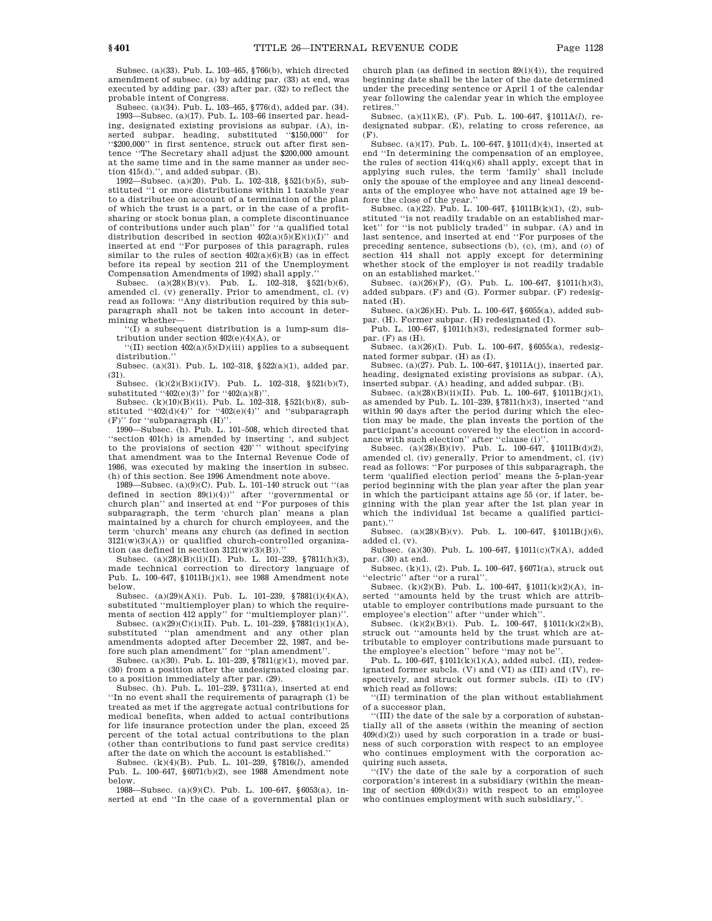Subsec. (a)(33). Pub. L. 103–465, §766(b), which directed amendment of subsec. (a) by adding par. (33) at end, was executed by adding par. (33) after par. (32) to reflect the probable intent of Congress.

Subsec. (a)(34). Pub. L. 103–465, §776(d), added par. (34).

1993—Subsec. (a)(17). Pub. L. 103–66 inserted par. heading, designated existing provisions as subpar. (A), inserted subpar. heading, substituted ''$150,000'' for ''$200,000'' in first sentence, struck out after first sentence ''The Secretary shall adjust the $200,000 amount at the same time and in the same manner as under section 415(d).'', and added subpar. (B).

1992—Subsec. (a)(20). Pub. L. 102–318, §521(b)(5), substituted ''1 or more distributions within 1 taxable year to a distributee on account of a termination of the plan of which the trust is a part, or in the case of a profit-sharing or stock bonus plan, a complete discontinuance of contributions under such plan'' for ''a qualified total distribution described in section 402(a)(5)(E)(i)(I)'' and inserted at end ''For purposes of this paragraph, rules similar to the rules of section 402(a)(6)(B) (as in effect before its repeal by section 211 of the Unemployment Compensation Amendments of 1992) shall apply.''

Subsec. (a)(28)(B)(v). Pub. L. 102–318, §521(b)(6), amended cl. (v) generally. Prior to amendment, cl. (v) read as follows: ''Any distribution required by this subparagraph shall not be taken into account in determining whether—

''(I) a subsequent distribution is a lump-sum distribution under section 402(e)(4)(A), or

''(II) section 402(a)(5)(D)(iii) applies to a subsequent distribution.''

Subsec. (a)(31). Pub. L. 102–318, §522(a)(1), added par. (31).

Subsec. (k)(2)(B)(i)(IV). Pub. L. 102–318, §521(b)(7), substituted ''402(e)(3)'' for ''402(a)(8)''.

Subsec. (k)(10)(B)(ii). Pub. L. 102–318, §521(b)(8), substituted ''402(d)(4)'' for ''402(e)(4)'' and ''subparagraph (F)'' for ''subparagraph (H)''.

1990—Subsec. (h). Pub. L. 101–508, which directed that ''section 401(h) is amended by inserting ', and subject to the provisions of section 420' '' without specifying that amendment was to the Internal Revenue Code of 1986, was executed by making the insertion in subsec. (h) of this section. See 1996 Amendment note above.

1989—Subsec. (a)(9)(C). Pub. L. 101–140 struck out ''(as defined in section 89(i)(4))'' after ''governmental or church plan'' and inserted at end ''For purposes of this subparagraph, the term 'church plan' means a plan maintained by a church for church employees, and the term 'church' means any church (as defined in section 3121(w)(3)(A)) or qualified church-controlled organization (as defined in section 3121(w)(3)(B)).''

Subsec. (a)(28)(B)(ii)(II). Pub. L. 101–239, §7811(h)(3), made technical correction to directory language of Pub. L. 100–647, §1011B(j)(1), see 1988 Amendment note below.

Subsec. (a)(29)(A)(i). Pub. L. 101–239, §7881(i)(4)(A), substituted ''multiemployer plan) to which the requirements of section 412 apply'' for ''multiemployer plan)''.

Subsec. (a)(29)(C)(i)(II). Pub. L. 101–239, §7881(i)(1)(A), substituted ''plan amendment and any other plan amendments adopted after December 22, 1987, and before such plan amendment'' for ''plan amendment''.

Subsec. (a)(30). Pub. L. 101–239, §7811(g)(1), moved par. (30) from a position after the undesignated closing par. to a position immediately after par. (29).

Subsec. (h). Pub. L. 101–239, §7311(a), inserted at end ''In no event shall the requirements of paragraph (1) be treated as met if the aggregate actual contributions for medical benefits, when added to actual contributions for life insurance protection under the plan, exceed 25 percent of the total actual contributions to the plan (other than contributions to fund past service credits) after the date on which the account is established.''

Subsec. (k)(4)(B). Pub. L. 101–239, §7816(*l*), amended Pub. L. 100–647, §6071(b)(2), see 1988 Amendment note below.

1988—Subsec. (a)(9)(C). Pub. L. 100–647, §6053(a), inserted at end ''In the case of a governmental plan or church plan (as defined in section 89(i)(4)), the required beginning date shall be the later of the date determined under the preceding sentence or April 1 of the calendar year following the calendar year in which the employee retires.''

Subsec. (a)(11)(E), (F). Pub. L. 100–647, §1011A(*l*), redesignated subpar. (E), relating to cross reference, as (F).

Subsec. (a)(17). Pub. L. 100–647, §1011(d)(4), inserted at end ''In determining the compensation of an employee, the rules of section 414(q)(6) shall apply, except that in applying such rules, the term 'family' shall include only the spouse of the employee and any lineal descendants of the employee who have not attained age 19 before the close of the year.''

Subsec. (a)(22). Pub. L. 100–647, §1011B(k)(1), (2), substituted ''is not readily tradable on an established market'' for ''is not publicly traded'' in subpar. (A) and in last sentence, and inserted at end ''For purposes of the preceding sentence, subsections (b), (c), (m), and (*o*) of section 414 shall not apply except for determining whether stock of the employer is not readily tradable on an established market.''

Subsec. (a)(26)(F), (G). Pub. L. 100–647, §1011(h)(3), added subpars. (F) and (G). Former subpar. (F) redesignated (H).

Subsec. (a)(26)(H). Pub. L. 100–647, §6055(a), added subpar. (H). Former subpar. (H) redesignated (I).

Pub. L. 100–647, §1011(h)(3), redesignated former subpar. (F) as (H).

Subsec. (a)(26)(I). Pub. L. 100–647, §6055(a), redesignated former subpar. (H) as (I).

Subsec. (a)(27). Pub. L. 100–647, §1011A(j), inserted par. heading, designated existing provisions as subpar. (A), inserted subpar. (A) heading, and added subpar. (B).

Subsec. (a)(28)(B)(ii)(II). Pub. L. 100–647, §1011B(j)(1), as amended by Pub. L. 101–239, §7811(h)(3), inserted ''and within 90 days after the period during which the election may be made, the plan invests the portion of the participant's account covered by the election in accordance with such election'' after ''clause (i)''.

Subsec. (a)(28)(B)(iv). Pub. L. 100–647, §1011B(d)(2), amended cl. (iv) generally. Prior to amendment, cl. (iv) read as follows: ''For purposes of this subparagraph, the term 'qualified election period' means the 5-plan-year period beginning with the plan year after the plan year in which the participant attains age 55 (or, if later, beginning with the plan year after the 1st plan year in which the individual 1st became a qualified participant).''

Subsec. (a)(28)(B)(v). Pub. L. 100–647, §1011B(j)(6), added cl. (v).

Subsec. (a)(30). Pub. L. 100–647, §1011(c)(7)(A), added par. (30) at end.

Subsec. (k)(1), (2). Pub. L. 100–647, §6071(a), struck out ''electric'' after ''or a rural''.

Subsec. (k)(2)(B). Pub. L. 100–647, §1011(k)(2)(A), inserted ''amounts held by the trust which are attributable to employer contributions made pursuant to the employee's election'' after ''under which''.

Subsec. (k)(2)(B)(i). Pub. L. 100–647, §1011(k)(2)(B), struck out ''amounts held by the trust which are attributable to employer contributions made pursuant to the employee's election'' before ''may not be''.

Pub. L. 100–647, §1011(k)(1)(A), added subcl. (II), redesignated former subcls. (V) and (VI) as (III) and (IV), respectively, and struck out former subcls. (II) to (IV) which read as follows:

''(II) termination of the plan without establishment of a successor plan,

''(III) the date of the sale by a corporation of substantially all of the assets (within the meaning of section 409(d)(2)) used by such corporation in a trade or business of such corporation with respect to an employee who continues employment with the corporation acquiring such assets,

''(IV) the date of the sale by a corporation of such corporation's interest in a subsidiary (within the meaning of section 409(d)(3)) with respect to an employee who continues employment with such subsidiary,''.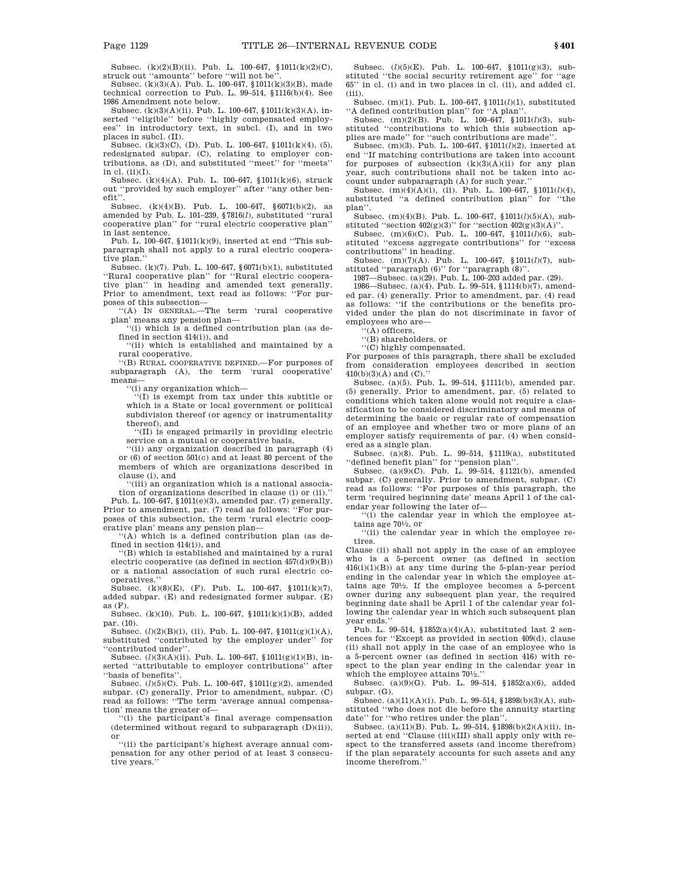Subsec. (k)(2)(B)(ii). Pub. L. 100–647, §1011(k)(2)(C), struck out ''amounts'' before ''will not be''.

Subsec. (k)(3)(A). Pub. L. 100–647, §1011(k)(3)(B), made technical correction to Pub. L. 99–514, §1116(b)(4). See 1986 Amendment note below.

Subsec. (k)(3)(A)(ii). Pub. L. 100–647, §1011(k)(3)(A), inserted ''eligible'' before ''highly compensated employees'' in introductory text, in subcl. (I), and in two places in subcl. (II).

Subsec. (k)(3)(C), (D). Pub. L. 100–647, §1011(k)(4), (5), redesignated subpar. (C), relating to employer contributions, as (D), and substituted ''meet'' for ''meets'' in cl. (ii)(I).

Subsec. (k)(4)(A). Pub. L. 100–647, §1011(k)(6), struck out ''provided by such employer'' after ''any other benefit''.

Subsec. (k)(4)(B). Pub. L. 100–647, §6071(b)(2), as amended by Pub. L. 101–239, §7816(*l*), substituted ''rural cooperative plan'' for ''rural electric cooperative plan'' in last sentence.

Pub. L. 100–647, §1011(k)(9), inserted at end ''This subparagraph shall not apply to a rural electric cooperative plan.''

Subsec. (k)(7). Pub. L. 100–647, §6071(b)(1), substituted ''Rural cooperative plan'' for ''Rural electric cooperative plan'' in heading and amended text generally. Prior to amendment, text read as follows: ''For purposes of this subsection—

''(A) IN GENERAL.—The term 'rural cooperative plan' means any pension plan—

''(i) which is a defined contribution plan (as defined in section 414(i)), and

''(ii) which is established and maintained by a rural cooperative.

''(B) RURAL COOPERATIVE DEFINED.—For purposes of subparagraph (A), the term 'rural cooperative' means—

''(i) any organization which—

''(I) is exempt from tax under this subtitle or which is a State or local government or political subdivision thereof (or agency or instrumentality thereof), and

''(II) is engaged primarily in providing electric service on a mutual or cooperative basis,

''(ii) any organization described in paragraph (4) or (6) of section 501(c) and at least 80 percent of the members of which are organizations described in clause (i), and

''(iii) an organization which is a national association of organizations described in clause (i) or (ii).''

Pub. L. 100–647, §1011(e)(3), amended par. (7) generally. Prior to amendment, par. (7) read as follows: ''For purposes of this subsection, the term 'rural electric cooperative plan' means any pension plan—

''(A) which is a defined contribution plan (as defined in section 414(i)), and

''(B) which is established and maintained by a rural electric cooperative (as defined in section 457(d)(9)(B)) or a national association of such rural electric cooperatives.''

Subsec. (k)(8)(E), (F). Pub. L. 100–647, §1011(k)(7), added subpar. (E) and redesignated former subpar. (E) as (F).

Subsec. (k)(10). Pub. L. 100–647, §1011(k)(1)(B), added par. (10).

Subsec. (*l*)(2)(B)(i), (ii). Pub. L. 100–647, §1011(g)(1)(A), substituted ''contributed by the employer under'' for ''contributed under''.

Subsec. (*l*)(3)(A)(ii). Pub. L. 100–647, §1011(g)(1)(B), inserted ''attributable to employer contributions'' after ''basis of benefits''.

Subsec. (*l*)(5)(C). Pub. L. 100–647, §1011(g)(2), amended subpar. (C) generally. Prior to amendment, subpar. (C) read as follows: ''The term 'average annual compensation' means the greater of—

''(i) the participant's final average compensation (determined without regard to subparagraph (D)(ii)), or

''(ii) the participant's highest average annual compensation for any other period of at least 3 consecutive years.''

Subsec. (*l*)(5)(E). Pub. L. 100–647, §1011(g)(3), substituted ''the social security retirement age'' for ''age 65'' in cl. (i) and in two places in cl. (ii), and added cl. (iii).

Subsec. (m)(1). Pub. L. 100–647, §1011(*l*)(1), substituted ''A defined contribution plan'' for ''A plan''.

Subsec. (m)(2)(B). Pub. L. 100–647, §1011(*l*)(3), substituted ''contributions to which this subsection applies are made'' for ''such contributions are made''.

Subsec. (m)(3). Pub. L. 100–647, §1011(*l*)(2), inserted at end ''If matching contributions are taken into account for purposes of subsection (k)(3)(A)(ii) for any plan year, such contributions shall not be taken into account under subparagraph (A) for such year.''

Subsec. (m)(4)(A)(i), (ii). Pub. L. 100–647, §1011(*l*)(4), substituted ''a defined contribution plan'' for ''the plan''.

Subsec. (m)(4)(B). Pub. L. 100–647, §1011(*l*)(5)(A), substituted ''section 402(g)(3)'' for ''section 402(g)(3)(A)''.

Subsec. (m)(6)(C). Pub. L. 100–647, §1011(*l*)(6), substituted ''excess aggregate contributions'' for ''excess contributions'' in heading.

Subsec. (m)(7)(A). Pub. L. 100–647, §1011(*l*)(7), substituted ''paragraph (6)'' for ''paragraph (8)''.

1987—Subsec. (a)(29). Pub. L. 100–203 added par. (29).

1986—Subsec. (a)(4). Pub. L. 99–514, §1114(b)(7), amended par. (4) generally. Prior to amendment, par. (4) read as follows: ''if the contributions or the benefits provided under the plan do not discriminate in favor of employees who are—

''(A) officers,

''(B) shareholders, or

''(C) highly compensated.

For purposes of this paragraph, there shall be excluded from consideration employees described in section 410(b)(3)(A) and (C).''

Subsec. (a)(5). Pub. L. 99–514, §1111(b), amended par. (5) generally. Prior to amendment, par. (5) related to conditions which taken alone would not require a classification to be considered discriminatory and means of determining the basic or regular rate of compensation of an employee and whether two or more plans of an employer satisfy requirements of par. (4) when considered as a single plan.

Subsec. (a)(8). Pub. L. 99–514, §1119(a), substituted ''defined benefit plan'' for ''pension plan''.

Subsec. (a)(9)(C). Pub. L. 99–514, §1121(b), amended subpar. (C) generally. Prior to amendment, subpar. (C) read as follows: ''For purposes of this paragraph, the term 'required beginning date' means April 1 of the calendar year following the later of—

''(i) the calendar year in which the employee attains age 70½, or

''(ii) the calendar year in which the employee retires.

Clause (ii) shall not apply in the case of an employee who is a 5-percent owner (as defined in section 416(i)(1)(B)) at any time during the 5-plan-year period ending in the calendar year in which the employee attains age 70½. If the employee becomes a 5-percent owner during any subsequent plan year, the required beginning date shall be April 1 of the calendar year following the calendar year in which such subsequent plan year ends.''

Pub. L. 99–514, §1852(a)(4)(A), substituted last 2 sentences for ''Except as provided in section 409(d), clause (ii) shall not apply in the case of an employee who is a 5-percent owner (as defined in section 416) with respect to the plan year ending in the calendar year in which the employee attains 70½.''

Subsec. (a)(9)(G). Pub. L. 99–514, §1852(a)(6), added subpar. (G).

Subsec. (a)(11)(A)(i). Pub. L. 99–514, §1898(b)(3)(A), substituted ''who does not die before the annuity starting date'' for ''who retires under the plan''.

Subsec. (a)(11)(B). Pub. L. 99–514, §1898(b)(2)(A)(ii), inserted at end ''Clause (iii)(III) shall apply only with respect to the transferred assets (and income therefrom) if the plan separately accounts for such assets and any income therefrom.''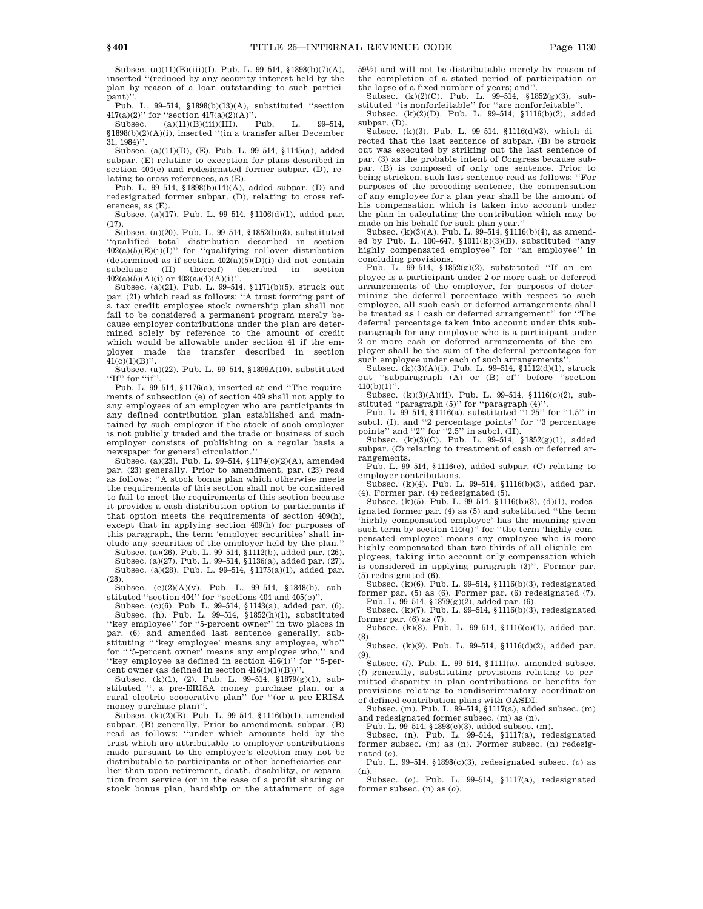Subsec. (a)(11)(B)(iii)(I). Pub. L. 99–514, §1898(b)(7)(A), inserted "(reduced by any security interest held by the plan by reason of a loan outstanding to such participant)".

Pub. L. 99–514, §1898(b)(13)(A), substituted "section 417(a)(2)" for "section 417(a)(2)(A)".

Subsec. (a)(11)(B)(iii)(III). Pub. L. 99–514, §1898(b)(2)(A)(i), inserted "(in a transfer after December 31, 1984)".

Subsec. (a)(11)(D), (E). Pub. L. 99–514, §1145(a), added subpar. (E) relating to exception for plans described in section 404(c) and redesignated former subpar. (D), relating to cross references, as (E).

Pub. L. 99–514, §1898(b)(14)(A), added subpar. (D) and redesignated former subpar. (D), relating to cross references, as (E).

Subsec. (a)(17). Pub. L. 99–514, §1106(d)(1), added par. (17).

Subsec. (a)(20). Pub. L. 99–514, §1852(b)(8), substituted "qualified total distribution described in section 402(a)(5)(E)(i)(I)" for "qualifying rollover distribution (determined as if section 402(a)(5)(D)(i) did not contain subclause (II) thereof) described in section 402(a)(5)(A)(i) or 403(a)(4)(A)(i)".

Subsec. (a)(21). Pub. L. 99–514, §1171(b)(5), struck out par. (21) which read as follows: "A trust forming part of a tax credit employee stock ownership plan shall not fail to be considered a permanent program merely because employer contributions under the plan are determined solely by reference to the amount of credit which would be allowable under section 41 if the employer made the transfer described in section 41(c)(1)(B)".

Subsec. (a)(22). Pub. L. 99–514, §1899A(10), substituted "If" for "if".

Pub. L. 99–514, §1176(a), inserted at end "The requirements of subsection (e) of section 409 shall not apply to any employees of an employer who are participants in any defined contribution plan established and maintained by such employer if the stock of such employer is not publicly traded and the trade or business of such employer consists of publishing on a regular basis a newspaper for general circulation."

Subsec. (a)(23). Pub. L. 99–514, §1174(c)(2)(A), amended par. (23) generally. Prior to amendment, par. (23) read as follows: "A stock bonus plan which otherwise meets the requirements of this section shall not be considered to fail to meet the requirements of this section because it provides a cash distribution option to participants if that option meets the requirements of section 409(h), except that in applying section 409(h) for purposes of this paragraph, the term 'employer securities' shall include any securities of the employer held by the plan."

Subsec. (a)(26). Pub. L. 99–514, §1112(b), added par. (26).

Subsec. (a)(27). Pub. L. 99–514, §1136(a), added par. (27).

Subsec. (a)(28). Pub. L. 99–514, §1175(a)(1), added par. (28).

Subsec. (c)(2)(A)(v). Pub. L. 99–514, §1848(b), substituted "section 404" for "sections 404 and 405(c)".

Subsec. (c)(6). Pub. L. 99–514, §1143(a), added par. (6).

Subsec. (h). Pub. L. 99–514, §1852(h)(1), substituted "key employee" for "5-percent owner" in two places in par. (6) and amended last sentence generally, substituting "'key employee' means any employee, who" for "'5-percent owner' means any employee who," and "key employee as defined in section 416(i)" for "5-percent owner (as defined in section 416(i)(1)(B))".

Subsec. (k)(1), (2). Pub. L. 99–514, §1879(g)(1), substituted ", a pre-ERISA money purchase plan, or a rural electric cooperative plan" for "(or a pre-ERISA money purchase plan)".

Subsec. (k)(2)(B). Pub. L. 99–514, §1116(b)(1), amended subpar. (B) generally. Prior to amendment, subpar. (B) read as follows: "under which amounts held by the trust which are attributable to employer contributions made pursuant to the employee's election may not be distributable to participants or other beneficiaries earlier than upon retirement, death, disability, or separation from service (or in the case of a profit sharing or stock bonus plan, hardship or the attainment of age 59½) and will not be distributable merely by reason of the completion of a stated period of participation or the lapse of a fixed number of years; and".

Subsec. (k)(2)(C). Pub. L. 99–514, §1852(g)(3), substituted "is nonforfeitable" for "are nonforfeitable".

Subsec. (k)(2)(D). Pub. L. 99–514, §1116(b)(2), added subpar. (D).

Subsec. (k)(3). Pub. L. 99–514, §1116(d)(3), which directed that the last sentence of subpar. (B) be struck out was executed by striking out the last sentence of par. (3) as the probable intent of Congress because subpar. (B) is composed of only one sentence. Prior to being stricken, such last sentence read as follows: "For purposes of the preceding sentence, the compensation of any employee for a plan year shall be the amount of his compensation which is taken into account under the plan in calculating the contribution which may be made on his behalf for such plan year."

Subsec. (k)(3)(A). Pub. L. 99–514, §1116(b)(4), as amended by Pub. L. 100–647, §1011(k)(3)(B), substituted "any highly compensated employee" for "an employee" in concluding provisions.

Pub. L. 99–514, §1852(g)(2), substituted "If an employee is a participant under 2 or more cash or deferred arrangements of the employer, for purposes of determining the deferral percentage with respect to such employee, all such cash or deferred arrangements shall be treated as 1 cash or deferred arrangement" for "The deferral percentage taken into account under this subparagraph for any employee who is a participant under 2 or more cash or deferred arrangements of the employer shall be the sum of the deferral percentages for such employee under each of such arrangements".

Subsec. (k)(3)(A)(i). Pub. L. 99–514, §1112(d)(1), struck out "subparagraph (A) or (B) of" before "section 410(b)(1)".

Subsec. (k)(3)(A)(ii). Pub. L. 99–514, §1116(c)(2), substituted "paragraph (5)" for "paragraph (4)".

Pub. L. 99–514, §1116(a), substituted "1.25" for "1.5" in subcl. (I), and "2 percentage points" for "3 percentage points" and "2" for "2.5" in subcl. (II).

Subsec. (k)(3)(C). Pub. L. 99–514, §1852(g)(1), added subpar. (C) relating to treatment of cash or deferred arrangements.

Pub. L. 99–514, §1116(e), added subpar. (C) relating to employer contributions.

Subsec. (k)(4). Pub. L. 99–514, §1116(b)(3), added par. (4). Former par. (4) redesignated (5).

Subsec. (k)(5). Pub. L. 99–514, §1116(b)(3), (d)(1), redesignated former par. (4) as (5) and substituted "the term 'highly compensated employee' has the meaning given such term by section 414(q)" for "the term 'highly compensated employee' means any employee who is more highly compensated than two-thirds of all eligible employees, taking into account only compensation which is considered in applying paragraph (3)". Former par. (5) redesignated (6).

Subsec. (k)(6). Pub. L. 99–514, §1116(b)(3), redesignated former par. (5) as (6). Former par. (6) redesignated (7).

Pub. L. 99–514, §1879(g)(2), added par. (6).

Subsec. (k)(7). Pub. L. 99–514, §1116(b)(3), redesignated former par. (6) as (7).

Subsec. (k)(8). Pub. L. 99–514, §1116(c)(1), added par. (8).

Subsec. (k)(9). Pub. L. 99–514, §1116(d)(2), added par. (9).

Subsec. (*l*). Pub. L. 99–514, §1111(a), amended subsec. (*l*) generally, substituting provisions relating to permitted disparity in plan contributions or benefits for provisions relating to nondiscriminatory coordination of defined contribution plans with OASDI.

Subsec. (m). Pub. L. 99–514, §1117(a), added subsec. (m) and redesignated former subsec. (m) as (n).

Pub. L. 99–514, §1898(c)(3), added subsec. (m).

Subsec. (n). Pub. L. 99–514, §1117(a), redesignated former subsec. (m) as (n). Former subsec. (n) redesignated (*o*).

Pub. L. 99–514, §1898(c)(3), redesignated subsec. (*o*) as (n).

Subsec. (*o*). Pub. L. 99–514, §1117(a), redesignated former subsec. (n) as (*o*).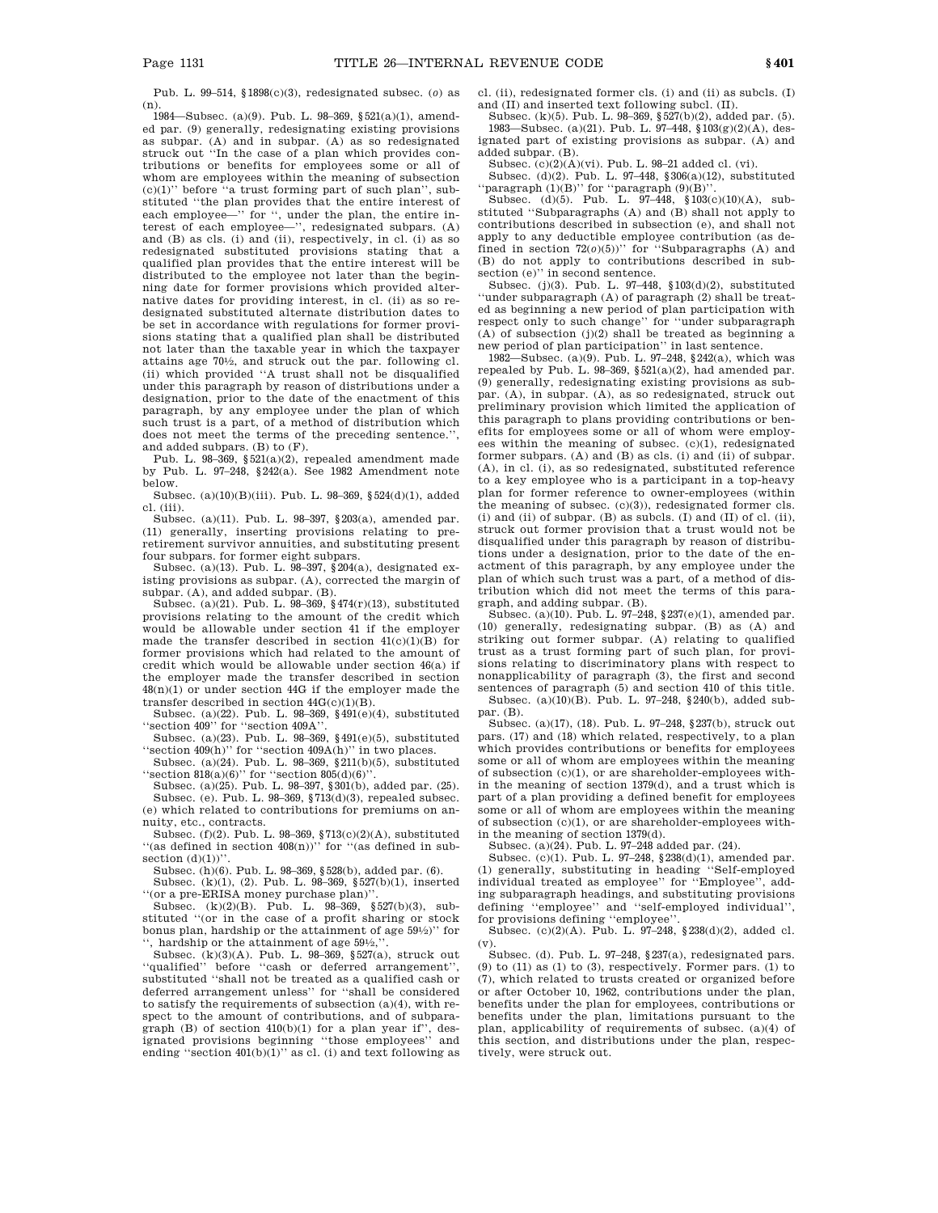Pub. L. 99–514, §1898(c)(3), redesignated subsec. (*o*) as (n).

1984—Subsec. (a)(9). Pub. L. 98–369, §521(a)(1), amended par. (9) generally, redesignating existing provisions as subpar. (A) and in subpar. (A) as so redesignated struck out "In the case of a plan which provides contributions or benefits for employees some or all of whom are employees within the meaning of subsection (c)(1)" before "a trust forming part of such plan", substituted "the plan provides that the entire interest of each employee—" for ", under the plan, the entire interest of each employee—", redesignated subpars. (A) and (B) as cls. (i) and (ii), respectively, in cl. (i) as so redesignated substituted provisions stating that a qualified plan provides that the entire interest will be distributed to the employee not later than the beginning date for former provisions which provided alternative dates for providing interest, in cl. (ii) as so redesignated substituted alternate distribution dates to be set in accordance with regulations for former provisions stating that a qualified plan shall be distributed not later than the taxable year in which the taxpayer attains age 70½, and struck out the par. following cl. (ii) which provided "A trust shall not be disqualified under this paragraph by reason of distributions under a designation, prior to the date of the enactment of this paragraph, by any employee under the plan of which such trust is a part, of a method of distribution which does not meet the terms of the preceding sentence.", and added subpars. (B) to (F).

Pub. L. 98–369, §521(a)(2), repealed amendment made by Pub. L. 97–248, §242(a). See 1982 Amendment note below.

Subsec. (a)(10)(B)(iii). Pub. L. 98–369, §524(d)(1), added cl. (iii).

Subsec. (a)(11). Pub. L. 98–397, §203(a), amended par. (11) generally, inserting provisions relating to preretirement survivor annuities, and substituting present four subpars. for former eight subpars.

Subsec. (a)(13). Pub. L. 98–397, §204(a), designated existing provisions as subpar. (A), corrected the margin of subpar. (A), and added subpar. (B).

Subsec. (a)(21). Pub. L. 98–369, §474(r)(13), substituted provisions relating to the amount of the credit which would be allowable under section 41 if the employer made the transfer described in section 41(c)(1)(B) for former provisions which had related to the amount of credit which would be allowable under section 46(a) if the employer made the transfer described in section 48(n)(1) or under section 44G if the employer made the transfer described in section 44G(c)(1)(B).

Subsec. (a)(22). Pub. L. 98–369, §491(e)(4), substituted "section 409" for "section 409A".

Subsec. (a)(23). Pub. L. 98–369, §491(e)(5), substituted "section 409(h)" for "section 409A(h)" in two places.

Subsec. (a)(24). Pub. L. 98–369, §211(b)(5), substituted "section 818(a)(6)" for "section 805(d)(6)".

Subsec. (a)(25). Pub. L. 98–397, §301(b), added par. (25).

Subsec. (e). Pub. L. 98–369, §713(d)(3), repealed subsec. (e) which related to contributions for premiums on annuity, etc., contracts.

Subsec. (f)(2). Pub. L. 98–369, §713(c)(2)(A), substituted "(as defined in section 408(n))" for "(as defined in subsection (d)(1))".

Subsec. (h)(6). Pub. L. 98–369, §528(b), added par. (6).

Subsec. (k)(1), (2). Pub. L. 98–369, §527(b)(1), inserted "(or a pre-ERISA money purchase plan)".

Subsec. (k)(2)(B). Pub. L. 98–369, §527(b)(3), substituted "(or in the case of a profit sharing or stock bonus plan, hardship or the attainment of age 59½)" for ", hardship or the attainment of age 59½,".

Subsec. (k)(3)(A). Pub. L. 98–369, §527(a), struck out "qualified" before "cash or deferred arrangement", substituted "shall not be treated as a qualified cash or deferred arrangement unless" for "shall be considered to satisfy the requirements of subsection (a)(4), with respect to the amount of contributions, and of subparagraph (B) of section 410(b)(1) for a plan year if", designated provisions beginning "those employees" and ending "section 401(b)(1)" as cl. (i) and text following as cl. (ii), redesignated former cls. (i) and (ii) as subcls. (I) and (II) and inserted text following subcl. (II).

Subsec. (k)(5). Pub. L. 98–369, §527(b)(2), added par. (5).

1983—Subsec. (a)(21). Pub. L. 97–448, §103(g)(2)(A), designated part of existing provisions as subpar. (A) and added subpar. (B).

Subsec. (c)(2)(A)(vi). Pub. L. 98–21 added cl. (vi).

Subsec. (d)(2). Pub. L. 97–448, §306(a)(12), substituted "paragraph (1)(B)" for "paragraph (9)(B)".

Subsec. (d)(5). Pub. L. 97–448, §103(c)(10)(A), substituted "Subparagraphs (A) and (B) shall not apply to contributions described in subsection (e), and shall not apply to any deductible employee contribution (as defined in section 72(*o*)(5))" for "Subparagraphs (A) and (B) do not apply to contributions described in subsection (e)" in second sentence.

Subsec. (j)(3). Pub. L. 97–448, §103(d)(2), substituted "under subparagraph (A) of paragraph (2) shall be treated as beginning a new period of plan participation with respect only to such change" for "under subparagraph (A) of subsection (j)(2) shall be treated as beginning a new period of plan participation" in last sentence.

1982—Subsec. (a)(9). Pub. L. 97–248, §242(a), which was repealed by Pub. L. 98–369, §521(a)(2), had amended par. (9) generally, redesignating existing provisions as subpar. (A), in subpar. (A), as so redesignated, struck out preliminary provision which limited the application of this paragraph to plans providing contributions or benefits for employees some or all of whom were employees within the meaning of subsec. (c)(1), redesignated former subpars. (A) and (B) as cls. (i) and (ii) of subpar. (A), in cl. (i), as so redesignated, substituted reference to a key employee who is a participant in a top-heavy plan for former reference to owner-employees (within the meaning of subsec. (c)(3)), redesignated former cls. (i) and (ii) of subpar. (B) as subcls. (I) and (II) of cl. (ii), struck out former provision that a trust would not be disqualified under this paragraph by reason of distributions under a designation, prior to the date of the enactment of this paragraph, by any employee under the plan of which such trust was a part, of a method of distribution which did not meet the terms of this paragraph, and adding subpar. (B).

Subsec. (a)(10). Pub. L. 97–248, §237(e)(1), amended par. (10) generally, redesignating subpar. (B) as (A) and striking out former subpar. (A) relating to qualified trust as a trust forming part of such plan, for provisions relating to discriminatory plans with respect to nonapplicability of paragraph (3), the first and second sentences of paragraph (5) and section 410 of this title.

Subsec. (a)(10)(B). Pub. L. 97–248, §240(b), added subpar. (B).

Subsec. (a)(17), (18). Pub. L. 97–248, §237(b), struck out pars. (17) and (18) which related, respectively, to a plan which provides contributions or benefits for employees some or all of whom are employees within the meaning of subsection (c)(1), or are shareholder-employees within the meaning of section 1379(d), and a trust which is part of a plan providing a defined benefit for employees some or all of whom are employees within the meaning of subsection (c)(1), or are shareholder-employees within the meaning of section 1379(d).

Subsec. (a)(24). Pub. L. 97–248 added par. (24).

Subsec. (c)(1). Pub. L. 97–248, §238(d)(1), amended par. (1) generally, substituting in heading "Self-employed individual treated as employee" for "Employee", adding subparagraph headings, and substituting provisions defining "employee" and "self-employed individual", for provisions defining "employee".

Subsec. (c)(2)(A). Pub. L. 97–248, §238(d)(2), added cl. (v).

Subsec. (d). Pub. L. 97–248, §237(a), redesignated pars. (9) to (11) as (1) to (3), respectively. Former pars. (1) to (7), which related to trusts created or organized before or after October 10, 1962, contributions under the plan, benefits under the plan for employees, contributions or benefits under the plan, limitations pursuant to the plan, applicability of requirements of subsec. (a)(4) of this section, and distributions under the plan, respectively, were struck out.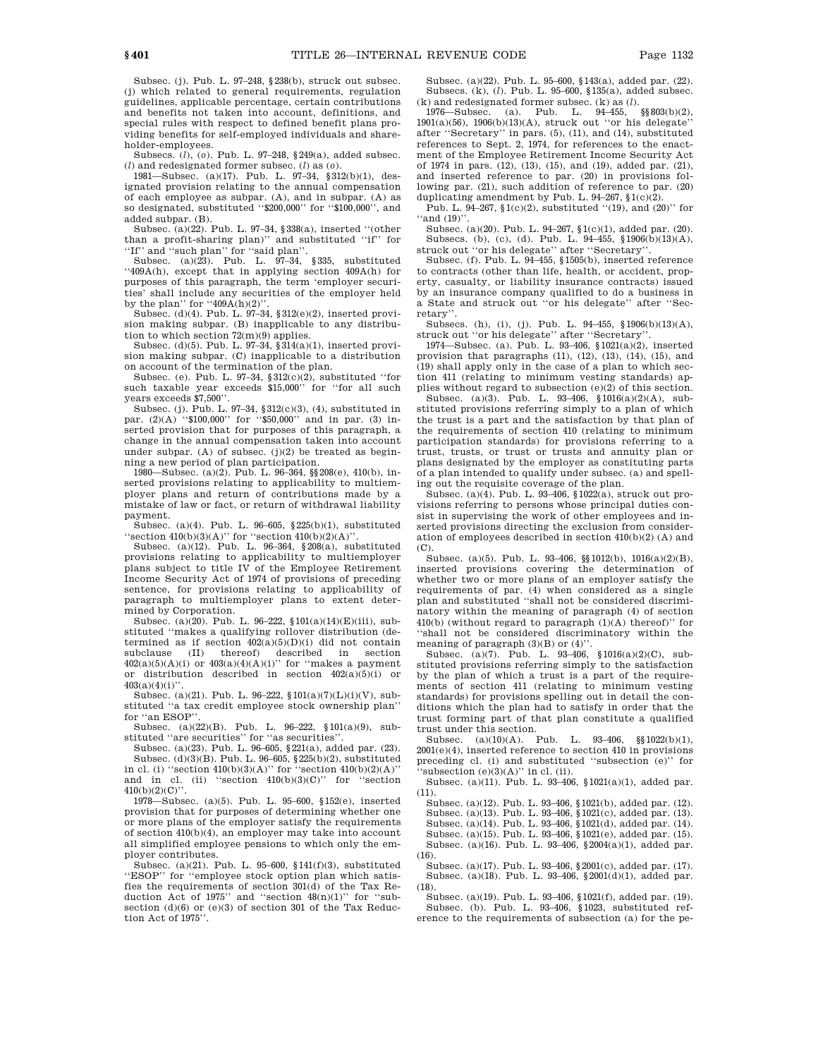Subsec. (j). Pub. L. 97–248, §238(b), struck out subsec. (j) which related to general requirements, regulation guidelines, applicable percentage, certain contributions and benefits not taken into account, definitions, and special rules with respect to defined benefit plans providing benefits for self-employed individuals and shareholder-employees.

Subsecs. (*l*), (*o*). Pub. L. 97–248, §249(a), added subsec. (*l*) and redesignated former subsec. (*l*) as (*o*).

1981—Subsec. (a)(17). Pub. L. 97–34, §312(b)(1), designated provision relating to the annual compensation of each employee as subpar. (A), and in subpar. (A) as so designated, substituted ''$200,000'' for ''$100,000'', and added subpar. (B).

Subsec. (a)(22). Pub. L. 97–34, §338(a), inserted ''(other than a profit-sharing plan)'' and substituted ''if'' for ''If'' and ''such plan'' for ''said plan''.

Subsec. (a)(23). Pub. L. 97–34, §335, substituted ''409A(h), except that in applying section 409A(h) for purposes of this paragraph, the term 'employer securities' shall include any securities of the employer held by the plan'' for ''409A(h)(2)''.

Subsec. (d)(4). Pub. L. 97–34, §312(e)(2), inserted provision making subpar. (B) inapplicable to any distribution to which section 72(m)(9) applies.

Subsec. (d)(5). Pub. L. 97–34, §314(a)(1), inserted provision making subpar. (C) inapplicable to a distribution on account of the termination of the plan.

Subsec. (e). Pub. L. 97–34, §312(c)(2), substituted ''for such taxable year exceeds $15,000'' for ''for all such years exceeds $7,500''.

Subsec. (j). Pub. L. 97–34, §312(c)(3), (4), substituted in par. (2)(A) ''$100,000'' for ''$50,000'' and in par. (3) inserted provision that for purposes of this paragraph, a change in the annual compensation taken into account under subpar. (A) of subsec. (j)(2) be treated as beginning a new period of plan participation.

1980—Subsec. (a)(2). Pub. L. 96–364, §§208(e), 410(b), inserted provisions relating to applicability to multiemployer plans and return of contributions made by a mistake of law or fact, or return of withdrawal liability payment.

Subsec. (a)(4). Pub. L. 96–605, §225(b)(1), substituted ''section 410(b)(3)(A)'' for ''section 410(b)(2)(A)''.

Subsec. (a)(12). Pub. L. 96–364, §208(a), substituted provisions relating to applicability to multiemployer plans subject to title IV of the Employee Retirement Income Security Act of 1974 of provisions of preceding sentence, for provisions relating to applicability of paragraph to multiemployer plans to extent determined by Corporation.

Subsec. (a)(20). Pub. L. 96–222, §101(a)(14)(E)(iii), substituted ''makes a qualifying rollover distribution (determined as if section 402(a)(5)(D)(i) did not contain subclause (II) thereof) described in section 402(a)(5)(A)(i) or 403(a)(4)(A)(i)'' for ''makes a payment or distribution described in section 402(a)(5)(i) or 403(a)(4)(i)''.

Subsec. (a)(21). Pub. L. 96–222, §101(a)(7)(L)(i)(V), substituted ''a tax credit employee stock ownership plan'' for ''an ESOP''.

Subsec. (a)(22)(B). Pub. L. 96–222, §101(a)(9), substituted ''are securities'' for ''as securities''.

Subsec. (a)(23). Pub. L. 96–605, §221(a), added par. (23).

Subsec. (d)(3)(B). Pub. L. 96–605, §225(b)(2), substituted in cl. (i) ''section 410(b)(3)(A)'' for ''section 410(b)(2)(A)'' and in cl. (ii) ''section 410(b)(3)(C)'' for ''section 410(b)(2)(C)''.

1978—Subsec. (a)(5). Pub. L. 95–600, §152(e), inserted provision that for purposes of determining whether one or more plans of the employer satisfy the requirements of section 410(b)(4), an employer may take into account all simplified employee pensions to which only the employer contributes.

Subsec. (a)(21). Pub. L. 95–600, §141(f)(3), substituted ''ESOP'' for ''employee stock option plan which satisfies the requirements of section 301(d) of the Tax Reduction Act of 1975'' and ''section 48(n)(1)'' for ''subsection (d)(6) or (e)(3) of section 301 of the Tax Reduction Act of 1975''.

Subsec. (a)(22). Pub. L. 95–600, §143(a), added par. (22).

Subsecs. (k), (*l*). Pub. L. 95–600, §135(a), added subsec. (k) and redesignated former subsec. (k) as (*l*).

1976—Subsec. (a). Pub. L. 94–455, §§803(b)(2), 1901(a)(56), 1906(b)(13)(A), struck out ''or his delegate'' after ''Secretary'' in pars. (5), (11), and (14), substituted references to Sept. 2, 1974, for references to the enactment of the Employee Retirement Income Security Act of 1974 in pars. (12), (13), (15), and (19), added par. (21), and inserted reference to par. (20) in provisions following par. (21), such addition of reference to par. (20) duplicating amendment by Pub. L. 94–267, §1(c)(2).

Pub. L. 94–267, §1(c)(2), substituted ''(19), and (20)'' for ''and (19)''.

Subsec. (a)(20). Pub. L. 94–267, §1(c)(1), added par. (20).

Subsecs. (b), (c), (d). Pub. L. 94–455, §1906(b)(13)(A), struck out ''or his delegate'' after ''Secretary''.

Subsec. (f). Pub. L. 94–455, §1505(b), inserted reference to contracts (other than life, health, or accident, property, casualty, or liability insurance contracts) issued by an insurance company qualified to do a business in a State and struck out ''or his delegate'' after ''Secretary''.

Subsecs. (h), (i), (j). Pub. L. 94–455, §1906(b)(13)(A), struck out ''or his delegate'' after ''Secretary''.

1974—Subsec. (a). Pub. L. 93–406, §1021(a)(2), inserted provision that paragraphs (11), (12), (13), (14), (15), and (19) shall apply only in the case of a plan to which section 411 (relating to minimum vesting standards) applies without regard to subsection (e)(2) of this section.

Subsec. (a)(3). Pub. L. 93–406, §1016(a)(2)(A), substituted provisions referring simply to a plan of which the trust is a part and the satisfaction by that plan of the requirements of section 410 (relating to minimum participation standards) for provisions referring to a trust, trusts, or trust or trusts and annuity plan or plans designated by the employer as constituting parts of a plan intended to qualify under subsec. (a) and spelling out the requisite coverage of the plan.

Subsec. (a)(4). Pub. L. 93–406, §1022(a), struck out provisions referring to persons whose principal duties consist in supervising the work of other employees and inserted provisions directing the exclusion from consideration of employees described in section 410(b)(2) (A) and (C).

Subsec. (a)(5). Pub. L. 93–406, §§1012(b), 1016(a)(2)(B), inserted provisions covering the determination of whether two or more plans of an employer satisfy the requirements of par. (4) when considered as a single plan and substituted ''shall not be considered discriminatory within the meaning of paragraph (4) of section 410(b) (without regard to paragraph (1)(A) thereof)'' for ''shall not be considered discriminatory within the meaning of paragraph (3)(B) or (4)''.

Subsec. (a)(7). Pub. L. 93–406, §1016(a)(2)(C), substituted provisions referring simply to the satisfaction by the plan of which a trust is a part of the requirements of section 411 (relating to minimum vesting standards) for provisions spelling out in detail the conditions which the plan had to satisfy in order that the trust forming part of that plan constitute a qualified trust under this section.

Subsec. (a)(10)(A). Pub. L. 93–406, §§1022(b)(1), 2001(e)(4), inserted reference to section 410 in provisions preceding cl. (i) and substituted ''subsection (e)'' for ''subsection (e)(3)(A)'' in cl. (ii).

Subsec. (a)(11). Pub. L. 93–406, §1021(a)(1), added par. (11).

Subsec. (a)(12). Pub. L. 93–406, §1021(b), added par. (12).

Subsec. (a)(13). Pub. L. 93–406, §1021(c), added par. (13).

Subsec. (a)(14). Pub. L. 93–406, §1021(d), added par. (14).

Subsec. (a)(15). Pub. L. 93–406, §1021(e), added par. (15).

Subsec. (a)(16). Pub. L. 93–406, §2004(a)(1), added par. (16).

Subsec. (a)(17). Pub. L. 93–406, §2001(c), added par. (17).

Subsec. (a)(18). Pub. L. 93–406, §2001(d)(1), added par. (18).

Subsec. (a)(19). Pub. L. 93–406, §1021(f), added par. (19).

Subsec. (b). Pub. L. 93–406, §1023, substituted reference to the requirements of subsection (a) for the pe-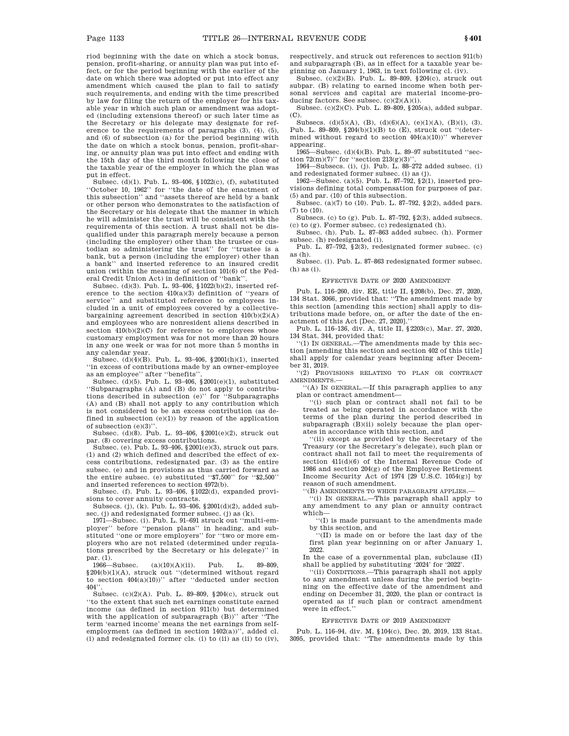riod beginning with the date on which a stock bonus, pension, profit-sharing, or annuity plan was put into effect, or for the period beginning with the earlier of the date on which there was adopted or put into effect any amendment which caused the plan to fail to satisfy such requirements, and ending with the time prescribed by law for filing the return of the employer for his taxable year in which such plan or amendment was adopted (including extensions thereof) or such later time as the Secretary or his delegate may designate for reference to the requirements of paragraphs (3), (4), (5), and (6) of subsection (a) for the period beginning with the date on which a stock bonus, pension, profit-sharing, or annuity plan was put into effect and ending with the 15th day of the third month following the close of the taxable year of the employer in which the plan was put in effect.

Subsec. (d)(1). Pub. L. 93–406, §1022(c), (f), substituted ''October 10, 1962'' for ''the date of the enactment of this subsection'' and ''assets thereof are held by a bank or other person who demonstrates to the satisfaction of the Secretary or his delegate that the manner in which he will administer the trust will be consistent with the requirements of this section. A trust shall not be disqualified under this paragraph merely because a person (including the employer) other than the trustee or custodian so administering the trust'' for ''trustee is a bank, but a person (including the employer) other than a bank'' and inserted reference to an insured credit union (within the meaning of section 101(6) of the Federal Credit Union Act) in definition of ''bank''.

Subsec. (d)(3). Pub. L. 93–406, §1022(b)(2), inserted reference to the section 410(a)(3) definition of ''years of service'' and substituted reference to employees included in a unit of employees covered by a collective-bargaining agreement described in section 410(b)(2)(A) and employees who are nonresident aliens described in section 410(b)(2)(C) for reference to employees whose customary employment was for not more than 20 hours in any one week or was for not more than 5 months in any calendar year.

Subsec. (d)(4)(B). Pub. L. 93–406, §2001(h)(1), inserted ''in excess of contributions made by an owner-employee as an employee'' after ''benefits''.

Subsec. (d)(5). Pub. L. 93–406, §2001(e)(1), substituted ''Subparagraphs (A) and (B) do not apply to contributions described in subsection (e)'' for ''Subparagraphs (A) and (B) shall not apply to any contribution which is not considered to be an excess contribution (as defined in subsection (e)(1)) by reason of the application of subsection (e)(3)''.

Subsec. (d)(8). Pub. L. 93–406, §2001(e)(2), struck out par. (8) covering excess contributions.

Subsec. (e). Pub. L. 93–406, §2001(e)(3), struck out pars. (1) and (2) which defined and described the effect of excess contributions, redesignated par. (3) as the entire subsec. (e) and in provisions as thus carried forward as the entire subsec. (e) substituted ''$7,500'' for ''$2,500'' and inserted references to section 4972(b).

Subsec. (f). Pub. L. 93–406, §1022(d), expanded provisions to cover annuity contracts.

Subsecs. (j), (k). Pub. L. 93–406, §2001(d)(2), added subsec. (j) and redesignated former subsec. (j) as (k).

1971—Subsec. (i). Pub. L. 91–691 struck out ''multi-employer'' before ''pension plans'' in heading, and substituted ''one or more employers'' for ''two or more employers who are not related (determined under regulations prescribed by the Secretary or his delegate)'' in par. (1).

1966—Subsec. (a)(10)(A)(ii). Pub. L. 89–809, §204(b)(1)(A), struck out ''(determined without regard to section 404(a)(10))'' after ''deducted under section 404''.

Subsec. (c)(2)(A). Pub. L. 89–809, §204(c), struck out ''to the extent that such net earnings constitute earned income (as defined in section 911(b) but determined with the application of subparagraph (B))'' after ''The term 'earned income' means the net earnings from self-employment (as defined in section 1402(a))'', added cl. (i) and redesignated former cls. (i) to (ii) as (ii) to (iv), respectively, and struck out references to section 911(b) and subparagraph (B), as in effect for a taxable year beginning on January 1, 1963, in text following cl. (iv).

Subsec. (c)(2)(B). Pub. L. 89–809, §204(c), struck out subpar. (B) relating to earned income when both personal services and capital are material income-producing factors. See subsec. (c)(2)(A)(i).

Subsec. (c)(2)(C). Pub. L. 89–809, §205(a), added subpar. (C).

Subsecs. (d)(5)(A), (B), (d)(6)(A), (e)(1)(A), (B)(i), (3). Pub. L. 89–809, §204(b)(1)(B) to (E), struck out ''(determined without regard to section 404(a)(10))'' wherever appearing.

1965—Subsec. (d)(4)(B). Pub. L. 89–97 substituted ''section 72(m)(7)'' for ''section 213(g)(3)''.

1964—Subsecs. (i), (j). Pub. L. 88–272 added subsec. (i) and redesignated former subsec. (i) as (j).

1962—Subsec. (a)(5). Pub. L. 87–792, §2(1), inserted provisions defining total compensation for purposes of par. (5) and par. (10) of this subsection.

Subsec. (a)(7) to (10). Pub. L. 87–792, §2(2), added pars. (7) to (10).

Subsecs. (c) to (g). Pub. L. 87–792, §2(3), added subsecs. (c) to (g). Former subsec. (c) redesignated (h).

Subsec. (h). Pub. L. 87–863 added subsec. (h). Former subsec. (h) redesignated (i).

Pub. L. 87–792, §2(3), redesignated former subsec. (c) as (h).

Subsec. (i). Pub. L. 87–863 redesignated former subsec. (h) as (i).

EFFECTIVE DATE OF 2020 AMENDMENT

Pub. L. 116–260, div. EE, title II, §208(b), Dec. 27, 2020, 134 Stat. 3066, provided that: ''The amendment made by this section [amending this section] shall apply to distributions made before, on, or after the date of the enactment of this Act [Dec. 27, 2020].''

Pub. L. 116–136, div. A, title II, §2203(c), Mar. 27, 2020, 134 Stat. 344, provided that:

''(1) IN GENERAL.—The amendments made by this section [amending this section and section 402 of this title] shall apply for calendar years beginning after December 31, 2019.

''(2) PROVISIONS RELATING TO PLAN OR CONTRACT AMENDMENTS.—

''(A) IN GENERAL.—If this paragraph applies to any plan or contract amendment—

''(i) such plan or contract shall not fail to be treated as being operated in accordance with the terms of the plan during the period described in subparagraph (B)(ii) solely because the plan operates in accordance with this section, and

''(ii) except as provided by the Secretary of the Treasury (or the Secretary's delegate), such plan or contract shall not fail to meet the requirements of section 411(d)(6) of the Internal Revenue Code of 1986 and section 204(g) of the Employee Retirement Income Security Act of 1974 [29 U.S.C. 1054(g)] by reason of such amendment.

''(B) AMENDMENTS TO WHICH PARAGRAPH APPLIES.—

''(i) IN GENERAL.—This paragraph shall apply to any amendment to any plan or annuity contract which—

''(I) is made pursuant to the amendments made by this section, and

''(II) is made on or before the last day of the first plan year beginning on or after January 1, 2022.

In the case of a governmental plan, subclause (II) shall be applied by substituting '2024' for '2022'.

''(ii) CONDITIONS.—This paragraph shall not apply to any amendment unless during the period beginning on the effective date of the amendment and ending on December 31, 2020, the plan or contract is operated as if such plan or contract amendment were in effect.''

EFFECTIVE DATE OF 2019 AMENDMENT

Pub. L. 116–94, div. M, §104(c), Dec. 20, 2019, 133 Stat. 3095, provided that: ''The amendments made by this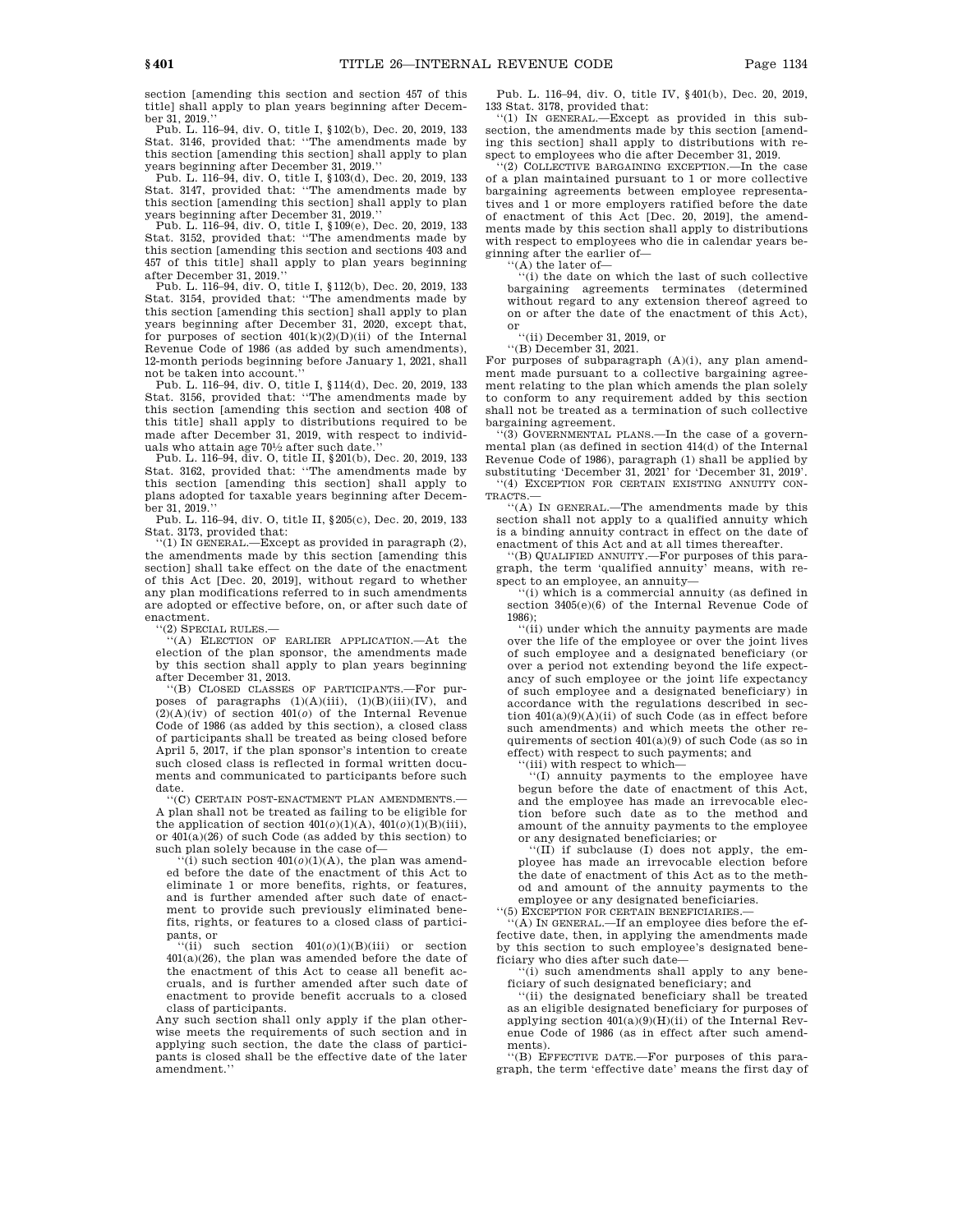section [amending this section and section 457 of this title] shall apply to plan years beginning after December 31, 2019.''

Pub. L. 116–94, div. O, title I, §102(b), Dec. 20, 2019, 133 Stat. 3146, provided that: ''The amendments made by this section [amending this section] shall apply to plan years beginning after December 31, 2019.''

Pub. L. 116–94, div. O, title I, §103(d), Dec. 20, 2019, 133 Stat. 3147, provided that: ''The amendments made by this section [amending this section] shall apply to plan years beginning after December 31, 2019.''

Pub. L. 116–94, div. O, title I, §109(e), Dec. 20, 2019, 133 Stat. 3152, provided that: ''The amendments made by this section [amending this section and sections 403 and 457 of this title] shall apply to plan years beginning after December 31, 2019.''

Pub. L. 116–94, div. O, title I, §112(b), Dec. 20, 2019, 133 Stat. 3154, provided that: ''The amendments made by this section [amending this section] shall apply to plan years beginning after December 31, 2020, except that, for purposes of section 401(k)(2)(D)(ii) of the Internal Revenue Code of 1986 (as added by such amendments), 12-month periods beginning before January 1, 2021, shall not be taken into account.''

Pub. L. 116–94, div. O, title I, §114(d), Dec. 20, 2019, 133 Stat. 3156, provided that: ''The amendments made by this section [amending this section and section 408 of this title] shall apply to distributions required to be made after December 31, 2019, with respect to individuals who attain age 70½ after such date.''

Pub. L. 116–94, div. O, title II, §201(b), Dec. 20, 2019, 133 Stat. 3162, provided that: ''The amendments made by this section [amending this section] shall apply to plans adopted for taxable years beginning after December 31, 2019.''

Pub. L. 116–94, div. O, title II, §205(c), Dec. 20, 2019, 133 Stat. 3173, provided that:

''(1) IN GENERAL.—Except as provided in paragraph (2), the amendments made by this section [amending this section] shall take effect on the date of the enactment of this Act [Dec. 20, 2019], without regard to whether any plan modifications referred to in such amendments are adopted or effective before, on, or after such date of enactment.

''(2) SPECIAL RULES.—

''(A) ELECTION OF EARLIER APPLICATION.—At the election of the plan sponsor, the amendments made by this section shall apply to plan years beginning after December 31, 2013.

''(B) CLOSED CLASSES OF PARTICIPANTS.—For purposes of paragraphs (1)(A)(iii), (1)(B)(iii)(IV), and (2)(A)(iv) of section 401(*o*) of the Internal Revenue Code of 1986 (as added by this section), a closed class of participants shall be treated as being closed before April 5, 2017, if the plan sponsor's intention to create such closed class is reflected in formal written documents and communicated to participants before such date.

''(C) CERTAIN POST-ENACTMENT PLAN AMENDMENTS.—A plan shall not be treated as failing to be eligible for the application of section 401(*o*)(1)(A), 401(*o*)(1)(B)(iii), or 401(a)(26) of such Code (as added by this section) to such plan solely because in the case of—

''(i) such section 401(*o*)(1)(A), the plan was amended before the date of the enactment of this Act to eliminate 1 or more benefits, rights, or features, and is further amended after such date of enactment to provide such previously eliminated benefits, rights, or features to a closed class of participants, or

''(ii) such section 401(*o*)(1)(B)(iii) or section 401(a)(26), the plan was amended before the date of the enactment of this Act to cease all benefit accruals, and is further amended after such date of enactment to provide benefit accruals to a closed class of participants.

Any such section shall only apply if the plan otherwise meets the requirements of such section and in applying such section, the date the class of participants is closed shall be the effective date of the later amendment.''

Pub. L. 116–94, div. O, title IV, §401(b), Dec. 20, 2019, 133 Stat. 3178, provided that:

''(1) IN GENERAL.—Except as provided in this subsection, the amendments made by this section [amending this section] shall apply to distributions with respect to employees who die after December 31, 2019.

''(2) COLLECTIVE BARGAINING EXCEPTION.—In the case of a plan maintained pursuant to 1 or more collective bargaining agreements between employee representatives and 1 or more employers ratified before the date of enactment of this Act [Dec. 20, 2019], the amendments made by this section shall apply to distributions with respect to employees who die in calendar years beginning after the earlier of—

''(A) the later of—

''(i) the date on which the last of such collective bargaining agreements terminates (determined without regard to any extension thereof agreed to on or after the date of the enactment of this Act), or

''(ii) December 31, 2019, or

''(B) December 31, 2021.

For purposes of subparagraph (A)(i), any plan amendment made pursuant to a collective bargaining agreement relating to the plan which amends the plan solely to conform to any requirement added by this section shall not be treated as a termination of such collective bargaining agreement.

''(3) GOVERNMENTAL PLANS.—In the case of a governmental plan (as defined in section 414(d) of the Internal Revenue Code of 1986), paragraph (1) shall be applied by substituting 'December 31, 2021' for 'December 31, 2019'.

''(4) EXCEPTION FOR CERTAIN EXISTING ANNUITY CONTRACTS.—

''(A) IN GENERAL.—The amendments made by this section shall not apply to a qualified annuity which is a binding annuity contract in effect on the date of enactment of this Act and at all times thereafter.

''(B) QUALIFIED ANNUITY.—For purposes of this paragraph, the term 'qualified annuity' means, with respect to an employee, an annuity—

''(i) which is a commercial annuity (as defined in section 3405(e)(6) of the Internal Revenue Code of 1986);

''(ii) under which the annuity payments are made over the life of the employee or over the joint lives of such employee and a designated beneficiary (or over a period not extending beyond the life expectancy of such employee or the joint life expectancy of such employee and a designated beneficiary) in accordance with the regulations described in section 401(a)(9)(A)(ii) of such Code (as in effect before such amendments) and which meets the other requirements of section 401(a)(9) of such Code (as so in effect) with respect to such payments; and

''(iii) with respect to which—

''(I) annuity payments to the employee have begun before the date of enactment of this Act, and the employee has made an irrevocable election before such date as to the method and amount of the annuity payments to the employee or any designated beneficiaries; or

''(II) if subclause (I) does not apply, the employee has made an irrevocable election before the date of enactment of this Act as to the method and amount of the annuity payments to the employee or any designated beneficiaries.

''(5) EXCEPTION FOR CERTAIN BENEFICIARIES.—

''(A) IN GENERAL.—If an employee dies before the effective date, then, in applying the amendments made by this section to such employee's designated beneficiary who dies after such date—

''(i) such amendments shall apply to any beneficiary of such designated beneficiary; and

''(ii) the designated beneficiary shall be treated as an eligible designated beneficiary for purposes of applying section 401(a)(9)(H)(ii) of the Internal Revenue Code of 1986 (as in effect after such amendments).

''(B) EFFECTIVE DATE.—For purposes of this paragraph, the term 'effective date' means the first day of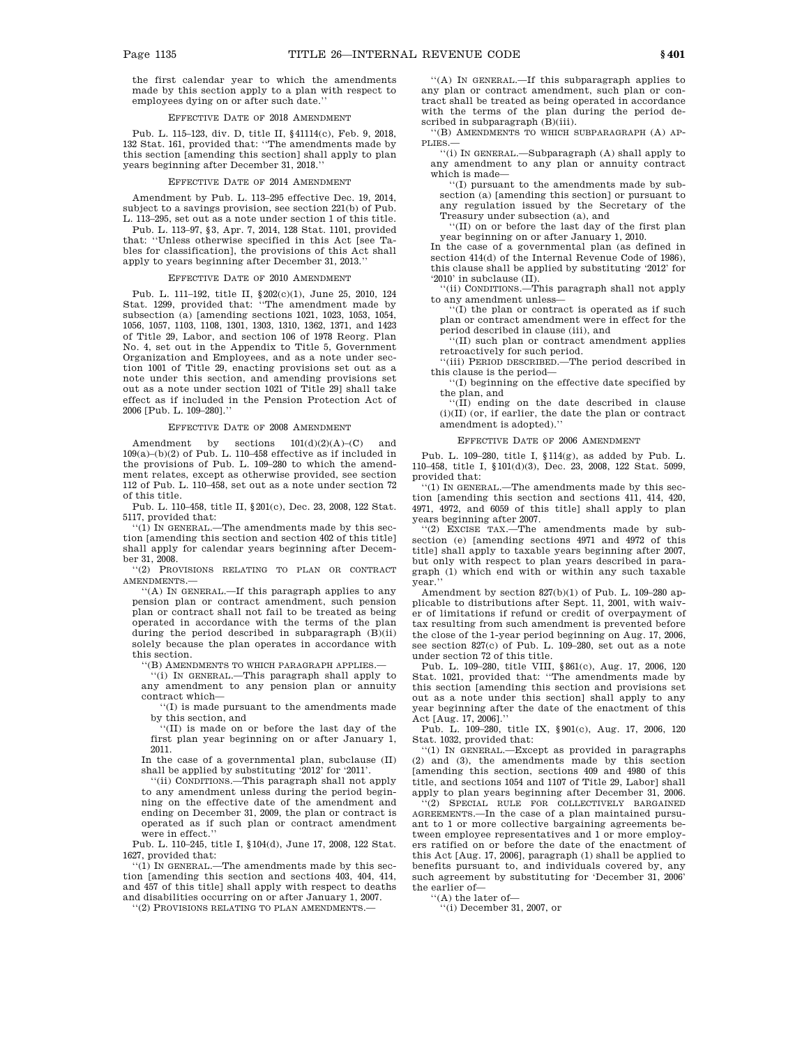the first calendar year to which the amendments made by this section apply to a plan with respect to employees dying on or after such date.''

### EFFECTIVE DATE OF 2018 AMENDMENT

Pub. L. 115–123, div. D, title II, §41114(c), Feb. 9, 2018, 132 Stat. 161, provided that: ''The amendments made by this section [amending this section] shall apply to plan years beginning after December 31, 2018.''

### EFFECTIVE DATE OF 2014 AMENDMENT

Amendment by Pub. L. 113–295 effective Dec. 19, 2014, subject to a savings provision, see section 221(b) of Pub. L. 113–295, set out as a note under section 1 of this title.

Pub. L. 113–97, §3, Apr. 7, 2014, 128 Stat. 1101, provided that: ''Unless otherwise specified in this Act [see Tables for classification], the provisions of this Act shall apply to years beginning after December 31, 2013.''

### EFFECTIVE DATE OF 2010 AMENDMENT

Pub. L. 111–192, title II, §202(c)(1), June 25, 2010, 124 Stat. 1299, provided that: ''The amendment made by subsection (a) [amending sections 1021, 1023, 1053, 1054, 1056, 1057, 1103, 1108, 1301, 1303, 1310, 1362, 1371, and 1423 of Title 29, Labor, and section 106 of 1978 Reorg. Plan No. 4, set out in the Appendix to Title 5, Government Organization and Employees, and as a note under section 1001 of Title 29, enacting provisions set out as a note under this section, and amending provisions set out as a note under section 1021 of Title 29] shall take effect as if included in the Pension Protection Act of 2006 [Pub. L. 109–280].''

### EFFECTIVE DATE OF 2008 AMENDMENT

Amendment by sections 101(d)(2)(A)–(C) and 109(a)–(b)(2) of Pub. L. 110–458 effective as if included in the provisions of Pub. L. 109–280 to which the amendment relates, except as otherwise provided, see section 112 of Pub. L. 110–458, set out as a note under section 72 of this title.

Pub. L. 110–458, title II, §201(c), Dec. 23, 2008, 122 Stat. 5117, provided that:

''(1) IN GENERAL.—The amendments made by this section [amending this section and section 402 of this title] shall apply for calendar years beginning after December 31, 2008.

''(2) PROVISIONS RELATING TO PLAN OR CONTRACT AMENDMENTS.—

''(A) IN GENERAL.—If this paragraph applies to any pension plan or contract amendment, such pension plan or contract shall not fail to be treated as being operated in accordance with the terms of the plan during the period described in subparagraph (B)(ii) solely because the plan operates in accordance with this section.

''(B) AMENDMENTS TO WHICH PARAGRAPH APPLIES.—

''(i) IN GENERAL.—This paragraph shall apply to any amendment to any pension plan or annuity contract which—

''(I) is made pursuant to the amendments made by this section, and

''(II) is made on or before the last day of the first plan year beginning on or after January 1, 2011.

In the case of a governmental plan, subclause (II) shall be applied by substituting '2012' for '2011'.

''(ii) CONDITIONS.—This paragraph shall not apply to any amendment unless during the period beginning on the effective date of the amendment and ending on December 31, 2009, the plan or contract is operated as if such plan or contract amendment were in effect.''

Pub. L. 110–245, title I, §104(d), June 17, 2008, 122 Stat. 1627, provided that:

''(1) IN GENERAL.—The amendments made by this section [amending this section and sections 403, 404, 414, and 457 of this title] shall apply with respect to deaths and disabilities occurring on or after January 1, 2007.

''(2) PROVISIONS RELATING TO PLAN AMENDMENTS.—

''(A) IN GENERAL.—If this subparagraph applies to any plan or contract amendment, such plan or contract shall be treated as being operated in accordance with the terms of the plan during the period described in subparagraph (B)(iii).

''(B) AMENDMENTS TO WHICH SUBPARAGRAPH (A) APPLIES.—

''(i) IN GENERAL.—Subparagraph (A) shall apply to any amendment to any plan or annuity contract which is made—

''(I) pursuant to the amendments made by subsection (a) [amending this section] or pursuant to any regulation issued by the Secretary of the Treasury under subsection (a), and

''(II) on or before the last day of the first plan year beginning on or after January 1, 2010.

In the case of a governmental plan (as defined in section 414(d) of the Internal Revenue Code of 1986), this clause shall be applied by substituting '2012' for '2010' in subclause (II).

''(ii) CONDITIONS.—This paragraph shall not apply to any amendment unless—

''(I) the plan or contract is operated as if such plan or contract amendment were in effect for the period described in clause (iii), and

''(II) such plan or contract amendment applies retroactively for such period.

''(iii) PERIOD DESCRIBED.—The period described in this clause is the period—

''(I) beginning on the effective date specified by the plan, and

''(II) ending on the date described in clause (i)(II) (or, if earlier, the date the plan or contract amendment is adopted).''

### EFFECTIVE DATE OF 2006 AMENDMENT

Pub. L. 109–280, title I, §114(g), as added by Pub. L. 110–458, title I, §101(d)(3), Dec. 23, 2008, 122 Stat. 5099, provided that:

''(1) IN GENERAL.—The amendments made by this section [amending this section and sections 411, 414, 420, 4971, 4972, and 6059 of this title] shall apply to plan years beginning after 2007.

''(2) EXCISE TAX.—The amendments made by subsection (e) [amending sections 4971 and 4972 of this title] shall apply to taxable years beginning after 2007, but only with respect to plan years described in paragraph (1) which end with or within any such taxable year.''

Amendment by section 827(b)(1) of Pub. L. 109–280 applicable to distributions after Sept. 11, 2001, with waiver of limitations if refund or credit of overpayment of tax resulting from such amendment is prevented before the close of the 1-year period beginning on Aug. 17, 2006, see section 827(c) of Pub. L. 109–280, set out as a note under section 72 of this title.

Pub. L. 109–280, title VIII, §861(c), Aug. 17, 2006, 120 Stat. 1021, provided that: ''The amendments made by this section [amending this section and provisions set out as a note under this section] shall apply to any year beginning after the date of the enactment of this Act [Aug. 17, 2006].''

Pub. L. 109–280, title IX, §901(c), Aug. 17, 2006, 120 Stat. 1032, provided that:

''(1) IN GENERAL.—Except as provided in paragraphs (2) and (3), the amendments made by this section [amending this section, sections 409 and 4980 of this title, and sections 1054 and 1107 of Title 29, Labor] shall apply to plan years beginning after December 31, 2006.

''(2) SPECIAL RULE FOR COLLECTIVELY BARGAINED AGREEMENTS.—In the case of a plan maintained pursuant to 1 or more collective bargaining agreements between employee representatives and 1 or more employers ratified on or before the date of the enactment of this Act [Aug. 17, 2006], paragraph (1) shall be applied to benefits pursuant to, and individuals covered by, any such agreement by substituting for 'December 31, 2006' the earlier of—

''(A) the later of—

''(i) December 31, 2007, or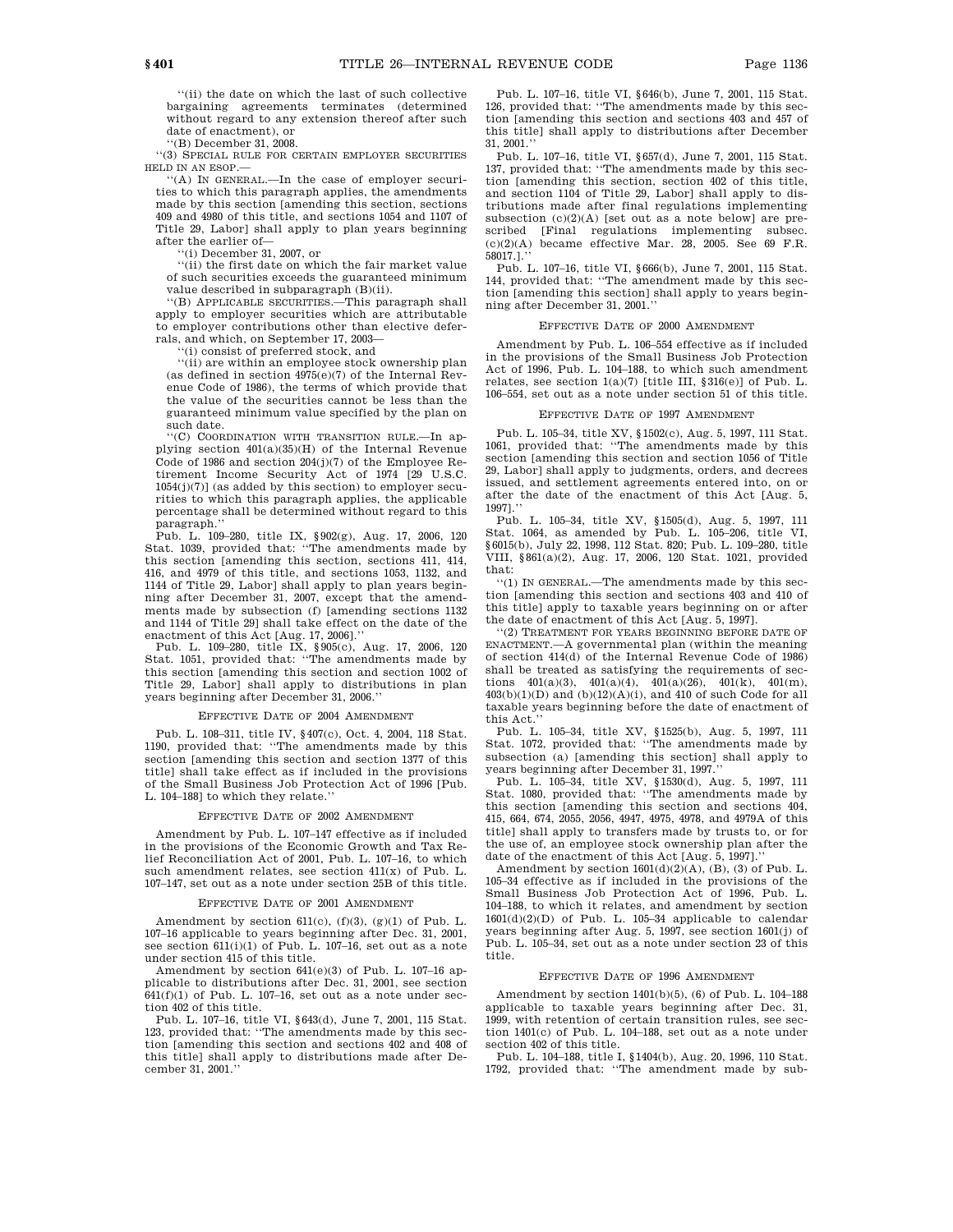''(ii) the date on which the last of such collective bargaining agreements terminates (determined without regard to any extension thereof after such date of enactment), or

''(B) December 31, 2008.

''(3) SPECIAL RULE FOR CERTAIN EMPLOYER SECURITIES HELD IN AN ESOP.—

''(A) IN GENERAL.—In the case of employer securities to which this paragraph applies, the amendments made by this section [amending this section, sections 409 and 4980 of this title, and sections 1054 and 1107 of Title 29, Labor] shall apply to plan years beginning after the earlier of—

''(i) December 31, 2007, or

''(ii) the first date on which the fair market value of such securities exceeds the guaranteed minimum value described in subparagraph (B)(ii).

''(B) APPLICABLE SECURITIES.—This paragraph shall apply to employer securities which are attributable to employer contributions other than elective deferrals, and which, on September 17, 2003—

''(i) consist of preferred stock, and

''(ii) are within an employee stock ownership plan (as defined in section 4975(e)(7) of the Internal Revenue Code of 1986), the terms of which provide that the value of the securities cannot be less than the guaranteed minimum value specified by the plan on such date.

''(C) COORDINATION WITH TRANSITION RULE.—In applying section 401(a)(35)(H) of the Internal Revenue Code of 1986 and section 204(j)(7) of the Employee Retirement Income Security Act of 1974 [29 U.S.C. 1054(j)(7)] (as added by this section) to employer securities to which this paragraph applies, the applicable percentage shall be determined without regard to this paragraph.''

Pub. L. 109–280, title IX, §902(g), Aug. 17, 2006, 120 Stat. 1039, provided that: ''The amendments made by this section [amending this section, sections 411, 414, 416, and 4979 of this title, and sections 1053, 1132, and 1144 of Title 29, Labor] shall apply to plan years beginning after December 31, 2007, except that the amendments made by subsection (f) [amending sections 1132 and 1144 of Title 29] shall take effect on the date of the enactment of this Act [Aug. 17, 2006].''

Pub. L. 109–280, title IX, §905(c), Aug. 17, 2006, 120 Stat. 1051, provided that: ''The amendments made by this section [amending this section and section 1002 of Title 29, Labor] shall apply to distributions in plan years beginning after December 31, 2006.''

EFFECTIVE DATE OF 2004 AMENDMENT

Pub. L. 108–311, title IV, §407(c), Oct. 4, 2004, 118 Stat. 1190, provided that: ''The amendments made by this section [amending this section and section 1377 of this title] shall take effect as if included in the provisions of the Small Business Job Protection Act of 1996 [Pub. L. 104–188] to which they relate.''

EFFECTIVE DATE OF 2002 AMENDMENT

Amendment by Pub. L. 107–147 effective as if included in the provisions of the Economic Growth and Tax Relief Reconciliation Act of 2001, Pub. L. 107–16, to which such amendment relates, see section 411(x) of Pub. L. 107–147, set out as a note under section 25B of this title.

EFFECTIVE DATE OF 2001 AMENDMENT

Amendment by section 611(c), (f)(3), (g)(1) of Pub. L. 107–16 applicable to years beginning after Dec. 31, 2001, see section 611(i)(1) of Pub. L. 107–16, set out as a note under section 415 of this title.

Amendment by section 641(e)(3) of Pub. L. 107–16 applicable to distributions after Dec. 31, 2001, see section 641(f)(1) of Pub. L. 107–16, set out as a note under section 402 of this title.

Pub. L. 107–16, title VI, §643(d), June 7, 2001, 115 Stat. 123, provided that: ''The amendments made by this section [amending this section and sections 402 and 408 of this title] shall apply to distributions made after December 31, 2001.''

Pub. L. 107–16, title VI, §646(b), June 7, 2001, 115 Stat. 126, provided that: ''The amendments made by this section [amending this section and sections 403 and 457 of this title] shall apply to distributions after December 31, 2001.''

Pub. L. 107–16, title VI, §657(d), June 7, 2001, 115 Stat. 137, provided that: ''The amendments made by this section [amending this section, section 402 of this title, and section 1104 of Title 29, Labor] shall apply to distributions made after final regulations implementing subsection (c)(2)(A) [set out as a note below] are prescribed [Final regulations implementing subsec. (c)(2)(A) became effective Mar. 28, 2005. See 69 F.R. 58017.].''

Pub. L. 107–16, title VI, §666(b), June 7, 2001, 115 Stat. 144, provided that: ''The amendment made by this section [amending this section] shall apply to years beginning after December 31, 2001.''

EFFECTIVE DATE OF 2000 AMENDMENT

Amendment by Pub. L. 106–554 effective as if included in the provisions of the Small Business Job Protection Act of 1996, Pub. L. 104–188, to which such amendment relates, see section 1(a)(7) [title III, §316(e)] of Pub. L. 106–554, set out as a note under section 51 of this title.

EFFECTIVE DATE OF 1997 AMENDMENT

Pub. L. 105–34, title XV, §1502(c), Aug. 5, 1997, 111 Stat. 1061, provided that: ''The amendments made by this section [amending this section and section 1056 of Title 29, Labor] shall apply to judgments, orders, and decrees issued, and settlement agreements entered into, on or after the date of the enactment of this Act [Aug. 5, 1997].''

Pub. L. 105–34, title XV, §1505(d), Aug. 5, 1997, 111 Stat. 1064, as amended by Pub. L. 105–206, title VI, §6015(b), July 22, 1998, 112 Stat. 820; Pub. L. 109–280, title VIII, §861(a)(2), Aug. 17, 2006, 120 Stat. 1021, provided that:

''(1) IN GENERAL.—The amendments made by this section [amending this section and sections 403 and 410 of this title] apply to taxable years beginning on or after the date of enactment of this Act [Aug. 5, 1997].

''(2) TREATMENT FOR YEARS BEGINNING BEFORE DATE OF ENACTMENT.—A governmental plan (within the meaning of section 414(d) of the Internal Revenue Code of 1986) shall be treated as satisfying the requirements of sections 401(a)(3), 401(a)(4), 401(a)(26), 401(k), 401(m), 403(b)(1)(D) and (b)(12)(A)(i), and 410 of such Code for all taxable years beginning before the date of enactment of this Act.''

Pub. L. 105–34, title XV, §1525(b), Aug. 5, 1997, 111 Stat. 1072, provided that: ''The amendments made by subsection (a) [amending this section] shall apply to years beginning after December 31, 1997.''

Pub. L. 105–34, title XV, §1530(d), Aug. 5, 1997, 111 Stat. 1080, provided that: ''The amendments made by this section [amending this section and sections 404, 415, 664, 674, 2055, 2056, 4947, 4975, 4978, and 4979A of this title] shall apply to transfers made by trusts to, or for the use of, an employee stock ownership plan after the date of the enactment of this Act [Aug. 5, 1997].''

Amendment by section 1601(d)(2)(A), (B), (3) of Pub. L. 105–34 effective as if included in the provisions of the Small Business Job Protection Act of 1996, Pub. L. 104–188, to which it relates, and amendment by section 1601(d)(2)(D) of Pub. L. 105–34 applicable to calendar years beginning after Aug. 5, 1997, see section 1601(j) of Pub. L. 105–34, set out as a note under section 23 of this title.

EFFECTIVE DATE OF 1996 AMENDMENT

Amendment by section 1401(b)(5), (6) of Pub. L. 104–188 applicable to taxable years beginning after Dec. 31, 1999, with retention of certain transition rules, see section 1401(c) of Pub. L. 104–188, set out as a note under section 402 of this title.

Pub. L. 104–188, title I, §1404(b), Aug. 20, 1996, 110 Stat. 1792, provided that: ''The amendment made by sub-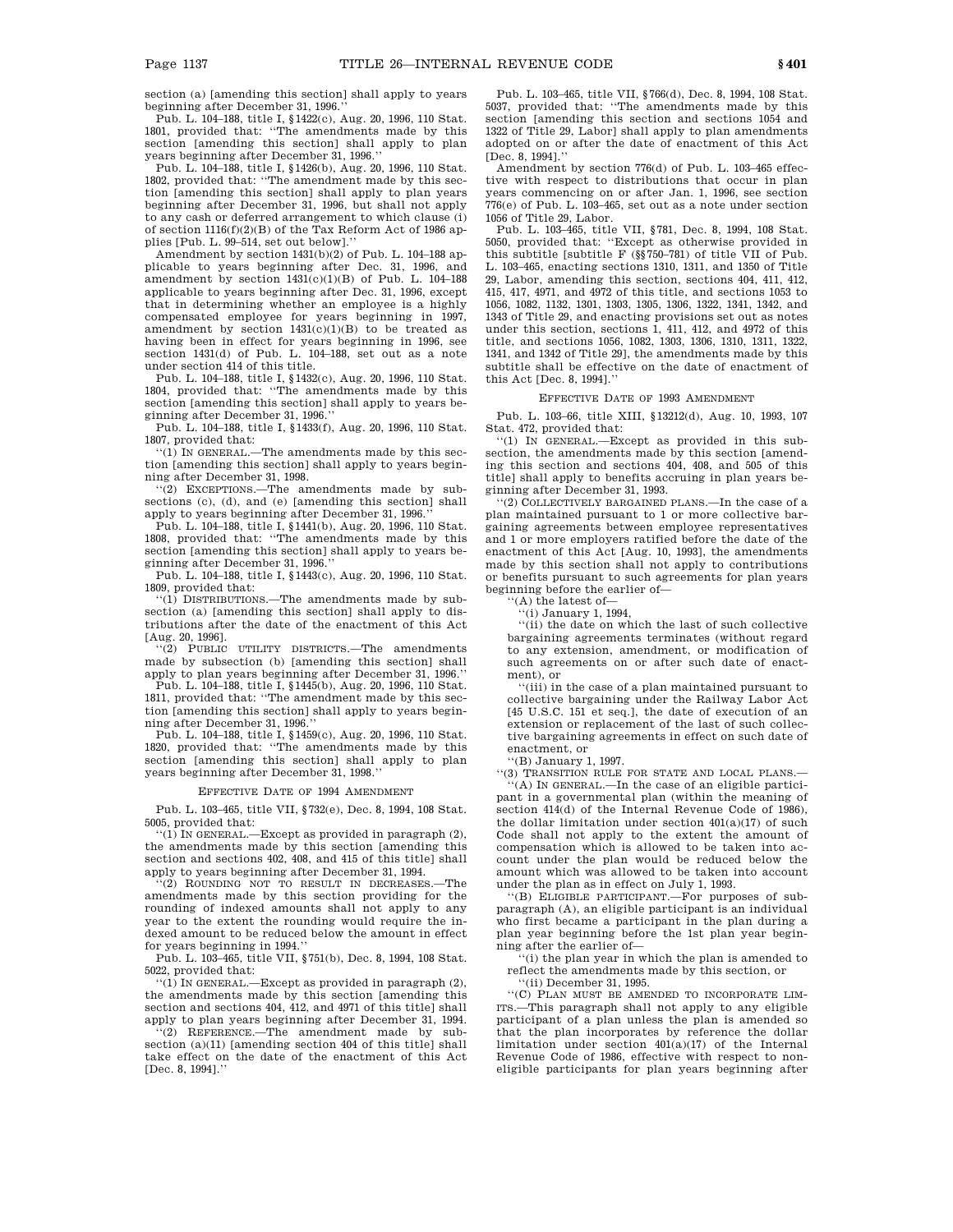section (a) [amending this section] shall apply to years beginning after December 31, 1996.''

Pub. L. 104–188, title I, §1422(c), Aug. 20, 1996, 110 Stat. 1801, provided that: ''The amendments made by this section [amending this section] shall apply to plan years beginning after December 31, 1996.''

Pub. L. 104–188, title I, §1426(b), Aug. 20, 1996, 110 Stat. 1802, provided that: ''The amendment made by this section [amending this section] shall apply to plan years beginning after December 31, 1996, but shall not apply to any cash or deferred arrangement to which clause (i) of section 1116(f)(2)(B) of the Tax Reform Act of 1986 applies [Pub. L. 99–514, set out below].''

Amendment by section 1431(b)(2) of Pub. L. 104–188 applicable to years beginning after Dec. 31, 1996, and amendment by section 1431(c)(1)(B) of Pub. L. 104–188 applicable to years beginning after Dec. 31, 1996, except that in determining whether an employee is a highly compensated employee for years beginning in 1997, amendment by section 1431(c)(1)(B) to be treated as having been in effect for years beginning in 1996, see section 1431(d) of Pub. L. 104–188, set out as a note under section 414 of this title.

Pub. L. 104–188, title I, §1432(c), Aug. 20, 1996, 110 Stat. 1804, provided that: ''The amendments made by this section [amending this section] shall apply to years beginning after December 31, 1996.''

Pub. L. 104–188, title I, §1433(f), Aug. 20, 1996, 110 Stat. 1807, provided that:

''(1) IN GENERAL.—The amendments made by this section [amending this section] shall apply to years beginning after December 31, 1998.

''(2) EXCEPTIONS.—The amendments made by subsections (c), (d), and (e) [amending this section] shall apply to years beginning after December 31, 1996.''

Pub. L. 104–188, title I, §1441(b), Aug. 20, 1996, 110 Stat. 1808, provided that: ''The amendments made by this section [amending this section] shall apply to years beginning after December 31, 1996.''

Pub. L. 104–188, title I, §1443(c), Aug. 20, 1996, 110 Stat. 1809, provided that:

''(1) DISTRIBUTIONS.—The amendments made by subsection (a) [amending this section] shall apply to distributions after the date of the enactment of this Act [Aug. 20, 1996].

''(2) PUBLIC UTILITY DISTRICTS.—The amendments made by subsection (b) [amending this section] shall apply to plan years beginning after December 31, 1996.''

Pub. L. 104–188, title I, §1445(b), Aug. 20, 1996, 110 Stat. 1811, provided that: ''The amendment made by this section [amending this section] shall apply to years beginning after December 31, 1996.''

Pub. L. 104–188, title I, §1459(c), Aug. 20, 1996, 110 Stat. 1820, provided that: ''The amendments made by this section [amending this section] shall apply to plan years beginning after December 31, 1998.''

### EFFECTIVE DATE OF 1994 AMENDMENT

Pub. L. 103–465, title VII, §732(e), Dec. 8, 1994, 108 Stat. 5005, provided that:

''(1) IN GENERAL.—Except as provided in paragraph (2), the amendments made by this section [amending this section and sections 402, 408, and 415 of this title] shall apply to years beginning after December 31, 1994.

''(2) ROUNDING NOT TO RESULT IN DECREASES.—The amendments made by this section providing for the rounding of indexed amounts shall not apply to any year to the extent the rounding would require the indexed amount to be reduced below the amount in effect for years beginning in 1994.''

Pub. L. 103–465, title VII, §751(b), Dec. 8, 1994, 108 Stat. 5022, provided that:

''(1) IN GENERAL.—Except as provided in paragraph (2), the amendments made by this section [amending this section and sections 404, 412, and 4971 of this title] shall apply to plan years beginning after December 31, 1994.

''(2) REFERENCE.—The amendment made by subsection (a)(11) [amending section 404 of this title] shall take effect on the date of the enactment of this Act [Dec. 8, 1994].''

Pub. L. 103–465, title VII, §766(d), Dec. 8, 1994, 108 Stat. 5037, provided that: ''The amendments made by this section [amending this section and sections 1054 and 1322 of Title 29, Labor] shall apply to plan amendments adopted on or after the date of enactment of this Act [Dec. 8, 1994].''

Amendment by section 776(d) of Pub. L. 103–465 effective with respect to distributions that occur in plan years commencing on or after Jan. 1, 1996, see section 776(e) of Pub. L. 103–465, set out as a note under section 1056 of Title 29, Labor.

Pub. L. 103–465, title VII, §781, Dec. 8, 1994, 108 Stat. 5050, provided that: ''Except as otherwise provided in this subtitle [subtitle F (§§750–781) of title VII of Pub. L. 103–465, enacting sections 1310, 1311, and 1350 of Title 29, Labor, amending this section, sections 404, 411, 412, 415, 417, 4971, and 4972 of this title, and sections 1053 to 1056, 1082, 1132, 1301, 1303, 1305, 1306, 1322, 1341, 1342, and 1343 of Title 29, and enacting provisions set out as notes under this section, sections 1, 411, 412, and 4972 of this title, and sections 1056, 1082, 1303, 1306, 1310, 1311, 1322, 1341, and 1342 of Title 29], the amendments made by this subtitle shall be effective on the date of enactment of this Act [Dec. 8, 1994].''

### EFFECTIVE DATE OF 1993 AMENDMENT

Pub. L. 103–66, title XIII, §13212(d), Aug. 10, 1993, 107 Stat. 472, provided that:

''(1) IN GENERAL.—Except as provided in this subsection, the amendments made by this section [amending this section and sections 404, 408, and 505 of this title] shall apply to benefits accruing in plan years beginning after December 31, 1993.

''(2) COLLECTIVELY BARGAINED PLANS.—In the case of a plan maintained pursuant to 1 or more collective bargaining agreements between employee representatives and 1 or more employers ratified before the date of the enactment of this Act [Aug. 10, 1993], the amendments made by this section shall not apply to contributions or benefits pursuant to such agreements for plan years beginning before the earlier of—

''(A) the latest of—

''(i) January 1, 1994,

''(ii) the date on which the last of such collective bargaining agreements terminates (without regard to any extension, amendment, or modification of such agreements on or after such date of enactment), or

''(iii) in the case of a plan maintained pursuant to collective bargaining under the Railway Labor Act [45 U.S.C. 151 et seq.], the date of execution of an extension or replacement of the last of such collective bargaining agreements in effect on such date of enactment, or

''(B) January 1, 1997.

''(3) TRANSITION RULE FOR STATE AND LOCAL PLANS.—

''(A) IN GENERAL.—In the case of an eligible participant in a governmental plan (within the meaning of section 414(d) of the Internal Revenue Code of 1986), the dollar limitation under section 401(a)(17) of such Code shall not apply to the extent the amount of compensation which is allowed to be taken into account under the plan would be reduced below the amount which was allowed to be taken into account under the plan as in effect on July 1, 1993.

''(B) ELIGIBLE PARTICIPANT.—For purposes of subparagraph (A), an eligible participant is an individual who first became a participant in the plan during a plan year beginning before the 1st plan year beginning after the earlier of—

''(i) the plan year in which the plan is amended to reflect the amendments made by this section, or

''(ii) December 31, 1995.

''(C) PLAN MUST BE AMENDED TO INCORPORATE LIMITS.—This paragraph shall not apply to any eligible participant of a plan unless the plan is amended so that the plan incorporates by reference the dollar limitation under section 401(a)(17) of the Internal Revenue Code of 1986, effective with respect to noneligible participants for plan years beginning after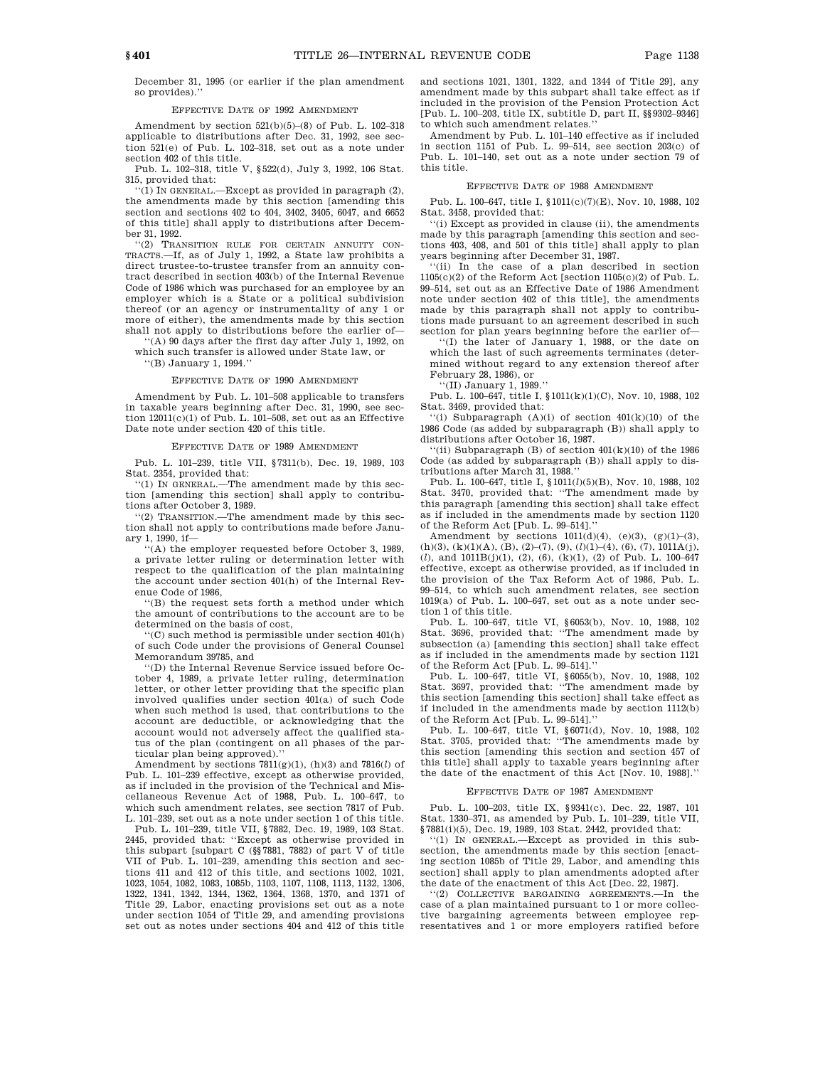December 31, 1995 (or earlier if the plan amendment so provides).''

### EFFECTIVE DATE OF 1992 AMENDMENT

Amendment by section 521(b)(5)–(8) of Pub. L. 102–318 applicable to distributions after Dec. 31, 1992, see section 521(e) of Pub. L. 102–318, set out as a note under section 402 of this title.

Pub. L. 102–318, title V, §522(d), July 3, 1992, 106 Stat. 315, provided that:

''(1) IN GENERAL.—Except as provided in paragraph (2), the amendments made by this section [amending this section and sections 402 to 404, 3402, 3405, 6047, and 6652 of this title] shall apply to distributions after December 31, 1992.

''(2) TRANSITION RULE FOR CERTAIN ANNUITY CONTRACTS.—If, as of July 1, 1992, a State law prohibits a direct trustee-to-trustee transfer from an annuity contract described in section 403(b) of the Internal Revenue Code of 1986 which was purchased for an employee by an employer which is a State or a political subdivision thereof (or an agency or instrumentality of any 1 or more of either), the amendments made by this section shall not apply to distributions before the earlier of—

''(A) 90 days after the first day after July 1, 1992, on which such transfer is allowed under State law, or

''(B) January 1, 1994.''

### EFFECTIVE DATE OF 1990 AMENDMENT

Amendment by Pub. L. 101–508 applicable to transfers in taxable years beginning after Dec. 31, 1990, see section 12011(c)(1) of Pub. L. 101–508, set out as an Effective Date note under section 420 of this title.

### EFFECTIVE DATE OF 1989 AMENDMENT

Pub. L. 101–239, title VII, §7311(b), Dec. 19, 1989, 103 Stat. 2354, provided that:

''(1) IN GENERAL.—The amendment made by this section [amending this section] shall apply to contributions after October 3, 1989.

''(2) TRANSITION.—The amendment made by this section shall not apply to contributions made before January 1, 1990, if—

''(A) the employer requested before October 3, 1989, a private letter ruling or determination letter with respect to the qualification of the plan maintaining the account under section 401(h) of the Internal Revenue Code of 1986,

''(B) the request sets forth a method under which the amount of contributions to the account are to be determined on the basis of cost,

''(C) such method is permissible under section 401(h) of such Code under the provisions of General Counsel Memorandum 39785, and

''(D) the Internal Revenue Service issued before October 4, 1989, a private letter ruling, determination letter, or other letter providing that the specific plan involved qualifies under section 401(a) of such Code when such method is used, that contributions to the account are deductible, or acknowledging that the account would not adversely affect the qualified status of the plan (contingent on all phases of the particular plan being approved).''

Amendment by sections 7811(g)(1), (h)(3) and 7816(*l*) of Pub. L. 101–239 effective, except as otherwise provided, as if included in the provision of the Technical and Miscellaneous Revenue Act of 1988, Pub. L. 100–647, to which such amendment relates, see section 7817 of Pub. L. 101–239, set out as a note under section 1 of this title.

Pub. L. 101–239, title VII, §7882, Dec. 19, 1989, 103 Stat. 2445, provided that: ''Except as otherwise provided in this subpart [subpart C (§§7881, 7882) of part V of title VII of Pub. L. 101–239, amending this section and sections 411 and 412 of this title, and sections 1002, 1021, 1023, 1054, 1082, 1083, 1085b, 1103, 1107, 1108, 1113, 1132, 1306, 1322, 1341, 1342, 1344, 1362, 1364, 1368, 1370, and 1371 of Title 29, Labor, enacting provisions set out as a note under section 1054 of Title 29, and amending provisions set out as notes under sections 404 and 412 of this title and sections 1021, 1301, 1322, and 1344 of Title 29], any amendment made by this subpart shall take effect as if included in the provision of the Pension Protection Act [Pub. L. 100–203, title IX, subtitle D, part II, §§9302–9346] to which such amendment relates.''

Amendment by Pub. L. 101–140 effective as if included in section 1151 of Pub. L. 99–514, see section 203(c) of Pub. L. 101–140, set out as a note under section 79 of this title.

### EFFECTIVE DATE OF 1988 AMENDMENT

Pub. L. 100–647, title I, §1011(c)(7)(E), Nov. 10, 1988, 102 Stat. 3458, provided that:

''(i) Except as provided in clause (ii), the amendments made by this paragraph [amending this section and sections 403, 408, and 501 of this title] shall apply to plan years beginning after December 31, 1987.

''(ii) In the case of a plan described in section 1105(c)(2) of the Reform Act [section 1105(c)(2) of Pub. L. 99–514, set out as an Effective Date of 1986 Amendment note under section 402 of this title], the amendments made by this paragraph shall not apply to contributions made pursuant to an agreement described in such section for plan years beginning before the earlier of—

''(I) the later of January 1, 1988, or the date on which the last of such agreements terminates (determined without regard to any extension thereof after February 28, 1986), or

''(II) January 1, 1989.''

Pub. L. 100–647, title I, §1011(k)(1)(C), Nov. 10, 1988, 102 Stat. 3469, provided that:

''(i) Subparagraph (A)(i) of section 401(k)(10) of the 1986 Code (as added by subparagraph (B)) shall apply to distributions after October 16, 1987.

''(ii) Subparagraph (B) of section 401(k)(10) of the 1986 Code (as added by subparagraph (B)) shall apply to distributions after March 31, 1988.''

Pub. L. 100–647, title I, §1011(*l*)(5)(B), Nov. 10, 1988, 102 Stat. 3470, provided that: ''The amendment made by this paragraph [amending this section] shall take effect as if included in the amendments made by section 1120 of the Reform Act [Pub. L. 99–514].''

Amendment by sections 1011(d)(4), (e)(3), (g)(1)–(3), (h)(3), (k)(1)(A), (B), (2)–(7), (9), (*l*)(1)–(4), (6), (7), 1011A(j), (*l*), and 1011B(j)(1), (2), (6), (k)(1), (2) of Pub. L. 100–647 effective, except as otherwise provided, as if included in the provision of the Tax Reform Act of 1986, Pub. L. 99–514, to which such amendment relates, see section 1019(a) of Pub. L. 100–647, set out as a note under section 1 of this title.

Pub. L. 100–647, title VI, §6053(b), Nov. 10, 1988, 102 Stat. 3696, provided that: ''The amendment made by subsection (a) [amending this section] shall take effect as if included in the amendments made by section 1121 of the Reform Act [Pub. L. 99–514].''

Pub. L. 100–647, title VI, §6055(b), Nov. 10, 1988, 102 Stat. 3697, provided that: ''The amendment made by this section [amending this section] shall take effect as if included in the amendments made by section 1112(b) of the Reform Act [Pub. L. 99–514].''

Pub. L. 100–647, title VI, §6071(d), Nov. 10, 1988, 102 Stat. 3705, provided that: ''The amendments made by this section [amending this section and section 457 of this title] shall apply to taxable years beginning after the date of the enactment of this Act [Nov. 10, 1988].''

### EFFECTIVE DATE OF 1987 AMENDMENT

Pub. L. 100–203, title IX, §9341(c), Dec. 22, 1987, 101 Stat. 1330–371, as amended by Pub. L. 101–239, title VII, §7881(i)(5), Dec. 19, 1989, 103 Stat. 2442, provided that:

''(1) IN GENERAL.—Except as provided in this subsection, the amendments made by this section [enacting section 1085b of Title 29, Labor, and amending this section] shall apply to plan amendments adopted after the date of the enactment of this Act [Dec. 22, 1987].

''(2) COLLECTIVE BARGAINING AGREEMENTS.—In the case of a plan maintained pursuant to 1 or more collective bargaining agreements between employee representatives and 1 or more employers ratified before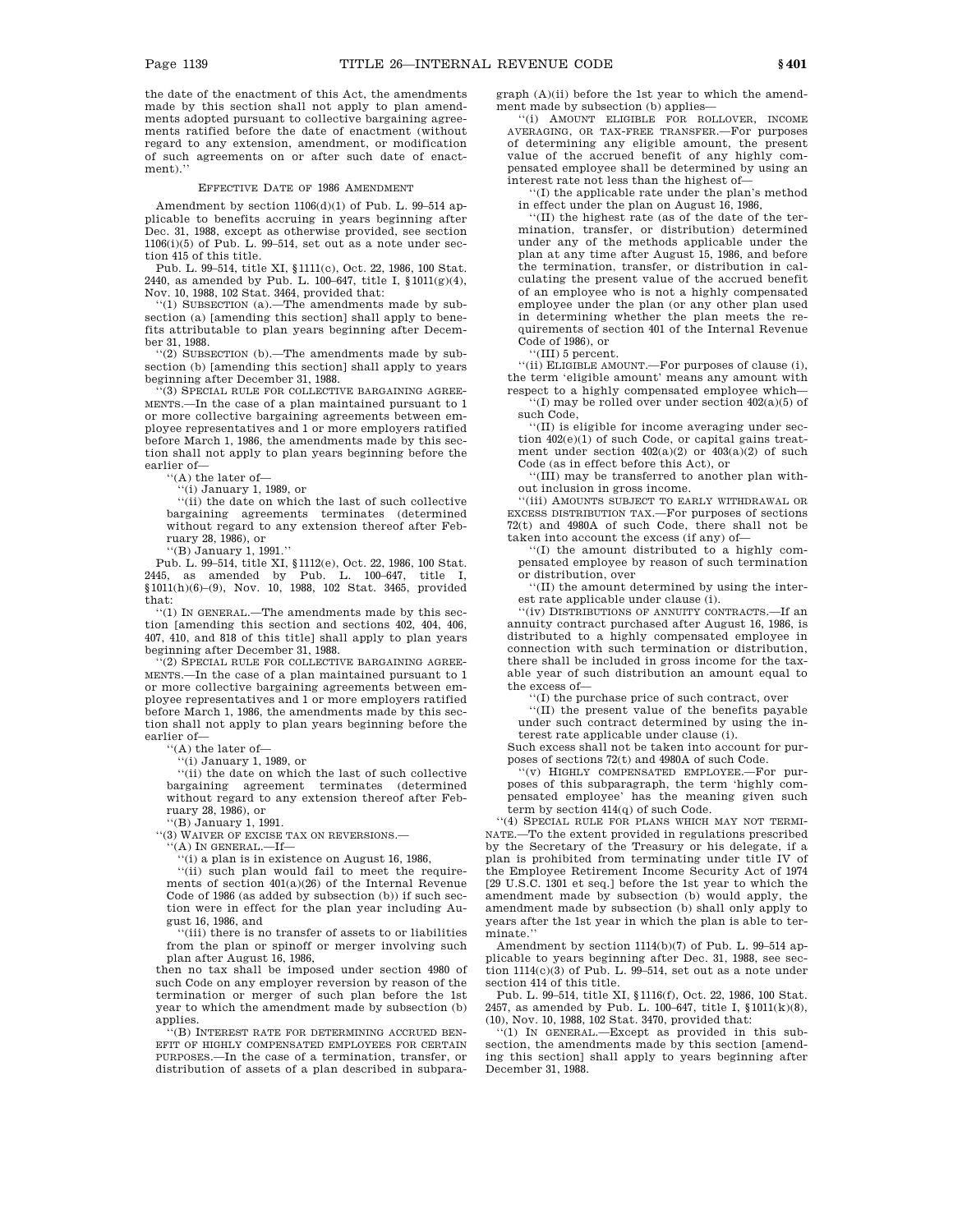the date of the enactment of this Act, the amendments made by this section shall not apply to plan amendments adopted pursuant to collective bargaining agreements ratified before the date of enactment (without regard to any extension, amendment, or modification of such agreements on or after such date of enactment).''

EFFECTIVE DATE OF 1986 AMENDMENT

Amendment by section 1106(d)(1) of Pub. L. 99–514 applicable to benefits accruing in years beginning after Dec. 31, 1988, except as otherwise provided, see section 1106(i)(5) of Pub. L. 99–514, set out as a note under section 415 of this title.

Pub. L. 99–514, title XI, §1111(c), Oct. 22, 1986, 100 Stat. 2440, as amended by Pub. L. 100–647, title I, §1011(g)(4), Nov. 10, 1988, 102 Stat. 3464, provided that:

''(1) SUBSECTION (a).—The amendments made by subsection (a) [amending this section] shall apply to benefits attributable to plan years beginning after December 31, 1988.

''(2) SUBSECTION (b).—The amendments made by subsection (b) [amending this section] shall apply to years beginning after December 31, 1988.

''(3) SPECIAL RULE FOR COLLECTIVE BARGAINING AGREEMENTS.—In the case of a plan maintained pursuant to 1 or more collective bargaining agreements between employee representatives and 1 or more employers ratified before March 1, 1986, the amendments made by this section shall not apply to plan years beginning before the earlier of—

''(A) the later of—

''(i) January 1, 1989, or

''(ii) the date on which the last of such collective bargaining agreements terminates (determined without regard to any extension thereof after February 28, 1986), or

''(B) January 1, 1991.''

Pub. L. 99–514, title XI, §1112(e), Oct. 22, 1986, 100 Stat. 2445, as amended by Pub. L. 100–647, title I, §1011(h)(6)–(9), Nov. 10, 1988, 102 Stat. 3465, provided that:

''(1) IN GENERAL.—The amendments made by this section [amending this section and sections 402, 404, 406, 407, 410, and 818 of this title] shall apply to plan years beginning after December 31, 1988.

''(2) SPECIAL RULE FOR COLLECTIVE BARGAINING AGREEMENTS.—In the case of a plan maintained pursuant to 1 or more collective bargaining agreements between employee representatives and 1 or more employers ratified before March 1, 1986, the amendments made by this section shall not apply to plan years beginning before the earlier of—

''(A) the later of—

''(i) January 1, 1989, or

''(ii) the date on which the last of such collective bargaining agreement terminates (determined without regard to any extension thereof after February 28, 1986), or

''(B) January 1, 1991.

''(3) WAIVER OF EXCISE TAX ON REVERSIONS.—

''(A) IN GENERAL.—If—

''(i) a plan is in existence on August 16, 1986,

''(ii) such plan would fail to meet the requirements of section 401(a)(26) of the Internal Revenue Code of 1986 (as added by subsection (b)) if such section were in effect for the plan year including August 16, 1986, and

''(iii) there is no transfer of assets to or liabilities from the plan or spinoff or merger involving such plan after August 16, 1986,

then no tax shall be imposed under section 4980 of such Code on any employer reversion by reason of the termination or merger of such plan before the 1st year to which the amendment made by subsection (b) applies.

''(B) INTEREST RATE FOR DETERMINING ACCRUED BENEFIT OF HIGHLY COMPENSATED EMPLOYEES FOR CERTAIN PURPOSES.—In the case of a termination, transfer, or distribution of assets of a plan described in subparagraph (A)(ii) before the 1st year to which the amendment made by subsection (b) applies—

''(i) AMOUNT ELIGIBLE FOR ROLLOVER, INCOME AVERAGING, OR TAX-FREE TRANSFER.—For purposes of determining any eligible amount, the present value of the accrued benefit of any highly compensated employee shall be determined by using an interest rate not less than the highest of—

''(I) the applicable rate under the plan's method in effect under the plan on August 16, 1986,

''(II) the highest rate (as of the date of the termination, transfer, or distribution) determined under any of the methods applicable under the plan at any time after August 15, 1986, and before the termination, transfer, or distribution in calculating the present value of the accrued benefit of an employee who is not a highly compensated employee under the plan (or any other plan used in determining whether the plan meets the requirements of section 401 of the Internal Revenue Code of 1986), or

''(III) 5 percent.

''(ii) ELIGIBLE AMOUNT.—For purposes of clause (i), the term 'eligible amount' means any amount with respect to a highly compensated employee which—

''(I) may be rolled over under section 402(a)(5) of such Code,

''(II) is eligible for income averaging under section 402(e)(1) of such Code, or capital gains treatment under section 402(a)(2) or 403(a)(2) of such Code (as in effect before this Act), or

''(III) may be transferred to another plan without inclusion in gross income.

''(iii) AMOUNTS SUBJECT TO EARLY WITHDRAWAL OR EXCESS DISTRIBUTION TAX.—For purposes of sections 72(t) and 4980A of such Code, there shall not be taken into account the excess (if any) of—

''(I) the amount distributed to a highly compensated employee by reason of such termination or distribution, over

''(II) the amount determined by using the interest rate applicable under clause (i).

''(iv) DISTRIBUTIONS OF ANNUITY CONTRACTS.—If an annuity contract purchased after August 16, 1986, is distributed to a highly compensated employee in connection with such termination or distribution, there shall be included in gross income for the taxable year of such distribution an amount equal to the excess of—

''(I) the purchase price of such contract, over

''(II) the present value of the benefits payable under such contract determined by using the interest rate applicable under clause (i).

Such excess shall not be taken into account for purposes of sections 72(t) and 4980A of such Code.

''(v) HIGHLY COMPENSATED EMPLOYEE.—For purposes of this subparagraph, the term 'highly compensated employee' has the meaning given such term by section 414(q) of such Code.

''(4) SPECIAL RULE FOR PLANS WHICH MAY NOT TERMINATE.—To the extent provided in regulations prescribed by the Secretary of the Treasury or his delegate, if a plan is prohibited from terminating under title IV of the Employee Retirement Income Security Act of 1974 [29 U.S.C. 1301 et seq.] before the 1st year to which the amendment made by subsection (b) would apply, the amendment made by subsection (b) shall only apply to years after the 1st year in which the plan is able to terminate.''

Amendment by section 1114(b)(7) of Pub. L. 99–514 applicable to years beginning after Dec. 31, 1988, see section 1114(c)(3) of Pub. L. 99–514, set out as a note under section 414 of this title.

Pub. L. 99–514, title XI, §1116(f), Oct. 22, 1986, 100 Stat. 2457, as amended by Pub. L. 100–647, title I, §1011(k)(8), (10), Nov. 10, 1988, 102 Stat. 3470, provided that:

''(1) IN GENERAL.—Except as provided in this subsection, the amendments made by this section [amending this section] shall apply to years beginning after December 31, 1988.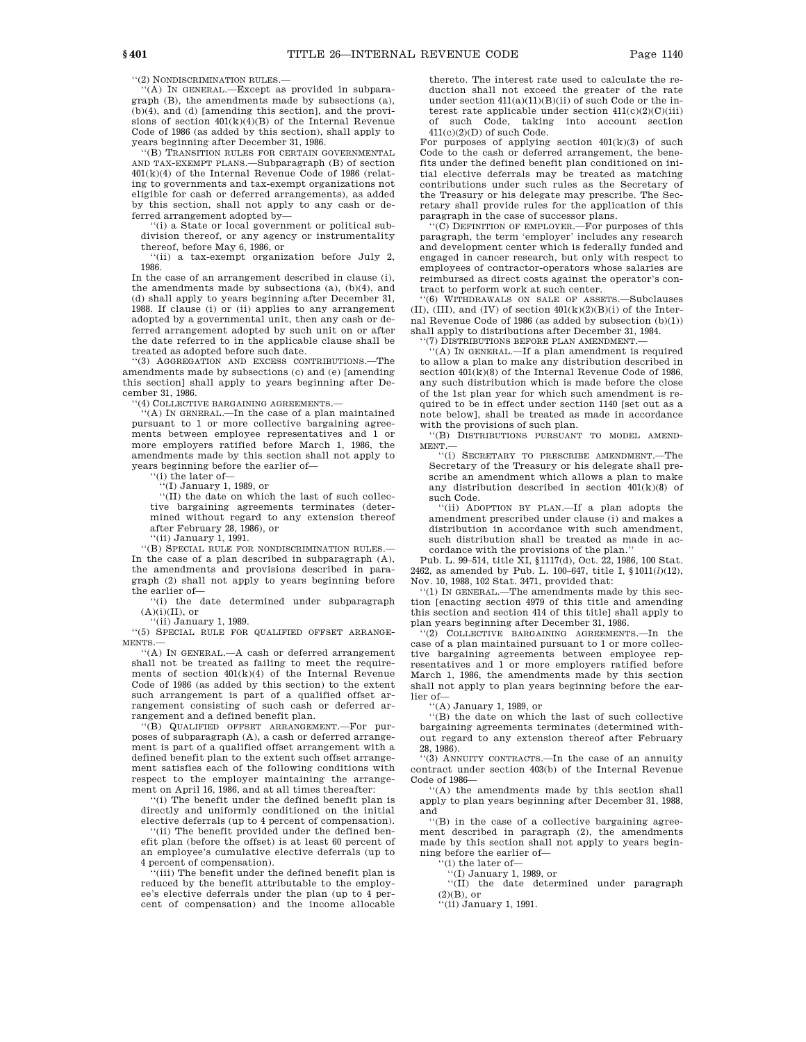"(2) NONDISCRIMINATION RULES.—

"(A) IN GENERAL.—Except as provided in subparagraph (B), the amendments made by subsections (a), (b)(4), and (d) [amending this section], and the provisions of section 401(k)(4)(B) of the Internal Revenue Code of 1986 (as added by this section), shall apply to years beginning after December 31, 1986.

"(B) TRANSITION RULES FOR CERTAIN GOVERNMENTAL AND TAX-EXEMPT PLANS.—Subparagraph (B) of section 401(k)(4) of the Internal Revenue Code of 1986 (relating to governments and tax-exempt organizations not eligible for cash or deferred arrangements), as added by this section, shall not apply to any cash or deferred arrangement adopted by—

"(i) a State or local government or political subdivision thereof, or any agency or instrumentality thereof, before May 6, 1986, or

"(ii) a tax-exempt organization before July 2, 1986.

In the case of an arrangement described in clause (i), the amendments made by subsections (a), (b)(4), and (d) shall apply to years beginning after December 31, 1988. If clause (i) or (ii) applies to any arrangement adopted by a governmental unit, then any cash or deferred arrangement adopted by such unit on or after the date referred to in the applicable clause shall be treated as adopted before such date.

"(3) AGGREGATION AND EXCESS CONTRIBUTIONS.—The amendments made by subsections (c) and (e) [amending this section] shall apply to years beginning after December 31, 1986.

"(4) COLLECTIVE BARGAINING AGREEMENTS.—

"(A) IN GENERAL.—In the case of a plan maintained pursuant to 1 or more collective bargaining agreements between employee representatives and 1 or more employers ratified before March 1, 1986, the amendments made by this section shall not apply to years beginning before the earlier of—

"(i) the later of—

"(I) January 1, 1989, or

"(II) the date on which the last of such collective bargaining agreements terminates (determined without regard to any extension thereof after February 28, 1986), or

"(ii) January 1, 1991.

"(B) SPECIAL RULE FOR NONDISCRIMINATION RULES.—In the case of a plan described in subparagraph (A), the amendments and provisions described in paragraph (2) shall not apply to years beginning before the earlier of—

"(i) the date determined under subparagraph (A)(i)(II), or

"(ii) January 1, 1989.

"(5) SPECIAL RULE FOR QUALIFIED OFFSET ARRANGEMENTS.—

"(A) IN GENERAL.—A cash or deferred arrangement shall not be treated as failing to meet the requirements of section 401(k)(4) of the Internal Revenue Code of 1986 (as added by this section) to the extent such arrangement is part of a qualified offset arrangement consisting of such cash or deferred arrangement and a defined benefit plan.

"(B) QUALIFIED OFFSET ARRANGEMENT.—For purposes of subparagraph (A), a cash or deferred arrangement is part of a qualified offset arrangement with a defined benefit plan to the extent such offset arrangement satisfies each of the following conditions with respect to the employer maintaining the arrangement on April 16, 1986, and at all times thereafter:

"(i) The benefit under the defined benefit plan is directly and uniformly conditioned on the initial elective deferrals (up to 4 percent of compensation).

"(ii) The benefit provided under the defined benefit plan (before the offset) is at least 60 percent of an employee's cumulative elective deferrals (up to 4 percent of compensation).

"(iii) The benefit under the defined benefit plan is reduced by the benefit attributable to the employee's elective deferrals under the plan (up to 4 percent of compensation) and the income allocable thereto. The interest rate used to calculate the reduction shall not exceed the greater of the rate under section 411(a)(11)(B)(ii) of such Code or the interest rate applicable under section 411(c)(2)(C)(iii) of such Code, taking into account section 411(c)(2)(D) of such Code.

For purposes of applying section 401(k)(3) of such Code to the cash or deferred arrangement, the benefits under the defined benefit plan conditioned on initial elective deferrals may be treated as matching contributions under such rules as the Secretary of the Treasury or his delegate may prescribe. The Secretary shall provide rules for the application of this paragraph in the case of successor plans.

"(C) DEFINITION OF EMPLOYER.—For purposes of this paragraph, the term 'employer' includes any research and development center which is federally funded and engaged in cancer research, but only with respect to employees of contractor-operators whose salaries are reimbursed as direct costs against the operator's contract to perform work at such center.

"(6) WITHDRAWALS ON SALE OF ASSETS.—Subclauses (II), (III), and (IV) of section 401(k)(2)(B)(i) of the Internal Revenue Code of 1986 (as added by subsection (b)(1)) shall apply to distributions after December 31, 1984.

"(7) DISTRIBUTIONS BEFORE PLAN AMENDMENT.—

"(A) IN GENERAL.—If a plan amendment is required to allow a plan to make any distribution described in section 401(k)(8) of the Internal Revenue Code of 1986, any such distribution which is made before the close of the 1st plan year for which such amendment is required to be in effect under section 1140 [set out as a note below], shall be treated as made in accordance with the provisions of such plan.

"(B) DISTRIBUTIONS PURSUANT TO MODEL AMENDMENT.—

"(i) SECRETARY TO PRESCRIBE AMENDMENT.—The Secretary of the Treasury or his delegate shall prescribe an amendment which allows a plan to make any distribution described in section 401(k)(8) of such Code.

"(ii) ADOPTION BY PLAN.—If a plan adopts the amendment prescribed under clause (i) and makes a distribution in accordance with such amendment, such distribution shall be treated as made in accordance with the provisions of the plan."

Pub. L. 99–514, title XI, §1117(d), Oct. 22, 1986, 100 Stat. 2462, as amended by Pub. L. 100–647, title I, §1011(*l*)(12), Nov. 10, 1988, 102 Stat. 3471, provided that:

"(1) IN GENERAL.—The amendments made by this section [enacting section 4979 of this title and amending this section and section 414 of this title] shall apply to plan years beginning after December 31, 1986.

"(2) COLLECTIVE BARGAINING AGREEMENTS.—In the case of a plan maintained pursuant to 1 or more collective bargaining agreements between employee representatives and 1 or more employers ratified before March 1, 1986, the amendments made by this section shall not apply to plan years beginning before the earlier of—

"(A) January 1, 1989, or

"(B) the date on which the last of such collective bargaining agreements terminates (determined without regard to any extension thereof after February 28, 1986).

"(3) ANNUITY CONTRACTS.—In the case of an annuity contract under section 403(b) of the Internal Revenue Code of 1986—

"(A) the amendments made by this section shall apply to plan years beginning after December 31, 1988, and

"(B) in the case of a collective bargaining agreement described in paragraph (2), the amendments made by this section shall not apply to years beginning before the earlier of—

"(i) the later of—

"(I) January 1, 1989, or

"(II) the date determined under paragraph (2)(B), or

"(ii) January 1, 1991.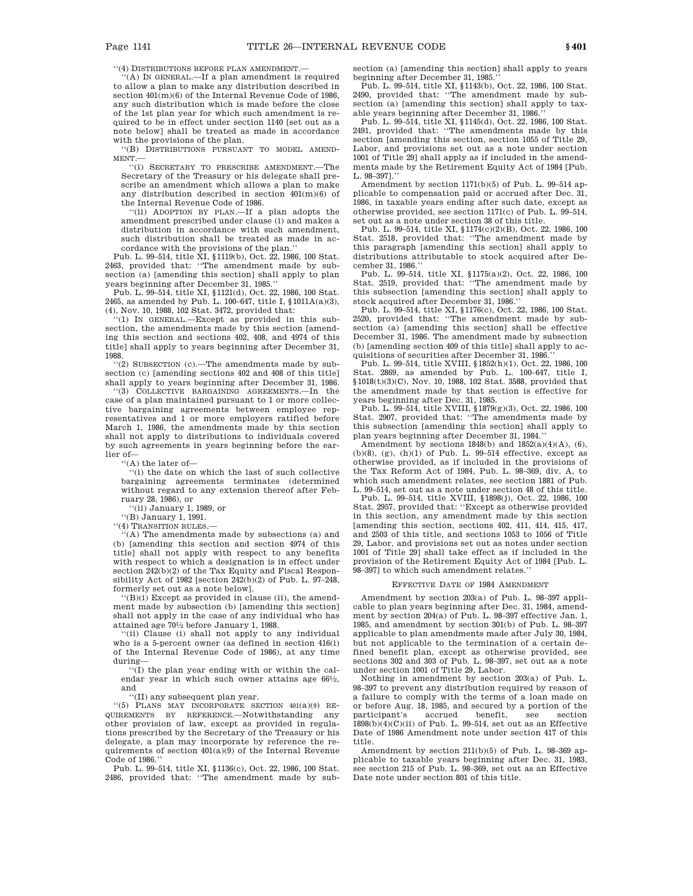''(4) DISTRIBUTIONS BEFORE PLAN AMENDMENT.—

''(A) IN GENERAL.—If a plan amendment is required to allow a plan to make any distribution described in section 401(m)(6) of the Internal Revenue Code of 1986, any such distribution which is made before the close of the 1st plan year for which such amendment is required to be in effect under section 1140 [set out as a note below] shall be treated as made in accordance with the provisions of the plan.

''(B) DISTRIBUTIONS PURSUANT TO MODEL AMENDMENT.—

''(i) SECRETARY TO PRESCRIBE AMENDMENT.—The Secretary of the Treasury or his delegate shall prescribe an amendment which allows a plan to make any distribution described in section 401(m)(6) of the Internal Revenue Code of 1986.

''(ii) ADOPTION BY PLAN.—If a plan adopts the amendment prescribed under clause (i) and makes a distribution in accordance with such amendment, such distribution shall be treated as made in accordance with the provisions of the plan.''

Pub. L. 99–514, title XI, §1119(b), Oct. 22, 1986, 100 Stat. 2463, provided that: ''The amendment made by subsection (a) [amending this section] shall apply to plan years beginning after December 31, 1985.''

Pub. L. 99–514, title XI, §1121(d), Oct. 22, 1986, 100 Stat. 2465, as amended by Pub. L. 100–647, title I, §1011A(a)(3), (4), Nov. 10, 1988, 102 Stat. 3472, provided that:

''(1) IN GENERAL.—Except as provided in this subsection, the amendments made by this section [amending this section and sections 402, 408, and 4974 of this title] shall apply to years beginning after December 31, 1988.

''(2) SUBSECTION (c).—The amendments made by subsection (c) [amending sections 402 and 408 of this title] shall apply to years beginning after December 31, 1986.

''(3) COLLECTIVE BARGAINING AGREEMENTS.—In the case of a plan maintained pursuant to 1 or more collective bargaining agreements between employee representatives and 1 or more employers ratified before March 1, 1986, the amendments made by this section shall not apply to distributions to individuals covered by such agreements in years beginning before the earlier of—

''(A) the later of—

''(i) the date on which the last of such collective bargaining agreements terminates (determined without regard to any extension thereof after February 28, 1986), or

''(ii) January 1, 1989, or

''(B) January 1, 1991.

''(4) TRANSITION RULES.—

''(A) The amendments made by subsections (a) and (b) [amending this section and section 4974 of this title] shall not apply with respect to any benefits with respect to which a designation is in effect under section 242(b)(2) of the Tax Equity and Fiscal Responsibility Act of 1982 [section 242(b)(2) of Pub. L. 97–248, formerly set out as a note below].

''(B)(i) Except as provided in clause (ii), the amendment made by subsection (b) [amending this section] shall not apply in the case of any individual who has attained age 70½ before January 1, 1988.

''(ii) Clause (i) shall not apply to any individual who is a 5-percent owner (as defined in section 416(i) of the Internal Revenue Code of 1986), at any time during—

''(I) the plan year ending with or within the calendar year in which such owner attains age 66½, and

''(II) any subsequent plan year.

''(5) PLANS MAY INCORPORATE SECTION 401(a)(9) REQUIREMENTS BY REFERENCE.—Notwithstanding any other provision of law, except as provided in regulations prescribed by the Secretary of the Treasury or his delegate, a plan may incorporate by reference the requirements of section 401(a)(9) of the Internal Revenue Code of 1986.''

Pub. L. 99–514, title XI, §1136(c), Oct. 22, 1986, 100 Stat. 2486, provided that: ''The amendment made by subsection (a) [amending this section] shall apply to years beginning after December 31, 1985.''

Pub. L. 99–514, title XI, §1143(b), Oct. 22, 1986, 100 Stat. 2490, provided that: ''The amendment made by subsection (a) [amending this section] shall apply to taxable years beginning after December 31, 1986.''

Pub. L. 99–514, title XI, §1145(d), Oct. 22, 1986, 100 Stat. 2491, provided that: ''The amendments made by this section [amending this section, section 1055 of Title 29, Labor, and provisions set out as a note under section 1001 of Title 29] shall apply as if included in the amendments made by the Retirement Equity Act of 1984 [Pub. L. 98–397].''

Amendment by section 1171(b)(5) of Pub. L. 99–514 applicable to compensation paid or accrued after Dec. 31, 1986, in taxable years ending after such date, except as otherwise provided, see section 1171(c) of Pub. L. 99–514, set out as a note under section 38 of this title.

Pub. L. 99–514, title XI, §1174(c)(2)(B), Oct. 22, 1986, 100 Stat. 2518, provided that: ''The amendment made by this paragraph [amending this section] shall apply to distributions attributable to stock acquired after December 31, 1986.''

Pub. L. 99–514, title XI, §1175(a)(2), Oct. 22, 1986, 100 Stat. 2519, provided that: ''The amendment made by this subsection [amending this section] shall apply to stock acquired after December 31, 1986.''

Pub. L. 99–514, title XI, §1176(c), Oct. 22, 1986, 100 Stat. 2520, provided that: ''The amendment made by subsection (a) [amending this section] shall be effective December 31, 1986. The amendment made by subsection (b) [amending section 409 of this title] shall apply to acquisitions of securities after December 31, 1986.''

Pub. L. 99–514, title XVIII, §1852(h)(1), Oct. 22, 1986, 100 Stat. 2869, as amended by Pub. L. 100–647, title I, §1018(t)(3)(C), Nov. 10, 1988, 102 Stat. 3588, provided that the amendment made by that section is effective for years beginning after Dec. 31, 1985.

Pub. L. 99–514, title XVIII, §1879(g)(3), Oct. 22, 1986, 100 Stat. 2907, provided that: ''The amendments made by this subsection [amending this section] shall apply to plan years beginning after December 31, 1984.''

Amendment by sections 1848(b) and 1852(a)(4)(A), (6), (b)(8), (g), (h)(1) of Pub. L. 99–514 effective, except as otherwise provided, as if included in the provisions of the Tax Reform Act of 1984, Pub. L. 98–369, div. A, to which such amendment relates, see section 1881 of Pub. L. 99–514, set out as a note under section 48 of this title.

Pub. L. 99–514, title XVIII, §1898(j), Oct. 22, 1986, 100 Stat. 2957, provided that: ''Except as otherwise provided in this section, any amendment made by this section [amending this section, sections 402, 411, 414, 415, 417, and 2503 of this title, and sections 1053 to 1056 of Title 29, Labor, and provisions set out as notes under section 1001 of Title 29] shall take effect as if included in the provision of the Retirement Equity Act of 1984 [Pub. L. 98–397] to which such amendment relates.''

EFFECTIVE DATE OF 1984 AMENDMENT

Amendment by section 203(a) of Pub. L. 98–397 applicable to plan years beginning after Dec. 31, 1984, amendment by section 204(a) of Pub. L. 98–397 effective Jan. 1, 1985, and amendment by section 301(b) of Pub. L. 98–397 applicable to plan amendments made after July 30, 1984, but not applicable to the termination of a certain defined benefit plan, except as otherwise provided, see sections 302 and 303 of Pub. L. 98–397, set out as a note under section 1001 of Title 29, Labor.

Nothing in amendment by section 203(a) of Pub. L. 98–397 to prevent any distribution required by reason of a failure to comply with the terms of a loan made on or before Aug. 18, 1985, and secured by a portion of the participant's accrued benefit, see section 1898(b)(4)(C)(ii) of Pub. L. 99–514, set out as an Effective Date of 1986 Amendment note under section 417 of this title.

Amendment by section 211(b)(5) of Pub. L. 98–369 applicable to taxable years beginning after Dec. 31, 1983, see section 215 of Pub. L. 98–369, set out as an Effective Date note under section 801 of this title.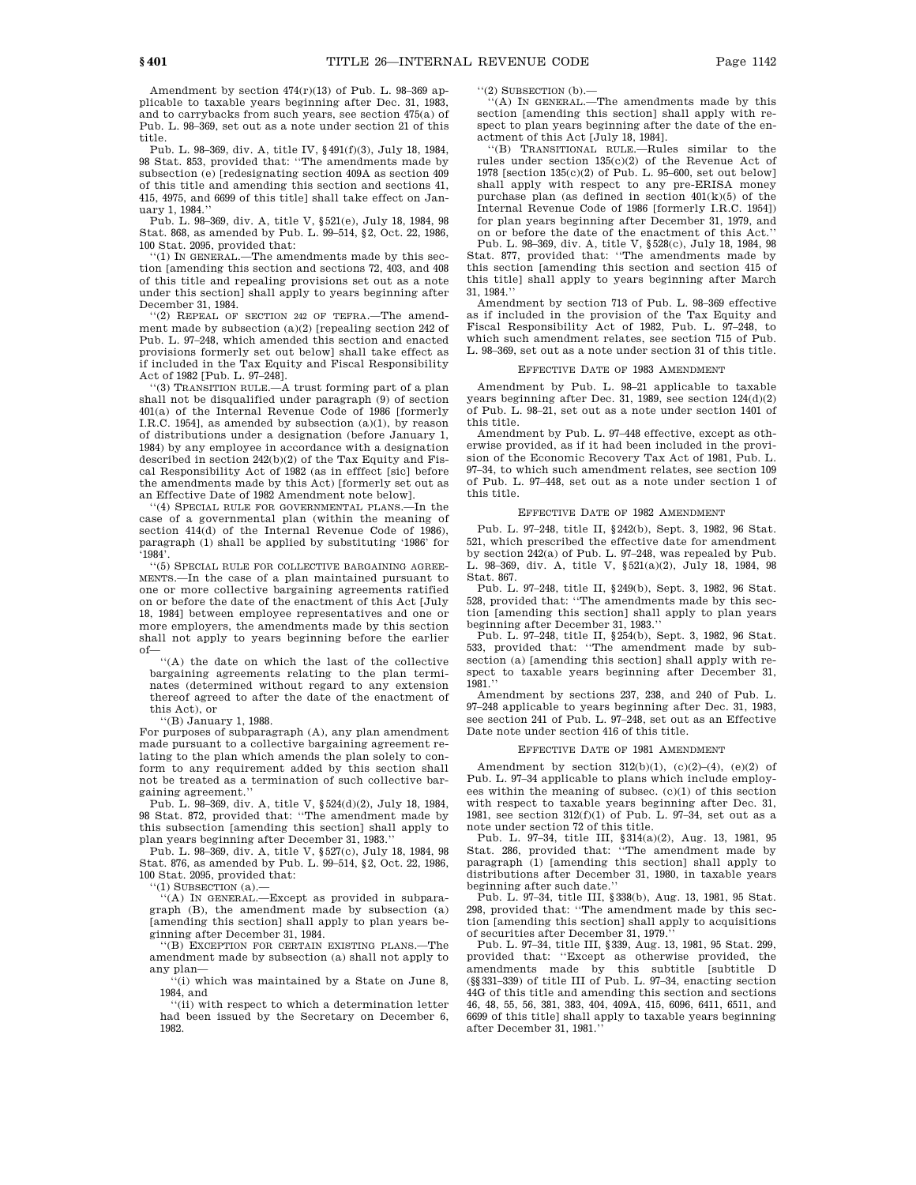Amendment by section 474(r)(13) of Pub. L. 98–369 applicable to taxable years beginning after Dec. 31, 1983, and to carrybacks from such years, see section 475(a) of Pub. L. 98–369, set out as a note under section 21 of this title.

Pub. L. 98–369, div. A, title IV, §491(f)(3), July 18, 1984, 98 Stat. 853, provided that: ''The amendments made by subsection (e) [redesignating section 409A as section 409 of this title and amending this section and sections 41, 415, 4975, and 6699 of this title] shall take effect on January 1, 1984.''

Pub. L. 98–369, div. A, title V, §521(e), July 18, 1984, 98 Stat. 868, as amended by Pub. L. 99–514, §2, Oct. 22, 1986, 100 Stat. 2095, provided that:

''(1) IN GENERAL.—The amendments made by this section [amending this section and sections 72, 403, and 408 of this title and repealing provisions set out as a note under this section] shall apply to years beginning after December 31, 1984.

''(2) REPEAL OF SECTION 242 OF TEFRA.—The amendment made by subsection (a)(2) [repealing section 242 of Pub. L. 97–248, which amended this section and enacted provisions formerly set out below] shall take effect as if included in the Tax Equity and Fiscal Responsibility Act of 1982 [Pub. L. 97–248].

''(3) TRANSITION RULE.—A trust forming part of a plan shall not be disqualified under paragraph (9) of section 401(a) of the Internal Revenue Code of 1986 [formerly I.R.C. 1954], as amended by subsection (a)(1), by reason of distributions under a designation (before January 1, 1984) by any employee in accordance with a designation described in section 242(b)(2) of the Tax Equity and Fiscal Responsibility Act of 1982 (as in efffect [sic] before the amendments made by this Act) [formerly set out as an Effective Date of 1982 Amendment note below].

''(4) SPECIAL RULE FOR GOVERNMENTAL PLANS.—In the case of a governmental plan (within the meaning of section 414(d) of the Internal Revenue Code of 1986), paragraph (1) shall be applied by substituting '1986' for '1984'.

''(5) SPECIAL RULE FOR COLLECTIVE BARGAINING AGREEMENTS.—In the case of a plan maintained pursuant to one or more collective bargaining agreements ratified on or before the date of the enactment of this Act [July 18, 1984] between employee representatives and one or more employers, the amendments made by this section shall not apply to years beginning before the earlier of—

''(A) the date on which the last of the collective bargaining agreements relating to the plan terminates (determined without regard to any extension thereof agreed to after the date of the enactment of this Act), or

''(B) January 1, 1988.

For purposes of subparagraph (A), any plan amendment made pursuant to a collective bargaining agreement relating to the plan which amends the plan solely to conform to any requirement added by this section shall not be treated as a termination of such collective bargaining agreement.''

Pub. L. 98–369, div. A, title V, §524(d)(2), July 18, 1984, 98 Stat. 872, provided that: ''The amendment made by this subsection [amending this section] shall apply to plan years beginning after December 31, 1983.''

Pub. L. 98–369, div. A, title V, §527(c), July 18, 1984, 98 Stat. 876, as amended by Pub. L. 99–514, §2, Oct. 22, 1986, 100 Stat. 2095, provided that:

''(1) SUBSECTION (a).—

''(A) IN GENERAL.—Except as provided in subparagraph (B), the amendment made by subsection (a) [amending this section] shall apply to plan years beginning after December 31, 1984.

''(B) EXCEPTION FOR CERTAIN EXISTING PLANS.—The amendment made by subsection (a) shall not apply to any plan—

''(i) which was maintained by a State on June 8, 1984, and

''(ii) with respect to which a determination letter had been issued by the Secretary on December 6, 1982.

''(2) SUBSECTION (b).—

''(A) IN GENERAL.—The amendments made by this section [amending this section] shall apply with respect to plan years beginning after the date of the enactment of this Act [July 18, 1984].

''(B) TRANSITIONAL RULE.—Rules similar to the rules under section 135(c)(2) of the Revenue Act of 1978 [section 135(c)(2) of Pub. L. 95–600, set out below] shall apply with respect to any pre-ERISA money purchase plan (as defined in section 401(k)(5) of the Internal Revenue Code of 1986 [formerly I.R.C. 1954]) for plan years beginning after December 31, 1979, and on or before the date of the enactment of this Act.''

Pub. L. 98–369, div. A, title V, §528(c), July 18, 1984, 98 Stat. 877, provided that: ''The amendments made by this section [amending this section and section 415 of this title] shall apply to years beginning after March 31, 1984.''

Amendment by section 713 of Pub. L. 98–369 effective as if included in the provision of the Tax Equity and Fiscal Responsibility Act of 1982, Pub. L. 97–248, to which such amendment relates, see section 715 of Pub. L. 98–369, set out as a note under section 31 of this title.

### EFFECTIVE DATE OF 1983 AMENDMENT

Amendment by Pub. L. 98–21 applicable to taxable years beginning after Dec. 31, 1989, see section 124(d)(2) of Pub. L. 98–21, set out as a note under section 1401 of this title.

Amendment by Pub. L. 97–448 effective, except as otherwise provided, as if it had been included in the provision of the Economic Recovery Tax Act of 1981, Pub. L. 97–34, to which such amendment relates, see section 109 of Pub. L. 97–448, set out as a note under section 1 of this title.

### EFFECTIVE DATE OF 1982 AMENDMENT

Pub. L. 97–248, title II, §242(b), Sept. 3, 1982, 96 Stat. 521, which prescribed the effective date for amendment by section 242(a) of Pub. L. 97–248, was repealed by Pub. L. 98–369, div. A, title V, §521(a)(2), July 18, 1984, 98 Stat. 867.

Pub. L. 97–248, title II, §249(b), Sept. 3, 1982, 96 Stat. 528, provided that: ''The amendments made by this section [amending this section] shall apply to plan years beginning after December 31, 1983.''

Pub. L. 97–248, title II, §254(b), Sept. 3, 1982, 96 Stat. 533, provided that: ''The amendment made by subsection (a) [amending this section] shall apply with respect to taxable years beginning after December 31, 1981.''

Amendment by sections 237, 238, and 240 of Pub. L. 97–248 applicable to years beginning after Dec. 31, 1983, see section 241 of Pub. L. 97–248, set out as an Effective Date note under section 416 of this title.

### EFFECTIVE DATE OF 1981 AMENDMENT

Amendment by section 312(b)(1), (c)(2)–(4), (e)(2) of Pub. L. 97–34 applicable to plans which include employees within the meaning of subsec. (c)(1) of this section with respect to taxable years beginning after Dec. 31, 1981, see section 312(f)(1) of Pub. L. 97–34, set out as a note under section 72 of this title.

Pub. L. 97–34, title III, §314(a)(2), Aug. 13, 1981, 95 Stat. 286, provided that: ''The amendment made by paragraph (1) [amending this section] shall apply to distributions after December 31, 1980, in taxable years beginning after such date.''

Pub. L. 97–34, title III, §338(b), Aug. 13, 1981, 95 Stat. 298, provided that: ''The amendment made by this section [amending this section] shall apply to acquisitions of securities after December 31, 1979.''

Pub. L. 97–34, title III, §339, Aug. 13, 1981, 95 Stat. 299, provided that: ''Except as otherwise provided, the amendments made by this subtitle [subtitle D (§§331–339) of title III of Pub. L. 97–34, enacting section 44G of this title and amending this section and sections 46, 48, 55, 56, 381, 383, 404, 409A, 415, 6096, 6411, 6511, and 6699 of this title] shall apply to taxable years beginning after December 31, 1981.''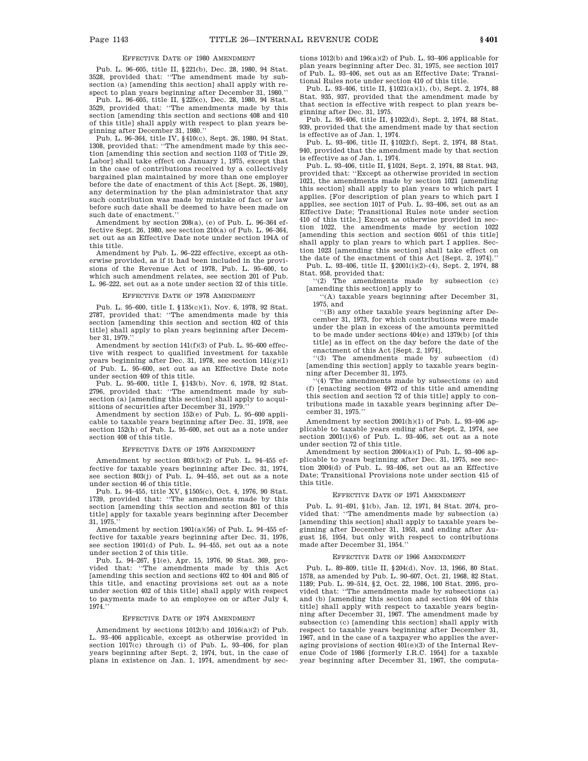## EFFECTIVE DATE OF 1980 AMENDMENT

Pub. L. 96–605, title II, §221(b), Dec. 28, 1980, 94 Stat. 3528, provided that: ''The amendment made by subsection (a) [amending this section] shall apply with respect to plan years beginning after December 31, 1980.''

Pub. L. 96–605, title II, §225(c), Dec. 28, 1980, 94 Stat. 3529, provided that: ''The amendments made by this section [amending this section and sections 408 and 410 of this title] shall apply with respect to plan years beginning after December 31, 1980.''

Pub. L. 96–364, title IV, §410(c), Sept. 26, 1980, 94 Stat. 1308, provided that: ''The amendment made by this section [amending this section and section 1103 of Title 29, Labor] shall take effect on January 1, 1975, except that in the case of contributions received by a collectively bargained plan maintained by more than one employer before the date of enactment of this Act [Sept. 26, 1980], any determination by the plan administrator that any such contribution was made by mistake of fact or law before such date shall be deemed to have been made on such date of enactment.''

Amendment by section 208(a), (e) of Pub. L. 96–364 effective Sept. 26, 1980, see section 210(a) of Pub. L. 96–364, set out as an Effective Date note under section 194A of this title.

Amendment by Pub. L. 96–222 effective, except as otherwise provided, as if it had been included in the provisions of the Revenue Act of 1978, Pub. L. 95–600, to which such amendment relates, see section 201 of Pub. L. 96–222, set out as a note under section 32 of this title.

## EFFECTIVE DATE OF 1978 AMENDMENT

Pub. L. 95–600, title I, §135(c)(1), Nov. 6, 1978, 92 Stat. 2787, provided that: ''The amendments made by this section [amending this section and section 402 of this title] shall apply to plan years beginning after December 31, 1979.''

Amendment by section 141(f)(3) of Pub. L. 95–600 effective with respect to qualified investment for taxable years beginning after Dec. 31, 1978, see section 141(g)(1) of Pub. L. 95–600, set out as an Effective Date note under section 409 of this title.

Pub. L. 95–600, title I, §143(b), Nov. 6, 1978, 92 Stat. 2796, provided that: ''The amendment made by subsection (a) [amending this section] shall apply to acquisitions of securities after December 31, 1979.''

Amendment by section 152(e) of Pub. L. 95–600 applicable to taxable years beginning after Dec. 31, 1978, see section 152(h) of Pub. L. 95–600, set out as a note under section 408 of this title.

## EFFECTIVE DATE OF 1976 AMENDMENT

Amendment by section 803(b)(2) of Pub. L. 94–455 effective for taxable years beginning after Dec. 31, 1974, see section 803(j) of Pub. L. 94–455, set out as a note under section 46 of this title.

Pub. L. 94–455, title XV, §1505(c), Oct. 4, 1976, 90 Stat. 1739, provided that: ''The amendments made by this section [amending this section and section 801 of this title] apply for taxable years beginning after December 31, 1975.''

Amendment by section 1901(a)(56) of Pub. L. 94–455 effective for taxable years beginning after Dec. 31, 1976, see section 1901(d) of Pub. L. 94–455, set out as a note under section 2 of this title.

Pub. L. 94–267, §1(e), Apr. 15, 1976, 90 Stat. 369, provided that: ''The amendments made by this Act [amending this section and sections 402 to 404 and 805 of this title, and enacting provisions set out as a note under section 402 of this title] shall apply with respect to payments made to an employee on or after July 4, 1974.''

## EFFECTIVE DATE OF 1974 AMENDMENT

Amendment by sections 1012(b) and 1016(a)(2) of Pub. L. 93–406 applicable, except as otherwise provided in section 1017(c) through (i) of Pub. L. 93–406, for plan years beginning after Sept. 2, 1974, but, in the case of plans in existence on Jan. 1, 1974, amendment by sections 1012(b) and 196(a)(2) of Pub. L. 93–406 applicable for plan years beginning after Dec. 31, 1975, see section 1017 of Pub. L. 93–406, set out as an Effective Date; Transitional Rules note under section 410 of this title.

Pub. L. 93–406, title II, §1021(a)(1), (b), Sept. 2, 1974, 88 Stat. 935, 937, provided that the amendment made by that section is effective with respect to plan years beginning after Dec. 31, 1975.

Pub. L. 93–406, title II, §1022(d), Sept. 2, 1974, 88 Stat. 939, provided that the amendment made by that section is effective as of Jan. 1, 1974.

Pub. L. 93–406, title II, §1022(f), Sept. 2, 1974, 88 Stat. 940, provided that the amendment made by that section is effective as of Jan. 1, 1974.

Pub. L. 93–406, title II, §1024, Sept. 2, 1974, 88 Stat. 943, provided that: ''Except as otherwise provided in section 1021, the amendments made by section 1021 [amending this section] shall apply to plan years to which part I applies. [For description of plan years to which part I applies, see section 1017 of Pub. L. 93–406, set out as an Effective Date; Transitional Rules note under section 410 of this title.] Except as otherwise provided in section 1022, the amendments made by section 1022 [amending this section and section 6051 of this title] shall apply to plan years to which part I applies. Section 1023 [amending this section] shall take effect on the date of the enactment of this Act [Sept. 2, 1974].''

Pub. L. 93–406, title II, §2001(i)(2)–(4), Sept. 2, 1974, 88 Stat. 958, provided that:

''(2) The amendments made by subsection (c) [amending this section] apply to

''(A) taxable years beginning after December 31, 1975, and

''(B) any other taxable years beginning after December 31, 1973, for which contributions were made under the plan in excess of the amounts permitted to be made under sections 404(e) and 1379(b) [of this title] as in effect on the day before the date of the enactment of this Act [Sept. 2, 1974].

''(3) The amendments made by subsection (d) [amending this section] apply to taxable years beginning after December 31, 1975.

''(4) The amendments made by subsections (e) and (f) [enacting section 4972 of this title and amending this section and section 72 of this title] apply to contributions made in taxable years beginning after December 31, 1975.''

Amendment by section 2001(h)(1) of Pub. L. 93–406 applicable to taxable years ending after Sept. 2, 1974, see section 2001(i)(6) of Pub. L. 93–406, set out as a note under section 72 of this title.

Amendment by section 2004(a)(1) of Pub. L. 93–406 applicable to years beginning after Dec. 31, 1975, see section 2004(d) of Pub. L. 93–406, set out as an Effective Date; Transitional Provisions note under section 415 of this title.

## EFFECTIVE DATE OF 1971 AMENDMENT

Pub. L. 91–691, §1(b), Jan. 12, 1971, 84 Stat. 2074, provided that: ''The amendments made by subsection (a) [amending this section] shall apply to taxable years beginning after December 31, 1953, and ending after August 16, 1954, but only with respect to contributions made after December 31, 1954.''

## EFFECTIVE DATE OF 1966 AMENDMENT

Pub. L. 89–809, title II, §204(d), Nov. 13, 1966, 80 Stat. 1578, as amended by Pub. L. 90–607, Oct. 21, 1968, 82 Stat. 1189; Pub. L. 99–514, §2, Oct. 22, 1986, 100 Stat. 2095, provided that: ''The amendments made by subsections (a) and (b) [amending this section and section 404 of this title] shall apply with respect to taxable years beginning after December 31, 1967. The amendment made by subsection (c) [amending this section] shall apply with respect to taxable years beginning after December 31, 1967, and in the case of a taxpayer who applies the averaging provisions of section 401(e)(3) of the Internal Revenue Code of 1986 [formerly I.R.C. 1954] for a taxable year beginning after December 31, 1967, the computa-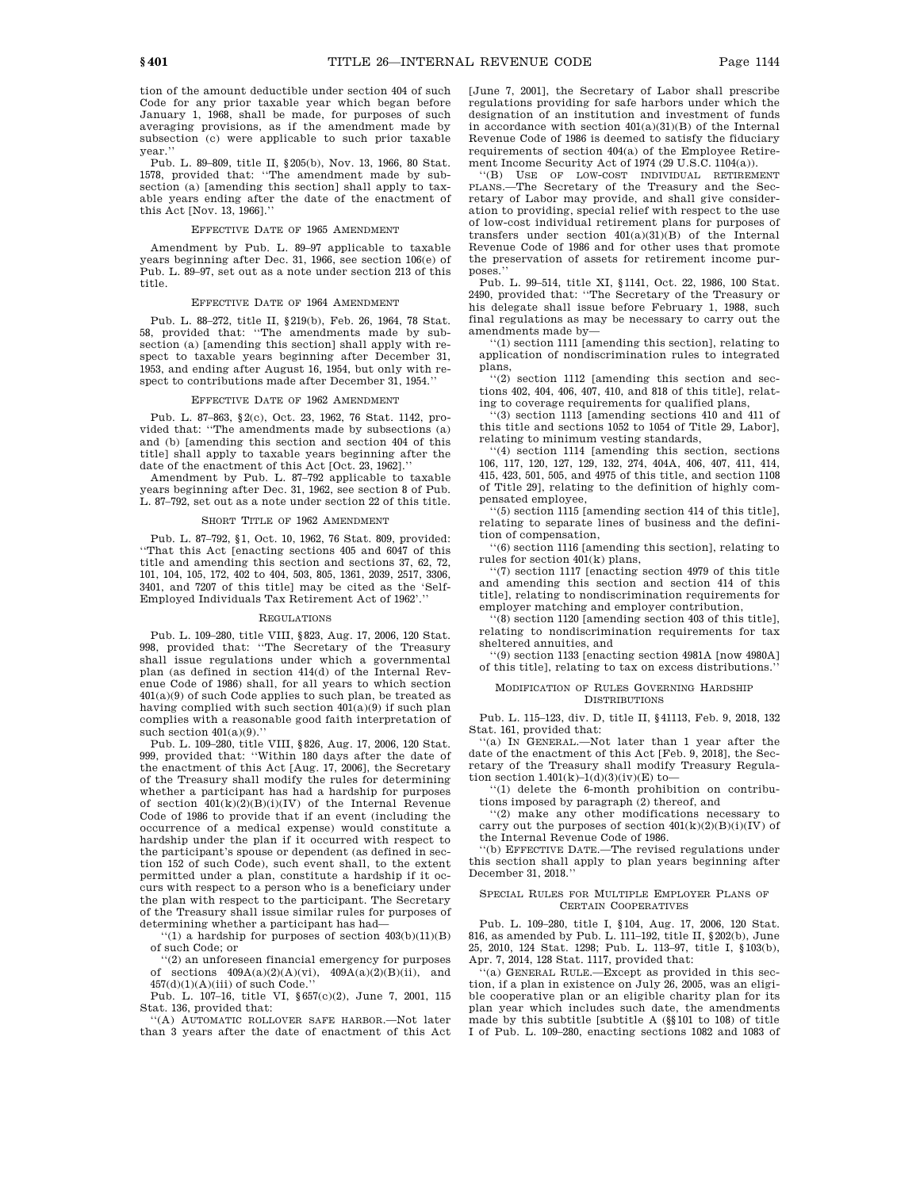tion of the amount deductible under section 404 of such Code for any prior taxable year which began before January 1, 1968, shall be made, for purposes of such averaging provisions, as if the amendment made by subsection (c) were applicable to such prior taxable year.''

Pub. L. 89–809, title II, §205(b), Nov. 13, 1966, 80 Stat. 1578, provided that: ''The amendment made by subsection (a) [amending this section] shall apply to taxable years ending after the date of the enactment of this Act [Nov. 13, 1966].''

EFFECTIVE DATE OF 1965 AMENDMENT

Amendment by Pub. L. 89–97 applicable to taxable years beginning after Dec. 31, 1966, see section 106(e) of Pub. L. 89–97, set out as a note under section 213 of this title.

EFFECTIVE DATE OF 1964 AMENDMENT

Pub. L. 88–272, title II, §219(b), Feb. 26, 1964, 78 Stat. 58, provided that: ''The amendments made by subsection (a) [amending this section] shall apply with respect to taxable years beginning after December 31, 1953, and ending after August 16, 1954, but only with respect to contributions made after December 31, 1954.''

EFFECTIVE DATE OF 1962 AMENDMENT

Pub. L. 87–863, §2(c), Oct. 23, 1962, 76 Stat. 1142, provided that: ''The amendments made by subsections (a) and (b) [amending this section and section 404 of this title] shall apply to taxable years beginning after the date of the enactment of this Act [Oct. 23, 1962].''

Amendment by Pub. L. 87–792 applicable to taxable years beginning after Dec. 31, 1962, see section 8 of Pub. L. 87–792, set out as a note under section 22 of this title.

SHORT TITLE OF 1962 AMENDMENT

Pub. L. 87–792, §1, Oct. 10, 1962, 76 Stat. 809, provided: ''That this Act [enacting sections 405 and 6047 of this title and amending this section and sections 37, 62, 72, 101, 104, 105, 172, 402 to 404, 503, 805, 1361, 2039, 2517, 3306, 3401, and 7207 of this title] may be cited as the 'Self-Employed Individuals Tax Retirement Act of 1962'.''

REGULATIONS

Pub. L. 109–280, title VIII, §823, Aug. 17, 2006, 120 Stat. 998, provided that: ''The Secretary of the Treasury shall issue regulations under which a governmental plan (as defined in section 414(d) of the Internal Revenue Code of 1986) shall, for all years to which section 401(a)(9) of such Code applies to such plan, be treated as having complied with such section 401(a)(9) if such plan complies with a reasonable good faith interpretation of such section 401(a)(9).''

Pub. L. 109–280, title VIII, §826, Aug. 17, 2006, 120 Stat. 999, provided that: ''Within 180 days after the date of the enactment of this Act [Aug. 17, 2006], the Secretary of the Treasury shall modify the rules for determining whether a participant has had a hardship for purposes of section 401(k)(2)(B)(i)(IV) of the Internal Revenue Code of 1986 to provide that if an event (including the occurrence of a medical expense) would constitute a hardship under the plan if it occurred with respect to the participant's spouse or dependent (as defined in section 152 of such Code), such event shall, to the extent permitted under a plan, constitute a hardship if it occurs with respect to a person who is a beneficiary under the plan with respect to the participant. The Secretary of the Treasury shall issue similar rules for purposes of determining whether a participant has had—

''(1) a hardship for purposes of section 403(b)(11)(B) of such Code; or

''(2) an unforeseen financial emergency for purposes of sections 409A(a)(2)(A)(vi), 409A(a)(2)(B)(ii), and 457(d)(1)(A)(iii) of such Code.''

Pub. L. 107–16, title VI, §657(c)(2), June 7, 2001, 115 Stat. 136, provided that:

''(A) AUTOMATIC ROLLOVER SAFE HARBOR.—Not later than 3 years after the date of enactment of this Act [June 7, 2001], the Secretary of Labor shall prescribe regulations providing for safe harbors under which the designation of an institution and investment of funds in accordance with section 401(a)(31)(B) of the Internal Revenue Code of 1986 is deemed to satisfy the fiduciary requirements of section 404(a) of the Employee Retirement Income Security Act of 1974 (29 U.S.C. 1104(a)).

''(B) USE OF LOW-COST INDIVIDUAL RETIREMENT PLANS.—The Secretary of the Treasury and the Secretary of Labor may provide, and shall give consideration to providing, special relief with respect to the use of low-cost individual retirement plans for purposes of transfers under section 401(a)(31)(B) of the Internal Revenue Code of 1986 and for other uses that promote the preservation of assets for retirement income purposes.''

Pub. L. 99–514, title XI, §1141, Oct. 22, 1986, 100 Stat. 2490, provided that: ''The Secretary of the Treasury or his delegate shall issue before February 1, 1988, such final regulations as may be necessary to carry out the amendments made by—

''(1) section 1111 [amending this section], relating to application of nondiscrimination rules to integrated plans,

''(2) section 1112 [amending this section and sections 402, 404, 406, 407, 410, and 818 of this title], relating to coverage requirements for qualified plans,

''(3) section 1113 [amending sections 410 and 411 of this title and sections 1052 to 1054 of Title 29, Labor], relating to minimum vesting standards,

''(4) section 1114 [amending this section, sections 106, 117, 120, 127, 129, 132, 274, 404A, 406, 407, 411, 414, 415, 423, 501, 505, and 4975 of this title, and section 1108 of Title 29], relating to the definition of highly compensated employee,

''(5) section 1115 [amending section 414 of this title], relating to separate lines of business and the definition of compensation,

''(6) section 1116 [amending this section], relating to rules for section 401(k) plans,

''(7) section 1117 [enacting section 4979 of this title and amending this section and section 414 of this title], relating to nondiscrimination requirements for employer matching and employer contribution,

''(8) section 1120 [amending section 403 of this title], relating to nondiscrimination requirements for tax sheltered annuities, and

''(9) section 1133 [enacting section 4981A [now 4980A] of this title], relating to tax on excess distributions.''

MODIFICATION OF RULES GOVERNING HARDSHIP DISTRIBUTIONS

Pub. L. 115–123, div. D, title II, §41113, Feb. 9, 2018, 132 Stat. 161, provided that:

''(a) IN GENERAL.—Not later than 1 year after the date of the enactment of this Act [Feb. 9, 2018], the Secretary of the Treasury shall modify Treasury Regulation section 1.401(k)–1(d)(3)(iv)(E) to—

''(1) delete the 6-month prohibition on contributions imposed by paragraph (2) thereof, and

''(2) make any other modifications necessary to carry out the purposes of section 401(k)(2)(B)(i)(IV) of the Internal Revenue Code of 1986.

''(b) EFFECTIVE DATE.—The revised regulations under this section shall apply to plan years beginning after December 31, 2018.''

SPECIAL RULES FOR MULTIPLE EMPLOYER PLANS OF CERTAIN COOPERATIVES

Pub. L. 109–280, title I, §104, Aug. 17, 2006, 120 Stat. 816, as amended by Pub. L. 111–192, title II, §202(b), June 25, 2010, 124 Stat. 1298; Pub. L. 113–97, title I, §103(b), Apr. 7, 2014, 128 Stat. 1117, provided that:

''(a) GENERAL RULE.—Except as provided in this section, if a plan in existence on July 26, 2005, was an eligible cooperative plan or an eligible charity plan for its plan year which includes such date, the amendments made by this subtitle [subtitle A (§§101 to 108) of title I of Pub. L. 109–280, enacting sections 1082 and 1083 of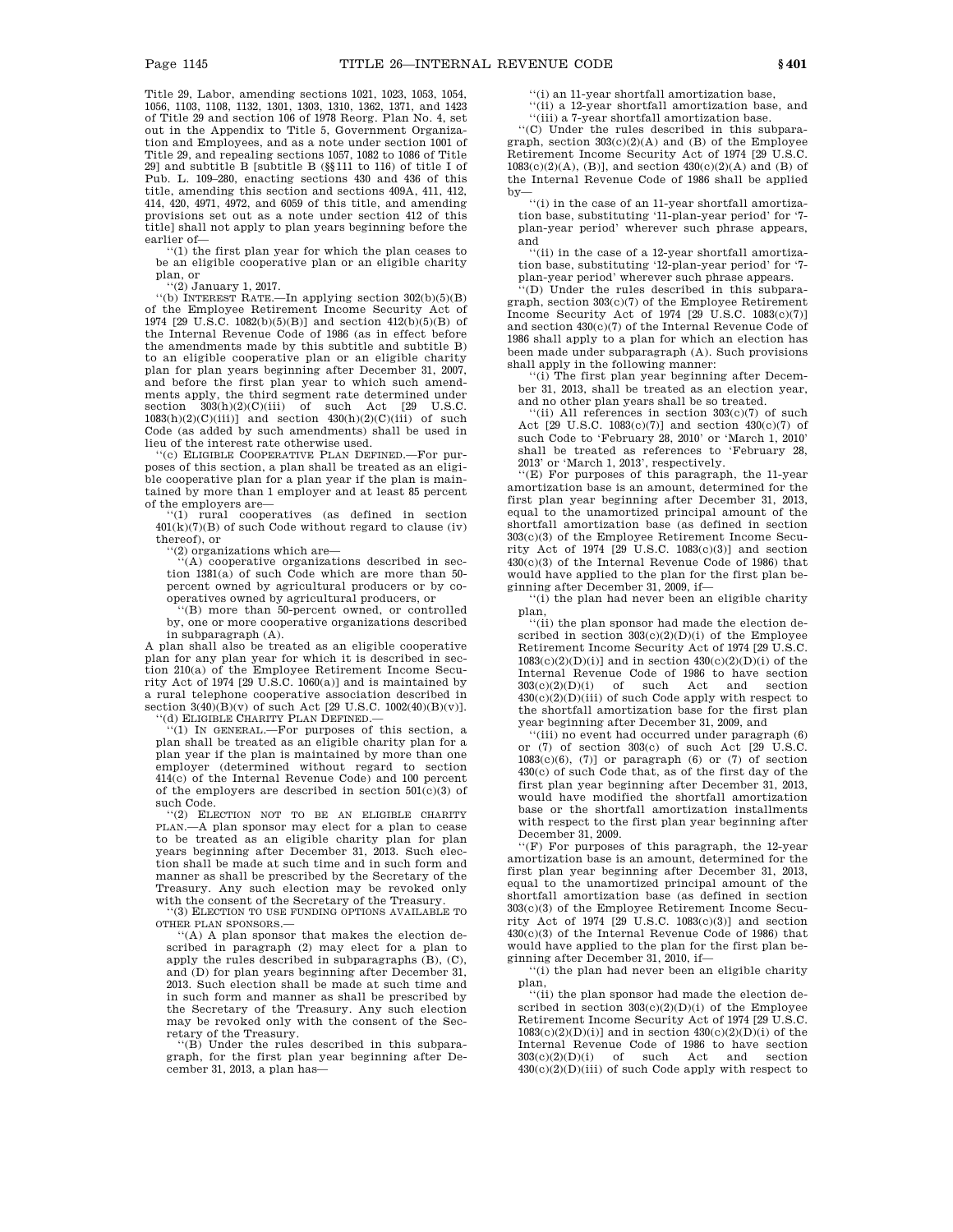Title 29, Labor, amending sections 1021, 1023, 1053, 1054, 1056, 1103, 1108, 1132, 1301, 1303, 1310, 1362, 1371, and 1423 of Title 29 and section 106 of 1978 Reorg. Plan No. 4, set out in the Appendix to Title 5, Government Organization and Employees, and as a note under section 1001 of Title 29, and repealing sections 1057, 1082 to 1086 of Title 29] and subtitle B [subtitle B (§§111 to 116) of title I of Pub. L. 109–280, enacting sections 430 and 436 of this title, amending this section and sections 409A, 411, 412, 414, 420, 4971, 4972, and 6059 of this title, and amending provisions set out as a note under section 412 of this title] shall not apply to plan years beginning before the earlier of—

''(1) the first plan year for which the plan ceases to be an eligible cooperative plan or an eligible charity plan, or

''(2) January 1, 2017.

''(b) INTEREST RATE.—In applying section 302(b)(5)(B) of the Employee Retirement Income Security Act of 1974 [29 U.S.C. 1082(b)(5)(B)] and section 412(b)(5)(B) of the Internal Revenue Code of 1986 (as in effect before the amendments made by this subtitle and subtitle B) to an eligible cooperative plan or an eligible charity plan for plan years beginning after December 31, 2007, and before the first plan year to which such amendments apply, the third segment rate determined under section 303(h)(2)(C)(iii) of such Act [29 U.S.C. 1083(h)(2)(C)(iii)] and section 430(h)(2)(C)(iii) of such Code (as added by such amendments) shall be used in lieu of the interest rate otherwise used.

''(c) ELIGIBLE COOPERATIVE PLAN DEFINED.—For purposes of this section, a plan shall be treated as an eligible cooperative plan for a plan year if the plan is maintained by more than 1 employer and at least 85 percent of the employers are—

''(1) rural cooperatives (as defined in section 401(k)(7)(B) of such Code without regard to clause (iv) thereof), or

''(2) organizations which are—

''(A) cooperative organizations described in section 1381(a) of such Code which are more than 50-percent owned by agricultural producers or by cooperatives owned by agricultural producers, or

''(B) more than 50-percent owned, or controlled by, one or more cooperative organizations described in subparagraph (A).

A plan shall also be treated as an eligible cooperative plan for any plan year for which it is described in section 210(a) of the Employee Retirement Income Security Act of 1974 [29 U.S.C. 1060(a)] and is maintained by a rural telephone cooperative association described in section 3(40)(B)(v) of such Act [29 U.S.C. 1002(40)(B)(v)].

''(d) ELIGIBLE CHARITY PLAN DEFINED.—

''(1) IN GENERAL.—For purposes of this section, a plan shall be treated as an eligible charity plan for a plan year if the plan is maintained by more than one employer (determined without regard to section 414(c) of the Internal Revenue Code) and 100 percent of the employers are described in section 501(c)(3) of such Code.

''(2) ELECTION NOT TO BE AN ELIGIBLE CHARITY PLAN.—A plan sponsor may elect for a plan to cease to be treated as an eligible charity plan for plan years beginning after December 31, 2013. Such election shall be made at such time and in such form and manner as shall be prescribed by the Secretary of the Treasury. Any such election may be revoked only with the consent of the Secretary of the Treasury.

''(3) ELECTION TO USE FUNDING OPTIONS AVAILABLE TO OTHER PLAN SPONSORS.—

''(A) A plan sponsor that makes the election described in paragraph (2) may elect for a plan to apply the rules described in subparagraphs (B), (C), and (D) for plan years beginning after December 31, 2013. Such election shall be made at such time and in such form and manner as shall be prescribed by the Secretary of the Treasury. Any such election may be revoked only with the consent of the Secretary of the Treasury.

''(B) Under the rules described in this subparagraph, for the first plan year beginning after December 31, 2013, a plan has—

''(i) an 11-year shortfall amortization base,

''(ii) a 12-year shortfall amortization base, and

''(iii) a 7-year shortfall amortization base.

''(C) Under the rules described in this subparagraph, section 303(c)(2)(A) and (B) of the Employee Retirement Income Security Act of 1974 [29 U.S.C. 1083(c)(2)(A), (B)], and section 430(c)(2)(A) and (B) of the Internal Revenue Code of 1986 shall be applied by—

''(i) in the case of an 11-year shortfall amortization base, substituting '11-plan-year period' for '7-plan-year period' wherever such phrase appears, and

''(ii) in the case of a 12-year shortfall amortization base, substituting '12-plan-year period' for '7-plan-year period' wherever such phrase appears.

''(D) Under the rules described in this subparagraph, section 303(c)(7) of the Employee Retirement Income Security Act of 1974 [29 U.S.C. 1083(c)(7)] and section 430(c)(7) of the Internal Revenue Code of 1986 shall apply to a plan for which an election has been made under subparagraph (A). Such provisions shall apply in the following manner:

''(i) The first plan year beginning after December 31, 2013, shall be treated as an election year, and no other plan years shall be so treated.

''(ii) All references in section 303(c)(7) of such Act [29 U.S.C. 1083(c)(7)] and section 430(c)(7) of such Code to 'February 28, 2010' or 'March 1, 2010' shall be treated as references to 'February 28, 2013' or 'March 1, 2013', respectively.

''(E) For purposes of this paragraph, the 11-year amortization base is an amount, determined for the first plan year beginning after December 31, 2013, equal to the unamortized principal amount of the shortfall amortization base (as defined in section 303(c)(3) of the Employee Retirement Income Security Act of 1974 [29 U.S.C. 1083(c)(3)] and section 430(c)(3) of the Internal Revenue Code of 1986) that would have applied to the plan for the first plan beginning after December 31, 2009, if—

''(i) the plan had never been an eligible charity plan,

''(ii) the plan sponsor had made the election described in section 303(c)(2)(D)(i) of the Employee Retirement Income Security Act of 1974 [29 U.S.C. 1083(c)(2)(D)(i)] and in section 430(c)(2)(D)(i) of the Internal Revenue Code of 1986 to have section 303(c)(2)(D)(i) of such Act and section 430(c)(2)(D)(iii) of such Code apply with respect to the shortfall amortization base for the first plan year beginning after December 31, 2009, and

''(iii) no event had occurred under paragraph (6) or (7) of section 303(c) of such Act [29 U.S.C. 1083(c)(6), (7)] or paragraph (6) or (7) of section 430(c) of such Code that, as of the first day of the first plan year beginning after December 31, 2013, would have modified the shortfall amortization base or the shortfall amortization installments with respect to the first plan year beginning after December 31, 2009.

''(F) For purposes of this paragraph, the 12-year amortization base is an amount, determined for the first plan year beginning after December 31, 2013, equal to the unamortized principal amount of the shortfall amortization base (as defined in section 303(c)(3) of the Employee Retirement Income Security Act of 1974 [29 U.S.C. 1083(c)(3)] and section 430(c)(3) of the Internal Revenue Code of 1986) that would have applied to the plan for the first plan beginning after December 31, 2010, if—

''(i) the plan had never been an eligible charity plan,

''(ii) the plan sponsor had made the election described in section 303(c)(2)(D)(i) of the Employee Retirement Income Security Act of 1974 [29 U.S.C. 1083(c)(2)(D)(i)] and in section 430(c)(2)(D)(i) of the Internal Revenue Code of 1986 to have section 303(c)(2)(D)(i) of such Act and section 430(c)(2)(D)(iii) of such Code apply with respect to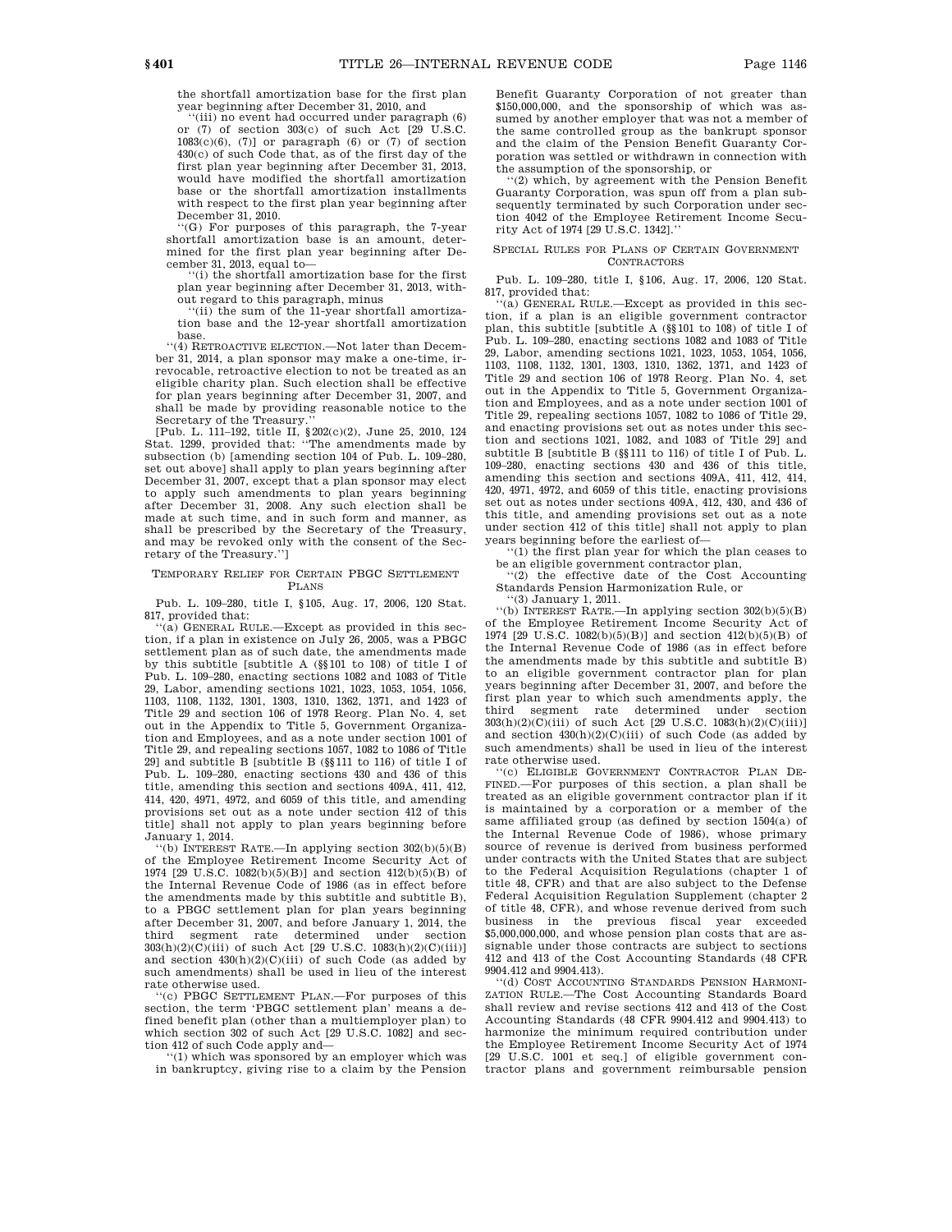the shortfall amortization base for the first plan year beginning after December 31, 2010, and

''(iii) no event had occurred under paragraph (6) or (7) of section 303(c) of such Act [29 U.S.C. 1083(c)(6), (7)] or paragraph (6) or (7) of section 430(c) of such Code that, as of the first day of the first plan year beginning after December 31, 2013, would have modified the shortfall amortization base or the shortfall amortization installments with respect to the first plan year beginning after December 31, 2010.

''(G) For purposes of this paragraph, the 7-year shortfall amortization base is an amount, determined for the first plan year beginning after December 31, 2013, equal to—

''(i) the shortfall amortization base for the first plan year beginning after December 31, 2013, without regard to this paragraph, minus

''(ii) the sum of the 11-year shortfall amortization base and the 12-year shortfall amortization base.

''(4) RETROACTIVE ELECTION.—Not later than December 31, 2014, a plan sponsor may make a one-time, irrevocable, retroactive election to not be treated as an eligible charity plan. Such election shall be effective for plan years beginning after December 31, 2007, and shall be made by providing reasonable notice to the Secretary of the Treasury.''

[Pub. L. 111–192, title II, §202(c)(2), June 25, 2010, 124 Stat. 1299, provided that: ''The amendments made by subsection (b) [amending section 104 of Pub. L. 109–280, set out above] shall apply to plan years beginning after December 31, 2007, except that a plan sponsor may elect to apply such amendments to plan years beginning after December 31, 2008. Any such election shall be made at such time, and in such form and manner, as shall be prescribed by the Secretary of the Treasury, and may be revoked only with the consent of the Secretary of the Treasury.'']

TEMPORARY RELIEF FOR CERTAIN PBGC SETTLEMENT PLANS

Pub. L. 109–280, title I, §105, Aug. 17, 2006, 120 Stat. 817, provided that:

''(a) GENERAL RULE.—Except as provided in this section, if a plan in existence on July 26, 2005, was a PBGC settlement plan as of such date, the amendments made by this subtitle [subtitle A (§§101 to 108) of title I of Pub. L. 109–280, enacting sections 1082 and 1083 of Title 29, Labor, amending sections 1021, 1023, 1053, 1054, 1056, 1103, 1108, 1132, 1301, 1303, 1310, 1362, 1371, and 1423 of Title 29 and section 106 of 1978 Reorg. Plan No. 4, set out in the Appendix to Title 5, Government Organization and Employees, and as a note under section 1001 of Title 29, and repealing sections 1057, 1082 to 1086 of Title 29] and subtitle B [subtitle B (§§111 to 116) of title I of Pub. L. 109–280, enacting sections 430 and 436 of this title, amending this section and sections 409A, 411, 412, 414, 420, 4971, 4972, and 6059 of this title, and amending provisions set out as a note under section 412 of this title] shall not apply to plan years beginning before January 1, 2014.

''(b) INTEREST RATE.—In applying section 302(b)(5)(B) of the Employee Retirement Income Security Act of 1974 [29 U.S.C. 1082(b)(5)(B)] and section 412(b)(5)(B) of the Internal Revenue Code of 1986 (as in effect before the amendments made by this subtitle and subtitle B), to a PBGC settlement plan for plan years beginning after December 31, 2007, and before January 1, 2014, the third segment rate determined under section 303(h)(2)(C)(iii) of such Act [29 U.S.C. 1083(h)(2)(C)(iii)] and section 430(h)(2)(C)(iii) of such Code (as added by such amendments) shall be used in lieu of the interest rate otherwise used.

''(c) PBGC SETTLEMENT PLAN.—For purposes of this section, the term 'PBGC settlement plan' means a defined benefit plan (other than a multiemployer plan) to which section 302 of such Act [29 U.S.C. 1082] and section 412 of such Code apply and—

''(1) which was sponsored by an employer which was in bankruptcy, giving rise to a claim by the Pension Benefit Guaranty Corporation of not greater than $150,000,000, and the sponsorship of which was assumed by another employer that was not a member of the same controlled group as the bankrupt sponsor and the claim of the Pension Benefit Guaranty Corporation was settled or withdrawn in connection with the assumption of the sponsorship, or

''(2) which, by agreement with the Pension Benefit Guaranty Corporation, was spun off from a plan subsequently terminated by such Corporation under section 4042 of the Employee Retirement Income Security Act of 1974 [29 U.S.C. 1342].''

SPECIAL RULES FOR PLANS OF CERTAIN GOVERNMENT CONTRACTORS

Pub. L. 109–280, title I, §106, Aug. 17, 2006, 120 Stat. 817, provided that:

''(a) GENERAL RULE.—Except as provided in this section, if a plan is an eligible government contractor plan, this subtitle [subtitle A (§§101 to 108) of title I of Pub. L. 109–280, enacting sections 1082 and 1083 of Title 29, Labor, amending sections 1021, 1023, 1053, 1054, 1056, 1103, 1108, 1132, 1301, 1303, 1310, 1362, 1371, and 1423 of Title 29 and section 106 of 1978 Reorg. Plan No. 4, set out in the Appendix to Title 5, Government Organization and Employees, and as a note under section 1001 of Title 29, repealing sections 1057, 1082 to 1086 of Title 29, and enacting provisions set out as notes under this section and sections 1021, 1082, and 1083 of Title 29] and subtitle B [subtitle B (§§111 to 116) of title I of Pub. L. 109–280, enacting sections 430 and 436 of this title, amending this section and sections 409A, 411, 412, 414, 420, 4971, 4972, and 6059 of this title, enacting provisions set out as notes under sections 409A, 412, 430, and 436 of this title, and amending provisions set out as a note under section 412 of this title] shall not apply to plan years beginning before the earliest of—

''(1) the first plan year for which the plan ceases to be an eligible government contractor plan,

''(2) the effective date of the Cost Accounting Standards Pension Harmonization Rule, or

''(3) January 1, 2011.

''(b) INTEREST RATE.—In applying section 302(b)(5)(B) of the Employee Retirement Income Security Act of 1974 [29 U.S.C. 1082(b)(5)(B)] and section 412(b)(5)(B) of the Internal Revenue Code of 1986 (as in effect before the amendments made by this subtitle and subtitle B) to an eligible government contractor plan for plan years beginning after December 31, 2007, and before the first plan year to which such amendments apply, the third segment rate determined under section 303(h)(2)(C)(iii) of such Act [29 U.S.C. 1083(h)(2)(C)(iii)] and section 430(h)(2)(C)(iii) of such Code (as added by such amendments) shall be used in lieu of the interest rate otherwise used.

''(c) ELIGIBLE GOVERNMENT CONTRACTOR PLAN DEFINED.—For purposes of this section, a plan shall be treated as an eligible government contractor plan if it is maintained by a corporation or a member of the same affiliated group (as defined by section 1504(a) of the Internal Revenue Code of 1986), whose primary source of revenue is derived from business performed under contracts with the United States that are subject to the Federal Acquisition Regulations (chapter 1 of title 48, CFR) and that are also subject to the Defense Federal Acquisition Regulation Supplement (chapter 2 of title 48, CFR), and whose revenue derived from such business in the previous fiscal year exceeded $5,000,000,000, and whose pension plan costs that are assignable under those contracts are subject to sections 412 and 413 of the Cost Accounting Standards (48 CFR 9904.412 and 9904.413).

''(d) COST ACCOUNTING STANDARDS PENSION HARMONIZATION RULE.—The Cost Accounting Standards Board shall review and revise sections 412 and 413 of the Cost Accounting Standards (48 CFR 9904.412 and 9904.413) to harmonize the minimum required contribution under the Employee Retirement Income Security Act of 1974 [29 U.S.C. 1001 et seq.] of eligible government contractor plans and government reimbursable pension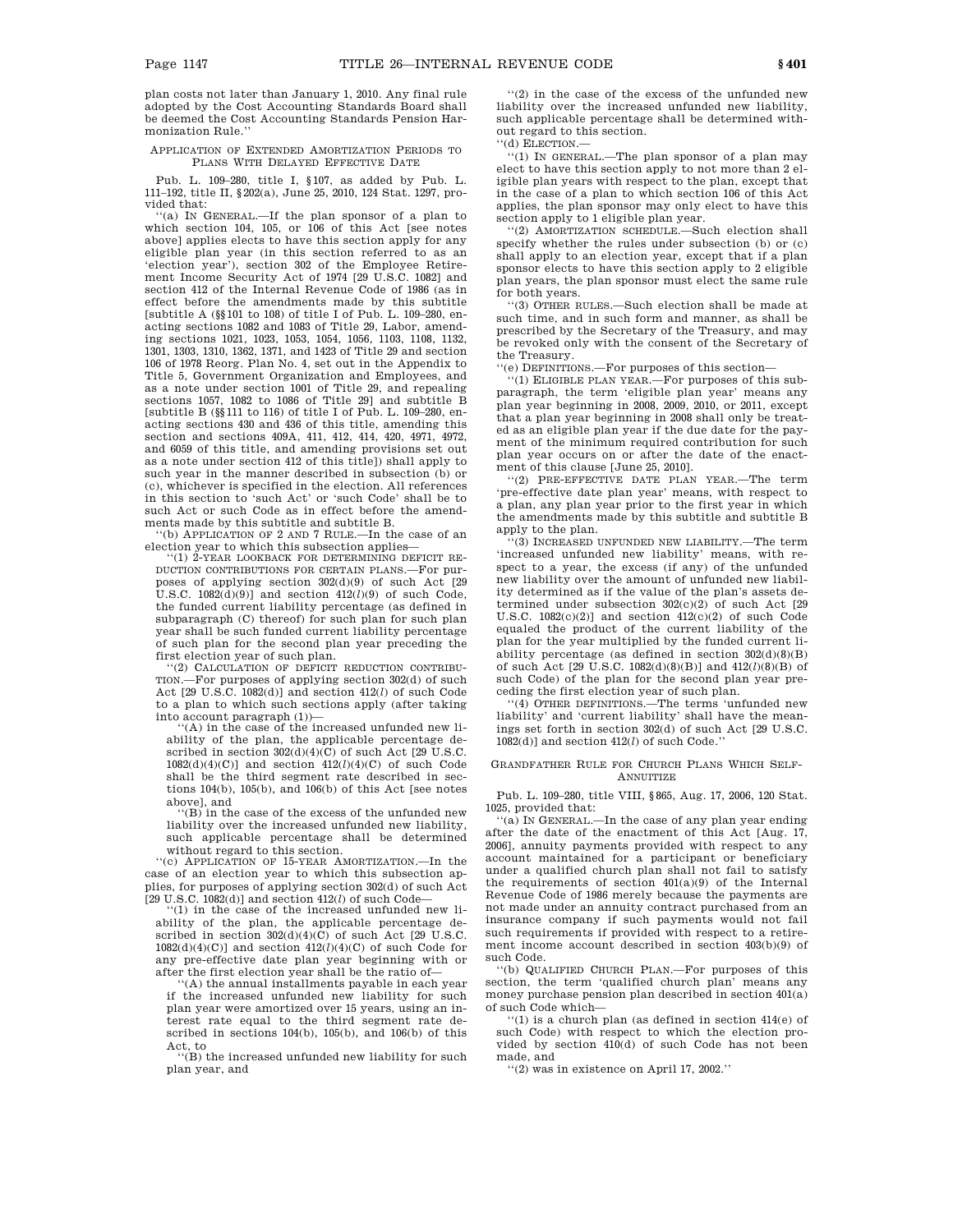plan costs not later than January 1, 2010. Any final rule adopted by the Cost Accounting Standards Board shall be deemed the Cost Accounting Standards Pension Harmonization Rule.''

APPLICATION OF EXTENDED AMORTIZATION PERIODS TO PLANS WITH DELAYED EFFECTIVE DATE

Pub. L. 109–280, title I, §107, as added by Pub. L. 111–192, title II, §202(a), June 25, 2010, 124 Stat. 1297, provided that:

''(a) IN GENERAL.—If the plan sponsor of a plan to which section 104, 105, or 106 of this Act [see notes above] applies elects to have this section apply for any eligible plan year (in this section referred to as an 'election year'), section 302 of the Employee Retirement Income Security Act of 1974 [29 U.S.C. 1082] and section 412 of the Internal Revenue Code of 1986 (as in effect before the amendments made by this subtitle [subtitle A (§§101 to 108) of title I of Pub. L. 109–280, enacting sections 1082 and 1083 of Title 29, Labor, amending sections 1021, 1023, 1053, 1054, 1056, 1103, 1108, 1132, 1301, 1303, 1310, 1362, 1371, and 1423 of Title 29 and section 106 of 1978 Reorg. Plan No. 4, set out in the Appendix to Title 5, Government Organization and Employees, and as a note under section 1001 of Title 29, and repealing sections 1057, 1082 to 1086 of Title 29] and subtitle B [subtitle B (§§111 to 116) of title I of Pub. L. 109–280, enacting sections 430 and 436 of this title, amending this section and sections 409A, 411, 412, 414, 420, 4971, 4972, and 6059 of this title, and amending provisions set out as a note under section 412 of this title]) shall apply to such year in the manner described in subsection (b) or (c), whichever is specified in the election. All references in this section to 'such Act' or 'such Code' shall be to such Act or such Code as in effect before the amendments made by this subtitle and subtitle B.

''(b) APPLICATION OF 2 AND 7 RULE.—In the case of an election year to which this subsection applies—

''(1) 2-YEAR LOOKBACK FOR DETERMINING DEFICIT REDUCTION CONTRIBUTIONS FOR CERTAIN PLANS.—For purposes of applying section 302(d)(9) of such Act [29 U.S.C. 1082(d)(9)] and section 412(*l*)(9) of such Code, the funded current liability percentage (as defined in subparagraph (C) thereof) for such plan for such plan year shall be such funded current liability percentage of such plan for the second plan year preceding the first election year of such plan.

''(2) CALCULATION OF DEFICIT REDUCTION CONTRIBUTION.—For purposes of applying section 302(d) of such Act [29 U.S.C. 1082(d)] and section 412(*l*) of such Code to a plan to which such sections apply (after taking into account paragraph (1))—

''(A) in the case of the increased unfunded new liability of the plan, the applicable percentage described in section 302(d)(4)(C) of such Act [29 U.S.C. 1082(d)(4)(C)] and section 412(*l*)(4)(C) of such Code shall be the third segment rate described in sections 104(b), 105(b), and 106(b) of this Act [see notes above], and

''(B) in the case of the excess of the unfunded new liability over the increased unfunded new liability, such applicable percentage shall be determined without regard to this section.

''(c) APPLICATION OF 15-YEAR AMORTIZATION.—In the case of an election year to which this subsection applies, for purposes of applying section 302(d) of such Act [29 U.S.C. 1082(d)] and section 412(*l*) of such Code—

''(1) in the case of the increased unfunded new liability of the plan, the applicable percentage described in section 302(d)(4)(C) of such Act [29 U.S.C. 1082(d)(4)(C)] and section 412(*l*)(4)(C) of such Code for any pre-effective date plan year beginning with or after the first election year shall be the ratio of—

''(A) the annual installments payable in each year if the increased unfunded new liability for such plan year were amortized over 15 years, using an interest rate equal to the third segment rate described in sections 104(b), 105(b), and 106(b) of this Act, to

''(B) the increased unfunded new liability for such plan year, and

''(2) in the case of the excess of the unfunded new liability over the increased unfunded new liability, such applicable percentage shall be determined without regard to this section.

''(d) ELECTION.—

''(1) IN GENERAL.—The plan sponsor of a plan may elect to have this section apply to not more than 2 eligible plan years with respect to the plan, except that in the case of a plan to which section 106 of this Act applies, the plan sponsor may only elect to have this section apply to 1 eligible plan year.

''(2) AMORTIZATION SCHEDULE.—Such election shall specify whether the rules under subsection (b) or (c) shall apply to an election year, except that if a plan sponsor elects to have this section apply to 2 eligible plan years, the plan sponsor must elect the same rule for both years.

''(3) OTHER RULES.—Such election shall be made at such time, and in such form and manner, as shall be prescribed by the Secretary of the Treasury, and may be revoked only with the consent of the Secretary of the Treasury.

''(e) DEFINITIONS.—For purposes of this section—

''(1) ELIGIBLE PLAN YEAR.—For purposes of this subparagraph, the term 'eligible plan year' means any plan year beginning in 2008, 2009, 2010, or 2011, except that a plan year beginning in 2008 shall only be treated as an eligible plan year if the due date for the payment of the minimum required contribution for such plan year occurs on or after the date of the enactment of this clause [June 25, 2010].

''(2) PRE-EFFECTIVE DATE PLAN YEAR.—The term 'pre-effective date plan year' means, with respect to a plan, any plan year prior to the first year in which the amendments made by this subtitle and subtitle B apply to the plan.

''(3) INCREASED UNFUNDED NEW LIABILITY.—The term 'increased unfunded new liability' means, with respect to a year, the excess (if any) of the unfunded new liability over the amount of unfunded new liability determined as if the value of the plan's assets determined under subsection 302(c)(2) of such Act [29 U.S.C. 1082(c)(2)] and section 412(c)(2) of such Code equaled the product of the current liability of the plan for the year multiplied by the funded current liability percentage (as defined in section 302(d)(8)(B) of such Act [29 U.S.C. 1082(d)(8)(B)] and 412(*l*)(8)(B) of such Code) of the plan for the second plan year preceding the first election year of such plan.

''(4) OTHER DEFINITIONS.—The terms 'unfunded new liability' and 'current liability' shall have the meanings set forth in section 302(d) of such Act [29 U.S.C. 1082(d)] and section 412(*l*) of such Code.''

GRANDFATHER RULE FOR CHURCH PLANS WHICH SELF-ANNUITIZE

Pub. L. 109–280, title VIII, §865, Aug. 17, 2006, 120 Stat. 1025, provided that:

''(a) IN GENERAL.—In the case of any plan year ending after the date of the enactment of this Act [Aug. 17, 2006], annuity payments provided with respect to any account maintained for a participant or beneficiary under a qualified church plan shall not fail to satisfy the requirements of section 401(a)(9) of the Internal Revenue Code of 1986 merely because the payments are not made under an annuity contract purchased from an insurance company if such payments would not fail such requirements if provided with respect to a retirement income account described in section 403(b)(9) of such Code.

''(b) QUALIFIED CHURCH PLAN.—For purposes of this section, the term 'qualified church plan' means any money purchase pension plan described in section 401(a) of such Code which—

''(1) is a church plan (as defined in section 414(e) of such Code) with respect to which the election provided by section 410(d) of such Code has not been made, and

''(2) was in existence on April 17, 2002.''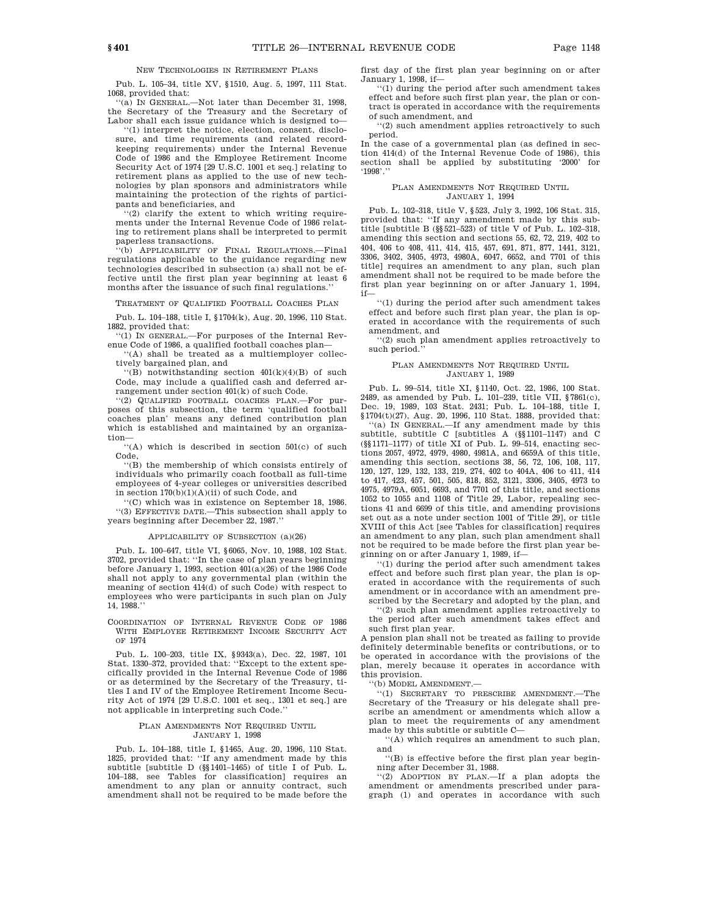### New Technologies in Retirement Plans

Pub. L. 105–34, title XV, §1510, Aug. 5, 1997, 111 Stat. 1068, provided that:

''(a) In General.—Not later than December 31, 1998, the Secretary of the Treasury and the Secretary of Labor shall each issue guidance which is designed to—

''(1) interpret the notice, election, consent, disclosure, and time requirements (and related recordkeeping requirements) under the Internal Revenue Code of 1986 and the Employee Retirement Income Security Act of 1974 [29 U.S.C. 1001 et seq.] relating to retirement plans as applied to the use of new technologies by plan sponsors and administrators while maintaining the protection of the rights of participants and beneficiaries, and

''(2) clarify the extent to which writing requirements under the Internal Revenue Code of 1986 relating to retirement plans shall be interpreted to permit paperless transactions.

''(b) Applicability of Final Regulations.—Final regulations applicable to the guidance regarding new technologies described in subsection (a) shall not be effective until the first plan year beginning at least 6 months after the issuance of such final regulations.''

### Treatment of Qualified Football Coaches Plan

Pub. L. 104–188, title I, §1704(k), Aug. 20, 1996, 110 Stat. 1882, provided that:

''(1) In general.—For purposes of the Internal Revenue Code of 1986, a qualified football coaches plan—

''(A) shall be treated as a multiemployer collectively bargained plan, and

''(B) notwithstanding section 401(k)(4)(B) of such Code, may include a qualified cash and deferred arrangement under section 401(k) of such Code.

''(2) Qualified football coaches plan.—For purposes of this subsection, the term 'qualified football coaches plan' means any defined contribution plan which is established and maintained by an organization—

''(A) which is described in section 501(c) of such Code,

''(B) the membership of which consists entirely of individuals who primarily coach football as full-time employees of 4-year colleges or universities described in section 170(b)(1)(A)(ii) of such Code, and

''(C) which was in existence on September 18, 1986.

''(3) Effective date.—This subsection shall apply to years beginning after December 22, 1987.''

### Applicability of Subsection (a)(26)

Pub. L. 100–647, title VI, §6065, Nov. 10, 1988, 102 Stat. 3702, provided that: ''In the case of plan years beginning before January 1, 1993, section 401(a)(26) of the 1986 Code shall not apply to any governmental plan (within the meaning of section 414(d) of such Code) with respect to employees who were participants in such plan on July 14, 1988.''

### Coordination of Internal Revenue Code of 1986 With Employee Retirement Income Security Act of 1974

Pub. L. 100–203, title IX, §9343(a), Dec. 22, 1987, 101 Stat. 1330–372, provided that: ''Except to the extent specifically provided in the Internal Revenue Code of 1986 or as determined by the Secretary of the Treasury, titles I and IV of the Employee Retirement Income Security Act of 1974 [29 U.S.C. 1001 et seq., 1301 et seq.] are not applicable in interpreting such Code.''

### Plan Amendments Not Required Until January 1, 1998

Pub. L. 104–188, title I, §1465, Aug. 20, 1996, 110 Stat. 1825, provided that: ''If any amendment made by this subtitle [subtitle D (§§1401–1465) of title I of Pub. L. 104–188, see Tables for classification] requires an amendment to any plan or annuity contract, such amendment shall not be required to be made before the first day of the first plan year beginning on or after January 1, 1998, if—

''(1) during the period after such amendment takes effect and before such first plan year, the plan or contract is operated in accordance with the requirements of such amendment, and

''(2) such amendment applies retroactively to such period.

In the case of a governmental plan (as defined in section 414(d) of the Internal Revenue Code of 1986), this section shall be applied by substituting '2000' for '1998'.''

### Plan Amendments Not Required Until January 1, 1994

Pub. L. 102–318, title V, §523, July 3, 1992, 106 Stat. 315, provided that: ''If any amendment made by this subtitle [subtitle B (§§521–523) of title V of Pub. L. 102–318, amending this section and sections 55, 62, 72, 219, 402 to 404, 406 to 408, 411, 414, 415, 457, 691, 871, 877, 1441, 3121, 3306, 3402, 3405, 4973, 4980A, 6047, 6652, and 7701 of this title] requires an amendment to any plan, such plan amendment shall not be required to be made before the first plan year beginning on or after January 1, 1994, if—

''(1) during the period after such amendment takes effect and before such first plan year, the plan is operated in accordance with the requirements of such amendment, and

''(2) such plan amendment applies retroactively to such period.''

### Plan Amendments Not Required Until January 1, 1989

Pub. L. 99–514, title XI, §1140, Oct. 22, 1986, 100 Stat. 2489, as amended by Pub. L. 101–239, title VII, §7861(c), Dec. 19, 1989, 103 Stat. 2431; Pub. L. 104–188, title I, §1704(t)(27), Aug. 20, 1996, 110 Stat. 1888, provided that:

''(a) In General.—If any amendment made by this subtitle, subtitle C [subtitles A (§§1101–1147) and C (§§1171–1177) of title XI of Pub. L. 99–514, enacting sections 2057, 4972, 4979, 4980, 4981A, and 6659A of this title, amending this section, sections 38, 56, 72, 106, 108, 117, 120, 127, 129, 132, 133, 219, 274, 402 to 404A, 406 to 411, 414 to 417, 423, 457, 501, 505, 818, 852, 3121, 3306, 3405, 4973 to 4975, 4979A, 6051, 6693, and 7701 of this title, and sections 1052 to 1055 and 1108 of Title 29, Labor, repealing sections 41 and 6699 of this title, and amending provisions set out as a note under section 1001 of Title 29], or title XVIII of this Act [see Tables for classification] requires an amendment to any plan, such plan amendment shall not be required to be made before the first plan year beginning on or after January 1, 1989, if—

''(1) during the period after such amendment takes effect and before such first plan year, the plan is operated in accordance with the requirements of such amendment or in accordance with an amendment prescribed by the Secretary and adopted by the plan, and

''(2) such plan amendment applies retroactively to the period after such amendment takes effect and such first plan year.

A pension plan shall not be treated as failing to provide definitely determinable benefits or contributions, or to be operated in accordance with the provisions of the plan, merely because it operates in accordance with this provision.

''(b) Model Amendment.—

''(1) Secretary to prescribe amendment.—The Secretary of the Treasury or his delegate shall prescribe an amendment or amendments which allow a plan to meet the requirements of any amendment made by this subtitle or subtitle C—

''(A) which requires an amendment to such plan, and

''(B) is effective before the first plan year beginning after December 31, 1988.

''(2) Adoption by plan.—If a plan adopts the amendment or amendments prescribed under paragraph (1) and operates in accordance with such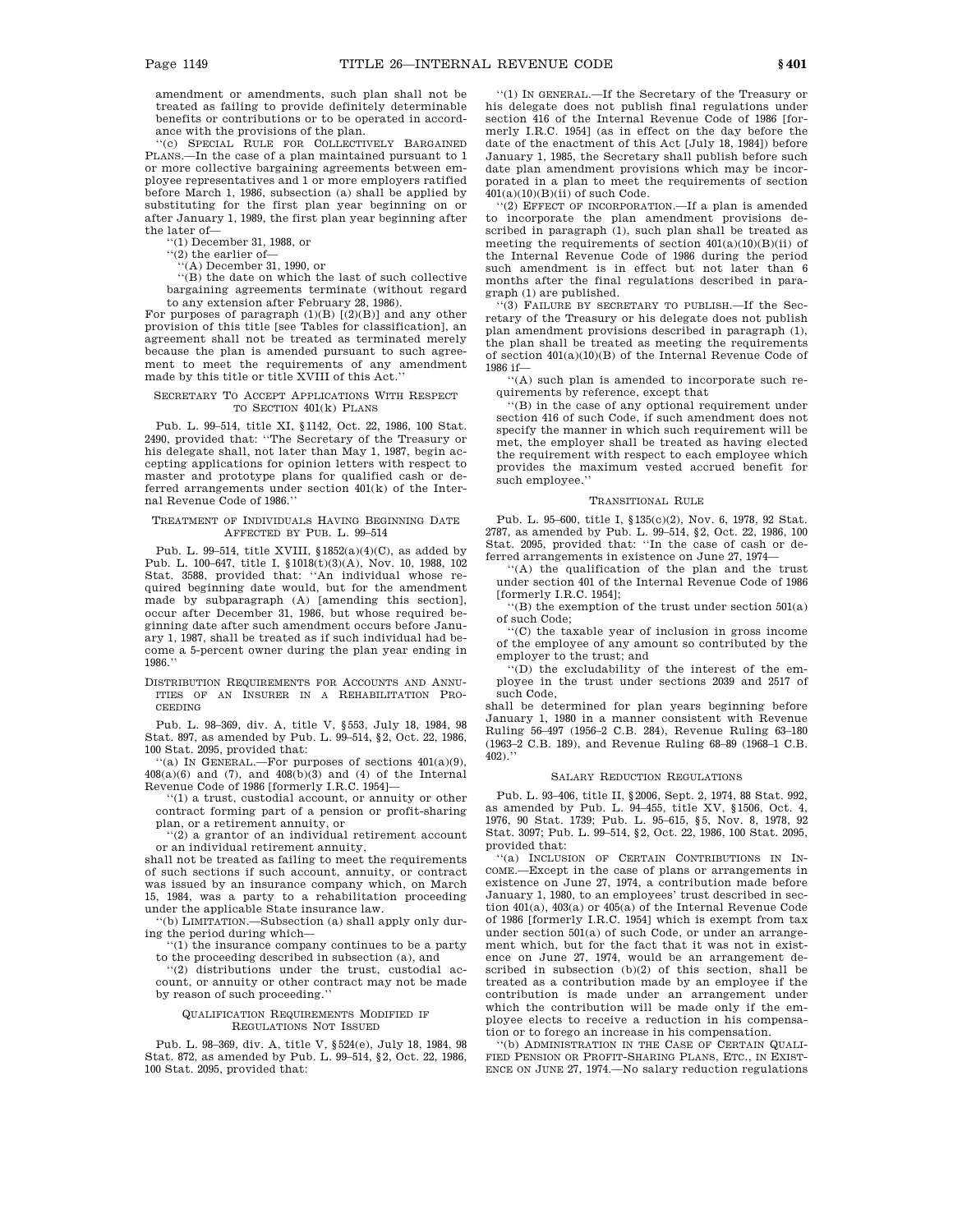amendment or amendments, such plan shall not be treated as failing to provide definitely determinable benefits or contributions or to be operated in accordance with the provisions of the plan.

''(c) SPECIAL RULE FOR COLLECTIVELY BARGAINED PLANS.—In the case of a plan maintained pursuant to 1 or more collective bargaining agreements between employee representatives and 1 or more employers ratified before March 1, 1986, subsection (a) shall be applied by substituting for the first plan year beginning on or after January 1, 1989, the first plan year beginning after the later of—

''(1) December 31, 1988, or

''(2) the earlier of—

''(A) December 31, 1990, or

''(B) the date on which the last of such collective bargaining agreements terminate (without regard to any extension after February 28, 1986).

For purposes of paragraph (1)(B) [(2)(B)] and any other provision of this title [see Tables for classification], an agreement shall not be treated as terminated merely because the plan is amended pursuant to such agreement to meet the requirements of any amendment made by this title or title XVIII of this Act.''

SECRETARY TO ACCEPT APPLICATIONS WITH RESPECT TO SECTION 401(k) PLANS

Pub. L. 99–514, title XI, §1142, Oct. 22, 1986, 100 Stat. 2490, provided that: ''The Secretary of the Treasury or his delegate shall, not later than May 1, 1987, begin accepting applications for opinion letters with respect to master and prototype plans for qualified cash or deferred arrangements under section 401(k) of the Internal Revenue Code of 1986.''

TREATMENT OF INDIVIDUALS HAVING BEGINNING DATE AFFECTED BY PUB. L. 99–514

Pub. L. 99–514, title XVIII, §1852(a)(4)(C), as added by Pub. L. 100–647, title I, §1018(t)(3)(A), Nov. 10, 1988, 102 Stat. 3588, provided that: ''An individual whose required beginning date would, but for the amendment made by subparagraph (A) [amending this section], occur after December 31, 1986, but whose required beginning date after such amendment occurs before January 1, 1987, shall be treated as if such individual had become a 5-percent owner during the plan year ending in 1986.''

DISTRIBUTION REQUIREMENTS FOR ACCOUNTS AND ANNUITIES OF AN INSURER IN A REHABILITATION PROCEEDING

Pub. L. 98–369, div. A, title V, §553, July 18, 1984, 98 Stat. 897, as amended by Pub. L. 99–514, §2, Oct. 22, 1986, 100 Stat. 2095, provided that:

''(a) IN GENERAL.—For purposes of sections 401(a)(9), 408(a)(6) and (7), and 408(b)(3) and (4) of the Internal Revenue Code of 1986 [formerly I.R.C. 1954]—

''(1) a trust, custodial account, or annuity or other contract forming part of a pension or profit-sharing plan, or a retirement annuity, or

''(2) a grantor of an individual retirement account or an individual retirement annuity,

shall not be treated as failing to meet the requirements of such sections if such account, annuity, or contract was issued by an insurance company which, on March 15, 1984, was a party to a rehabilitation proceeding under the applicable State insurance law.

''(b) LIMITATION.—Subsection (a) shall apply only during the period during which—

''(1) the insurance company continues to be a party to the proceeding described in subsection (a), and

''(2) distributions under the trust, custodial account, or annuity or other contract may not be made by reason of such proceeding.''

QUALIFICATION REQUIREMENTS MODIFIED IF REGULATIONS NOT ISSUED

Pub. L. 98–369, div. A, title V, §524(e), July 18, 1984, 98 Stat. 872, as amended by Pub. L. 99–514, §2, Oct. 22, 1986, 100 Stat. 2095, provided that:

''(1) IN GENERAL.—If the Secretary of the Treasury or his delegate does not publish final regulations under section 416 of the Internal Revenue Code of 1986 [formerly I.R.C. 1954] (as in effect on the day before the date of the enactment of this Act [July 18, 1984]) before January 1, 1985, the Secretary shall publish before such date plan amendment provisions which may be incorporated in a plan to meet the requirements of section 401(a)(10)(B)(ii) of such Code.

''(2) EFFECT OF INCORPORATION.—If a plan is amended to incorporate the plan amendment provisions described in paragraph (1), such plan shall be treated as meeting the requirements of section 401(a)(10)(B)(ii) of the Internal Revenue Code of 1986 during the period such amendment is in effect but not later than 6 months after the final regulations described in paragraph (1) are published.

''(3) FAILURE BY SECRETARY TO PUBLISH.—If the Secretary of the Treasury or his delegate does not publish plan amendment provisions described in paragraph (1), the plan shall be treated as meeting the requirements of section 401(a)(10)(B) of the Internal Revenue Code of 1986 if—

''(A) such plan is amended to incorporate such requirements by reference, except that

''(B) in the case of any optional requirement under section 416 of such Code, if such amendment does not specify the manner in which such requirement will be met, the employer shall be treated as having elected the requirement with respect to each employee which provides the maximum vested accrued benefit for such employee.''

TRANSITIONAL RULE

Pub. L. 95–600, title I, §135(c)(2), Nov. 6, 1978, 92 Stat. 2787, as amended by Pub. L. 99–514, §2, Oct. 22, 1986, 100 Stat. 2095, provided that: ''In the case of cash or deferred arrangements in existence on June 27, 1974—

''(A) the qualification of the plan and the trust under section 401 of the Internal Revenue Code of 1986 [formerly I.R.C. 1954];

''(B) the exemption of the trust under section 501(a) of such Code;

''(C) the taxable year of inclusion in gross income of the employee of any amount so contributed by the employer to the trust; and

''(D) the excludability of the interest of the employee in the trust under sections 2039 and 2517 of such Code,

shall be determined for plan years beginning before January 1, 1980 in a manner consistent with Revenue Ruling 56–497 (1956–2 C.B. 284), Revenue Ruling 63–180 (1963–2 C.B. 189), and Revenue Ruling 68–89 (1968–1 C.B. 402).''

SALARY REDUCTION REGULATIONS

Pub. L. 93–406, title II, §2006, Sept. 2, 1974, 88 Stat. 992, as amended by Pub. L. 94–455, title XV, §1506, Oct. 4, 1976, 90 Stat. 1739; Pub. L. 95–615, §5, Nov. 8, 1978, 92 Stat. 3097; Pub. L. 99–514, §2, Oct. 22, 1986, 100 Stat. 2095, provided that:

''(a) INCLUSION OF CERTAIN CONTRIBUTIONS IN INCOME.—Except in the case of plans or arrangements in existence on June 27, 1974, a contribution made before January 1, 1980, to an employees' trust described in section 401(a), 403(a) or 405(a) of the Internal Revenue Code of 1986 [formerly I.R.C. 1954] which is exempt from tax under section 501(a) of such Code, or under an arrangement which, but for the fact that it was not in existence on June 27, 1974, would be an arrangement described in subsection (b)(2) of this section, shall be treated as a contribution made by an employee if the contribution is made under an arrangement under which the contribution will be made only if the employee elects to receive a reduction in his compensation or to forego an increase in his compensation.

''(b) ADMINISTRATION IN THE CASE OF CERTAIN QUALIFIED PENSION OR PROFIT-SHARING PLANS, ETC., IN EXISTENCE ON JUNE 27, 1974.—No salary reduction regulations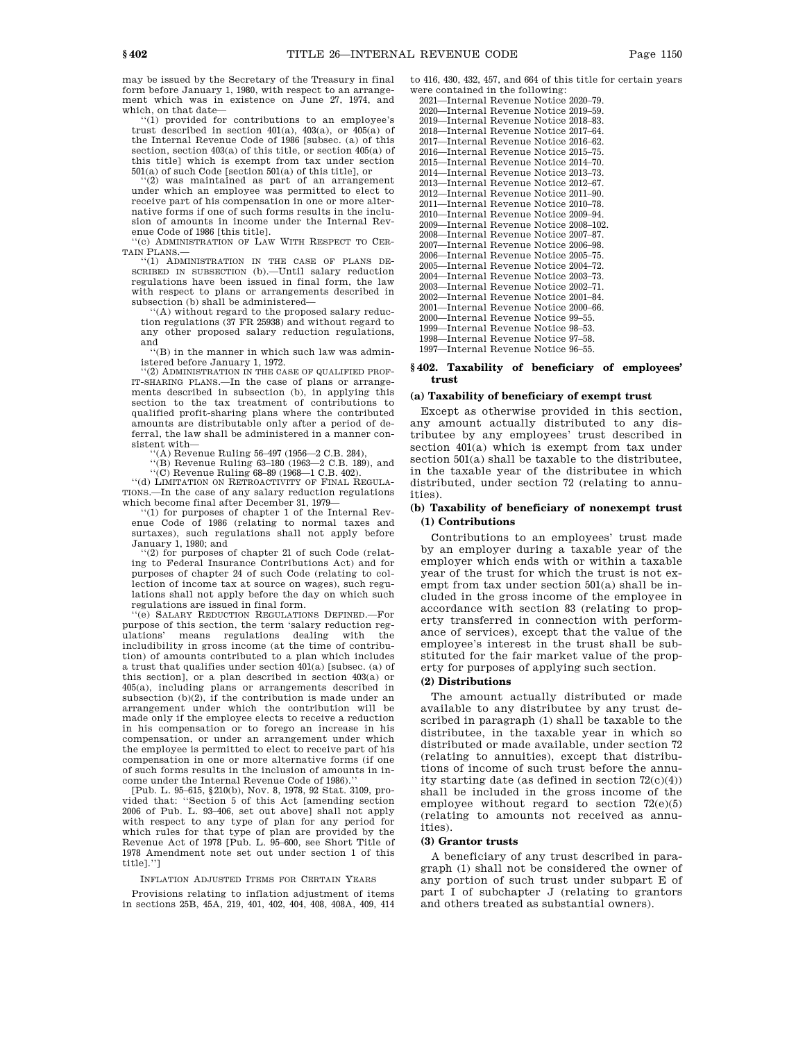may be issued by the Secretary of the Treasury in final form before January 1, 1980, with respect to an arrangement which was in existence on June 27, 1974, and which, on that date—

''(1) provided for contributions to an employee's trust described in section 401(a), 403(a), or 405(a) of the Internal Revenue Code of 1986 [subsec. (a) of this section, section 403(a) of this title, or section 405(a) of this title] which is exempt from tax under section 501(a) of such Code [section 501(a) of this title], or

''(2) was maintained as part of an arrangement under which an employee was permitted to elect to receive part of his compensation in one or more alternative forms if one of such forms results in the inclusion of amounts in income under the Internal Revenue Code of 1986 [this title].

''(c) ADMINISTRATION OF LAW WITH RESPECT TO CERTAIN PLANS.—

''(1) ADMINISTRATION IN THE CASE OF PLANS DESCRIBED IN SUBSECTION (b).—Until salary reduction regulations have been issued in final form, the law with respect to plans or arrangements described in subsection (b) shall be administered—

''(A) without regard to the proposed salary reduction regulations (37 FR 25938) and without regard to any other proposed salary reduction regulations, and

''(B) in the manner in which such law was administered before January 1, 1972.

''(2) ADMINISTRATION IN THE CASE OF QUALIFIED PROFIT-SHARING PLANS.—In the case of plans or arrangements described in subsection (b), in applying this section to the tax treatment of contributions to qualified profit-sharing plans where the contributed amounts are distributable only after a period of deferral, the law shall be administered in a manner consistent with—

''(A) Revenue Ruling 56–497 (1956—2 C.B. 284),

''(B) Revenue Ruling 63–180 (1963—2 C.B. 189), and

''(C) Revenue Ruling 68–89 (1968—1 C.B. 402).

''(d) LIMITATION ON RETROACTIVITY OF FINAL REGULATIONS.—In the case of any salary reduction regulations which become final after December 31, 1979—

''(1) for purposes of chapter 1 of the Internal Revenue Code of 1986 (relating to normal taxes and surtaxes), such regulations shall not apply before January 1, 1980; and

''(2) for purposes of chapter 21 of such Code (relating to Federal Insurance Contributions Act) and for purposes of chapter 24 of such Code (relating to collection of income tax at source on wages), such regulations shall not apply before the day on which such regulations are issued in final form.

''(e) SALARY REDUCTION REGULATIONS DEFINED.—For purpose of this section, the term 'salary reduction regulations' means regulations dealing with the includibility in gross income (at the time of contribution) of amounts contributed to a plan which includes a trust that qualifies under section 401(a) [subsec. (a) of this section], or a plan described in section 403(a) or 405(a), including plans or arrangements described in subsection (b)(2), if the contribution is made under an arrangement under which the contribution will be made only if the employee elects to receive a reduction in his compensation or to forego an increase in his compensation, or under an arrangement under which the employee is permitted to elect to receive part of his compensation in one or more alternative forms (if one of such forms results in the inclusion of amounts in income under the Internal Revenue Code of 1986).''

[Pub. L. 95–615, §210(b), Nov. 8, 1978, 92 Stat. 3109, provided that: ''Section 5 of this Act [amending section 2006 of Pub. L. 93–406, set out above] shall not apply with respect to any type of plan for any period for which rules for that type of plan are provided by the Revenue Act of 1978 [Pub. L. 95–600, see Short Title of 1978 Amendment note set out under section 1 of this title].'']

INFLATION ADJUSTED ITEMS FOR CERTAIN YEARS

Provisions relating to inflation adjustment of items in sections 25B, 45A, 219, 401, 402, 404, 408, 408A, 409, 414 to 416, 430, 432, 457, and 664 of this title for certain years were contained in the following:

2021—Internal Revenue Notice 2020–79.
2020—Internal Revenue Notice 2019–59.
2019—Internal Revenue Notice 2018–83.
2018—Internal Revenue Notice 2017–64.
2017—Internal Revenue Notice 2016–62.
2016—Internal Revenue Notice 2015–75.
2015—Internal Revenue Notice 2014–70.
2014—Internal Revenue Notice 2013–73.
2013—Internal Revenue Notice 2012–67.
2012—Internal Revenue Notice 2011–90.
2011—Internal Revenue Notice 2010–78.
2010—Internal Revenue Notice 2009–94.
2009—Internal Revenue Notice 2008–102.
2008—Internal Revenue Notice 2007–87.
2007—Internal Revenue Notice 2006–98.
2006—Internal Revenue Notice 2005–75.
2005—Internal Revenue Notice 2004–72.
2004—Internal Revenue Notice 2003–73.
2003—Internal Revenue Notice 2002–71.
2002—Internal Revenue Notice 2001–84.
2001—Internal Revenue Notice 2000–66.
2000—Internal Revenue Notice 99–55.
1999—Internal Revenue Notice 98–53.
1998—Internal Revenue Notice 97–58.
1997—Internal Revenue Notice 96–55.

## §402. Taxability of beneficiary of employees' trust

### (a) Taxability of beneficiary of exempt trust

Except as otherwise provided in this section, any amount actually distributed to any distributee by any employees' trust described in section 401(a) which is exempt from tax under section 501(a) shall be taxable to the distributee, in the taxable year of the distributee in which distributed, under section 72 (relating to annuities).

### (b) Taxability of beneficiary of nonexempt trust

#### (1) Contributions

Contributions to an employees' trust made by an employer during a taxable year of the employer which ends with or within a taxable year of the trust for which the trust is not exempt from tax under section 501(a) shall be included in the gross income of the employee in accordance with section 83 (relating to property transferred in connection with performance of services), except that the value of the employee's interest in the trust shall be substituted for the fair market value of the property for purposes of applying such section.

#### (2) Distributions

The amount actually distributed or made available to any distributee by any trust described in paragraph (1) shall be taxable to the distributee, in the taxable year in which so distributed or made available, under section 72 (relating to annuities), except that distributions of income of such trust before the annuity starting date (as defined in section 72(c)(4)) shall be included in the gross income of the employee without regard to section 72(e)(5) (relating to amounts not received as annuities).

#### (3) Grantor trusts

A beneficiary of any trust described in paragraph (1) shall not be considered the owner of any portion of such trust under subpart E of part I of subchapter J (relating to grantors and others treated as substantial owners).